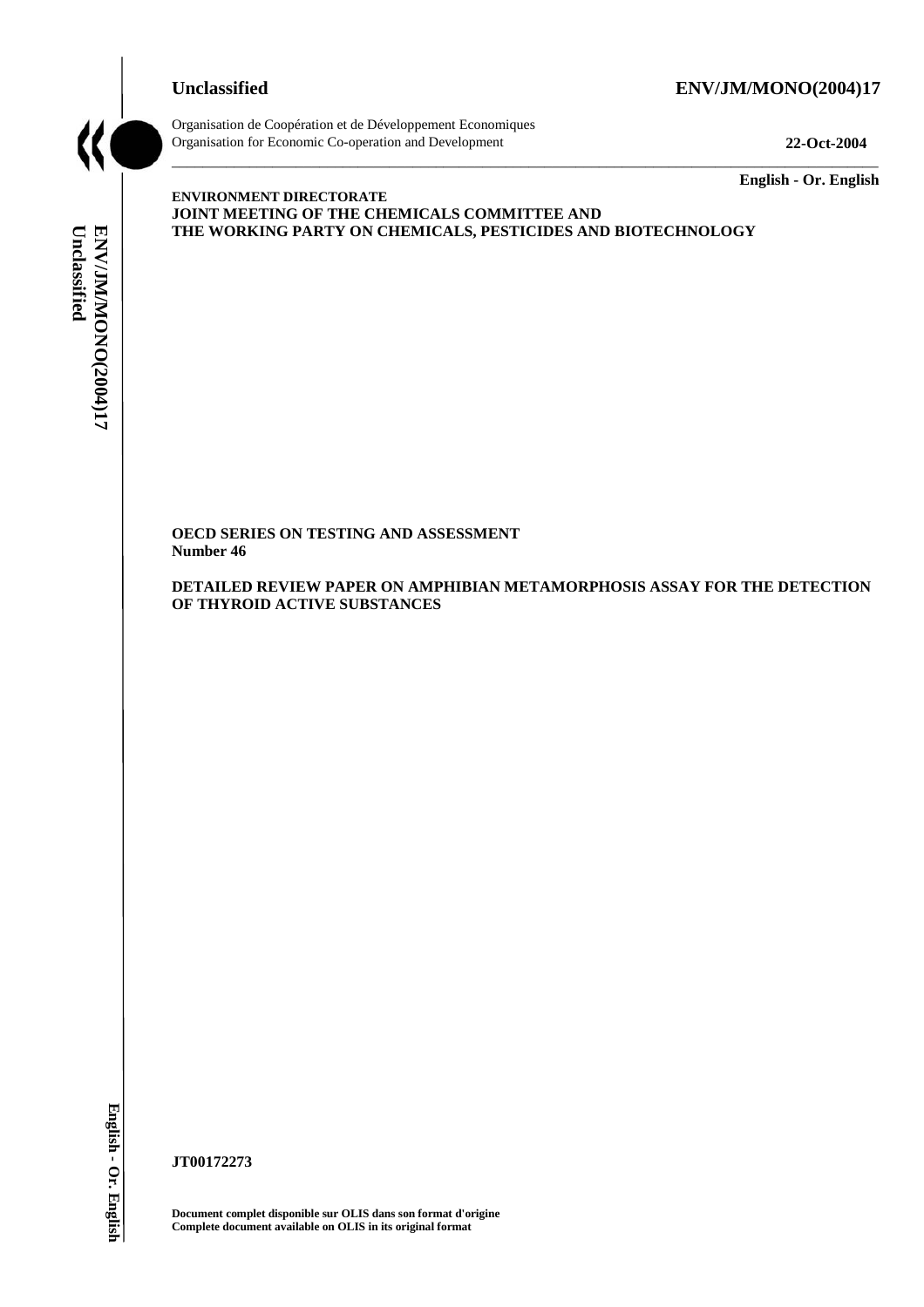**Unclassified** **ENV/JM/MONO(2004)17**

Organisation de Coopération et de Développement Economiques
Organisation for Economic Co-operation and Development **22-Oct-2004**

**English - Or. English**

**ENVIRONMENT DIRECTORATE**
**JOINT MEETING OF THE CHEMICALS COMMITTEE AND**
**THE WORKING PARTY ON CHEMICALS, PESTICIDES AND BIOTECHNOLOGY**

**OECD SERIES ON TESTING AND ASSESSMENT**
**Number 46**

**DETAILED REVIEW PAPER ON AMPHIBIAN METAMORPHOSIS ASSAY FOR THE DETECTION OF THYROID ACTIVE SUBSTANCES**

**JT00172273**

**Document complet disponible sur OLIS dans son format d'origine**
**Complete document available on OLIS in its original format**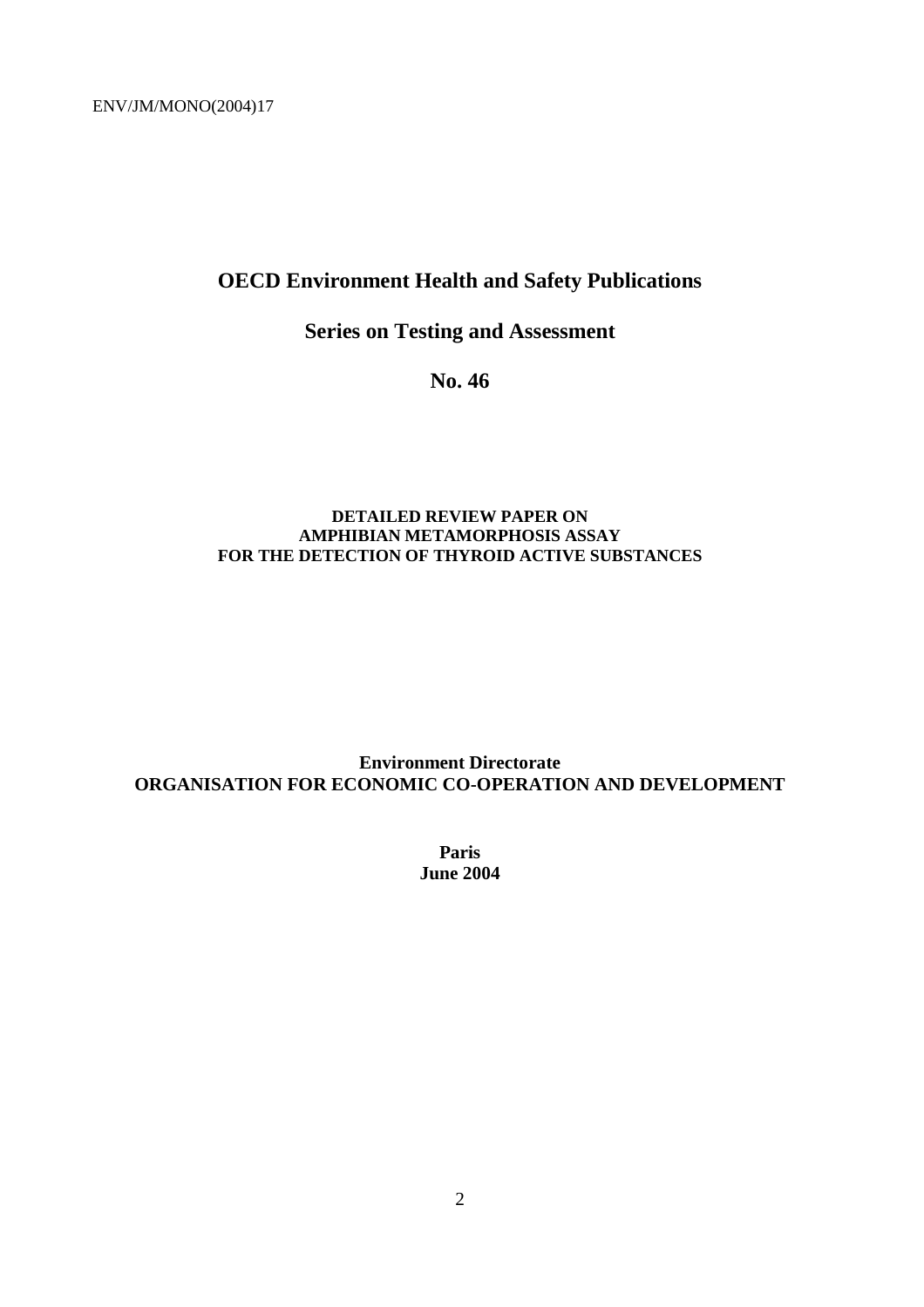ENV/JM/MONO(2004)17

# OECD Environment Health and Safety Publications

## Series on Testing and Assessment

## No. 46

**DETAILED REVIEW PAPER ON AMPHIBIAN METAMORPHOSIS ASSAY FOR THE DETECTION OF THYROID ACTIVE SUBSTANCES**

**Environment Directorate**
**ORGANISATION FOR ECONOMIC CO-OPERATION AND DEVELOPMENT**

**Paris**
**June 2004**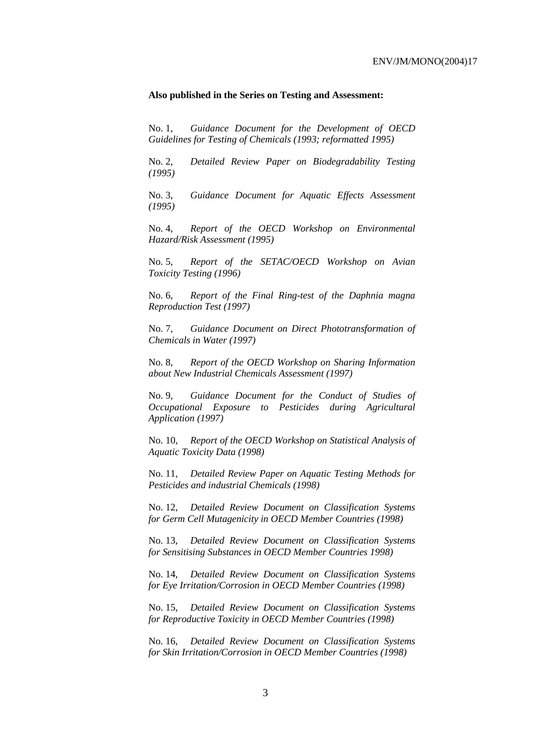**Also published in the Series on Testing and Assessment:**

No. 1, *Guidance Document for the Development of OECD Guidelines for Testing of Chemicals (1993; reformatted 1995)*

No. 2, *Detailed Review Paper on Biodegradability Testing (1995)*

No. 3, *Guidance Document for Aquatic Effects Assessment (1995)*

No. 4, *Report of the OECD Workshop on Environmental Hazard/Risk Assessment (1995)*

No. 5, *Report of the SETAC/OECD Workshop on Avian Toxicity Testing (1996)*

No. 6, *Report of the Final Ring-test of the Daphnia magna Reproduction Test (1997)*

No. 7, *Guidance Document on Direct Phototransformation of Chemicals in Water (1997)*

No. 8, *Report of the OECD Workshop on Sharing Information about New Industrial Chemicals Assessment (1997)*

No. 9, *Guidance Document for the Conduct of Studies of Occupational Exposure to Pesticides during Agricultural Application (1997)*

No. 10, *Report of the OECD Workshop on Statistical Analysis of Aquatic Toxicity Data (1998)*

No. 11, *Detailed Review Paper on Aquatic Testing Methods for Pesticides and industrial Chemicals (1998)*

No. 12, *Detailed Review Document on Classification Systems for Germ Cell Mutagenicity in OECD Member Countries (1998)*

No. 13, *Detailed Review Document on Classification Systems for Sensitising Substances in OECD Member Countries 1998)*

No. 14, *Detailed Review Document on Classification Systems for Eye Irritation/Corrosion in OECD Member Countries (1998)*

No. 15, *Detailed Review Document on Classification Systems for Reproductive Toxicity in OECD Member Countries (1998)*

No. 16, *Detailed Review Document on Classification Systems for Skin Irritation/Corrosion in OECD Member Countries (1998)*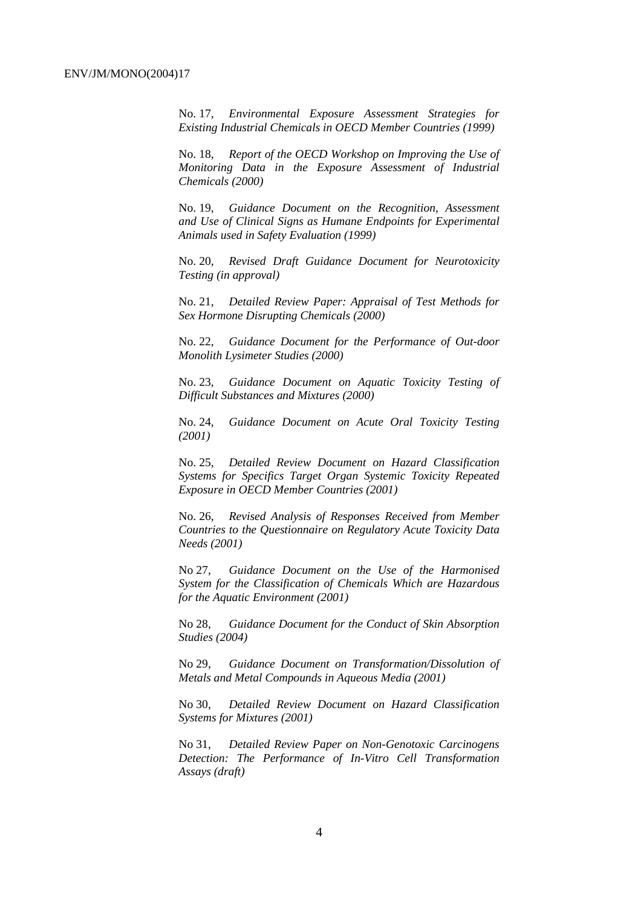No. 17, *Environmental Exposure Assessment Strategies for Existing Industrial Chemicals in OECD Member Countries (1999)*

No. 18, *Report of the OECD Workshop on Improving the Use of Monitoring Data in the Exposure Assessment of Industrial Chemicals (2000)*

No. 19, *Guidance Document on the Recognition, Assessment and Use of Clinical Signs as Humane Endpoints for Experimental Animals used in Safety Evaluation (1999)*

No. 20, *Revised Draft Guidance Document for Neurotoxicity Testing (in approval)*

No. 21, *Detailed Review Paper: Appraisal of Test Methods for Sex Hormone Disrupting Chemicals (2000)*

No. 22, *Guidance Document for the Performance of Out-door Monolith Lysimeter Studies (2000)*

No. 23, *Guidance Document on Aquatic Toxicity Testing of Difficult Substances and Mixtures (2000)*

No. 24, *Guidance Document on Acute Oral Toxicity Testing (2001)*

No. 25, *Detailed Review Document on Hazard Classification Systems for Specifics Target Organ Systemic Toxicity Repeated Exposure in OECD Member Countries (2001)*

No. 26, *Revised Analysis of Responses Received from Member Countries to the Questionnaire on Regulatory Acute Toxicity Data Needs (2001)*

No 27, *Guidance Document on the Use of the Harmonised System for the Classification of Chemicals Which are Hazardous for the Aquatic Environment (2001)*

No 28, *Guidance Document for the Conduct of Skin Absorption Studies (2004)*

No 29, *Guidance Document on Transformation/Dissolution of Metals and Metal Compounds in Aqueous Media (2001)*

No 30, *Detailed Review Document on Hazard Classification Systems for Mixtures (2001)*

No 31, *Detailed Review Paper on Non-Genotoxic Carcinogens Detection: The Performance of In-Vitro Cell Transformation Assays (draft)*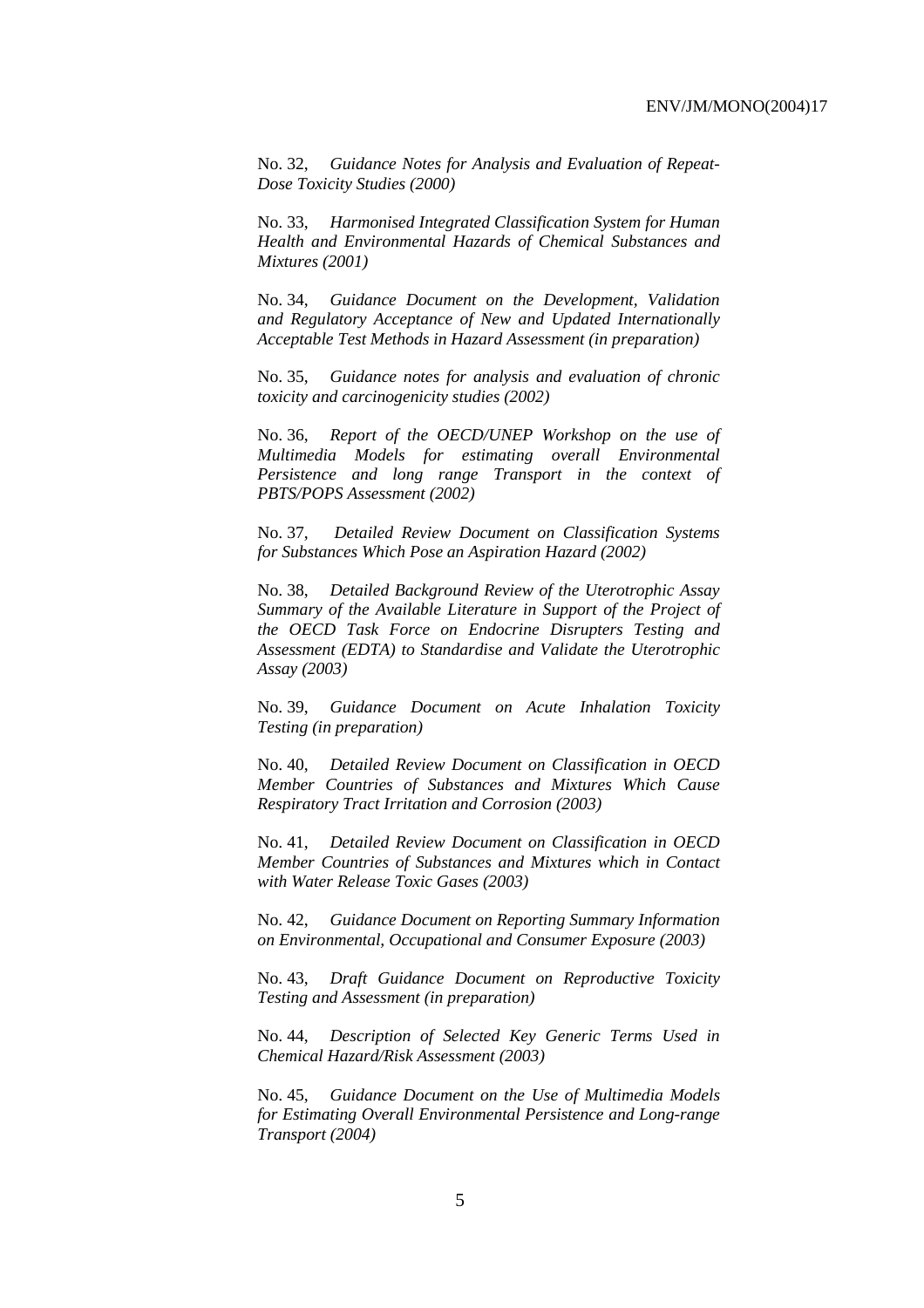No. 32, *Guidance Notes for Analysis and Evaluation of Repeat-Dose Toxicity Studies (2000)*

No. 33, *Harmonised Integrated Classification System for Human Health and Environmental Hazards of Chemical Substances and Mixtures (2001)*

No. 34, *Guidance Document on the Development, Validation and Regulatory Acceptance of New and Updated Internationally Acceptable Test Methods in Hazard Assessment (in preparation)*

No. 35, *Guidance notes for analysis and evaluation of chronic toxicity and carcinogenicity studies (2002)*

No. 36, *Report of the OECD/UNEP Workshop on the use of Multimedia Models for estimating overall Environmental Persistence and long range Transport in the context of PBTS/POPS Assessment (2002)*

No. 37, *Detailed Review Document on Classification Systems for Substances Which Pose an Aspiration Hazard (2002)*

No. 38, *Detailed Background Review of the Uterotrophic Assay Summary of the Available Literature in Support of the Project of the OECD Task Force on Endocrine Disrupters Testing and Assessment (EDTA) to Standardise and Validate the Uterotrophic Assay (2003)*

No. 39, *Guidance Document on Acute Inhalation Toxicity Testing (in preparation)*

No. 40, *Detailed Review Document on Classification in OECD Member Countries of Substances and Mixtures Which Cause Respiratory Tract Irritation and Corrosion (2003)*

No. 41, *Detailed Review Document on Classification in OECD Member Countries of Substances and Mixtures which in Contact with Water Release Toxic Gases (2003)*

No. 42, *Guidance Document on Reporting Summary Information on Environmental, Occupational and Consumer Exposure (2003)*

No. 43, *Draft Guidance Document on Reproductive Toxicity Testing and Assessment (in preparation)*

No. 44, *Description of Selected Key Generic Terms Used in Chemical Hazard/Risk Assessment (2003)*

No. 45, *Guidance Document on the Use of Multimedia Models for Estimating Overall Environmental Persistence and Long-range Transport (2004)*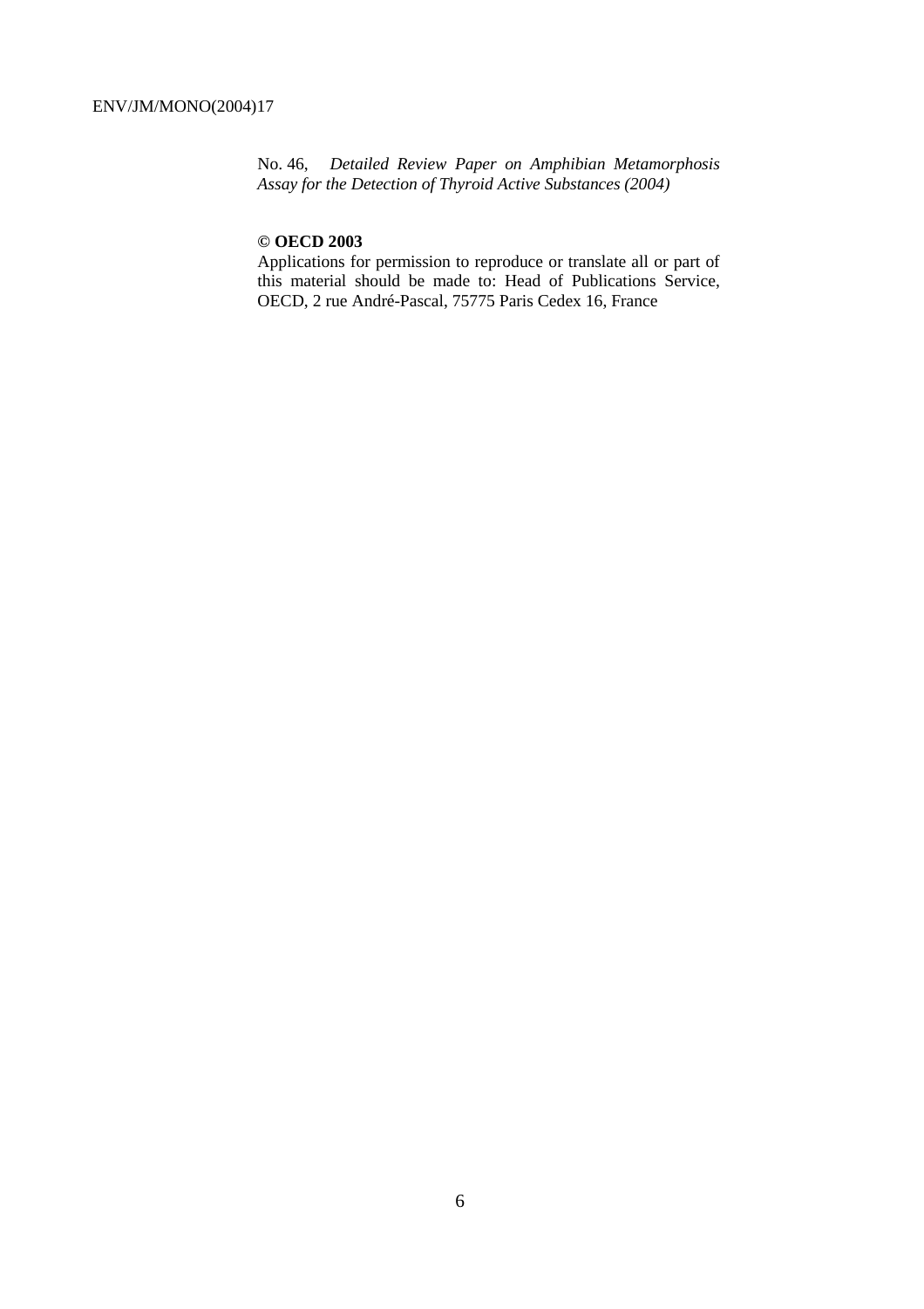No. 46, *Detailed Review Paper on Amphibian Metamorphosis Assay for the Detection of Thyroid Active Substances (2004)*

**© OECD 2003**

Applications for permission to reproduce or translate all or part of this material should be made to: Head of Publications Service, OECD, 2 rue André-Pascal, 75775 Paris Cedex 16, France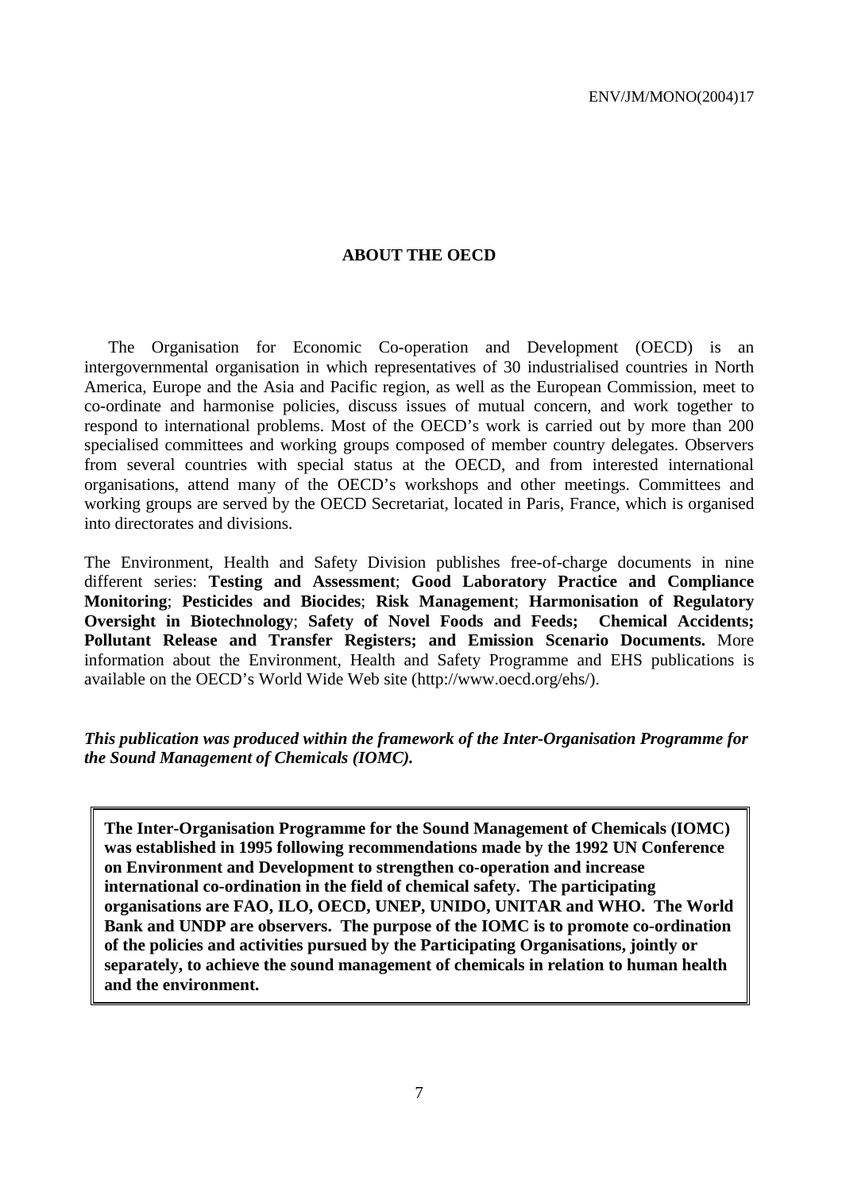## ABOUT THE OECD

The Organisation for Economic Co-operation and Development (OECD) is an intergovernmental organisation in which representatives of 30 industrialised countries in North America, Europe and the Asia and Pacific region, as well as the European Commission, meet to co-ordinate and harmonise policies, discuss issues of mutual concern, and work together to respond to international problems. Most of the OECD's work is carried out by more than 200 specialised committees and working groups composed of member country delegates. Observers from several countries with special status at the OECD, and from interested international organisations, attend many of the OECD's workshops and other meetings. Committees and working groups are served by the OECD Secretariat, located in Paris, France, which is organised into directorates and divisions.

The Environment, Health and Safety Division publishes free-of-charge documents in nine different series: **Testing and Assessment**; **Good Laboratory Practice and Compliance Monitoring**; **Pesticides and Biocides**; **Risk Management**; **Harmonisation of Regulatory Oversight in Biotechnology**; **Safety of Novel Foods and Feeds; Chemical Accidents; Pollutant Release and Transfer Registers; and Emission Scenario Documents.** More information about the Environment, Health and Safety Programme and EHS publications is available on the OECD's World Wide Web site (http://www.oecd.org/ehs/).

***This publication was produced within the framework of the Inter-Organisation Programme for the Sound Management of Chemicals (IOMC).***

**The Inter-Organisation Programme for the Sound Management of Chemicals (IOMC) was established in 1995 following recommendations made by the 1992 UN Conference on Environment and Development to strengthen co-operation and increase international co-ordination in the field of chemical safety. The participating organisations are FAO, ILO, OECD, UNEP, UNIDO, UNITAR and WHO. The World Bank and UNDP are observers. The purpose of the IOMC is to promote co-ordination of the policies and activities pursued by the Participating Organisations, jointly or separately, to achieve the sound management of chemicals in relation to human health and the environment.**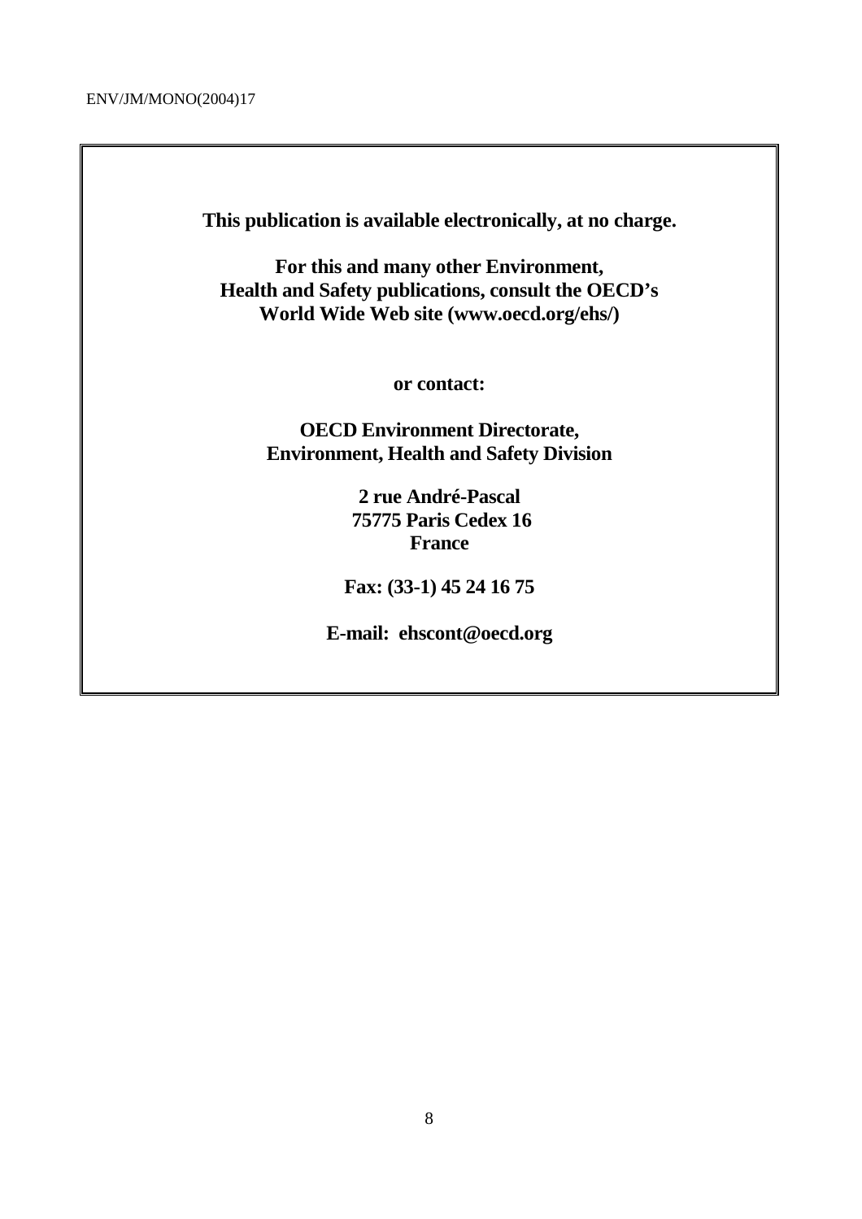**This publication is available electronically, at no charge.**

**For this and many other Environment, Health and Safety publications, consult the OECD's World Wide Web site (www.oecd.org/ehs/)**

**or contact:**

**OECD Environment Directorate, Environment, Health and Safety Division**

**2 rue André-Pascal**
**75775 Paris Cedex 16**
**France**

**Fax: (33-1) 45 24 16 75**

**E-mail: ehscont@oecd.org**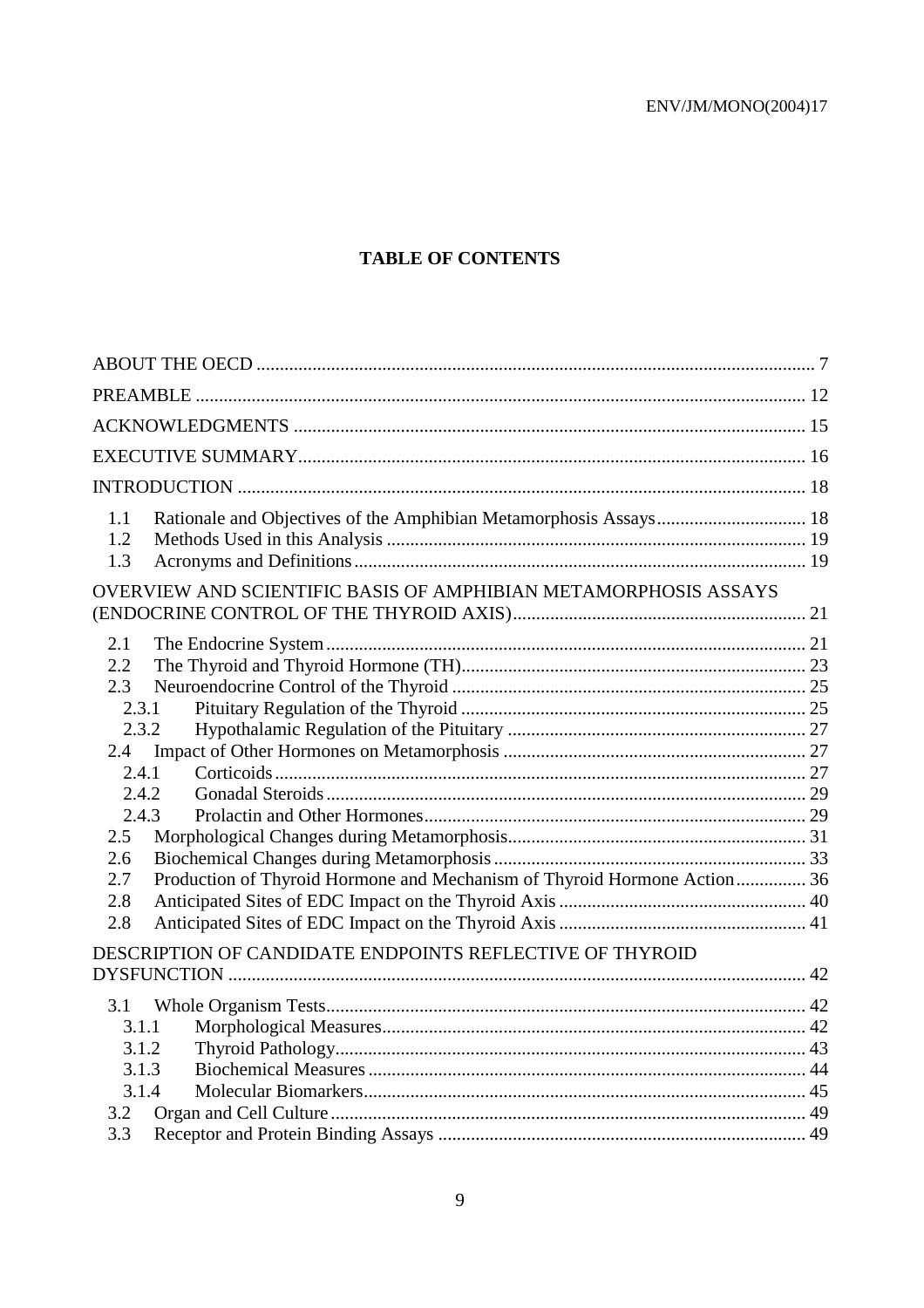# TABLE OF CONTENTS

ABOUT THE OECD ........................................................................................................................ 7

PREAMBLE .................................................................................................................................. 12

ACKNOWLEDGMENTS ............................................................................................................. 15

EXECUTIVE SUMMARY............................................................................................................ 16

INTRODUCTION ......................................................................................................................... 18

- 1.1 Rationale and Objectives of the Amphibian Metamorphosis Assays................................ 18
- 1.2 Methods Used in this Analysis ........................................................................................ 19
- 1.3 Acronyms and Definitions................................................................................................ 19

OVERVIEW AND SCIENTIFIC BASIS OF AMPHIBIAN METAMORPHOSIS ASSAYS (ENDOCRINE CONTROL OF THE THYROID AXIS).............................................................. 21

- 2.1 The Endocrine System...................................................................................................... 21
- 2.2 The Thyroid and Thyroid Hormone (TH)......................................................................... 23
- 2.3 Neuroendocrine Control of the Thyroid ........................................................................... 25
  - 2.3.1 Pituitary Regulation of the Thyroid ......................................................................... 25
  - 2.3.2 Hypothalamic Regulation of the Pituitary ................................................................ 27
- 2.4 Impact of Other Hormones on Metamorphosis ................................................................ 27
  - 2.4.1 Corticoids.................................................................................................................. 27
  - 2.4.2 Gonadal Steroids....................................................................................................... 29
  - 2.4.3 Prolactin and Other Hormones.................................................................................. 29
- 2.5 Morphological Changes during Metamorphosis................................................................ 31
- 2.6 Biochemical Changes during Metamorphosis................................................................... 33
- 2.7 Production of Thyroid Hormone and Mechanism of Thyroid Hormone Action............... 36
- 2.8 Anticipated Sites of EDC Impact on the Thyroid Axis ..................................................... 40
- 2.8 Anticipated Sites of EDC Impact on the Thyroid Axis ..................................................... 41

DESCRIPTION OF CANDIDATE ENDPOINTS REFLECTIVE OF THYROID DYSFUNCTION ........................................................................................................................... 42

- 3.1 Whole Organism Tests...................................................................................................... 42
  - 3.1.1 Morphological Measures........................................................................................... 42
  - 3.1.2 Thyroid Pathology..................................................................................................... 43
  - 3.1.3 Biochemical Measures .............................................................................................. 44
  - 3.1.4 Molecular Biomarkers............................................................................................... 45
- 3.2 Organ and Cell Culture..................................................................................................... 49
- 3.3 Receptor and Protein Binding Assays .............................................................................. 49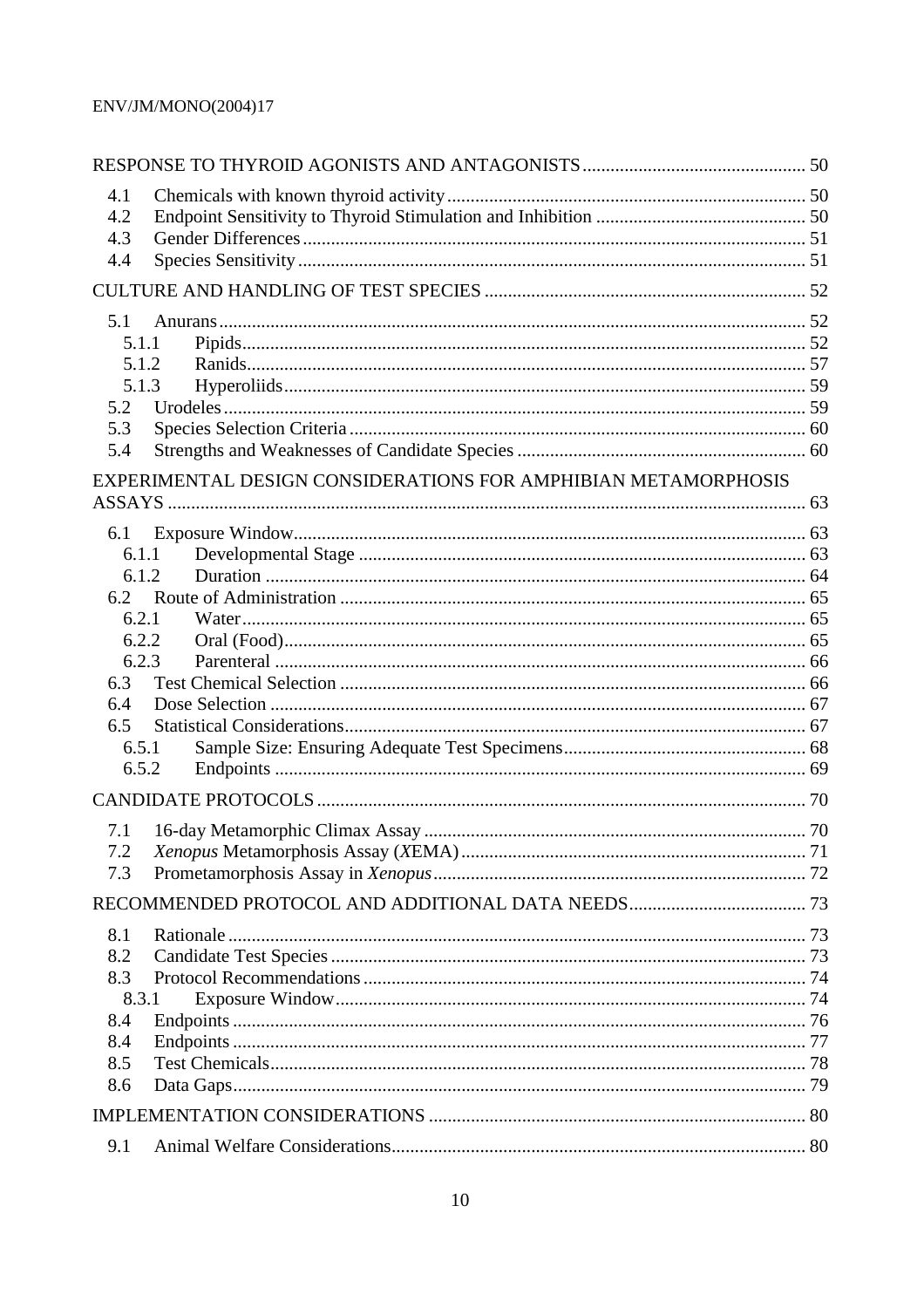RESPONSE TO THYROID AGONISTS AND ANTAGONISTS ........ 50

- 4.1 Chemicals with known thyroid activity ........ 50
- 4.2 Endpoint Sensitivity to Thyroid Stimulation and Inhibition ........ 50
- 4.3 Gender Differences ........ 51
- 4.4 Species Sensitivity ........ 51

CULTURE AND HANDLING OF TEST SPECIES ........ 52

- 5.1 Anurans ........ 52
  - 5.1.1 Pipids ........ 52
  - 5.1.2 Ranids ........ 57
  - 5.1.3 Hyperoliids ........ 59
- 5.2 Urodeles ........ 59
- 5.3 Species Selection Criteria ........ 60
- 5.4 Strengths and Weaknesses of Candidate Species ........ 60

EXPERIMENTAL DESIGN CONSIDERATIONS FOR AMPHIBIAN METAMORPHOSIS ASSAYS ........ 63

- 6.1 Exposure Window ........ 63
  - 6.1.1 Developmental Stage ........ 63
  - 6.1.2 Duration ........ 64
- 6.2 Route of Administration ........ 65
  - 6.2.1 Water ........ 65
  - 6.2.2 Oral (Food) ........ 65
  - 6.2.3 Parenteral ........ 66
- 6.3 Test Chemical Selection ........ 66
- 6.4 Dose Selection ........ 67
- 6.5 Statistical Considerations ........ 67
  - 6.5.1 Sample Size: Ensuring Adequate Test Specimens ........ 68
  - 6.5.2 Endpoints ........ 69

CANDIDATE PROTOCOLS ........ 70

- 7.1 16-day Metamorphic Climax Assay ........ 70
- 7.2 *Xenopus* Metamorphosis Assay (*X*EMA) ........ 71
- 7.3 Prometamorphosis Assay in *Xenopus* ........ 72

RECOMMENDED PROTOCOL AND ADDITIONAL DATA NEEDS ........ 73

- 8.1 Rationale ........ 73
- 8.2 Candidate Test Species ........ 73
- 8.3 Protocol Recommendations ........ 74
  - 8.3.1 Exposure Window ........ 74
- 8.4 Endpoints ........ 76
- 8.4 Endpoints ........ 77
- 8.5 Test Chemicals ........ 78
- 8.6 Data Gaps ........ 79

IMPLEMENTATION CONSIDERATIONS ........ 80

- 9.1 Animal Welfare Considerations ........ 80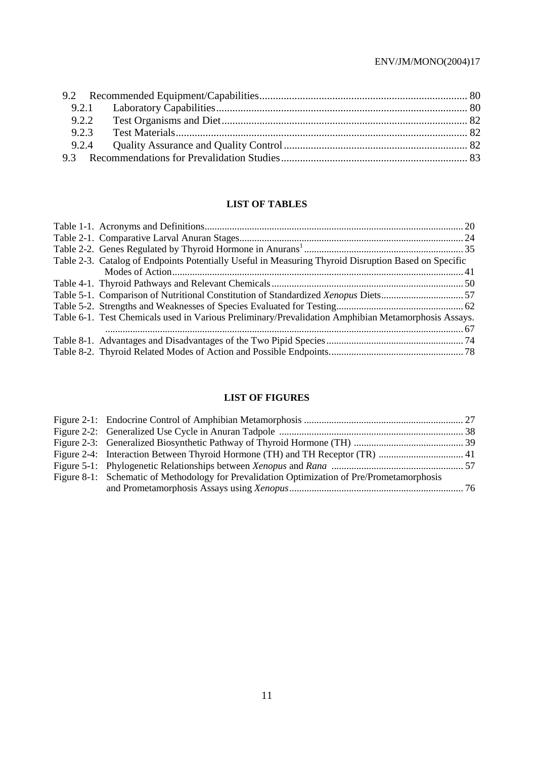9.2 Recommended Equipment/Capabilities ............ 80
 9.2.1 Laboratory Capabilities ............ 80
 9.2.2 Test Organisms and Diet ............ 82
 9.2.3 Test Materials ............ 82
 9.2.4 Quality Assurance and Quality Control ............ 82
9.3 Recommendations for Prevalidation Studies ............ 83

## LIST OF TABLES

Table 1-1. Acronyms and Definitions ............ 20
Table 2-1. Comparative Larval Anuran Stages ............ 24
Table 2-2. Genes Regulated by Thyroid Hormone in Anurans[1] ............ 35
Table 2-3. Catalog of Endpoints Potentially Useful in Measuring Thyroid Disruption Based on Specific Modes of Action ............ 41
Table 4-1. Thyroid Pathways and Relevant Chemicals ............ 50
Table 5-1. Comparison of Nutritional Constitution of Standardized *Xenopus* Diets ............ 57
Table 5-2. Strengths and Weaknesses of Species Evaluated for Testing ............ 62
Table 6-1. Test Chemicals used in Various Preliminary/Prevalidation Amphibian Metamorphosis Assays. ............ 67
Table 8-1. Advantages and Disadvantages of the Two Pipid Species ............ 74
Table 8-2. Thyroid Related Modes of Action and Possible Endpoints ............ 78

## LIST OF FIGURES

Figure 2-1: Endocrine Control of Amphibian Metamorphosis ............ 27
Figure 2-2: Generalized Use Cycle in Anuran Tadpole ............ 38
Figure 2-3: Generalized Biosynthetic Pathway of Thyroid Hormone (TH) ............ 39
Figure 2-4: Interaction Between Thyroid Hormone (TH) and TH Receptor (TR) ............ 41
Figure 5-1: Phylogenetic Relationships between *Xenopus* and *Rana* ............ 57
Figure 8-1: Schematic of Methodology for Prevalidation Optimization of Pre/Prometamorphosis and Prometamorphosis Assays using *Xenopus* ............ 76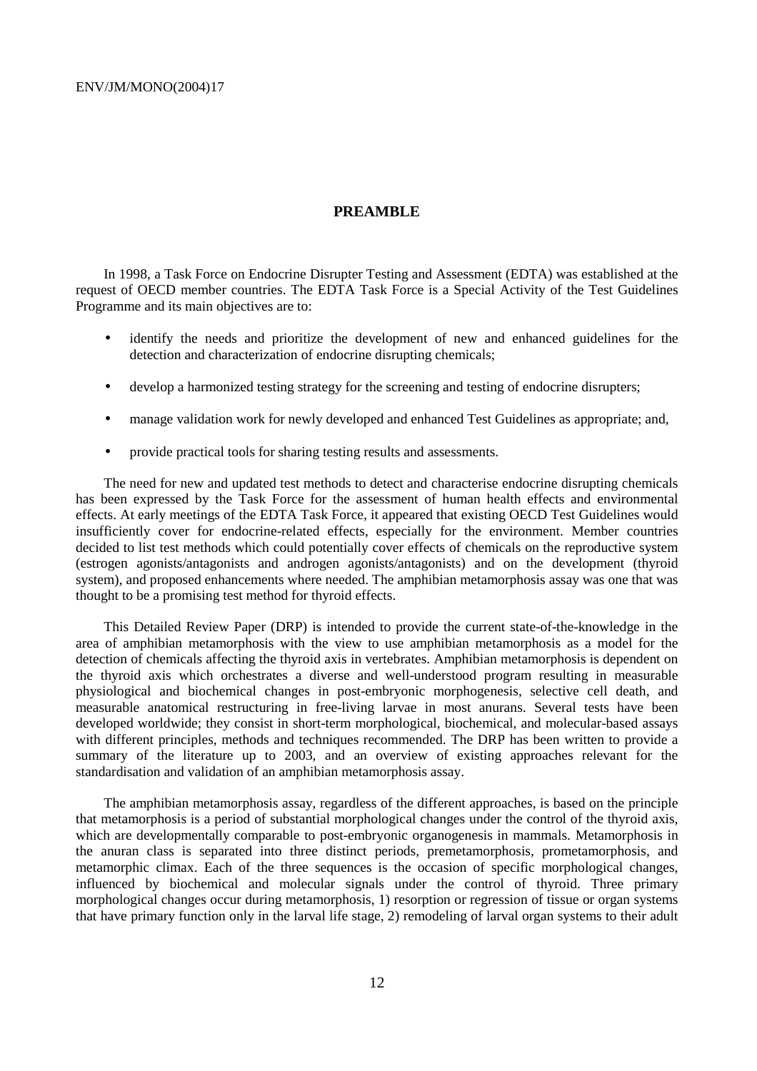## PREAMBLE

In 1998, a Task Force on Endocrine Disrupter Testing and Assessment (EDTA) was established at the request of OECD member countries. The EDTA Task Force is a Special Activity of the Test Guidelines Programme and its main objectives are to:

- identify the needs and prioritize the development of new and enhanced guidelines for the detection and characterization of endocrine disrupting chemicals;
- develop a harmonized testing strategy for the screening and testing of endocrine disrupters;
- manage validation work for newly developed and enhanced Test Guidelines as appropriate; and,
- provide practical tools for sharing testing results and assessments.

The need for new and updated test methods to detect and characterise endocrine disrupting chemicals has been expressed by the Task Force for the assessment of human health effects and environmental effects. At early meetings of the EDTA Task Force, it appeared that existing OECD Test Guidelines would insufficiently cover for endocrine-related effects, especially for the environment. Member countries decided to list test methods which could potentially cover effects of chemicals on the reproductive system (estrogen agonists/antagonists and androgen agonists/antagonists) and on the development (thyroid system), and proposed enhancements where needed. The amphibian metamorphosis assay was one that was thought to be a promising test method for thyroid effects.

This Detailed Review Paper (DRP) is intended to provide the current state-of-the-knowledge in the area of amphibian metamorphosis with the view to use amphibian metamorphosis as a model for the detection of chemicals affecting the thyroid axis in vertebrates. Amphibian metamorphosis is dependent on the thyroid axis which orchestrates a diverse and well-understood program resulting in measurable physiological and biochemical changes in post-embryonic morphogenesis, selective cell death, and measurable anatomical restructuring in free-living larvae in most anurans. Several tests have been developed worldwide; they consist in short-term morphological, biochemical, and molecular-based assays with different principles, methods and techniques recommended. The DRP has been written to provide a summary of the literature up to 2003, and an overview of existing approaches relevant for the standardisation and validation of an amphibian metamorphosis assay.

The amphibian metamorphosis assay, regardless of the different approaches, is based on the principle that metamorphosis is a period of substantial morphological changes under the control of the thyroid axis, which are developmentally comparable to post-embryonic organogenesis in mammals. Metamorphosis in the anuran class is separated into three distinct periods, premetamorphosis, prometamorphosis, and metamorphic climax. Each of the three sequences is the occasion of specific morphological changes, influenced by biochemical and molecular signals under the control of thyroid. Three primary morphological changes occur during metamorphosis, 1) resorption or regression of tissue or organ systems that have primary function only in the larval life stage, 2) remodeling of larval organ systems to their adult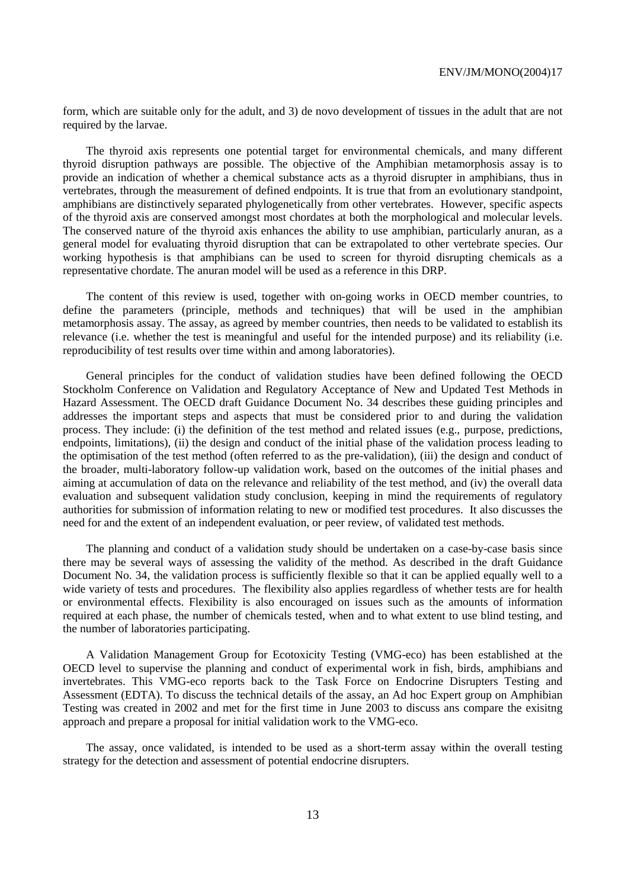form, which are suitable only for the adult, and 3) de novo development of tissues in the adult that are not required by the larvae.

The thyroid axis represents one potential target for environmental chemicals, and many different thyroid disruption pathways are possible. The objective of the Amphibian metamorphosis assay is to provide an indication of whether a chemical substance acts as a thyroid disrupter in amphibians, thus in vertebrates, through the measurement of defined endpoints. It is true that from an evolutionary standpoint, amphibians are distinctively separated phylogenetically from other vertebrates. However, specific aspects of the thyroid axis are conserved amongst most chordates at both the morphological and molecular levels. The conserved nature of the thyroid axis enhances the ability to use amphibian, particularly anuran, as a general model for evaluating thyroid disruption that can be extrapolated to other vertebrate species. Our working hypothesis is that amphibians can be used to screen for thyroid disrupting chemicals as a representative chordate. The anuran model will be used as a reference in this DRP.

The content of this review is used, together with on-going works in OECD member countries, to define the parameters (principle, methods and techniques) that will be used in the amphibian metamorphosis assay. The assay, as agreed by member countries, then needs to be validated to establish its relevance (i.e. whether the test is meaningful and useful for the intended purpose) and its reliability (i.e. reproducibility of test results over time within and among laboratories).

General principles for the conduct of validation studies have been defined following the OECD Stockholm Conference on Validation and Regulatory Acceptance of New and Updated Test Methods in Hazard Assessment. The OECD draft Guidance Document No. 34 describes these guiding principles and addresses the important steps and aspects that must be considered prior to and during the validation process. They include: (i) the definition of the test method and related issues (e.g., purpose, predictions, endpoints, limitations), (ii) the design and conduct of the initial phase of the validation process leading to the optimisation of the test method (often referred to as the pre-validation), (iii) the design and conduct of the broader, multi-laboratory follow-up validation work, based on the outcomes of the initial phases and aiming at accumulation of data on the relevance and reliability of the test method, and (iv) the overall data evaluation and subsequent validation study conclusion, keeping in mind the requirements of regulatory authorities for submission of information relating to new or modified test procedures. It also discusses the need for and the extent of an independent evaluation, or peer review, of validated test methods.

The planning and conduct of a validation study should be undertaken on a case-by-case basis since there may be several ways of assessing the validity of the method. As described in the draft Guidance Document No. 34, the validation process is sufficiently flexible so that it can be applied equally well to a wide variety of tests and procedures. The flexibility also applies regardless of whether tests are for health or environmental effects. Flexibility is also encouraged on issues such as the amounts of information required at each phase, the number of chemicals tested, when and to what extent to use blind testing, and the number of laboratories participating.

A Validation Management Group for Ecotoxicity Testing (VMG-eco) has been established at the OECD level to supervise the planning and conduct of experimental work in fish, birds, amphibians and invertebrates. This VMG-eco reports back to the Task Force on Endocrine Disrupters Testing and Assessment (EDTA). To discuss the technical details of the assay, an Ad hoc Expert group on Amphibian Testing was created in 2002 and met for the first time in June 2003 to discuss ans compare the exisitng approach and prepare a proposal for initial validation work to the VMG-eco.

The assay, once validated, is intended to be used as a short-term assay within the overall testing strategy for the detection and assessment of potential endocrine disrupters.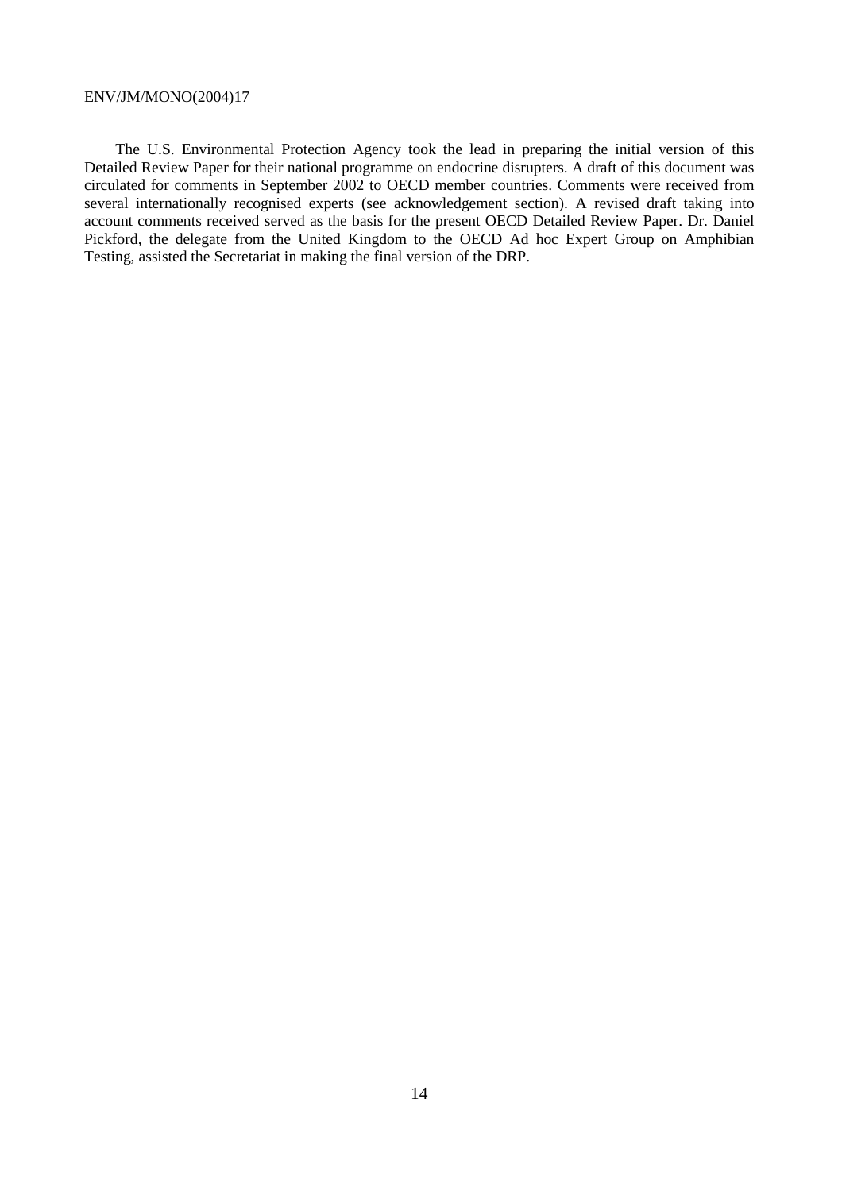The U.S. Environmental Protection Agency took the lead in preparing the initial version of this Detailed Review Paper for their national programme on endocrine disrupters. A draft of this document was circulated for comments in September 2002 to OECD member countries. Comments were received from several internationally recognised experts (see acknowledgement section). A revised draft taking into account comments received served as the basis for the present OECD Detailed Review Paper. Dr. Daniel Pickford, the delegate from the United Kingdom to the OECD Ad hoc Expert Group on Amphibian Testing, assisted the Secretariat in making the final version of the DRP.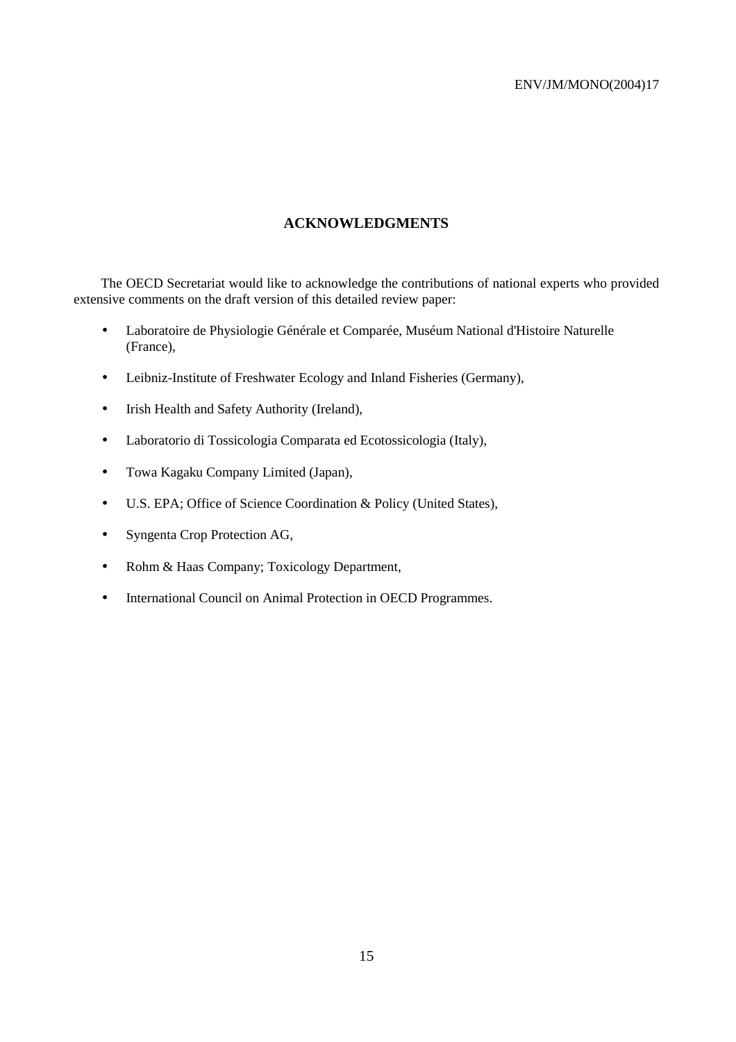## ACKNOWLEDGMENTS

The OECD Secretariat would like to acknowledge the contributions of national experts who provided extensive comments on the draft version of this detailed review paper:

- Laboratoire de Physiologie Générale et Comparée, Muséum National d'Histoire Naturelle (France),
- Leibniz-Institute of Freshwater Ecology and Inland Fisheries (Germany),
- Irish Health and Safety Authority (Ireland),
- Laboratorio di Tossicologia Comparata ed Ecotossicologia (Italy),
- Towa Kagaku Company Limited (Japan),
- U.S. EPA; Office of Science Coordination & Policy (United States),
- Syngenta Crop Protection AG,
- Rohm & Haas Company; Toxicology Department,
- International Council on Animal Protection in OECD Programmes.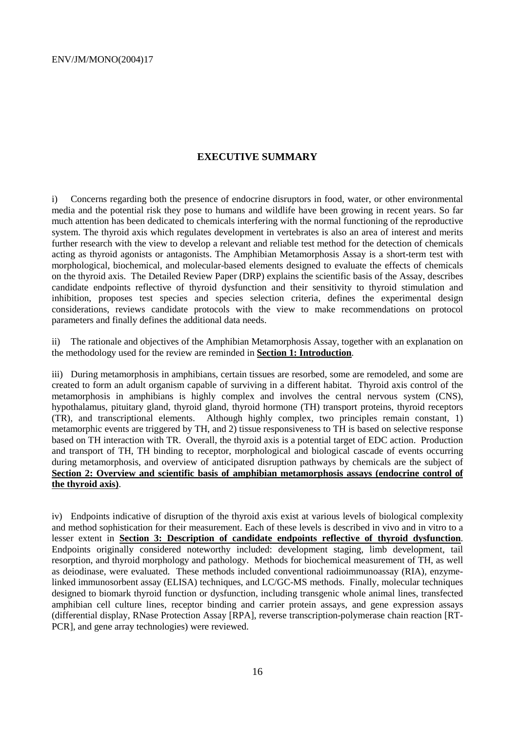## EXECUTIVE SUMMARY

i) Concerns regarding both the presence of endocrine disruptors in food, water, or other environmental media and the potential risk they pose to humans and wildlife have been growing in recent years. So far much attention has been dedicated to chemicals interfering with the normal functioning of the reproductive system. The thyroid axis which regulates development in vertebrates is also an area of interest and merits further research with the view to develop a relevant and reliable test method for the detection of chemicals acting as thyroid agonists or antagonists. The Amphibian Metamorphosis Assay is a short-term test with morphological, biochemical, and molecular-based elements designed to evaluate the effects of chemicals on the thyroid axis. The Detailed Review Paper (DRP) explains the scientific basis of the Assay, describes candidate endpoints reflective of thyroid dysfunction and their sensitivity to thyroid stimulation and inhibition, proposes test species and species selection criteria, defines the experimental design considerations, reviews candidate protocols with the view to make recommendations on protocol parameters and finally defines the additional data needs.

ii) The rationale and objectives of the Amphibian Metamorphosis Assay, together with an explanation on the methodology used for the review are reminded in **Section 1: Introduction**.

iii) During metamorphosis in amphibians, certain tissues are resorbed, some are remodeled, and some are created to form an adult organism capable of surviving in a different habitat. Thyroid axis control of the metamorphosis in amphibians is highly complex and involves the central nervous system (CNS), hypothalamus, pituitary gland, thyroid gland, thyroid hormone (TH) transport proteins, thyroid receptors (TR), and transcriptional elements. Although highly complex, two principles remain constant, 1) metamorphic events are triggered by TH, and 2) tissue responsiveness to TH is based on selective response based on TH interaction with TR. Overall, the thyroid axis is a potential target of EDC action. Production and transport of TH, TH binding to receptor, morphological and biological cascade of events occurring during metamorphosis, and overview of anticipated disruption pathways by chemicals are the subject of **Section 2: Overview and scientific basis of amphibian metamorphosis assays (endocrine control of the thyroid axis)**.

iv) Endpoints indicative of disruption of the thyroid axis exist at various levels of biological complexity and method sophistication for their measurement. Each of these levels is described in vivo and in vitro to a lesser extent in **Section 3: Description of candidate endpoints reflective of thyroid dysfunction**. Endpoints originally considered noteworthy included: development staging, limb development, tail resorption, and thyroid morphology and pathology. Methods for biochemical measurement of TH, as well as deiodinase, were evaluated. These methods included conventional radioimmunoassay (RIA), enzyme-linked immunosorbent assay (ELISA) techniques, and LC/GC-MS methods. Finally, molecular techniques designed to biomark thyroid function or dysfunction, including transgenic whole animal lines, transfected amphibian cell culture lines, receptor binding and carrier protein assays, and gene expression assays (differential display, RNase Protection Assay [RPA], reverse transcription-polymerase chain reaction [RT-PCR], and gene array technologies) were reviewed.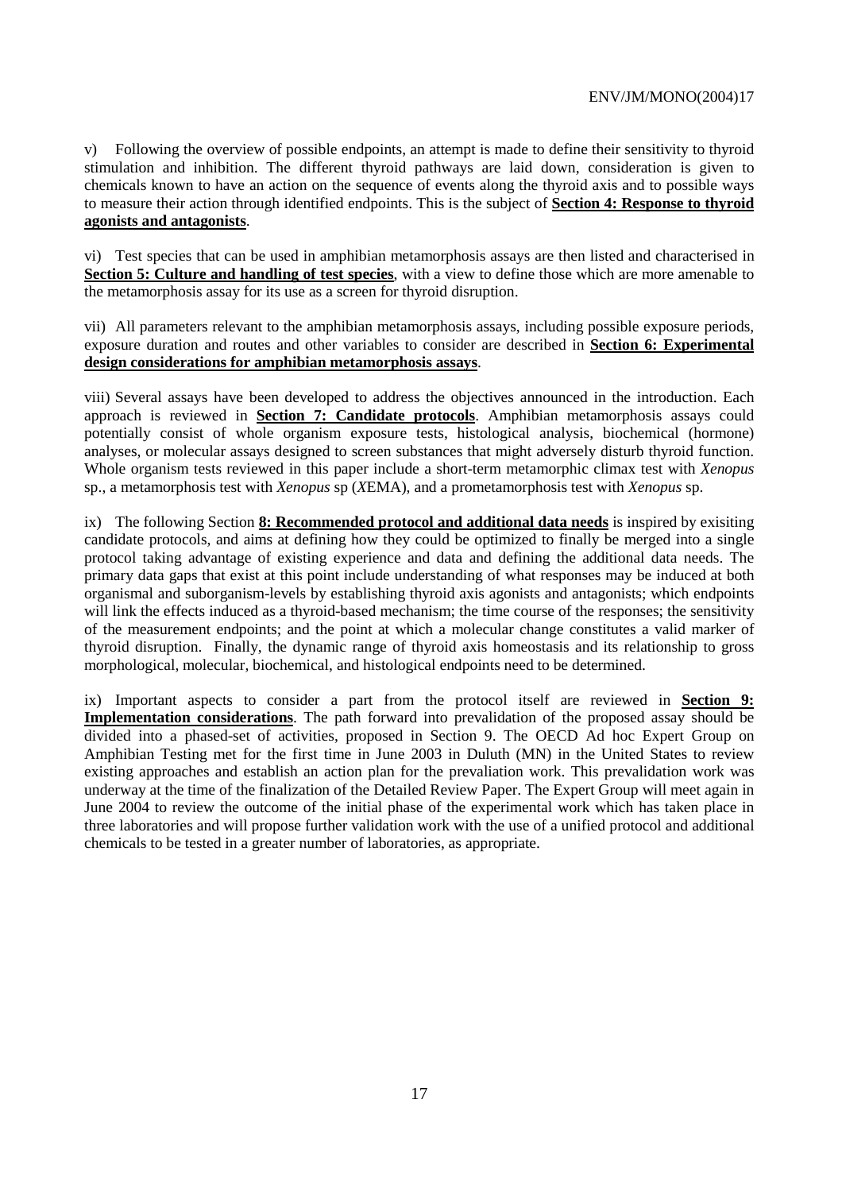v) Following the overview of possible endpoints, an attempt is made to define their sensitivity to thyroid stimulation and inhibition. The different thyroid pathways are laid down, consideration is given to chemicals known to have an action on the sequence of events along the thyroid axis and to possible ways to measure their action through identified endpoints. This is the subject of **Section 4: Response to thyroid agonists and antagonists**.

vi) Test species that can be used in amphibian metamorphosis assays are then listed and characterised in **Section 5: Culture and handling of test species**, with a view to define those which are more amenable to the metamorphosis assay for its use as a screen for thyroid disruption.

vii) All parameters relevant to the amphibian metamorphosis assays, including possible exposure periods, exposure duration and routes and other variables to consider are described in **Section 6: Experimental design considerations for amphibian metamorphosis assays**.

viii) Several assays have been developed to address the objectives announced in the introduction. Each approach is reviewed in **Section 7: Candidate protocols**. Amphibian metamorphosis assays could potentially consist of whole organism exposure tests, histological analysis, biochemical (hormone) analyses, or molecular assays designed to screen substances that might adversely disturb thyroid function. Whole organism tests reviewed in this paper include a short-term metamorphic climax test with *Xenopus* sp., a metamorphosis test with *Xenopus* sp (*X*EMA), and a prometamorphosis test with *Xenopus* sp.

ix) The following Section **8: Recommended protocol and additional data needs** is inspired by exisiting candidate protocols, and aims at defining how they could be optimized to finally be merged into a single protocol taking advantage of existing experience and data and defining the additional data needs. The primary data gaps that exist at this point include understanding of what responses may be induced at both organismal and suborganism-levels by establishing thyroid axis agonists and antagonists; which endpoints will link the effects induced as a thyroid-based mechanism; the time course of the responses; the sensitivity of the measurement endpoints; and the point at which a molecular change constitutes a valid marker of thyroid disruption. Finally, the dynamic range of thyroid axis homeostasis and its relationship to gross morphological, molecular, biochemical, and histological endpoints need to be determined.

ix) Important aspects to consider a part from the protocol itself are reviewed in **Section 9: Implementation considerations**. The path forward into prevalidation of the proposed assay should be divided into a phased-set of activities, proposed in Section 9. The OECD Ad hoc Expert Group on Amphibian Testing met for the first time in June 2003 in Duluth (MN) in the United States to review existing approaches and establish an action plan for the prevaliation work. This prevalidation work was underway at the time of the finalization of the Detailed Review Paper. The Expert Group will meet again in June 2004 to review the outcome of the initial phase of the experimental work which has taken place in three laboratories and will propose further validation work with the use of a unified protocol and additional chemicals to be tested in a greater number of laboratories, as appropriate.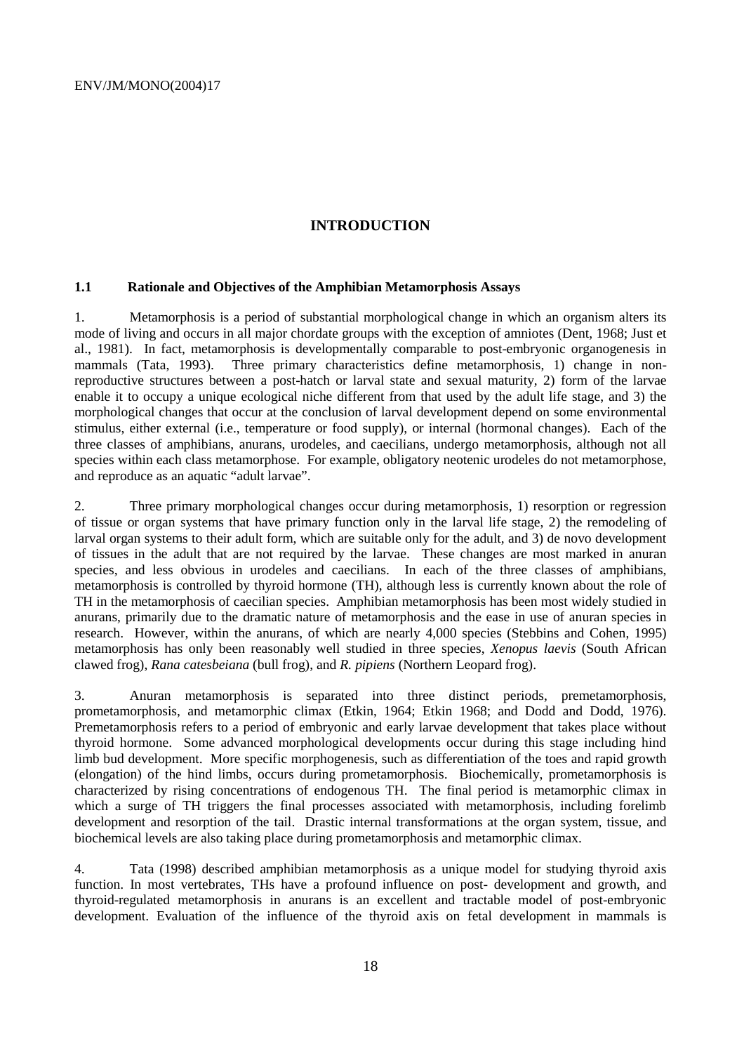# INTRODUCTION

### 1.1 Rationale and Objectives of the Amphibian Metamorphosis Assays

1. Metamorphosis is a period of substantial morphological change in which an organism alters its mode of living and occurs in all major chordate groups with the exception of amniotes (Dent, 1968; Just et al., 1981). In fact, metamorphosis is developmentally comparable to post-embryonic organogenesis in mammals (Tata, 1993). Three primary characteristics define metamorphosis, 1) change in non-reproductive structures between a post-hatch or larval state and sexual maturity, 2) form of the larvae enable it to occupy a unique ecological niche different from that used by the adult life stage, and 3) the morphological changes that occur at the conclusion of larval development depend on some environmental stimulus, either external (i.e., temperature or food supply), or internal (hormonal changes). Each of the three classes of amphibians, anurans, urodeles, and caecilians, undergo metamorphosis, although not all species within each class metamorphose. For example, obligatory neotenic urodeles do not metamorphose, and reproduce as an aquatic "adult larvae".

2. Three primary morphological changes occur during metamorphosis, 1) resorption or regression of tissue or organ systems that have primary function only in the larval life stage, 2) the remodeling of larval organ systems to their adult form, which are suitable only for the adult, and 3) de novo development of tissues in the adult that are not required by the larvae. These changes are most marked in anuran species, and less obvious in urodeles and caecilians. In each of the three classes of amphibians, metamorphosis is controlled by thyroid hormone (TH), although less is currently known about the role of TH in the metamorphosis of caecilian species. Amphibian metamorphosis has been most widely studied in anurans, primarily due to the dramatic nature of metamorphosis and the ease in use of anuran species in research. However, within the anurans, of which are nearly 4,000 species (Stebbins and Cohen, 1995) metamorphosis has only been reasonably well studied in three species, *Xenopus laevis* (South African clawed frog), *Rana catesbeiana* (bull frog), and *R. pipiens* (Northern Leopard frog).

3. Anuran metamorphosis is separated into three distinct periods, premetamorphosis, prometamorphosis, and metamorphic climax (Etkin, 1964; Etkin 1968; and Dodd and Dodd, 1976). Premetamorphosis refers to a period of embryonic and early larvae development that takes place without thyroid hormone. Some advanced morphological developments occur during this stage including hind limb bud development. More specific morphogenesis, such as differentiation of the toes and rapid growth (elongation) of the hind limbs, occurs during prometamorphosis. Biochemically, prometamorphosis is characterized by rising concentrations of endogenous TH. The final period is metamorphic climax in which a surge of TH triggers the final processes associated with metamorphosis, including forelimb development and resorption of the tail. Drastic internal transformations at the organ system, tissue, and biochemical levels are also taking place during prometamorphosis and metamorphic climax.

4. Tata (1998) described amphibian metamorphosis as a unique model for studying thyroid axis function. In most vertebrates, THs have a profound influence on post- development and growth, and thyroid-regulated metamorphosis in anurans is an excellent and tractable model of post-embryonic development. Evaluation of the influence of the thyroid axis on fetal development in mammals is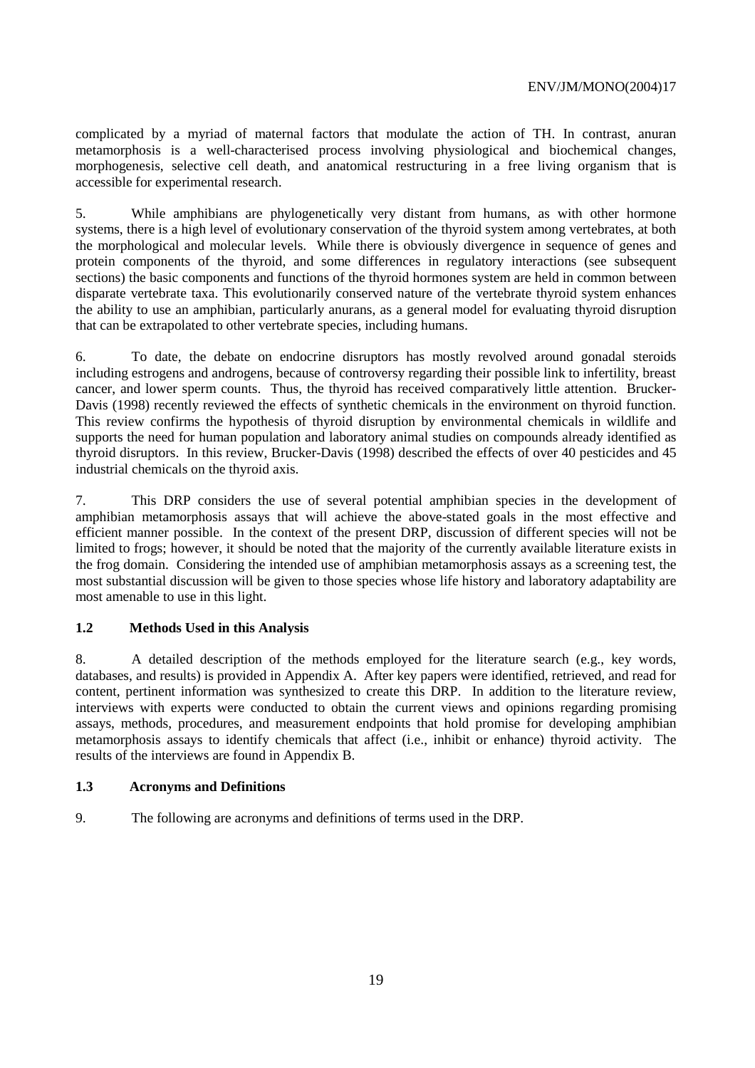complicated by a myriad of maternal factors that modulate the action of TH. In contrast, anuran metamorphosis is a well-characterised process involving physiological and biochemical changes, morphogenesis, selective cell death, and anatomical restructuring in a free living organism that is accessible for experimental research.

5. While amphibians are phylogenetically very distant from humans, as with other hormone systems, there is a high level of evolutionary conservation of the thyroid system among vertebrates, at both the morphological and molecular levels. While there is obviously divergence in sequence of genes and protein components of the thyroid, and some differences in regulatory interactions (see subsequent sections) the basic components and functions of the thyroid hormones system are held in common between disparate vertebrate taxa. This evolutionarily conserved nature of the vertebrate thyroid system enhances the ability to use an amphibian, particularly anurans, as a general model for evaluating thyroid disruption that can be extrapolated to other vertebrate species, including humans.

6. To date, the debate on endocrine disruptors has mostly revolved around gonadal steroids including estrogens and androgens, because of controversy regarding their possible link to infertility, breast cancer, and lower sperm counts. Thus, the thyroid has received comparatively little attention. Brucker-Davis (1998) recently reviewed the effects of synthetic chemicals in the environment on thyroid function. This review confirms the hypothesis of thyroid disruption by environmental chemicals in wildlife and supports the need for human population and laboratory animal studies on compounds already identified as thyroid disruptors. In this review, Brucker-Davis (1998) described the effects of over 40 pesticides and 45 industrial chemicals on the thyroid axis.

7. This DRP considers the use of several potential amphibian species in the development of amphibian metamorphosis assays that will achieve the above-stated goals in the most effective and efficient manner possible. In the context of the present DRP, discussion of different species will not be limited to frogs; however, it should be noted that the majority of the currently available literature exists in the frog domain. Considering the intended use of amphibian metamorphosis assays as a screening test, the most substantial discussion will be given to those species whose life history and laboratory adaptability are most amenable to use in this light.

## 1.2 Methods Used in this Analysis

8. A detailed description of the methods employed for the literature search (e.g., key words, databases, and results) is provided in Appendix A. After key papers were identified, retrieved, and read for content, pertinent information was synthesized to create this DRP. In addition to the literature review, interviews with experts were conducted to obtain the current views and opinions regarding promising assays, methods, procedures, and measurement endpoints that hold promise for developing amphibian metamorphosis assays to identify chemicals that affect (i.e., inhibit or enhance) thyroid activity. The results of the interviews are found in Appendix B.

## 1.3 Acronyms and Definitions

9. The following are acronyms and definitions of terms used in the DRP.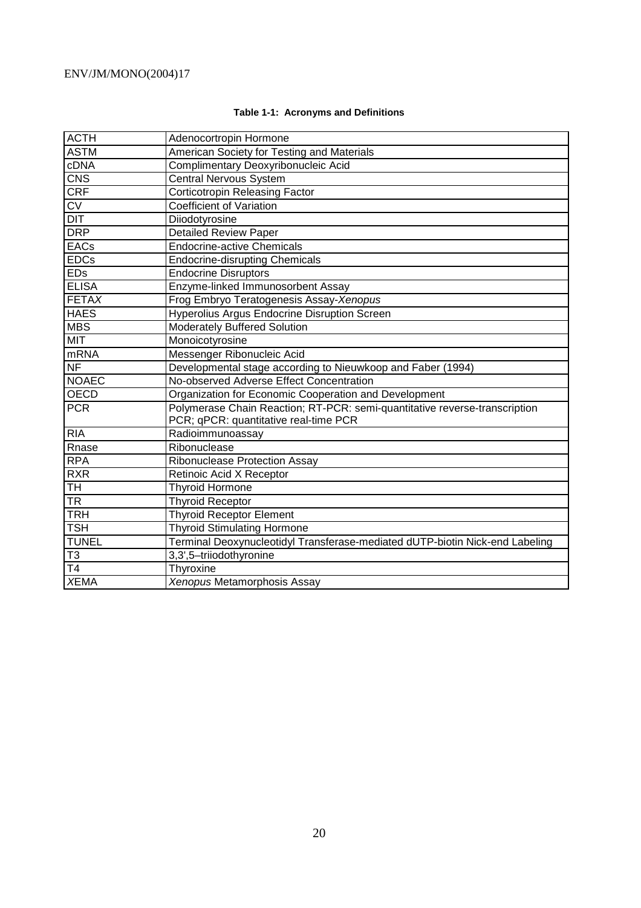**Table 1-1: Acronyms and Definitions**

| | |
|---|---|
| ACTH | Adenocortropin Hormone |
| ASTM | American Society for Testing and Materials |
| cDNA | Complimentary Deoxyribonucleic Acid |
| CNS | Central Nervous System |
| CRF | Corticotropin Releasing Factor |
| CV | Coefficient of Variation |
| DIT | Diiodotyrosine |
| DRP | Detailed Review Paper |
| EACs | Endocrine-active Chemicals |
| EDCs | Endocrine-disrupting Chemicals |
| EDs | Endocrine Disruptors |
| ELISA | Enzyme-linked Immunosorbent Assay |
| FETA*X* | Frog Embryo Teratogenesis Assay-*Xenopus* |
| HAES | Hyperolius Argus Endocrine Disruption Screen |
| MBS | Moderately Buffered Solution |
| MIT | Monoicotyrosine |
| mRNA | Messenger Ribonucleic Acid |
| NF | Developmental stage according to Nieuwkoop and Faber (1994) |
| NOAEC | No-observed Adverse Effect Concentration |
| OECD | Organization for Economic Cooperation and Development |
| PCR | Polymerase Chain Reaction; RT-PCR: semi-quantitative reverse-transcription PCR; qPCR: quantitative real-time PCR |
| RIA | Radioimmunoassay |
| Rnase | Ribonuclease |
| RPA | Ribonuclease Protection Assay |
| RXR | Retinoic Acid X Receptor |
| TH | Thyroid Hormone |
| TR | Thyroid Receptor |
| TRH | Thyroid Receptor Element |
| TSH | Thyroid Stimulating Hormone |
| TUNEL | Terminal Deoxynucleotidyl Transferase-mediated dUTP-biotin Nick-end Labeling |
| T3 | 3,3',5–triiodothyronine |
| T4 | Thyroxine |
| *X*EMA | *Xenopus* Metamorphosis Assay |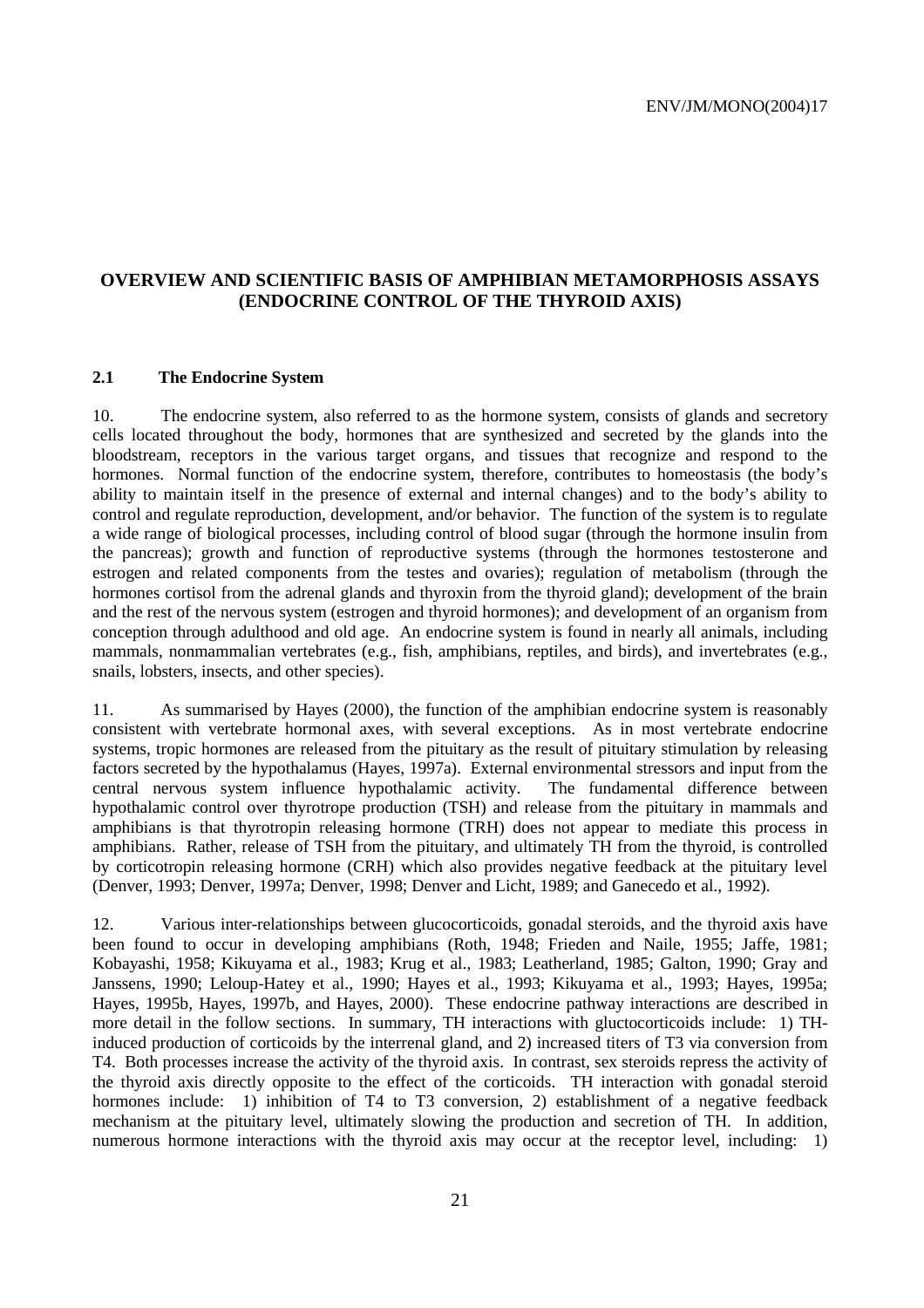## OVERVIEW AND SCIENTIFIC BASIS OF AMPHIBIAN METAMORPHOSIS ASSAYS (ENDOCRINE CONTROL OF THE THYROID AXIS)

### 2.1 The Endocrine System

10. The endocrine system, also referred to as the hormone system, consists of glands and secretory cells located throughout the body, hormones that are synthesized and secreted by the glands into the bloodstream, receptors in the various target organs, and tissues that recognize and respond to the hormones. Normal function of the endocrine system, therefore, contributes to homeostasis (the body's ability to maintain itself in the presence of external and internal changes) and to the body's ability to control and regulate reproduction, development, and/or behavior. The function of the system is to regulate a wide range of biological processes, including control of blood sugar (through the hormone insulin from the pancreas); growth and function of reproductive systems (through the hormones testosterone and estrogen and related components from the testes and ovaries); regulation of metabolism (through the hormones cortisol from the adrenal glands and thyroxin from the thyroid gland); development of the brain and the rest of the nervous system (estrogen and thyroid hormones); and development of an organism from conception through adulthood and old age. An endocrine system is found in nearly all animals, including mammals, nonmammalian vertebrates (e.g., fish, amphibians, reptiles, and birds), and invertebrates (e.g., snails, lobsters, insects, and other species).

11. As summarised by Hayes (2000), the function of the amphibian endocrine system is reasonably consistent with vertebrate hormonal axes, with several exceptions. As in most vertebrate endocrine systems, tropic hormones are released from the pituitary as the result of pituitary stimulation by releasing factors secreted by the hypothalamus (Hayes, 1997a). External environmental stressors and input from the central nervous system influence hypothalamic activity. The fundamental difference between hypothalamic control over thyrotrope production (TSH) and release from the pituitary in mammals and amphibians is that thyrotropin releasing hormone (TRH) does not appear to mediate this process in amphibians. Rather, release of TSH from the pituitary, and ultimately TH from the thyroid, is controlled by corticotropin releasing hormone (CRH) which also provides negative feedback at the pituitary level (Denver, 1993; Denver, 1997a; Denver, 1998; Denver and Licht, 1989; and Ganecedo et al., 1992).

12. Various inter-relationships between glucocorticoids, gonadal steroids, and the thyroid axis have been found to occur in developing amphibians (Roth, 1948; Frieden and Naile, 1955; Jaffe, 1981; Kobayashi, 1958; Kikuyama et al., 1983; Krug et al., 1983; Leatherland, 1985; Galton, 1990; Gray and Janssens, 1990; Leloup-Hatey et al., 1990; Hayes et al., 1993; Kikuyama et al., 1993; Hayes, 1995a; Hayes, 1995b, Hayes, 1997b, and Hayes, 2000). These endocrine pathway interactions are described in more detail in the follow sections. In summary, TH interactions with gluctocorticoids include: 1) TH-induced production of corticoids by the interrenal gland, and 2) increased titers of T3 via conversion from T4. Both processes increase the activity of the thyroid axis. In contrast, sex steroids repress the activity of the thyroid axis directly opposite to the effect of the corticoids. TH interaction with gonadal steroid hormones include: 1) inhibition of T4 to T3 conversion, 2) establishment of a negative feedback mechanism at the pituitary level, ultimately slowing the production and secretion of TH. In addition, numerous hormone interactions with the thyroid axis may occur at the receptor level, including: 1)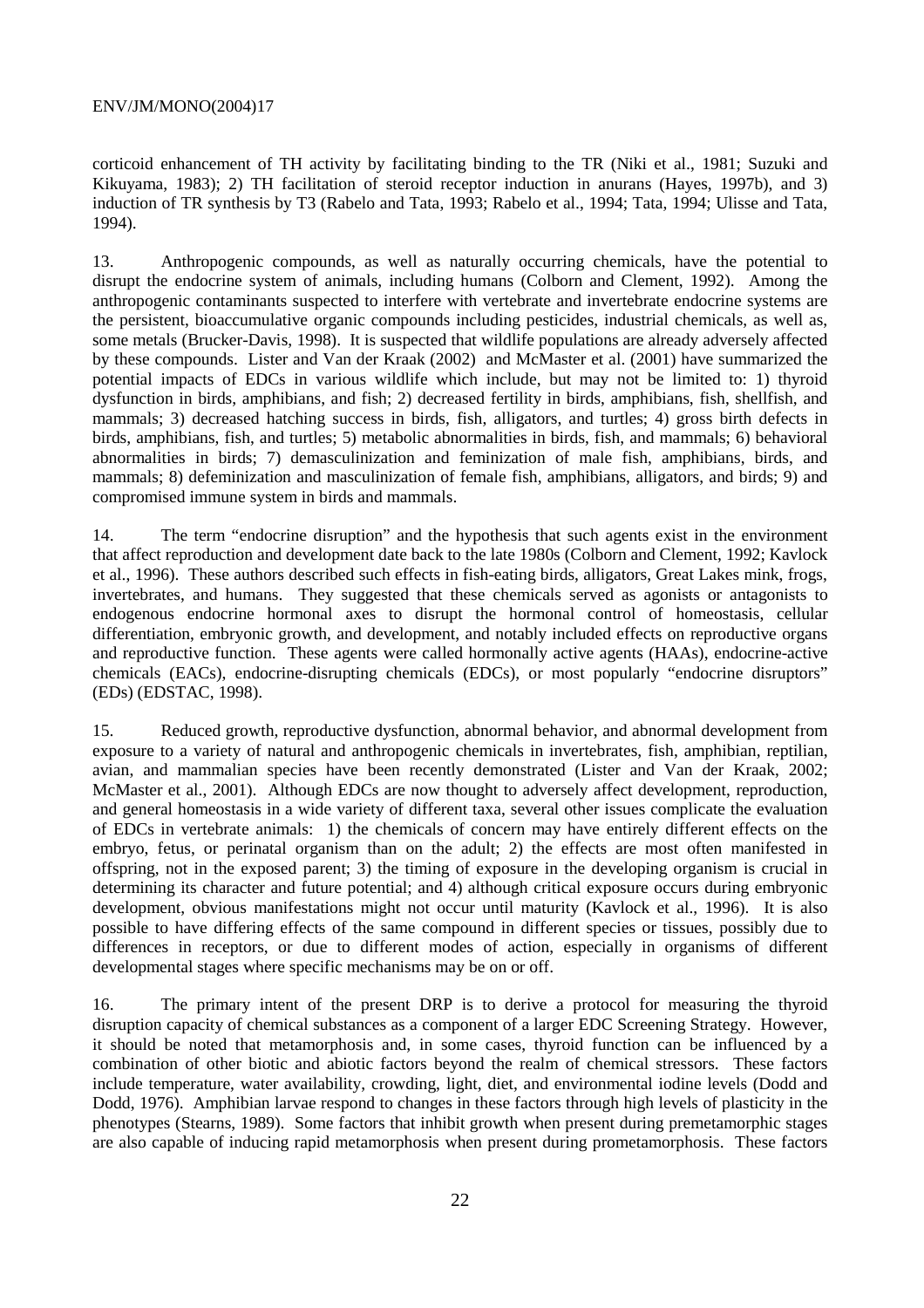corticoid enhancement of TH activity by facilitating binding to the TR (Niki et al., 1981; Suzuki and Kikuyama, 1983); 2) TH facilitation of steroid receptor induction in anurans (Hayes, 1997b), and 3) induction of TR synthesis by T3 (Rabelo and Tata, 1993; Rabelo et al., 1994; Tata, 1994; Ulisse and Tata, 1994).

13. Anthropogenic compounds, as well as naturally occurring chemicals, have the potential to disrupt the endocrine system of animals, including humans (Colborn and Clement, 1992). Among the anthropogenic contaminants suspected to interfere with vertebrate and invertebrate endocrine systems are the persistent, bioaccumulative organic compounds including pesticides, industrial chemicals, as well as, some metals (Brucker-Davis, 1998). It is suspected that wildlife populations are already adversely affected by these compounds. Lister and Van der Kraak (2002) and McMaster et al. (2001) have summarized the potential impacts of EDCs in various wildlife which include, but may not be limited to: 1) thyroid dysfunction in birds, amphibians, and fish; 2) decreased fertility in birds, amphibians, fish, shellfish, and mammals; 3) decreased hatching success in birds, fish, alligators, and turtles; 4) gross birth defects in birds, amphibians, fish, and turtles; 5) metabolic abnormalities in birds, fish, and mammals; 6) behavioral abnormalities in birds; 7) demasculinization and feminization of male fish, amphibians, birds, and mammals; 8) defeminization and masculinization of female fish, amphibians, alligators, and birds; 9) and compromised immune system in birds and mammals.

14. The term "endocrine disruption" and the hypothesis that such agents exist in the environment that affect reproduction and development date back to the late 1980s (Colborn and Clement, 1992; Kavlock et al., 1996). These authors described such effects in fish-eating birds, alligators, Great Lakes mink, frogs, invertebrates, and humans. They suggested that these chemicals served as agonists or antagonists to endogenous endocrine hormonal axes to disrupt the hormonal control of homeostasis, cellular differentiation, embryonic growth, and development, and notably included effects on reproductive organs and reproductive function. These agents were called hormonally active agents (HAAs), endocrine-active chemicals (EACs), endocrine-disrupting chemicals (EDCs), or most popularly "endocrine disruptors" (EDs) (EDSTAC, 1998).

15. Reduced growth, reproductive dysfunction, abnormal behavior, and abnormal development from exposure to a variety of natural and anthropogenic chemicals in invertebrates, fish, amphibian, reptilian, avian, and mammalian species have been recently demonstrated (Lister and Van der Kraak, 2002; McMaster et al., 2001). Although EDCs are now thought to adversely affect development, reproduction, and general homeostasis in a wide variety of different taxa, several other issues complicate the evaluation of EDCs in vertebrate animals: 1) the chemicals of concern may have entirely different effects on the embryo, fetus, or perinatal organism than on the adult; 2) the effects are most often manifested in offspring, not in the exposed parent; 3) the timing of exposure in the developing organism is crucial in determining its character and future potential; and 4) although critical exposure occurs during embryonic development, obvious manifestations might not occur until maturity (Kavlock et al., 1996). It is also possible to have differing effects of the same compound in different species or tissues, possibly due to differences in receptors, or due to different modes of action, especially in organisms of different developmental stages where specific mechanisms may be on or off.

16. The primary intent of the present DRP is to derive a protocol for measuring the thyroid disruption capacity of chemical substances as a component of a larger EDC Screening Strategy. However, it should be noted that metamorphosis and, in some cases, thyroid function can be influenced by a combination of other biotic and abiotic factors beyond the realm of chemical stressors. These factors include temperature, water availability, crowding, light, diet, and environmental iodine levels (Dodd and Dodd, 1976). Amphibian larvae respond to changes in these factors through high levels of plasticity in the phenotypes (Stearns, 1989). Some factors that inhibit growth when present during premetamorphic stages are also capable of inducing rapid metamorphosis when present during prometamorphosis. These factors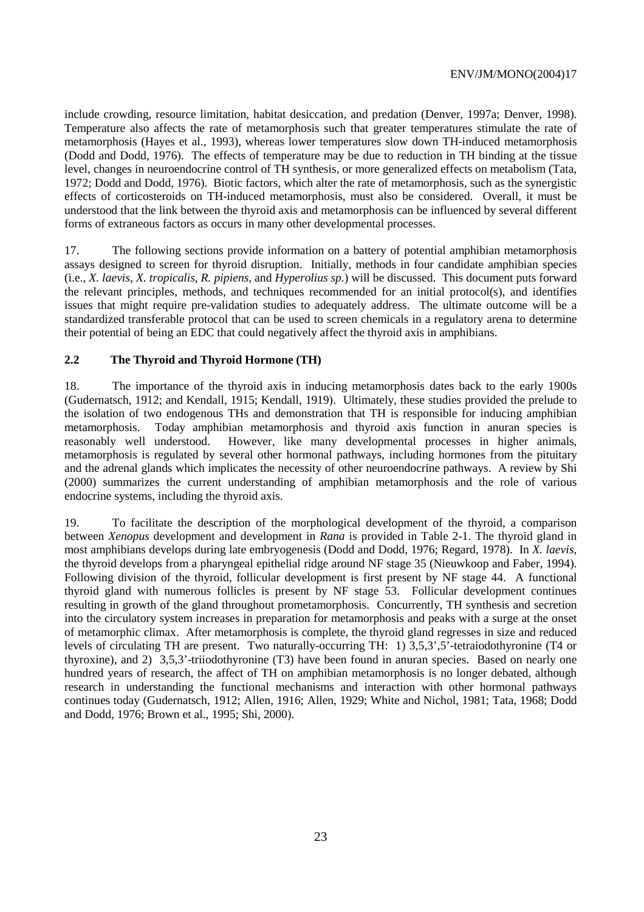include crowding, resource limitation, habitat desiccation, and predation (Denver, 1997a; Denver, 1998). Temperature also affects the rate of metamorphosis such that greater temperatures stimulate the rate of metamorphosis (Hayes et al., 1993), whereas lower temperatures slow down TH-induced metamorphosis (Dodd and Dodd, 1976). The effects of temperature may be due to reduction in TH binding at the tissue level, changes in neuroendocrine control of TH synthesis, or more generalized effects on metabolism (Tata, 1972; Dodd and Dodd, 1976). Biotic factors, which alter the rate of metamorphosis, such as the synergistic effects of corticosteroids on TH-induced metamorphosis, must also be considered. Overall, it must be understood that the link between the thyroid axis and metamorphosis can be influenced by several different forms of extraneous factors as occurs in many other developmental processes.

17. The following sections provide information on a battery of potential amphibian metamorphosis assays designed to screen for thyroid disruption. Initially, methods in four candidate amphibian species (i.e., *X. laevis*, *X. tropicalis*, *R. pipiens*, and *Hyperolius sp.*) will be discussed. This document puts forward the relevant principles, methods, and techniques recommended for an initial protocol(s), and identifies issues that might require pre-validation studies to adequately address. The ultimate outcome will be a standardized transferable protocol that can be used to screen chemicals in a regulatory arena to determine their potential of being an EDC that could negatively affect the thyroid axis in amphibians.

## 2.2 The Thyroid and Thyroid Hormone (TH)

18. The importance of the thyroid axis in inducing metamorphosis dates back to the early 1900s (Gudernatsch, 1912; and Kendall, 1915; Kendall, 1919). Ultimately, these studies provided the prelude to the isolation of two endogenous THs and demonstration that TH is responsible for inducing amphibian metamorphosis. Today amphibian metamorphosis and thyroid axis function in anuran species is reasonably well understood. However, like many developmental processes in higher animals, metamorphosis is regulated by several other hormonal pathways, including hormones from the pituitary and the adrenal glands which implicates the necessity of other neuroendocrine pathways. A review by Shi (2000) summarizes the current understanding of amphibian metamorphosis and the role of various endocrine systems, including the thyroid axis.

19. To facilitate the description of the morphological development of the thyroid, a comparison between *Xenopus* development and development in *Rana* is provided in Table 2-1. The thyroid gland in most amphibians develops during late embryogenesis (Dodd and Dodd, 1976; Regard, 1978). In *X. laevis*, the thyroid develops from a pharyngeal epithelial ridge around NF stage 35 (Nieuwkoop and Faber, 1994). Following division of the thyroid, follicular development is first present by NF stage 44. A functional thyroid gland with numerous follicles is present by NF stage 53. Follicular development continues resulting in growth of the gland throughout prometamorphosis. Concurrently, TH synthesis and secretion into the circulatory system increases in preparation for metamorphosis and peaks with a surge at the onset of metamorphic climax. After metamorphosis is complete, the thyroid gland regresses in size and reduced levels of circulating TH are present. Two naturally-occurring TH: 1) 3,5,3',5'-tetraiodothyronine (T4 or thyroxine), and 2) 3,5,3'-triiodothyronine (T3) have been found in anuran species. Based on nearly one hundred years of research, the affect of TH on amphibian metamorphosis is no longer debated, although research in understanding the functional mechanisms and interaction with other hormonal pathways continues today (Gudernatsch, 1912; Allen, 1916; Allen, 1929; White and Nichol, 1981; Tata, 1968; Dodd and Dodd, 1976; Brown et al., 1995; Shi, 2000).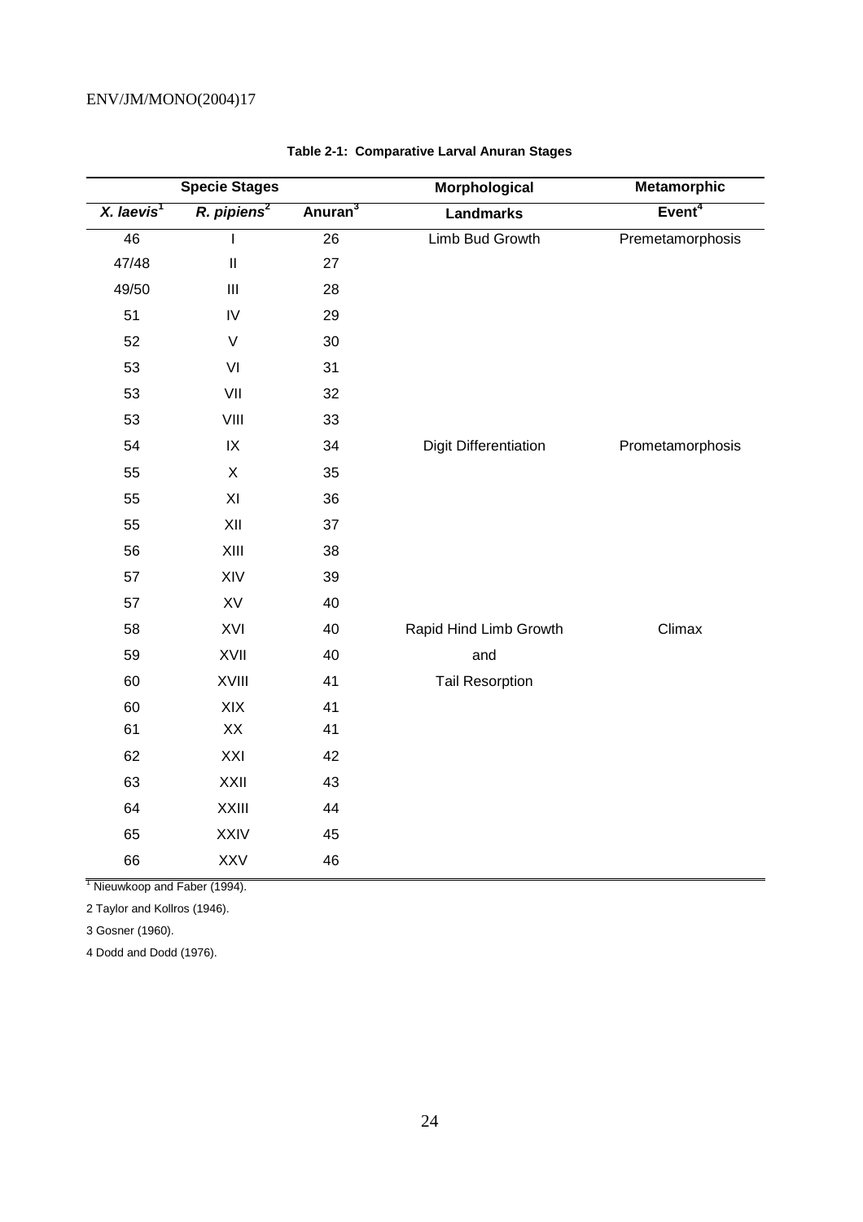**Table 2-1: Comparative Larval Anuran Stages**

| Specie Stages | | | Morphological | Metamorphic |
|---|---|---|---|---|
| *X. laevis*[1] | *R. pipiens*[2] | Anuran[3] | Landmarks | Event[4] |
| 46 | I | 26 | Limb Bud Growth | Premetamorphosis |
| 47/48 | II | 27 | | |
| 49/50 | III | 28 | | |
| 51 | IV | 29 | | |
| 52 | V | 30 | | |
| 53 | VI | 31 | | |
| 53 | VII | 32 | | |
| 53 | VIII | 33 | | |
| 54 | IX | 34 | Digit Differentiation | Prometamorphosis |
| 55 | X | 35 | | |
| 55 | XI | 36 | | |
| 55 | XII | 37 | | |
| 56 | XIII | 38 | | |
| 57 | XIV | 39 | | |
| 57 | XV | 40 | | |
| 58 | XVI | 40 | Rapid Hind Limb Growth | Climax |
| 59 | XVII | 40 | and | |
| 60 | XVIII | 41 | Tail Resorption | |
| 60 | XIX | 41 | | |
| 61 | XX | 41 | | |
| 62 | XXI | 42 | | |
| 63 | XXII | 43 | | |
| 64 | XXIII | 44 | | |
| 65 | XXIV | 45 | | |
| 66 | XXV | 46 | | |

1 Nieuwkoop and Faber (1994).

2 Taylor and Kollros (1946).

3 Gosner (1960).

4 Dodd and Dodd (1976).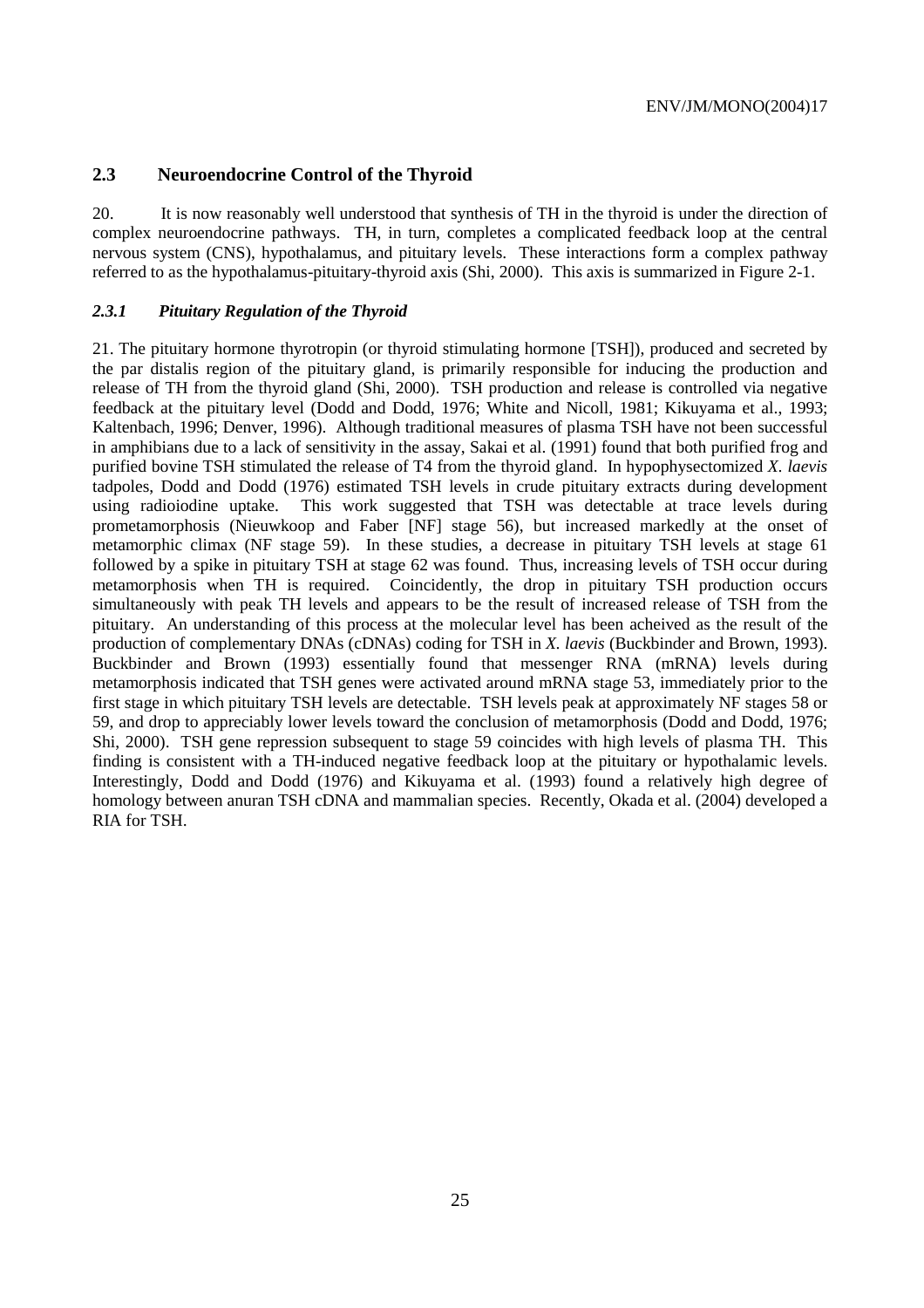## 2.3 Neuroendocrine Control of the Thyroid

20. It is now reasonably well understood that synthesis of TH in the thyroid is under the direction of complex neuroendocrine pathways. TH, in turn, completes a complicated feedback loop at the central nervous system (CNS), hypothalamus, and pituitary levels. These interactions form a complex pathway referred to as the hypothalamus-pituitary-thyroid axis (Shi, 2000). This axis is summarized in Figure 2-1.

### *2.3.1 Pituitary Regulation of the Thyroid*

21. The pituitary hormone thyrotropin (or thyroid stimulating hormone [TSH]), produced and secreted by the par distalis region of the pituitary gland, is primarily responsible for inducing the production and release of TH from the thyroid gland (Shi, 2000). TSH production and release is controlled via negative feedback at the pituitary level (Dodd and Dodd, 1976; White and Nicoll, 1981; Kikuyama et al., 1993; Kaltenbach, 1996; Denver, 1996). Although traditional measures of plasma TSH have not been successful in amphibians due to a lack of sensitivity in the assay, Sakai et al. (1991) found that both purified frog and purified bovine TSH stimulated the release of T4 from the thyroid gland. In hypophysectomized *X. laevis* tadpoles, Dodd and Dodd (1976) estimated TSH levels in crude pituitary extracts during development using radioiodine uptake. This work suggested that TSH was detectable at trace levels during prometamorphosis (Nieuwkoop and Faber [NF] stage 56), but increased markedly at the onset of metamorphic climax (NF stage 59). In these studies, a decrease in pituitary TSH levels at stage 61 followed by a spike in pituitary TSH at stage 62 was found. Thus, increasing levels of TSH occur during metamorphosis when TH is required. Coincidently, the drop in pituitary TSH production occurs simultaneously with peak TH levels and appears to be the result of increased release of TSH from the pituitary. An understanding of this process at the molecular level has been acheived as the result of the production of complementary DNAs (cDNAs) coding for TSH in *X. laevis* (Buckbinder and Brown, 1993). Buckbinder and Brown (1993) essentially found that messenger RNA (mRNA) levels during metamorphosis indicated that TSH genes were activated around mRNA stage 53, immediately prior to the first stage in which pituitary TSH levels are detectable. TSH levels peak at approximately NF stages 58 or 59, and drop to appreciably lower levels toward the conclusion of metamorphosis (Dodd and Dodd, 1976; Shi, 2000). TSH gene repression subsequent to stage 59 coincides with high levels of plasma TH. This finding is consistent with a TH-induced negative feedback loop at the pituitary or hypothalamic levels. Interestingly, Dodd and Dodd (1976) and Kikuyama et al. (1993) found a relatively high degree of homology between anuran TSH cDNA and mammalian species. Recently, Okada et al. (2004) developed a RIA for TSH.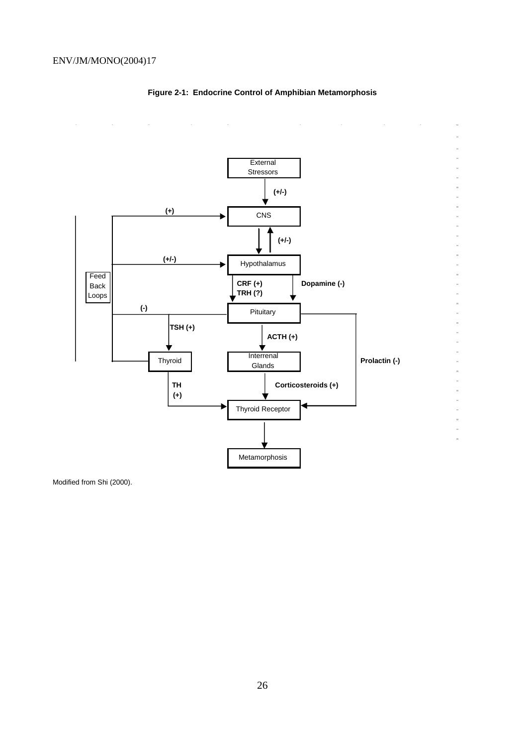**Figure 2-1: Endocrine Control of Amphibian Metamorphosis**

Modified from Shi (2000).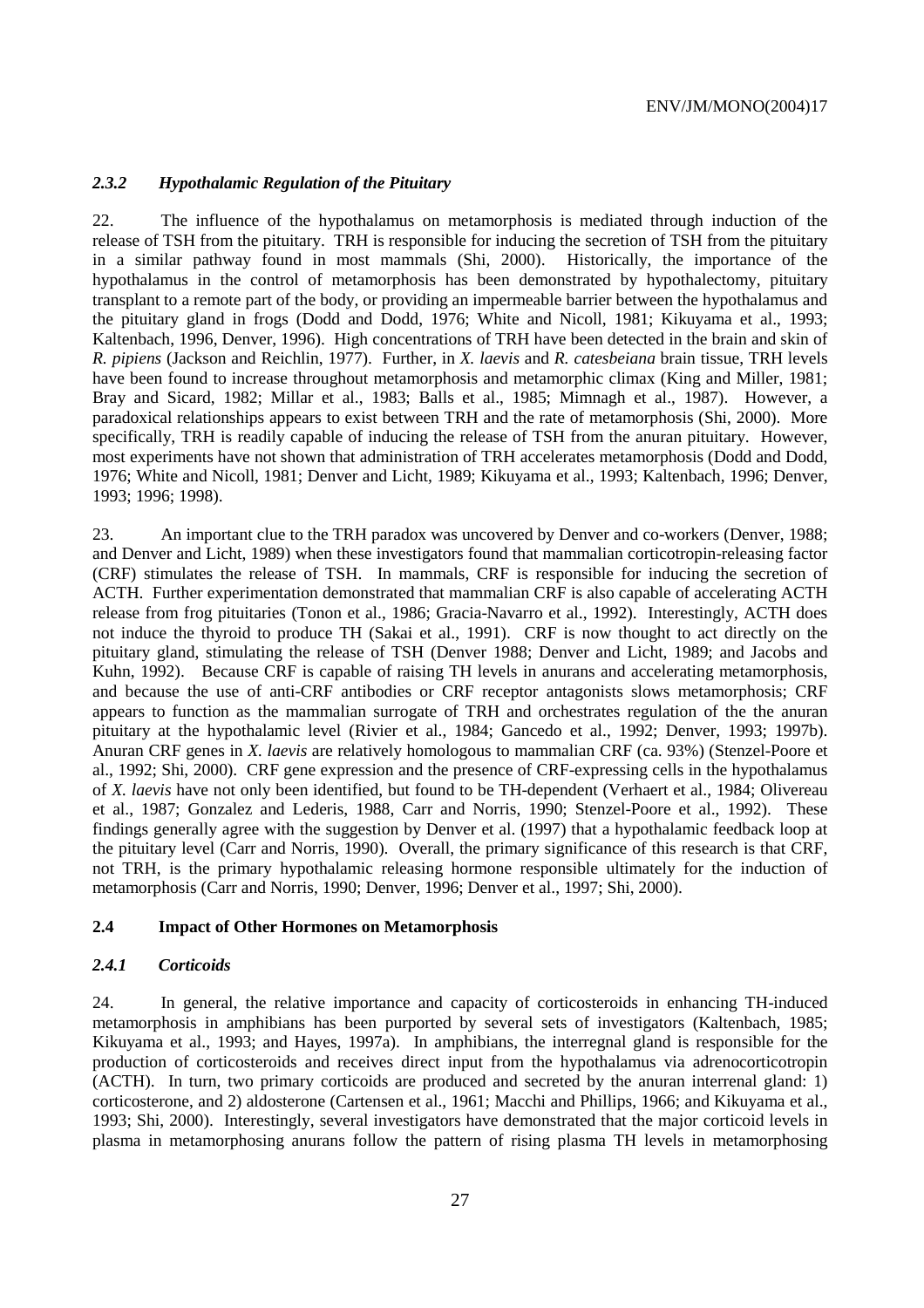### *2.3.2 Hypothalamic Regulation of the Pituitary*

22. The influence of the hypothalamus on metamorphosis is mediated through induction of the release of TSH from the pituitary. TRH is responsible for inducing the secretion of TSH from the pituitary in a similar pathway found in most mammals (Shi, 2000). Historically, the importance of the hypothalamus in the control of metamorphosis has been demonstrated by hypothalectomy, pituitary transplant to a remote part of the body, or providing an impermeable barrier between the hypothalamus and the pituitary gland in frogs (Dodd and Dodd, 1976; White and Nicoll, 1981; Kikuyama et al., 1993; Kaltenbach, 1996, Denver, 1996). High concentrations of TRH have been detected in the brain and skin of *R. pipiens* (Jackson and Reichlin, 1977). Further, in *X. laevis* and *R. catesbeiana* brain tissue, TRH levels have been found to increase throughout metamorphosis and metamorphic climax (King and Miller, 1981; Bray and Sicard, 1982; Millar et al., 1983; Balls et al., 1985; Mimnagh et al., 1987). However, a paradoxical relationships appears to exist between TRH and the rate of metamorphosis (Shi, 2000). More specifically, TRH is readily capable of inducing the release of TSH from the anuran pituitary. However, most experiments have not shown that administration of TRH accelerates metamorphosis (Dodd and Dodd, 1976; White and Nicoll, 1981; Denver and Licht, 1989; Kikuyama et al., 1993; Kaltenbach, 1996; Denver, 1993; 1996; 1998).

23. An important clue to the TRH paradox was uncovered by Denver and co-workers (Denver, 1988; and Denver and Licht, 1989) when these investigators found that mammalian corticotropin-releasing factor (CRF) stimulates the release of TSH. In mammals, CRF is responsible for inducing the secretion of ACTH. Further experimentation demonstrated that mammalian CRF is also capable of accelerating ACTH release from frog pituitaries (Tonon et al., 1986; Gracia-Navarro et al., 1992). Interestingly, ACTH does not induce the thyroid to produce TH (Sakai et al., 1991). CRF is now thought to act directly on the pituitary gland, stimulating the release of TSH (Denver 1988; Denver and Licht, 1989; and Jacobs and Kuhn, 1992). Because CRF is capable of raising TH levels in anurans and accelerating metamorphosis, and because the use of anti-CRF antibodies or CRF receptor antagonists slows metamorphosis; CRF appears to function as the mammalian surrogate of TRH and orchestrates regulation of the the anuran pituitary at the hypothalamic level (Rivier et al., 1984; Gancedo et al., 1992; Denver, 1993; 1997b). Anuran CRF genes in *X. laevis* are relatively homologous to mammalian CRF (ca. 93%) (Stenzel-Poore et al., 1992; Shi, 2000). CRF gene expression and the presence of CRF-expressing cells in the hypothalamus of *X. laevis* have not only been identified, but found to be TH-dependent (Verhaert et al., 1984; Olivereau et al., 1987; Gonzalez and Lederis, 1988, Carr and Norris, 1990; Stenzel-Poore et al., 1992). These findings generally agree with the suggestion by Denver et al. (1997) that a hypothalamic feedback loop at the pituitary level (Carr and Norris, 1990). Overall, the primary significance of this research is that CRF, not TRH, is the primary hypothalamic releasing hormone responsible ultimately for the induction of metamorphosis (Carr and Norris, 1990; Denver, 1996; Denver et al., 1997; Shi, 2000).

## 2.4 Impact of Other Hormones on Metamorphosis

### *2.4.1 Corticoids*

24. In general, the relative importance and capacity of corticosteroids in enhancing TH-induced metamorphosis in amphibians has been purported by several sets of investigators (Kaltenbach, 1985; Kikuyama et al., 1993; and Hayes, 1997a). In amphibians, the interregnal gland is responsible for the production of corticosteroids and receives direct input from the hypothalamus via adrenocorticotropin (ACTH). In turn, two primary corticoids are produced and secreted by the anuran interrenal gland: 1) corticosterone, and 2) aldosterone (Cartensen et al., 1961; Macchi and Phillips, 1966; and Kikuyama et al., 1993; Shi, 2000). Interestingly, several investigators have demonstrated that the major corticoid levels in plasma in metamorphosing anurans follow the pattern of rising plasma TH levels in metamorphosing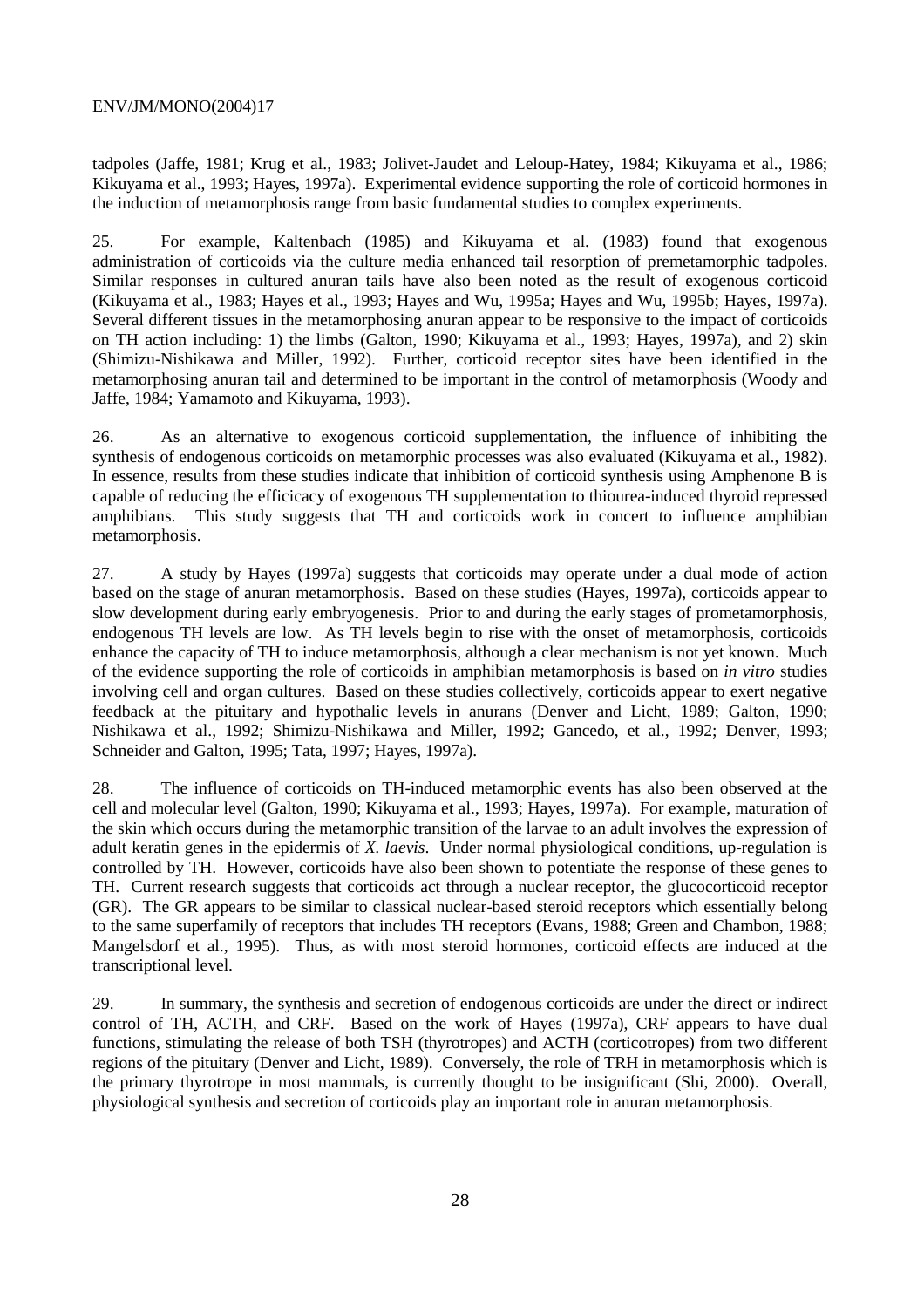tadpoles (Jaffe, 1981; Krug et al., 1983; Jolivet-Jaudet and Leloup-Hatey, 1984; Kikuyama et al., 1986; Kikuyama et al., 1993; Hayes, 1997a). Experimental evidence supporting the role of corticoid hormones in the induction of metamorphosis range from basic fundamental studies to complex experiments.

25. For example, Kaltenbach (1985) and Kikuyama et al. (1983) found that exogenous administration of corticoids via the culture media enhanced tail resorption of premetamorphic tadpoles. Similar responses in cultured anuran tails have also been noted as the result of exogenous corticoid (Kikuyama et al., 1983; Hayes et al., 1993; Hayes and Wu, 1995a; Hayes and Wu, 1995b; Hayes, 1997a). Several different tissues in the metamorphosing anuran appear to be responsive to the impact of corticoids on TH action including: 1) the limbs (Galton, 1990; Kikuyama et al., 1993; Hayes, 1997a), and 2) skin (Shimizu-Nishikawa and Miller, 1992). Further, corticoid receptor sites have been identified in the metamorphosing anuran tail and determined to be important in the control of metamorphosis (Woody and Jaffe, 1984; Yamamoto and Kikuyama, 1993).

26. As an alternative to exogenous corticoid supplementation, the influence of inhibiting the synthesis of endogenous corticoids on metamorphic processes was also evaluated (Kikuyama et al., 1982). In essence, results from these studies indicate that inhibition of corticoid synthesis using Amphenone B is capable of reducing the efficacy of exogenous TH supplementation to thiourea-induced thyroid repressed amphibians. This study suggests that TH and corticoids work in concert to influence amphibian metamorphosis.

27. A study by Hayes (1997a) suggests that corticoids may operate under a dual mode of action based on the stage of anuran metamorphosis. Based on these studies (Hayes, 1997a), corticoids appear to slow development during early embryogenesis. Prior to and during the early stages of prometamorphosis, endogenous TH levels are low. As TH levels begin to rise with the onset of metamorphosis, corticoids enhance the capacity of TH to induce metamorphosis, although a clear mechanism is not yet known. Much of the evidence supporting the role of corticoids in amphibian metamorphosis is based on *in vitro* studies involving cell and organ cultures. Based on these studies collectively, corticoids appear to exert negative feedback at the pituitary and hypothalic levels in anurans (Denver and Licht, 1989; Galton, 1990; Nishikawa et al., 1992; Shimizu-Nishikawa and Miller, 1992; Gancedo, et al., 1992; Denver, 1993; Schneider and Galton, 1995; Tata, 1997; Hayes, 1997a).

28. The influence of corticoids on TH-induced metamorphic events has also been observed at the cell and molecular level (Galton, 1990; Kikuyama et al., 1993; Hayes, 1997a). For example, maturation of the skin which occurs during the metamorphic transition of the larvae to an adult involves the expression of adult keratin genes in the epidermis of *X. laevis*. Under normal physiological conditions, up-regulation is controlled by TH. However, corticoids have also been shown to potentiate the response of these genes to TH. Current research suggests that corticoids act through a nuclear receptor, the glucocorticoid receptor (GR). The GR appears to be similar to classical nuclear-based steroid receptors which essentially belong to the same superfamily of receptors that includes TH receptors (Evans, 1988; Green and Chambon, 1988; Mangelsdorf et al., 1995). Thus, as with most steroid hormones, corticoid effects are induced at the transcriptional level.

29. In summary, the synthesis and secretion of endogenous corticoids are under the direct or indirect control of TH, ACTH, and CRF. Based on the work of Hayes (1997a), CRF appears to have dual functions, stimulating the release of both TSH (thyrotropes) and ACTH (corticotropes) from two different regions of the pituitary (Denver and Licht, 1989). Conversely, the role of TRH in metamorphosis which is the primary thyrotrope in most mammals, is currently thought to be insignificant (Shi, 2000). Overall, physiological synthesis and secretion of corticoids play an important role in anuran metamorphosis.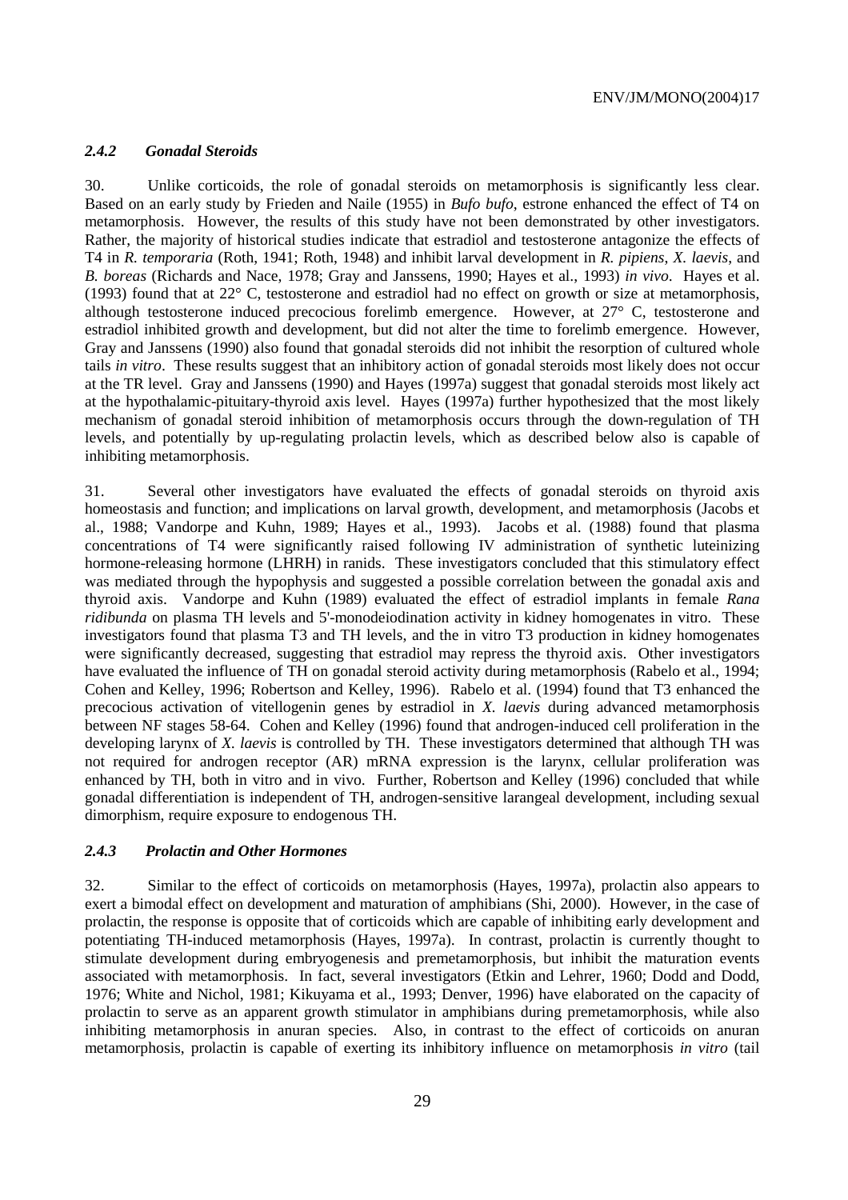### *2.4.2 Gonadal Steroids*

30. Unlike corticoids, the role of gonadal steroids on metamorphosis is significantly less clear. Based on an early study by Frieden and Naile (1955) in *Bufo bufo*, estrone enhanced the effect of T4 on metamorphosis. However, the results of this study have not been demonstrated by other investigators. Rather, the majority of historical studies indicate that estradiol and testosterone antagonize the effects of T4 in *R. temporaria* (Roth, 1941; Roth, 1948) and inhibit larval development in *R. pipiens*, *X. laevis*, and *B. boreas* (Richards and Nace, 1978; Gray and Janssens, 1990; Hayes et al., 1993) *in vivo*. Hayes et al. (1993) found that at 22° C, testosterone and estradiol had no effect on growth or size at metamorphosis, although testosterone induced precocious forelimb emergence. However, at 27° C, testosterone and estradiol inhibited growth and development, but did not alter the time to forelimb emergence. However, Gray and Janssens (1990) also found that gonadal steroids did not inhibit the resorption of cultured whole tails *in vitro*. These results suggest that an inhibitory action of gonadal steroids most likely does not occur at the TR level. Gray and Janssens (1990) and Hayes (1997a) suggest that gonadal steroids most likely act at the hypothalamic-pituitary-thyroid axis level. Hayes (1997a) further hypothesized that the most likely mechanism of gonadal steroid inhibition of metamorphosis occurs through the down-regulation of TH levels, and potentially by up-regulating prolactin levels, which as described below also is capable of inhibiting metamorphosis.

31. Several other investigators have evaluated the effects of gonadal steroids on thyroid axis homeostasis and function; and implications on larval growth, development, and metamorphosis (Jacobs et al., 1988; Vandorpe and Kuhn, 1989; Hayes et al., 1993). Jacobs et al. (1988) found that plasma concentrations of T4 were significantly raised following IV administration of synthetic luteinizing hormone-releasing hormone (LHRH) in ranids. These investigators concluded that this stimulatory effect was mediated through the hypophysis and suggested a possible correlation between the gonadal axis and thyroid axis. Vandorpe and Kuhn (1989) evaluated the effect of estradiol implants in female *Rana ridibunda* on plasma TH levels and 5'-monodeiodination activity in kidney homogenates in vitro. These investigators found that plasma T3 and TH levels, and the in vitro T3 production in kidney homogenates were significantly decreased, suggesting that estradiol may repress the thyroid axis. Other investigators have evaluated the influence of TH on gonadal steroid activity during metamorphosis (Rabelo et al., 1994; Cohen and Kelley, 1996; Robertson and Kelley, 1996). Rabelo et al. (1994) found that T3 enhanced the precocious activation of vitellogenin genes by estradiol in *X. laevis* during advanced metamorphosis between NF stages 58-64. Cohen and Kelley (1996) found that androgen-induced cell proliferation in the developing larynx of *X. laevis* is controlled by TH. These investigators determined that although TH was not required for androgen receptor (AR) mRNA expression is the larynx, cellular proliferation was enhanced by TH, both in vitro and in vivo. Further, Robertson and Kelley (1996) concluded that while gonadal differentiation is independent of TH, androgen-sensitive larangeal development, including sexual dimorphism, require exposure to endogenous TH.

### *2.4.3 Prolactin and Other Hormones*

32. Similar to the effect of corticoids on metamorphosis (Hayes, 1997a), prolactin also appears to exert a bimodal effect on development and maturation of amphibians (Shi, 2000). However, in the case of prolactin, the response is opposite that of corticoids which are capable of inhibiting early development and potentiating TH-induced metamorphosis (Hayes, 1997a). In contrast, prolactin is currently thought to stimulate development during embryogenesis and premetamorphosis, but inhibit the maturation events associated with metamorphosis. In fact, several investigators (Etkin and Lehrer, 1960; Dodd and Dodd, 1976; White and Nichol, 1981; Kikuyama et al., 1993; Denver, 1996) have elaborated on the capacity of prolactin to serve as an apparent growth stimulator in amphibians during premetamorphosis, while also inhibiting metamorphosis in anuran species. Also, in contrast to the effect of corticoids on anuran metamorphosis, prolactin is capable of exerting its inhibitory influence on metamorphosis *in vitro* (tail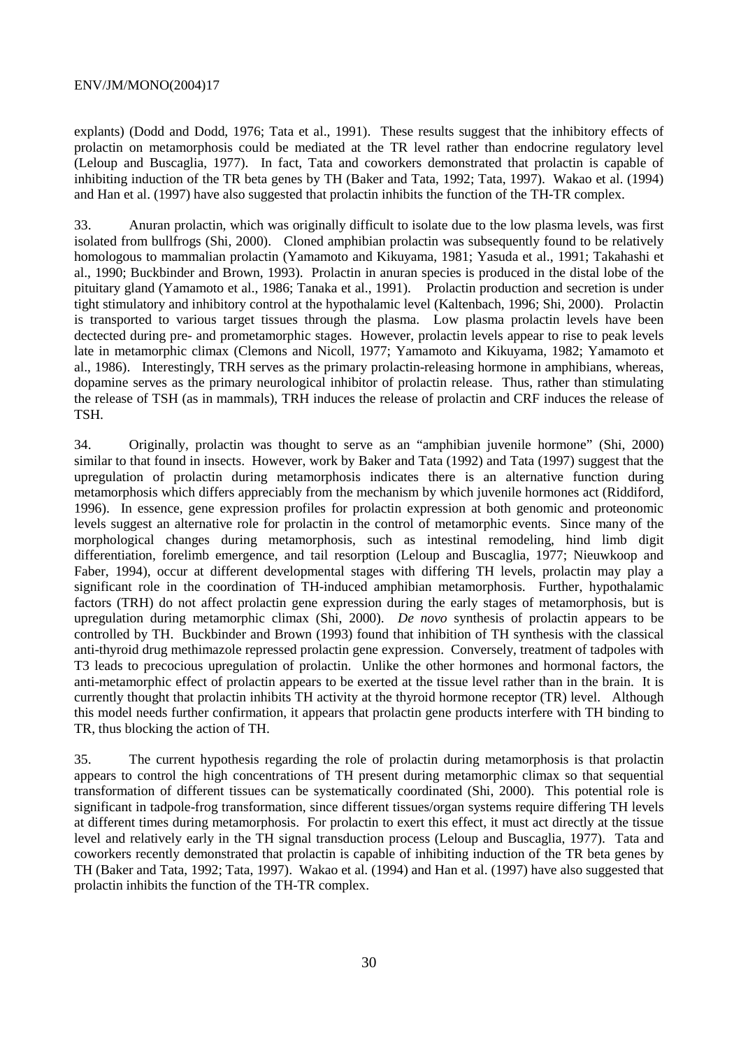explants) (Dodd and Dodd, 1976; Tata et al., 1991). These results suggest that the inhibitory effects of prolactin on metamorphosis could be mediated at the TR level rather than endocrine regulatory level (Leloup and Buscaglia, 1977). In fact, Tata and coworkers demonstrated that prolactin is capable of inhibiting induction of the TR beta genes by TH (Baker and Tata, 1992; Tata, 1997). Wakao et al. (1994) and Han et al. (1997) have also suggested that prolactin inhibits the function of the TH-TR complex.

33. Anuran prolactin, which was originally difficult to isolate due to the low plasma levels, was first isolated from bullfrogs (Shi, 2000). Cloned amphibian prolactin was subsequently found to be relatively homologous to mammalian prolactin (Yamamoto and Kikuyama, 1981; Yasuda et al., 1991; Takahashi et al., 1990; Buckbinder and Brown, 1993). Prolactin in anuran species is produced in the distal lobe of the pituitary gland (Yamamoto et al., 1986; Tanaka et al., 1991). Prolactin production and secretion is under tight stimulatory and inhibitory control at the hypothalamic level (Kaltenbach, 1996; Shi, 2000). Prolactin is transported to various target tissues through the plasma. Low plasma prolactin levels have been dectected during pre- and prometamorphic stages. However, prolactin levels appear to rise to peak levels late in metamorphic climax (Clemons and Nicoll, 1977; Yamamoto and Kikuyama, 1982; Yamamoto et al., 1986). Interestingly, TRH serves as the primary prolactin-releasing hormone in amphibians, whereas, dopamine serves as the primary neurological inhibitor of prolactin release. Thus, rather than stimulating the release of TSH (as in mammals), TRH induces the release of prolactin and CRF induces the release of TSH.

34. Originally, prolactin was thought to serve as an "amphibian juvenile hormone" (Shi, 2000) similar to that found in insects. However, work by Baker and Tata (1992) and Tata (1997) suggest that the upregulation of prolactin during metamorphosis indicates there is an alternative function during metamorphosis which differs appreciably from the mechanism by which juvenile hormones act (Riddiford, 1996). In essence, gene expression profiles for prolactin expression at both genomic and proteonomic levels suggest an alternative role for prolactin in the control of metamorphic events. Since many of the morphological changes during metamorphosis, such as intestinal remodeling, hind limb digit differentiation, forelimb emergence, and tail resorption (Leloup and Buscaglia, 1977; Nieuwkoop and Faber, 1994), occur at different developmental stages with differing TH levels, prolactin may play a significant role in the coordination of TH-induced amphibian metamorphosis. Further, hypothalamic factors (TRH) do not affect prolactin gene expression during the early stages of metamorphosis, but is upregulation during metamorphic climax (Shi, 2000). *De novo* synthesis of prolactin appears to be controlled by TH. Buckbinder and Brown (1993) found that inhibition of TH synthesis with the classical anti-thyroid drug methimazole repressed prolactin gene expression. Conversely, treatment of tadpoles with T3 leads to precocious upregulation of prolactin. Unlike the other hormones and hormonal factors, the anti-metamorphic effect of prolactin appears to be exerted at the tissue level rather than in the brain. It is currently thought that prolactin inhibits TH activity at the thyroid hormone receptor (TR) level. Although this model needs further confirmation, it appears that prolactin gene products interfere with TH binding to TR, thus blocking the action of TH.

35. The current hypothesis regarding the role of prolactin during metamorphosis is that prolactin appears to control the high concentrations of TH present during metamorphic climax so that sequential transformation of different tissues can be systematically coordinated (Shi, 2000). This potential role is significant in tadpole-frog transformation, since different tissues/organ systems require differing TH levels at different times during metamorphosis. For prolactin to exert this effect, it must act directly at the tissue level and relatively early in the TH signal transduction process (Leloup and Buscaglia, 1977). Tata and coworkers recently demonstrated that prolactin is capable of inhibiting induction of the TR beta genes by TH (Baker and Tata, 1992; Tata, 1997). Wakao et al. (1994) and Han et al. (1997) have also suggested that prolactin inhibits the function of the TH-TR complex.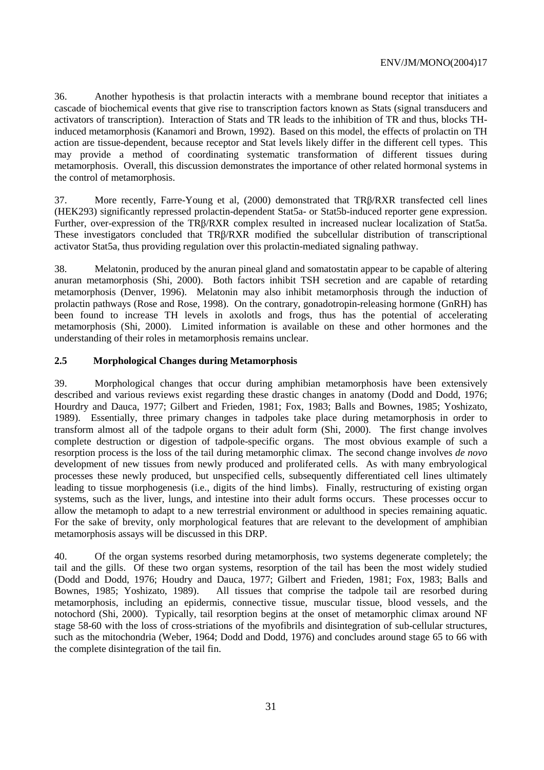36. Another hypothesis is that prolactin interacts with a membrane bound receptor that initiates a cascade of biochemical events that give rise to transcription factors known as Stats (signal transducers and activators of transcription). Interaction of Stats and TR leads to the inhibition of TR and thus, blocks TH-induced metamorphosis (Kanamori and Brown, 1992). Based on this model, the effects of prolactin on TH action are tissue-dependent, because receptor and Stat levels likely differ in the different cell types. This may provide a method of coordinating systematic transformation of different tissues during metamorphosis. Overall, this discussion demonstrates the importance of other related hormonal systems in the control of metamorphosis.

37. More recently, Farre-Young et al, (2000) demonstrated that TRβ/RXR transfected cell lines (HEK293) significantly repressed prolactin-dependent Stat5a- or Stat5b-induced reporter gene expression. Further, over-expression of the TRβ/RXR complex resulted in increased nuclear localization of Stat5a. These investigators concluded that TRβ/RXR modified the subcellular distribution of transcriptional activator Stat5a, thus providing regulation over this prolactin-mediated signaling pathway.

38. Melatonin, produced by the anuran pineal gland and somatostatin appear to be capable of altering anuran metamorphosis (Shi, 2000). Both factors inhibit TSH secretion and are capable of retarding metamorphosis (Denver, 1996). Melatonin may also inhibit metamorphosis through the induction of prolactin pathways (Rose and Rose, 1998). On the contrary, gonadotropin-releasing hormone (GnRH) has been found to increase TH levels in axolotls and frogs, thus has the potential of accelerating metamorphosis (Shi, 2000). Limited information is available on these and other hormones and the understanding of their roles in metamorphosis remains unclear.

## 2.5 Morphological Changes during Metamorphosis

39. Morphological changes that occur during amphibian metamorphosis have been extensively described and various reviews exist regarding these drastic changes in anatomy (Dodd and Dodd, 1976; Hourdry and Dauca, 1977; Gilbert and Frieden, 1981; Fox, 1983; Balls and Bownes, 1985; Yoshizato, 1989). Essentially, three primary changes in tadpoles take place during metamorphosis in order to transform almost all of the tadpole organs to their adult form (Shi, 2000). The first change involves complete destruction or digestion of tadpole-specific organs. The most obvious example of such a resorption process is the loss of the tail during metamorphic climax. The second change involves *de novo* development of new tissues from newly produced and proliferated cells. As with many embryological processes these newly produced, but unspecified cells, subsequently differentiated cell lines ultimately leading to tissue morphogenesis (i.e., digits of the hind limbs). Finally, restructuring of existing organ systems, such as the liver, lungs, and intestine into their adult forms occurs. These processes occur to allow the metamoph to adapt to a new terrestrial environment or adulthood in species remaining aquatic. For the sake of brevity, only morphological features that are relevant to the development of amphibian metamorphosis assays will be discussed in this DRP.

40. Of the organ systems resorbed during metamorphosis, two systems degenerate completely; the tail and the gills. Of these two organ systems, resorption of the tail has been the most widely studied (Dodd and Dodd, 1976; Houdry and Dauca, 1977; Gilbert and Frieden, 1981; Fox, 1983; Balls and Bownes, 1985; Yoshizato, 1989). All tissues that comprise the tadpole tail are resorbed during metamorphosis, including an epidermis, connective tissue, muscular tissue, blood vessels, and the notochord (Shi, 2000). Typically, tail resorption begins at the onset of metamorphic climax around NF stage 58-60 with the loss of cross-striations of the myofibrils and disintegration of sub-cellular structures, such as the mitochondria (Weber, 1964; Dodd and Dodd, 1976) and concludes around stage 65 to 66 with the complete disintegration of the tail fin.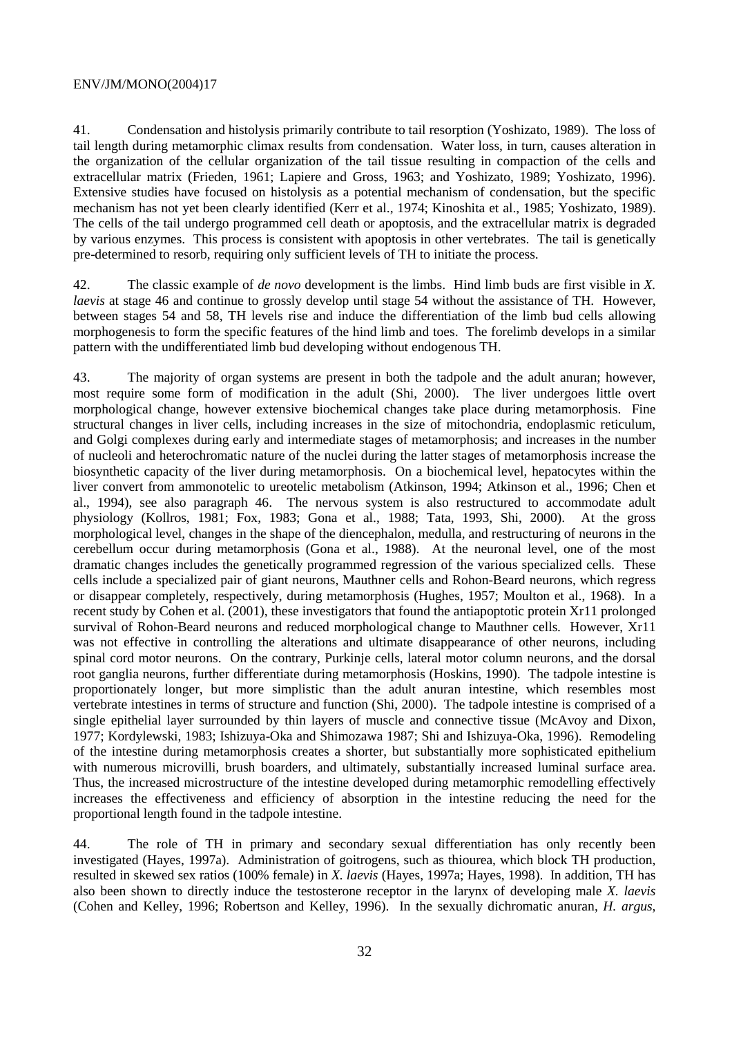41. Condensation and histolysis primarily contribute to tail resorption (Yoshizato, 1989). The loss of tail length during metamorphic climax results from condensation. Water loss, in turn, causes alteration in the organization of the cellular organization of the tail tissue resulting in compaction of the cells and extracellular matrix (Frieden, 1961; Lapiere and Gross, 1963; and Yoshizato, 1989; Yoshizato, 1996). Extensive studies have focused on histolysis as a potential mechanism of condensation, but the specific mechanism has not yet been clearly identified (Kerr et al., 1974; Kinoshita et al., 1985; Yoshizato, 1989). The cells of the tail undergo programmed cell death or apoptosis, and the extracellular matrix is degraded by various enzymes. This process is consistent with apoptosis in other vertebrates. The tail is genetically pre-determined to resorb, requiring only sufficient levels of TH to initiate the process.

42. The classic example of *de novo* development is the limbs. Hind limb buds are first visible in *X. laevis* at stage 46 and continue to grossly develop until stage 54 without the assistance of TH. However, between stages 54 and 58, TH levels rise and induce the differentiation of the limb bud cells allowing morphogenesis to form the specific features of the hind limb and toes. The forelimb develops in a similar pattern with the undifferentiated limb bud developing without endogenous TH.

43. The majority of organ systems are present in both the tadpole and the adult anuran; however, most require some form of modification in the adult (Shi, 2000). The liver undergoes little overt morphological change, however extensive biochemical changes take place during metamorphosis. Fine structural changes in liver cells, including increases in the size of mitochondria, endoplasmic reticulum, and Golgi complexes during early and intermediate stages of metamorphosis; and increases in the number of nucleoli and heterochromatic nature of the nuclei during the latter stages of metamorphosis increase the biosynthetic capacity of the liver during metamorphosis. On a biochemical level, hepatocytes within the liver convert from ammonotelic to ureotelic metabolism (Atkinson, 1994; Atkinson et al., 1996; Chen et al., 1994), see also paragraph 46. The nervous system is also restructured to accommodate adult physiology (Kollros, 1981; Fox, 1983; Gona et al., 1988; Tata, 1993, Shi, 2000). At the gross morphological level, changes in the shape of the diencephalon, medulla, and restructuring of neurons in the cerebellum occur during metamorphosis (Gona et al., 1988). At the neuronal level, one of the most dramatic changes includes the genetically programmed regression of the various specialized cells. These cells include a specialized pair of giant neurons, Mauthner cells and Rohon-Beard neurons, which regress or disappear completely, respectively, during metamorphosis (Hughes, 1957; Moulton et al., 1968). In a recent study by Cohen et al. (2001), these investigators that found the antiapoptotic protein Xr11 prolonged survival of Rohon-Beard neurons and reduced morphological change to Mauthner cells. However, Xr11 was not effective in controlling the alterations and ultimate disappearance of other neurons, including spinal cord motor neurons. On the contrary, Purkinje cells, lateral motor column neurons, and the dorsal root ganglia neurons, further differentiate during metamorphosis (Hoskins, 1990). The tadpole intestine is proportionately longer, but more simplistic than the adult anuran intestine, which resembles most vertebrate intestines in terms of structure and function (Shi, 2000). The tadpole intestine is comprised of a single epithelial layer surrounded by thin layers of muscle and connective tissue (McAvoy and Dixon, 1977; Kordylewski, 1983; Ishizuya-Oka and Shimozawa 1987; Shi and Ishizuya-Oka, 1996). Remodeling of the intestine during metamorphosis creates a shorter, but substantially more sophisticated epithelium with numerous microvilli, brush boarders, and ultimately, substantially increased luminal surface area. Thus, the increased microstructure of the intestine developed during metamorphic remodelling effectively increases the effectiveness and efficiency of absorption in the intestine reducing the need for the proportional length found in the tadpole intestine.

44. The role of TH in primary and secondary sexual differentiation has only recently been investigated (Hayes, 1997a). Administration of goitrogens, such as thiourea, which block TH production, resulted in skewed sex ratios (100% female) in *X. laevis* (Hayes, 1997a; Hayes, 1998). In addition, TH has also been shown to directly induce the testosterone receptor in the larynx of developing male *X. laevis* (Cohen and Kelley, 1996; Robertson and Kelley, 1996). In the sexually dichromatic anuran, *H. argus*,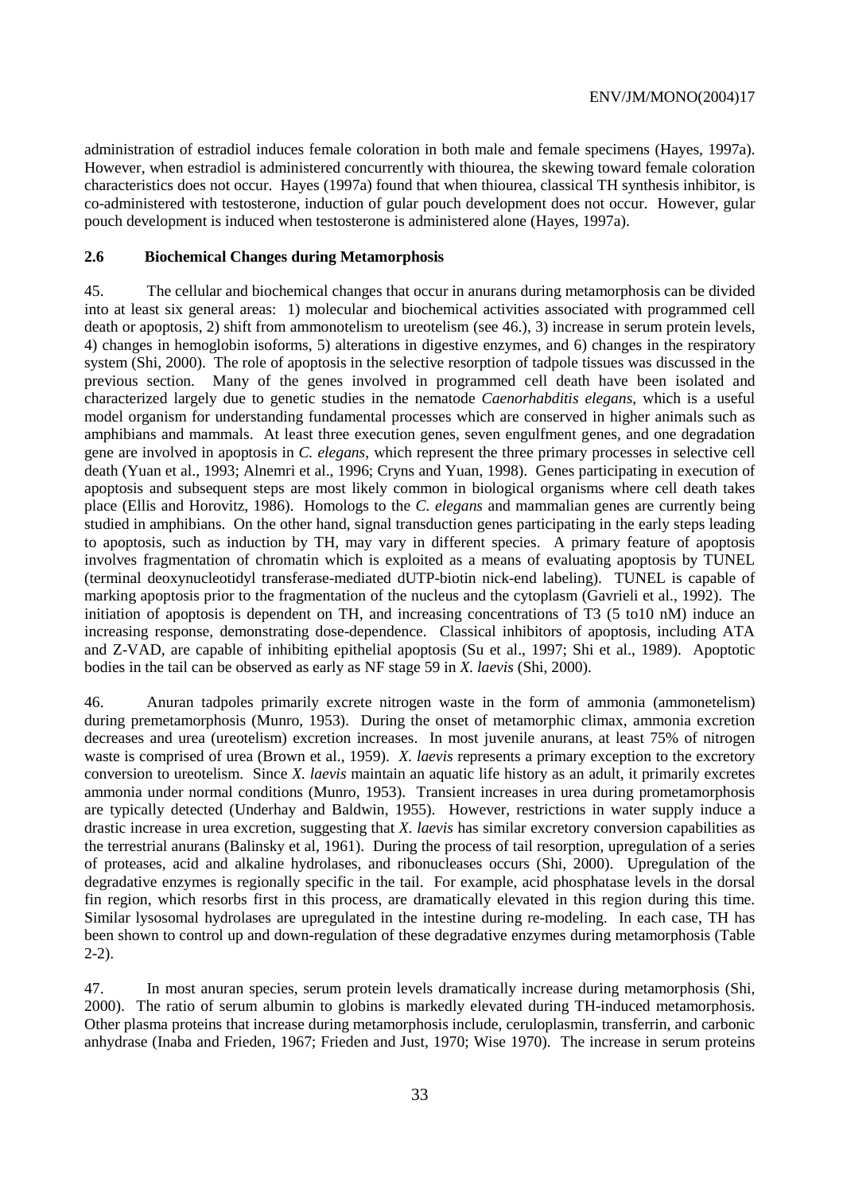administration of estradiol induces female coloration in both male and female specimens (Hayes, 1997a). However, when estradiol is administered concurrently with thiourea, the skewing toward female coloration characteristics does not occur. Hayes (1997a) found that when thiourea, classical TH synthesis inhibitor, is co-administered with testosterone, induction of gular pouch development does not occur. However, gular pouch development is induced when testosterone is administered alone (Hayes, 1997a).

### 2.6 Biochemical Changes during Metamorphosis

45. The cellular and biochemical changes that occur in anurans during metamorphosis can be divided into at least six general areas: 1) molecular and biochemical activities associated with programmed cell death or apoptosis, 2) shift from ammonotelism to ureotelism (see 46.), 3) increase in serum protein levels, 4) changes in hemoglobin isoforms, 5) alterations in digestive enzymes, and 6) changes in the respiratory system (Shi, 2000). The role of apoptosis in the selective resorption of tadpole tissues was discussed in the previous section. Many of the genes involved in programmed cell death have been isolated and characterized largely due to genetic studies in the nematode *Caenorhabditis elegans*, which is a useful model organism for understanding fundamental processes which are conserved in higher animals such as amphibians and mammals. At least three execution genes, seven engulfment genes, and one degradation gene are involved in apoptosis in *C. elegans*, which represent the three primary processes in selective cell death (Yuan et al., 1993; Alnemri et al., 1996; Cryns and Yuan, 1998). Genes participating in execution of apoptosis and subsequent steps are most likely common in biological organisms where cell death takes place (Ellis and Horovitz, 1986). Homologs to the *C. elegans* and mammalian genes are currently being studied in amphibians. On the other hand, signal transduction genes participating in the early steps leading to apoptosis, such as induction by TH, may vary in different species. A primary feature of apoptosis involves fragmentation of chromatin which is exploited as a means of evaluating apoptosis by TUNEL (terminal deoxynucleotidyl transferase-mediated dUTP-biotin nick-end labeling). TUNEL is capable of marking apoptosis prior to the fragmentation of the nucleus and the cytoplasm (Gavrieli et al., 1992). The initiation of apoptosis is dependent on TH, and increasing concentrations of T3 (5 to10 nM) induce an increasing response, demonstrating dose-dependence. Classical inhibitors of apoptosis, including ATA and Z-VAD, are capable of inhibiting epithelial apoptosis (Su et al., 1997; Shi et al., 1989). Apoptotic bodies in the tail can be observed as early as NF stage 59 in *X. laevis* (Shi, 2000).

46. Anuran tadpoles primarily excrete nitrogen waste in the form of ammonia (ammonetelism) during premetamorphosis (Munro, 1953). During the onset of metamorphic climax, ammonia excretion decreases and urea (ureotelism) excretion increases. In most juvenile anurans, at least 75% of nitrogen waste is comprised of urea (Brown et al., 1959). *X. laevis* represents a primary exception to the excretory conversion to ureotelism. Since *X. laevis* maintain an aquatic life history as an adult, it primarily excretes ammonia under normal conditions (Munro, 1953). Transient increases in urea during prometamorphosis are typically detected (Underhay and Baldwin, 1955). However, restrictions in water supply induce a drastic increase in urea excretion, suggesting that *X. laevis* has similar excretory conversion capabilities as the terrestrial anurans (Balinsky et al, 1961). During the process of tail resorption, upregulation of a series of proteases, acid and alkaline hydrolases, and ribonucleases occurs (Shi, 2000). Upregulation of the degradative enzymes is regionally specific in the tail. For example, acid phosphatase levels in the dorsal fin region, which resorbs first in this process, are dramatically elevated in this region during this time. Similar lysosomal hydrolases are upregulated in the intestine during re-modeling. In each case, TH has been shown to control up and down-regulation of these degradative enzymes during metamorphosis (Table 2-2).

47. In most anuran species, serum protein levels dramatically increase during metamorphosis (Shi, 2000). The ratio of serum albumin to globins is markedly elevated during TH-induced metamorphosis. Other plasma proteins that increase during metamorphosis include, ceruloplasmin, transferrin, and carbonic anhydrase (Inaba and Frieden, 1967; Frieden and Just, 1970; Wise 1970). The increase in serum proteins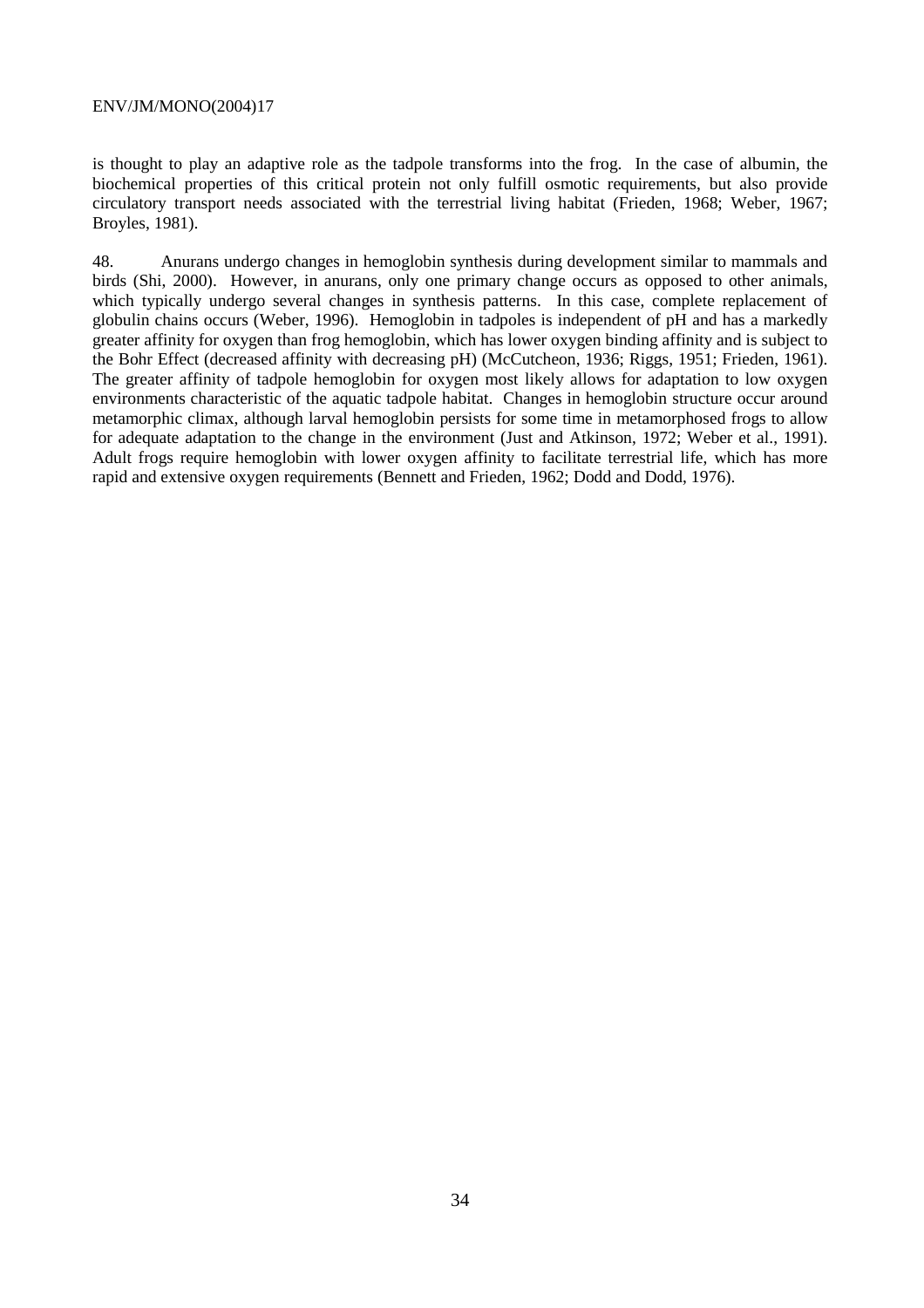is thought to play an adaptive role as the tadpole transforms into the frog. In the case of albumin, the biochemical properties of this critical protein not only fulfill osmotic requirements, but also provide circulatory transport needs associated with the terrestrial living habitat (Frieden, 1968; Weber, 1967; Broyles, 1981).

48. Anurans undergo changes in hemoglobin synthesis during development similar to mammals and birds (Shi, 2000). However, in anurans, only one primary change occurs as opposed to other animals, which typically undergo several changes in synthesis patterns. In this case, complete replacement of globulin chains occurs (Weber, 1996). Hemoglobin in tadpoles is independent of pH and has a markedly greater affinity for oxygen than frog hemoglobin, which has lower oxygen binding affinity and is subject to the Bohr Effect (decreased affinity with decreasing pH) (McCutcheon, 1936; Riggs, 1951; Frieden, 1961). The greater affinity of tadpole hemoglobin for oxygen most likely allows for adaptation to low oxygen environments characteristic of the aquatic tadpole habitat. Changes in hemoglobin structure occur around metamorphic climax, although larval hemoglobin persists for some time in metamorphosed frogs to allow for adequate adaptation to the change in the environment (Just and Atkinson, 1972; Weber et al., 1991). Adult frogs require hemoglobin with lower oxygen affinity to facilitate terrestrial life, which has more rapid and extensive oxygen requirements (Bennett and Frieden, 1962; Dodd and Dodd, 1976).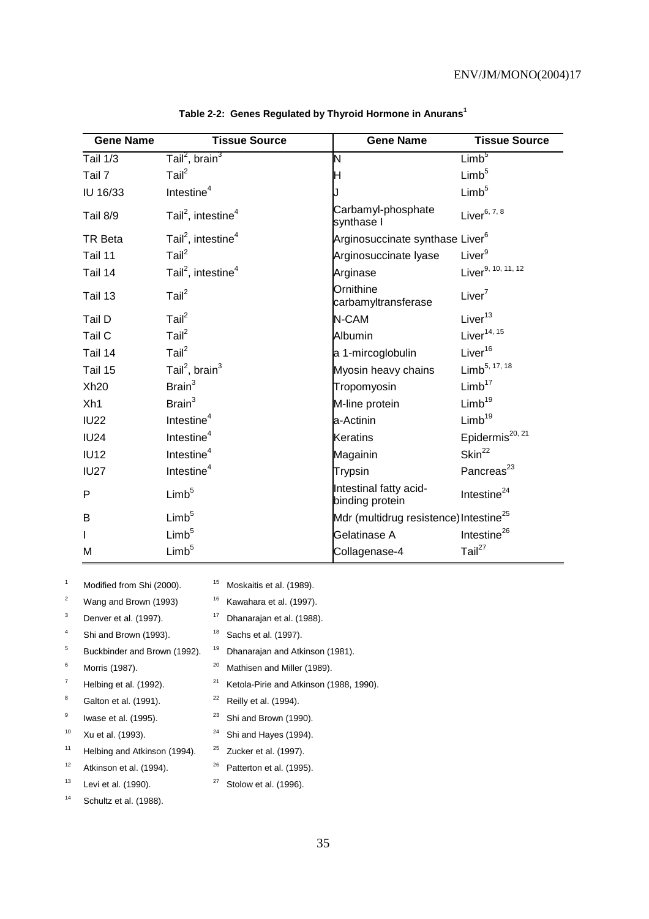**Table 2-2: Genes Regulated by Thyroid Hormone in Anurans[1]**

| Gene Name | Tissue Source | Gene Name | Tissue Source |
|---|---|---|---|
| Tail 1/3 | Tail[2], brain[3] | N | Limb[5] |
| Tail 7 | Tail[2] | H | Limb[5] |
| IU 16/33 | Intestine[4] | J | Limb[5] |
| Tail 8/9 | Tail[2], intestine[4] | Carbamyl-phosphate synthase I | Liver[6, 7, 8] |
| TR Beta | Tail[2], intestine[4] | Arginosuccinate synthase | Liver[6] |
| Tail 11 | Tail[2] | Arginosuccinate lyase | Liver[9] |
| Tail 14 | Tail[2], intestine[4] | Arginase | Liver[9, 10, 11, 12] |
| Tail 13 | Tail[2] | Ornithine carbamyltransferase | Liver[7] |
| Tail D | Tail[2] | N-CAM | Liver[13] |
| Tail C | Tail[2] | Albumin | Liver[14, 15] |
| Tail 14 | Tail[2] | a 1-mircoglobulin | Liver[16] |
| Tail 15 | Tail[2], brain[3] | Myosin heavy chains | Limb[5, 17, 18] |
| Xh20 | Brain[3] | Tropomyosin | Limb[17] |
| Xh1 | Brain[3] | M-line protein | Limb[19] |
| IU22 | Intestine[4] | a-Actinin | Limb[19] |
| IU24 | Intestine[4] | Keratins | Epidermis[20, 21] |
| IU12 | Intestine[4] | Magainin | Skin[22] |
| IU27 | Intestine[4] | Trypsin | Pancreas[23] |
| P | Limb[5] | Intestinal fatty acid-binding protein | Intestine[24] |
| B | Limb[5] | Mdr (multidrug resistence) | Intestine[25] |
| I | Limb[5] | Gelatinase A | Intestine[26] |
| M | Limb[5] | Collagenase-4 | Tail[27] |

[1] Modified from Shi (2000).
[2] Wang and Brown (1993)
[3] Denver et al. (1997).
[4] Shi and Brown (1993).
[5] Buckbinder and Brown (1992).
[6] Morris (1987).
[7] Helbing et al. (1992).
[8] Galton et al. (1991).
[9] Iwase et al. (1995).
[10] Xu et al. (1993).
[11] Helbing and Atkinson (1994).
[12] Atkinson et al. (1994).
[13] Levi et al. (1990).
[14] Schultz et al. (1988).
[15] Moskaitis et al. (1989).
[16] Kawahara et al. (1997).
[17] Dhanarajan et al. (1988).
[18] Sachs et al. (1997).
[19] Dhanarajan and Atkinson (1981).
[20] Mathisen and Miller (1989).
[21] Ketola-Pirie and Atkinson (1988, 1990).
[22] Reilly et al. (1994).
[23] Shi and Brown (1990).
[24] Shi and Hayes (1994).
[25] Zucker et al. (1997).
[26] Patterton et al. (1995).
[27] Stolow et al. (1996).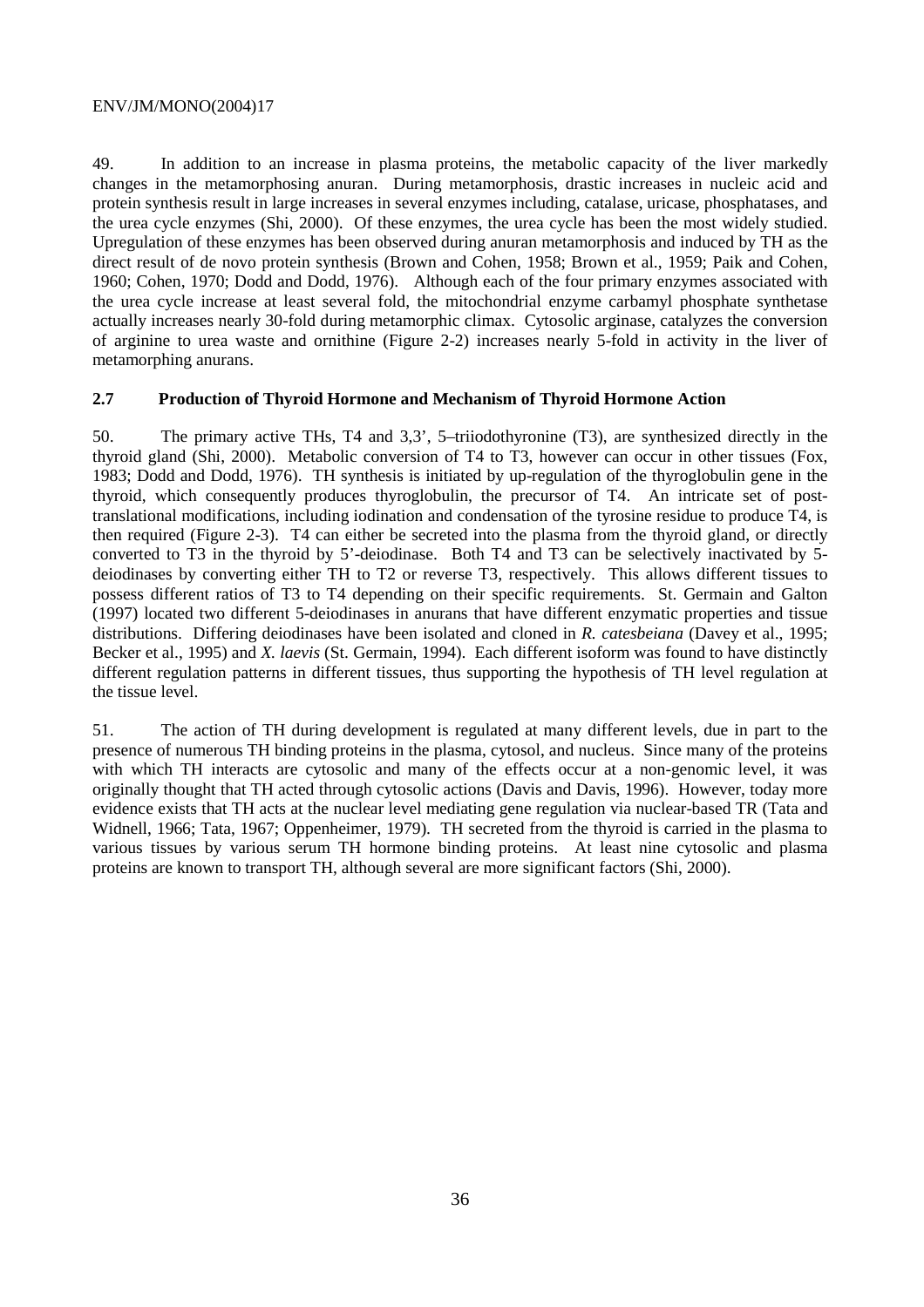49. In addition to an increase in plasma proteins, the metabolic capacity of the liver markedly changes in the metamorphosing anuran. During metamorphosis, drastic increases in nucleic acid and protein synthesis result in large increases in several enzymes including, catalase, uricase, phosphatases, and the urea cycle enzymes (Shi, 2000). Of these enzymes, the urea cycle has been the most widely studied. Upregulation of these enzymes has been observed during anuran metamorphosis and induced by TH as the direct result of de novo protein synthesis (Brown and Cohen, 1958; Brown et al., 1959; Paik and Cohen, 1960; Cohen, 1970; Dodd and Dodd, 1976). Although each of the four primary enzymes associated with the urea cycle increase at least several fold, the mitochondrial enzyme carbamyl phosphate synthetase actually increases nearly 30-fold during metamorphic climax. Cytosolic arginase, catalyzes the conversion of arginine to urea waste and ornithine (Figure 2-2) increases nearly 5-fold in activity in the liver of metamorphing anurans.

## 2.7 Production of Thyroid Hormone and Mechanism of Thyroid Hormone Action

50. The primary active THs, T4 and 3,3', 5–triiodothyronine (T3), are synthesized directly in the thyroid gland (Shi, 2000). Metabolic conversion of T4 to T3, however can occur in other tissues (Fox, 1983; Dodd and Dodd, 1976). TH synthesis is initiated by up-regulation of the thyroglobulin gene in the thyroid, which consequently produces thyroglobulin, the precursor of T4. An intricate set of post-translational modifications, including iodination and condensation of the tyrosine residue to produce T4, is then required (Figure 2-3). T4 can either be secreted into the plasma from the thyroid gland, or directly converted to T3 in the thyroid by 5'-deiodinase. Both T4 and T3 can be selectively inactivated by 5-deiodinases by converting either TH to T2 or reverse T3, respectively. This allows different tissues to possess different ratios of T3 to T4 depending on their specific requirements. St. Germain and Galton (1997) located two different 5-deiodinases in anurans that have different enzymatic properties and tissue distributions. Differing deiodinases have been isolated and cloned in *R. catesbeiana* (Davey et al., 1995; Becker et al., 1995) and *X. laevis* (St. Germain, 1994). Each different isoform was found to have distinctly different regulation patterns in different tissues, thus supporting the hypothesis of TH level regulation at the tissue level.

51. The action of TH during development is regulated at many different levels, due in part to the presence of numerous TH binding proteins in the plasma, cytosol, and nucleus. Since many of the proteins with which TH interacts are cytosolic and many of the effects occur at a non-genomic level, it was originally thought that TH acted through cytosolic actions (Davis and Davis, 1996). However, today more evidence exists that TH acts at the nuclear level mediating gene regulation via nuclear-based TR (Tata and Widnell, 1966; Tata, 1967; Oppenheimer, 1979). TH secreted from the thyroid is carried in the plasma to various tissues by various serum TH hormone binding proteins. At least nine cytosolic and plasma proteins are known to transport TH, although several are more significant factors (Shi, 2000).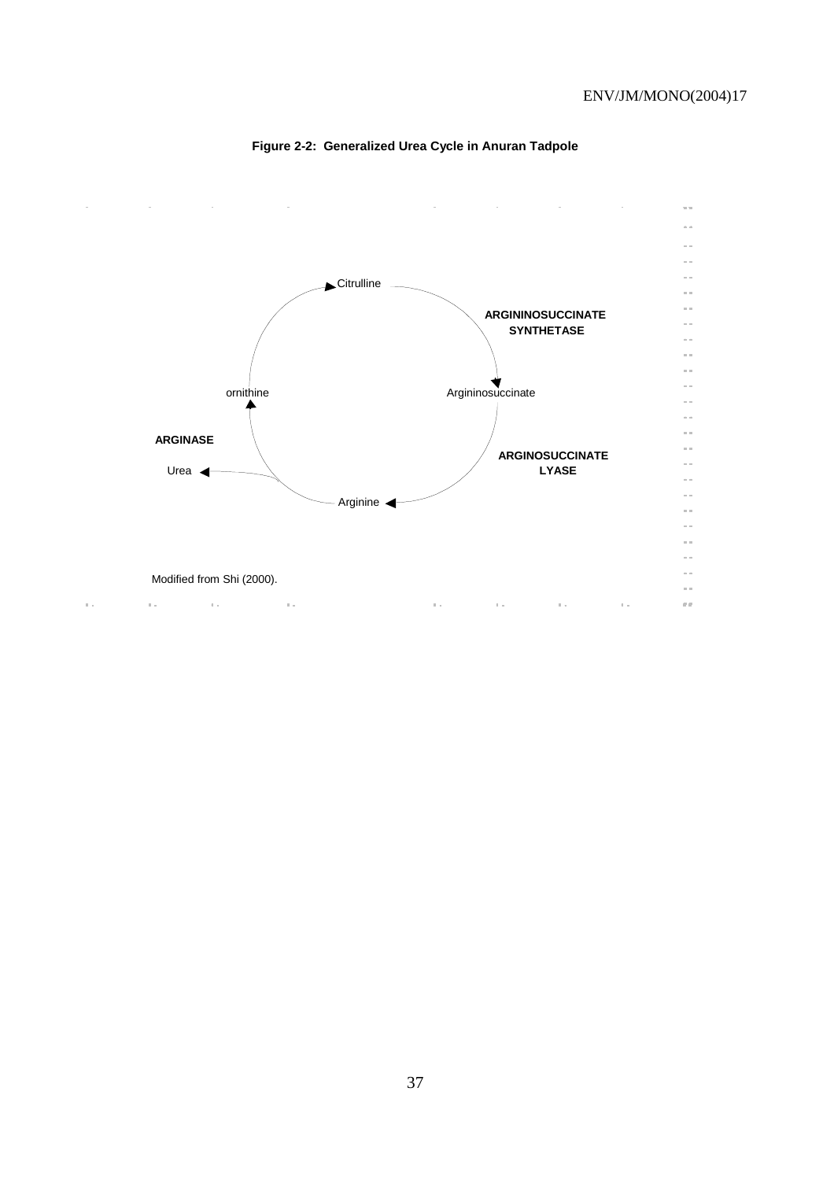**Figure 2-2: Generalized Urea Cycle in Anuran Tadpole**

Citrulline

ARGININOSUCCINATE SYNTHETASE

Argininosuccinate

ARGINOSUCCINATE LYASE

Arginine

ARGINASE

Urea

ornithine

Modified from Shi (2000).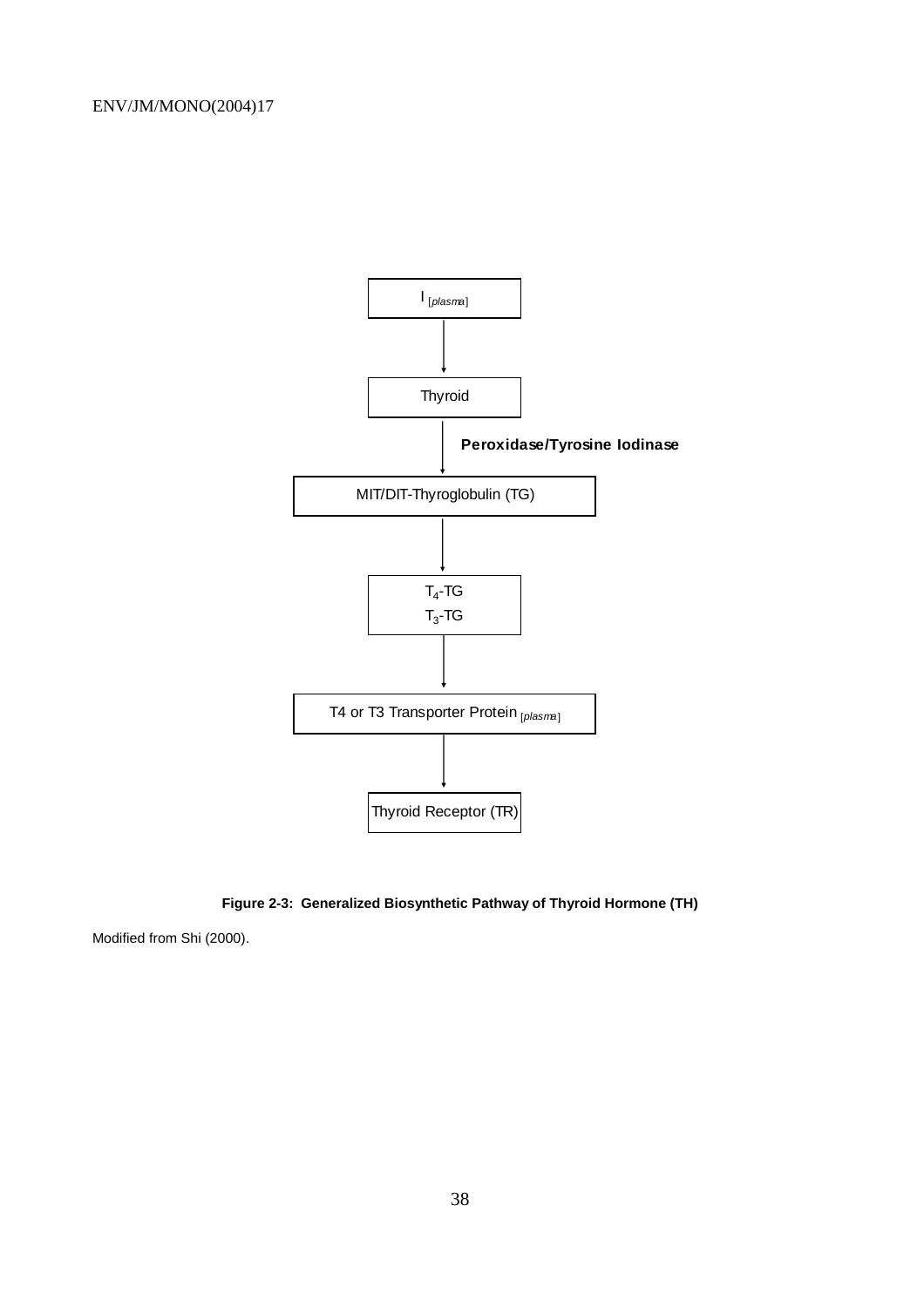I [*plasma*]

↓

Thyroid

↓ **Peroxidase/Tyrosine Iodinase**

MIT/DIT-Thyroglobulin (TG)

↓

$T_4$-TG
$T_3$-TG

↓

T4 or T3 Transporter Protein [*plasma*]

↓

Thyroid Receptor (TR)

**Figure 2-3: Generalized Biosynthetic Pathway of Thyroid Hormone (TH)**

Modified from Shi (2000).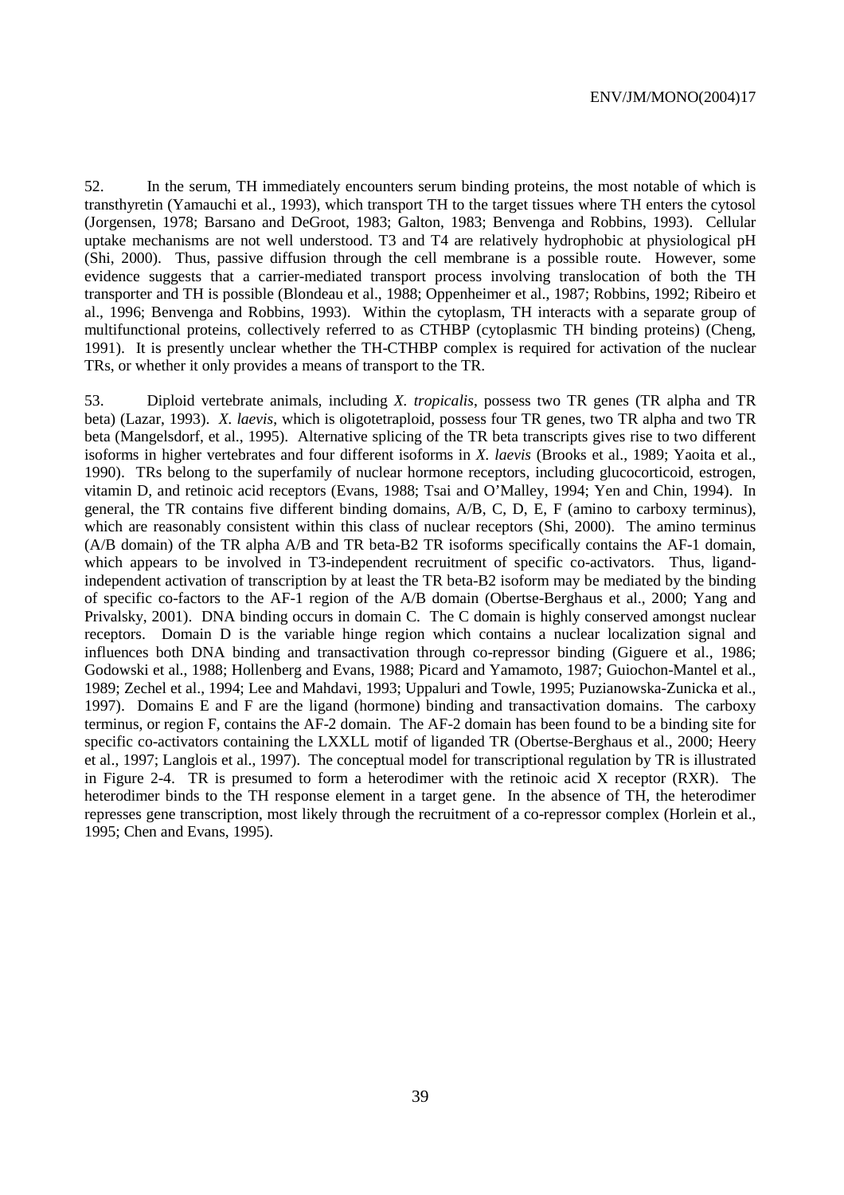52. In the serum, TH immediately encounters serum binding proteins, the most notable of which is transthyretin (Yamauchi et al., 1993), which transport TH to the target tissues where TH enters the cytosol (Jorgensen, 1978; Barsano and DeGroot, 1983; Galton, 1983; Benvenga and Robbins, 1993). Cellular uptake mechanisms are not well understood. T3 and T4 are relatively hydrophobic at physiological pH (Shi, 2000). Thus, passive diffusion through the cell membrane is a possible route. However, some evidence suggests that a carrier-mediated transport process involving translocation of both the TH transporter and TH is possible (Blondeau et al., 1988; Oppenheimer et al., 1987; Robbins, 1992; Ribeiro et al., 1996; Benvenga and Robbins, 1993). Within the cytoplasm, TH interacts with a separate group of multifunctional proteins, collectively referred to as CTHBP (cytoplasmic TH binding proteins) (Cheng, 1991). It is presently unclear whether the TH-CTHBP complex is required for activation of the nuclear TRs, or whether it only provides a means of transport to the TR.

53. Diploid vertebrate animals, including *X. tropicalis*, possess two TR genes (TR alpha and TR beta) (Lazar, 1993). *X. laevis*, which is oligotetraploid, possess four TR genes, two TR alpha and two TR beta (Mangelsdorf, et al., 1995). Alternative splicing of the TR beta transcripts gives rise to two different isoforms in higher vertebrates and four different isoforms in *X. laevis* (Brooks et al., 1989; Yaoita et al., 1990). TRs belong to the superfamily of nuclear hormone receptors, including glucocorticoid, estrogen, vitamin D, and retinoic acid receptors (Evans, 1988; Tsai and O'Malley, 1994; Yen and Chin, 1994). In general, the TR contains five different binding domains, A/B, C, D, E, F (amino to carboxy terminus), which are reasonably consistent within this class of nuclear receptors (Shi, 2000). The amino terminus (A/B domain) of the TR alpha A/B and TR beta-B2 TR isoforms specifically contains the AF-1 domain, which appears to be involved in T3-independent recruitment of specific co-activators. Thus, ligand-independent activation of transcription by at least the TR beta-B2 isoform may be mediated by the binding of specific co-factors to the AF-1 region of the A/B domain (Obertse-Berghaus et al., 2000; Yang and Privalsky, 2001). DNA binding occurs in domain C. The C domain is highly conserved amongst nuclear receptors. Domain D is the variable hinge region which contains a nuclear localization signal and influences both DNA binding and transactivation through co-repressor binding (Giguere et al., 1986; Godowski et al., 1988; Hollenberg and Evans, 1988; Picard and Yamamoto, 1987; Guiochon-Mantel et al., 1989; Zechel et al., 1994; Lee and Mahdavi, 1993; Uppaluri and Towle, 1995; Puzianowska-Zunicka et al., 1997). Domains E and F are the ligand (hormone) binding and transactivation domains. The carboxy terminus, or region F, contains the AF-2 domain. The AF-2 domain has been found to be a binding site for specific co-activators containing the LXXLL motif of liganded TR (Obertse-Berghaus et al., 2000; Heery et al., 1997; Langlois et al., 1997). The conceptual model for transcriptional regulation by TR is illustrated in Figure 2-4. TR is presumed to form a heterodimer with the retinoic acid X receptor (RXR). The heterodimer binds to the TH response element in a target gene. In the absence of TH, the heterodimer represses gene transcription, most likely through the recruitment of a co-repressor complex (Horlein et al., 1995; Chen and Evans, 1995).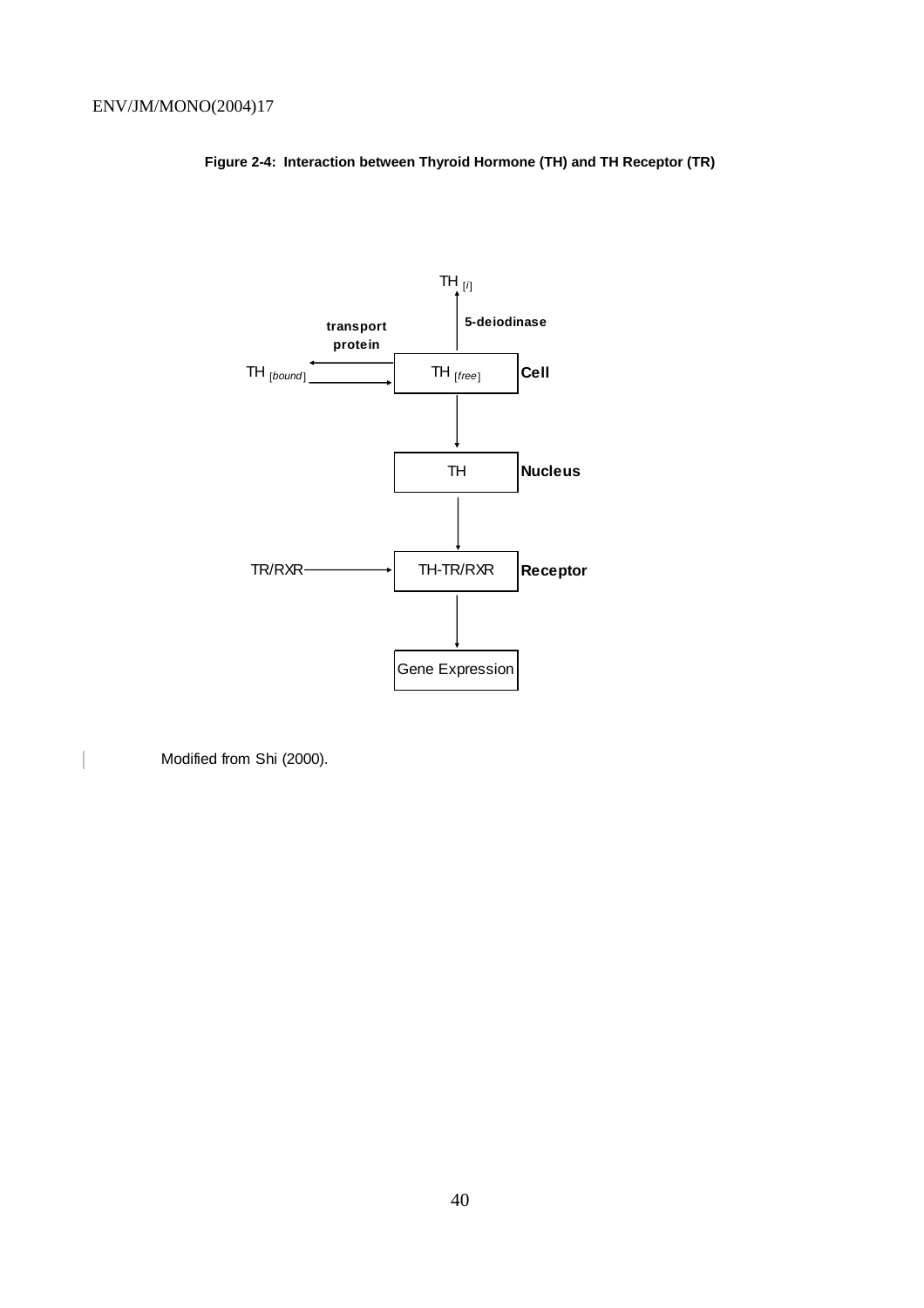**Figure 2-4: Interaction between Thyroid Hormone (TH) and TH Receptor (TR)**

```
                         TH [i]
                           ^
                           |  5-deiodinase
        transport          |
        protein            |
TH [bound] <--------- +------------+
           ---------> | TH [free]  |  Cell
                      +------------+
                           |
                           v
                      +------------+
                      |     TH     |  Nucleus
                      +------------+
                           |
                           v
                      +------------+
TR/RXR -------------> | TH-TR/RXR  |  Receptor
                      +------------+
                           |
                           v
                      +-----------------+
                      | Gene Expression |
                      +-----------------+
```

Modified from Shi (2000).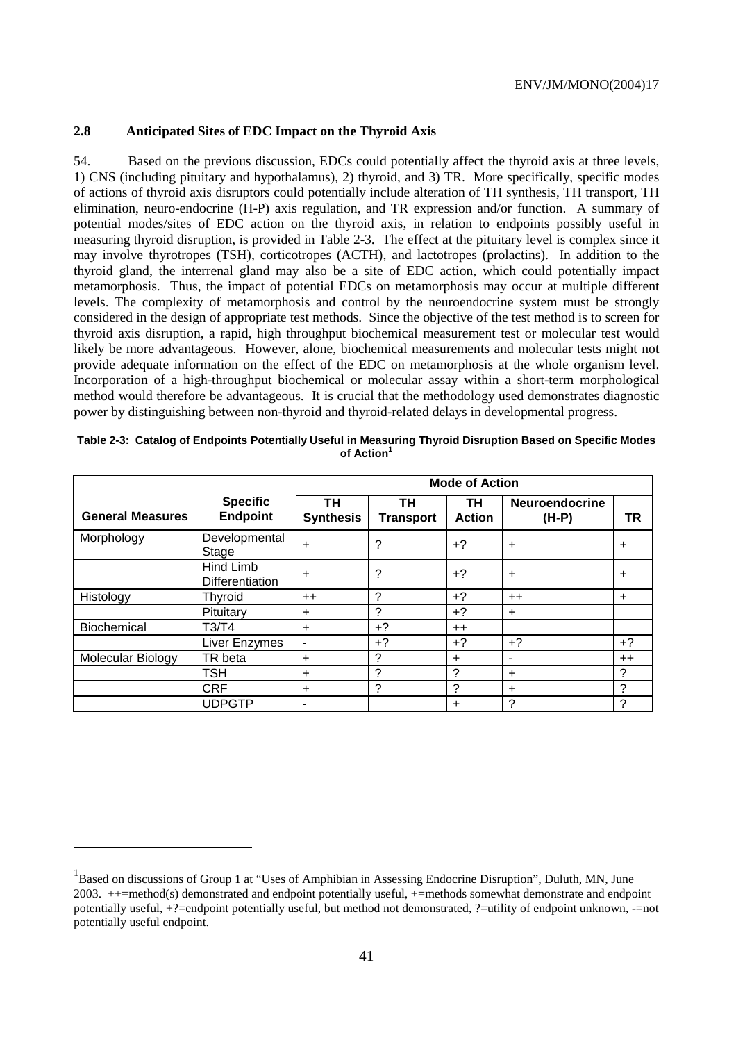## 2.8 Anticipated Sites of EDC Impact on the Thyroid Axis

54. Based on the previous discussion, EDCs could potentially affect the thyroid axis at three levels, 1) CNS (including pituitary and hypothalamus), 2) thyroid, and 3) TR. More specifically, specific modes of actions of thyroid axis disruptors could potentially include alteration of TH synthesis, TH transport, TH elimination, neuro-endocrine (H-P) axis regulation, and TR expression and/or function. A summary of potential modes/sites of EDC action on the thyroid axis, in relation to endpoints possibly useful in measuring thyroid disruption, is provided in Table 2-3. The effect at the pituitary level is complex since it may involve thyrotropes (TSH), corticotropes (ACTH), and lactotropes (prolactins). In addition to the thyroid gland, the interrenal gland may also be a site of EDC action, which could potentially impact metamorphosis. Thus, the impact of potential EDCs on metamorphosis may occur at multiple different levels. The complexity of metamorphosis and control by the neuroendocrine system must be strongly considered in the design of appropriate test methods. Since the objective of the test method is to screen for thyroid axis disruption, a rapid, high throughput biochemical measurement test or molecular test would likely be more advantageous. However, alone, biochemical measurements and molecular tests might not provide adequate information on the effect of the EDC on metamorphosis at the whole organism level. Incorporation of a high-throughput biochemical or molecular assay within a short-term morphological method would therefore be advantageous. It is crucial that the methodology used demonstrates diagnostic power by distinguishing between non-thyroid and thyroid-related delays in developmental progress.

**Table 2-3: Catalog of Endpoints Potentially Useful in Measuring Thyroid Disruption Based on Specific Modes of Action[1]**

| | | Mode of Action | | | | |
|---|---|---|---|---|---|---|
| **General Measures** | **Specific Endpoint** | **TH Synthesis** | **TH Transport** | **TH Action** | **Neuroendocrine (H-P)** | **TR** |
| Morphology | Developmental Stage | + | ? | +? | + | + |
| | Hind Limb Differentiation | + | ? | +? | + | + |
| Histology | Thyroid | ++ | ? | +? | ++ | + |
| | Pituitary | + | ? | +? | + | |
| Biochemical | T3/T4 | + | +? | ++ | | |
| | Liver Enzymes | - | +? | +? | +? | +? |
| Molecular Biology | TR beta | + | ? | + | - | ++ |
| | TSH | + | ? | ? | + | ? |
| | CRF | + | ? | ? | + | ? |
| | UDPGTP | - | | + | ? | ? |

[1]Based on discussions of Group 1 at "Uses of Amphibian in Assessing Endocrine Disruption", Duluth, MN, June 2003. ++=method(s) demonstrated and endpoint potentially useful, +=methods somewhat demonstrate and endpoint potentially useful, +?=endpoint potentially useful, but method not demonstrated, ?=utility of endpoint unknown, -=not potentially useful endpoint.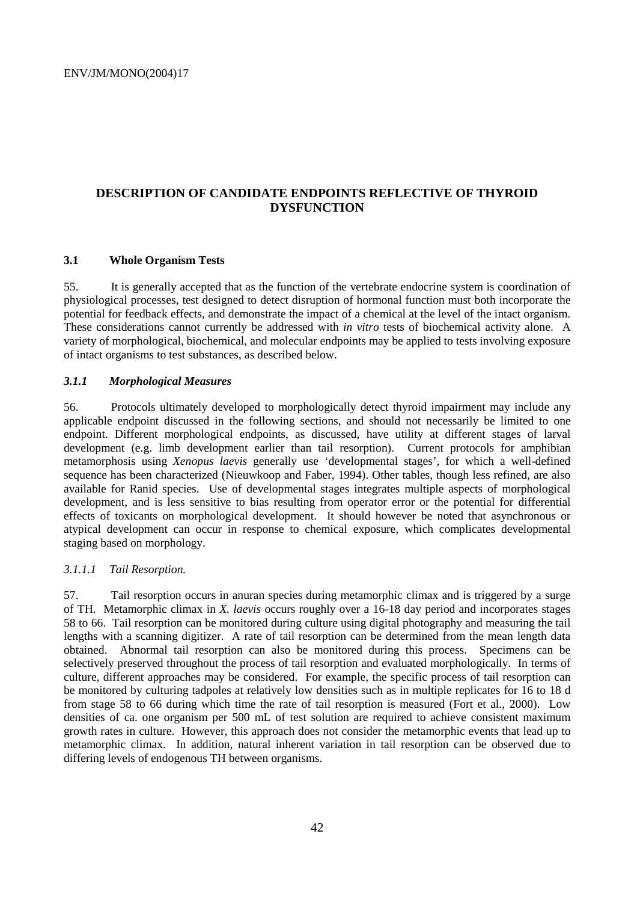## DESCRIPTION OF CANDIDATE ENDPOINTS REFLECTIVE OF THYROID DYSFUNCTION

### 3.1 Whole Organism Tests

55. It is generally accepted that as the function of the vertebrate endocrine system is coordination of physiological processes, test designed to detect disruption of hormonal function must both incorporate the potential for feedback effects, and demonstrate the impact of a chemical at the level of the intact organism. These considerations cannot currently be addressed with *in vitro* tests of biochemical activity alone. A variety of morphological, biochemical, and molecular endpoints may be applied to tests involving exposure of intact organisms to test substances, as described below.

#### *3.1.1 Morphological Measures*

56. Protocols ultimately developed to morphologically detect thyroid impairment may include any applicable endpoint discussed in the following sections, and should not necessarily be limited to one endpoint. Different morphological endpoints, as discussed, have utility at different stages of larval development (e.g. limb development earlier than tail resorption). Current protocols for amphibian metamorphosis using *Xenopus laevis* generally use 'developmental stages', for which a well-defined sequence has been characterized (Nieuwkoop and Faber, 1994). Other tables, though less refined, are also available for Ranid species. Use of developmental stages integrates multiple aspects of morphological development, and is less sensitive to bias resulting from operator error or the potential for differential effects of toxicants on morphological development. It should however be noted that asynchronous or atypical development can occur in response to chemical exposure, which complicates developmental staging based on morphology.

##### *3.1.1.1 Tail Resorption.*

57. Tail resorption occurs in anuran species during metamorphic climax and is triggered by a surge of TH. Metamorphic climax in *X. laevis* occurs roughly over a 16-18 day period and incorporates stages 58 to 66. Tail resorption can be monitored during culture using digital photography and measuring the tail lengths with a scanning digitizer. A rate of tail resorption can be determined from the mean length data obtained. Abnormal tail resorption can also be monitored during this process. Specimens can be selectively preserved throughout the process of tail resorption and evaluated morphologically. In terms of culture, different approaches may be considered. For example, the specific process of tail resorption can be monitored by culturing tadpoles at relatively low densities such as in multiple replicates for 16 to 18 d from stage 58 to 66 during which time the rate of tail resorption is measured (Fort et al., 2000). Low densities of ca. one organism per 500 mL of test solution are required to achieve consistent maximum growth rates in culture. However, this approach does not consider the metamorphic events that lead up to metamorphic climax. In addition, natural inherent variation in tail resorption can be observed due to differing levels of endogenous TH between organisms.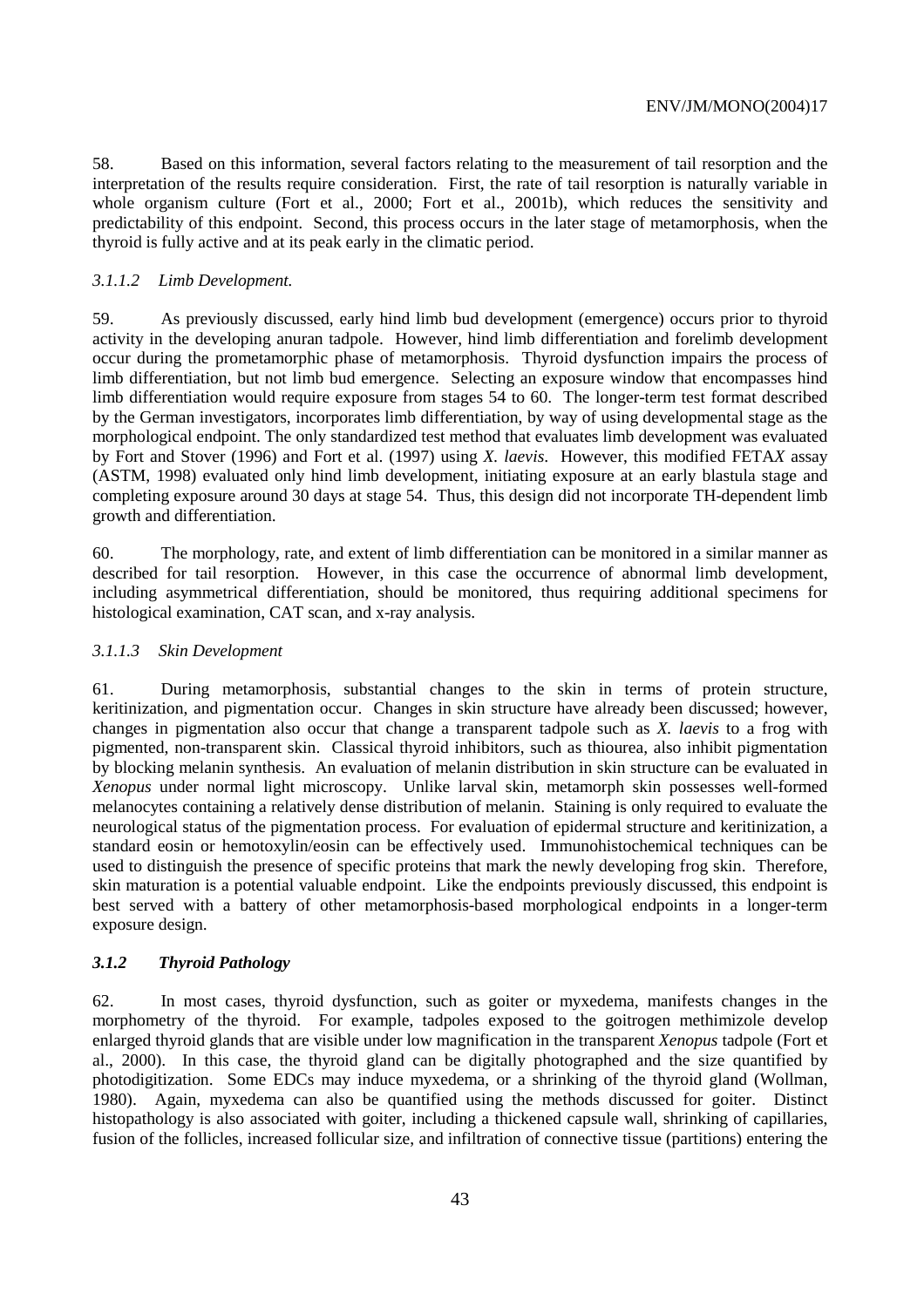58. Based on this information, several factors relating to the measurement of tail resorption and the interpretation of the results require consideration. First, the rate of tail resorption is naturally variable in whole organism culture (Fort et al., 2000; Fort et al., 2001b), which reduces the sensitivity and predictability of this endpoint. Second, this process occurs in the later stage of metamorphosis, when the thyroid is fully active and at its peak early in the climatic period.

#### *3.1.1.2 Limb Development.*

59. As previously discussed, early hind limb bud development (emergence) occurs prior to thyroid activity in the developing anuran tadpole. However, hind limb differentiation and forelimb development occur during the prometamorphic phase of metamorphosis. Thyroid dysfunction impairs the process of limb differentiation, but not limb bud emergence. Selecting an exposure window that encompasses hind limb differentiation would require exposure from stages 54 to 60. The longer-term test format described by the German investigators, incorporates limb differentiation, by way of using developmental stage as the morphological endpoint. The only standardized test method that evaluates limb development was evaluated by Fort and Stover (1996) and Fort et al. (1997) using *X. laevis*. However, this modified FETA*X* assay (ASTM, 1998) evaluated only hind limb development, initiating exposure at an early blastula stage and completing exposure around 30 days at stage 54. Thus, this design did not incorporate TH-dependent limb growth and differentiation.

60. The morphology, rate, and extent of limb differentiation can be monitored in a similar manner as described for tail resorption. However, in this case the occurrence of abnormal limb development, including asymmetrical differentiation, should be monitored, thus requiring additional specimens for histological examination, CAT scan, and x-ray analysis.

#### *3.1.1.3 Skin Development*

61. During metamorphosis, substantial changes to the skin in terms of protein structure, keritinization, and pigmentation occur. Changes in skin structure have already been discussed; however, changes in pigmentation also occur that change a transparent tadpole such as *X. laevis* to a frog with pigmented, non-transparent skin. Classical thyroid inhibitors, such as thiourea, also inhibit pigmentation by blocking melanin synthesis. An evaluation of melanin distribution in skin structure can be evaluated in *Xenopus* under normal light microscopy. Unlike larval skin, metamorph skin possesses well-formed melanocytes containing a relatively dense distribution of melanin. Staining is only required to evaluate the neurological status of the pigmentation process. For evaluation of epidermal structure and keritinization, a standard eosin or hemotoxylin/eosin can be effectively used. Immunohistochemical techniques can be used to distinguish the presence of specific proteins that mark the newly developing frog skin. Therefore, skin maturation is a potential valuable endpoint. Like the endpoints previously discussed, this endpoint is best served with a battery of other metamorphosis-based morphological endpoints in a longer-term exposure design.

### *3.1.2 Thyroid Pathology*

62. In most cases, thyroid dysfunction, such as goiter or myxedema, manifests changes in the morphometry of the thyroid. For example, tadpoles exposed to the goitrogen methimizole develop enlarged thyroid glands that are visible under low magnification in the transparent *Xenopus* tadpole (Fort et al., 2000). In this case, the thyroid gland can be digitally photographed and the size quantified by photodigitization. Some EDCs may induce myxedema, or a shrinking of the thyroid gland (Wollman, 1980). Again, myxedema can also be quantified using the methods discussed for goiter. Distinct histopathology is also associated with goiter, including a thickened capsule wall, shrinking of capillaries, fusion of the follicles, increased follicular size, and infiltration of connective tissue (partitions) entering the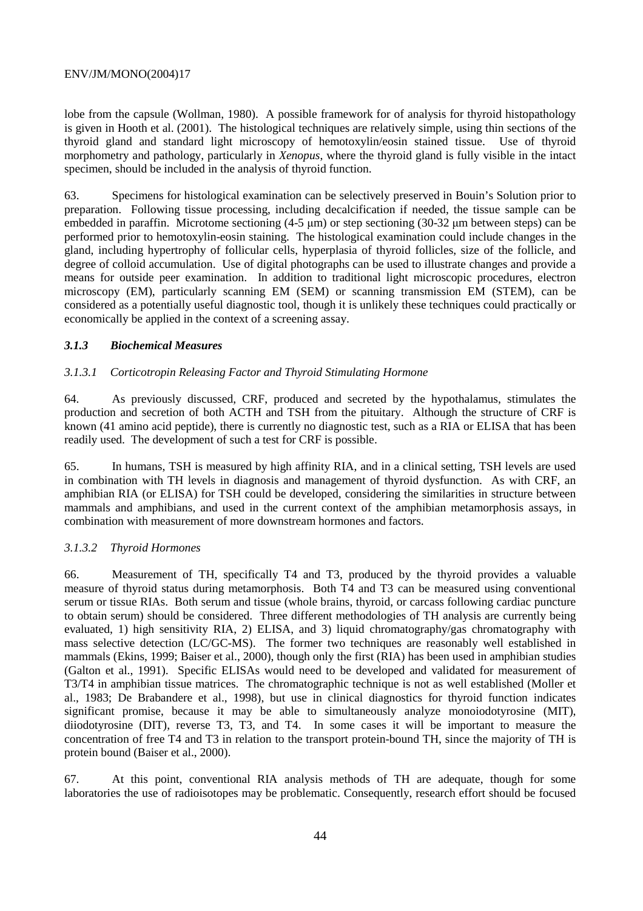lobe from the capsule (Wollman, 1980). A possible framework for of analysis for thyroid histopathology is given in Hooth et al. (2001). The histological techniques are relatively simple, using thin sections of the thyroid gland and standard light microscopy of hemotoxylin/eosin stained tissue. Use of thyroid morphometry and pathology, particularly in *Xenopus*, where the thyroid gland is fully visible in the intact specimen, should be included in the analysis of thyroid function.

63. Specimens for histological examination can be selectively preserved in Bouin's Solution prior to preparation. Following tissue processing, including decalcification if needed, the tissue sample can be embedded in paraffin. Microtome sectioning (4-5 μm) or step sectioning (30-32 μm between steps) can be performed prior to hemotoxylin-eosin staining. The histological examination could include changes in the gland, including hypertrophy of follicular cells, hyperplasia of thyroid follicles, size of the follicle, and degree of colloid accumulation. Use of digital photographs can be used to illustrate changes and provide a means for outside peer examination. In addition to traditional light microscopic procedures, electron microscopy (EM), particularly scanning EM (SEM) or scanning transmission EM (STEM), can be considered as a potentially useful diagnostic tool, though it is unlikely these techniques could practically or economically be applied in the context of a screening assay.

### *3.1.3 Biochemical Measures*

#### *3.1.3.1 Corticotropin Releasing Factor and Thyroid Stimulating Hormone*

64. As previously discussed, CRF, produced and secreted by the hypothalamus, stimulates the production and secretion of both ACTH and TSH from the pituitary. Although the structure of CRF is known (41 amino acid peptide), there is currently no diagnostic test, such as a RIA or ELISA that has been readily used. The development of such a test for CRF is possible.

65. In humans, TSH is measured by high affinity RIA, and in a clinical setting, TSH levels are used in combination with TH levels in diagnosis and management of thyroid dysfunction. As with CRF, an amphibian RIA (or ELISA) for TSH could be developed, considering the similarities in structure between mammals and amphibians, and used in the current context of the amphibian metamorphosis assays, in combination with measurement of more downstream hormones and factors.

#### *3.1.3.2 Thyroid Hormones*

66. Measurement of TH, specifically T4 and T3, produced by the thyroid provides a valuable measure of thyroid status during metamorphosis. Both T4 and T3 can be measured using conventional serum or tissue RIAs. Both serum and tissue (whole brains, thyroid, or carcass following cardiac puncture to obtain serum) should be considered. Three different methodologies of TH analysis are currently being evaluated, 1) high sensitivity RIA, 2) ELISA, and 3) liquid chromatography/gas chromatography with mass selective detection (LC/GC-MS). The former two techniques are reasonably well established in mammals (Ekins, 1999; Baiser et al., 2000), though only the first (RIA) has been used in amphibian studies (Galton et al., 1991). Specific ELISAs would need to be developed and validated for measurement of T3/T4 in amphibian tissue matrices. The chromatographic technique is not as well established (Moller et al., 1983; De Brabandere et al., 1998), but use in clinical diagnostics for thyroid function indicates significant promise, because it may be able to simultaneously analyze monoiodotyrosine (MIT), diiodotyrosine (DIT), reverse T3, T3, and T4. In some cases it will be important to measure the concentration of free T4 and T3 in relation to the transport protein-bound TH, since the majority of TH is protein bound (Baiser et al., 2000).

67. At this point, conventional RIA analysis methods of TH are adequate, though for some laboratories the use of radioisotopes may be problematic. Consequently, research effort should be focused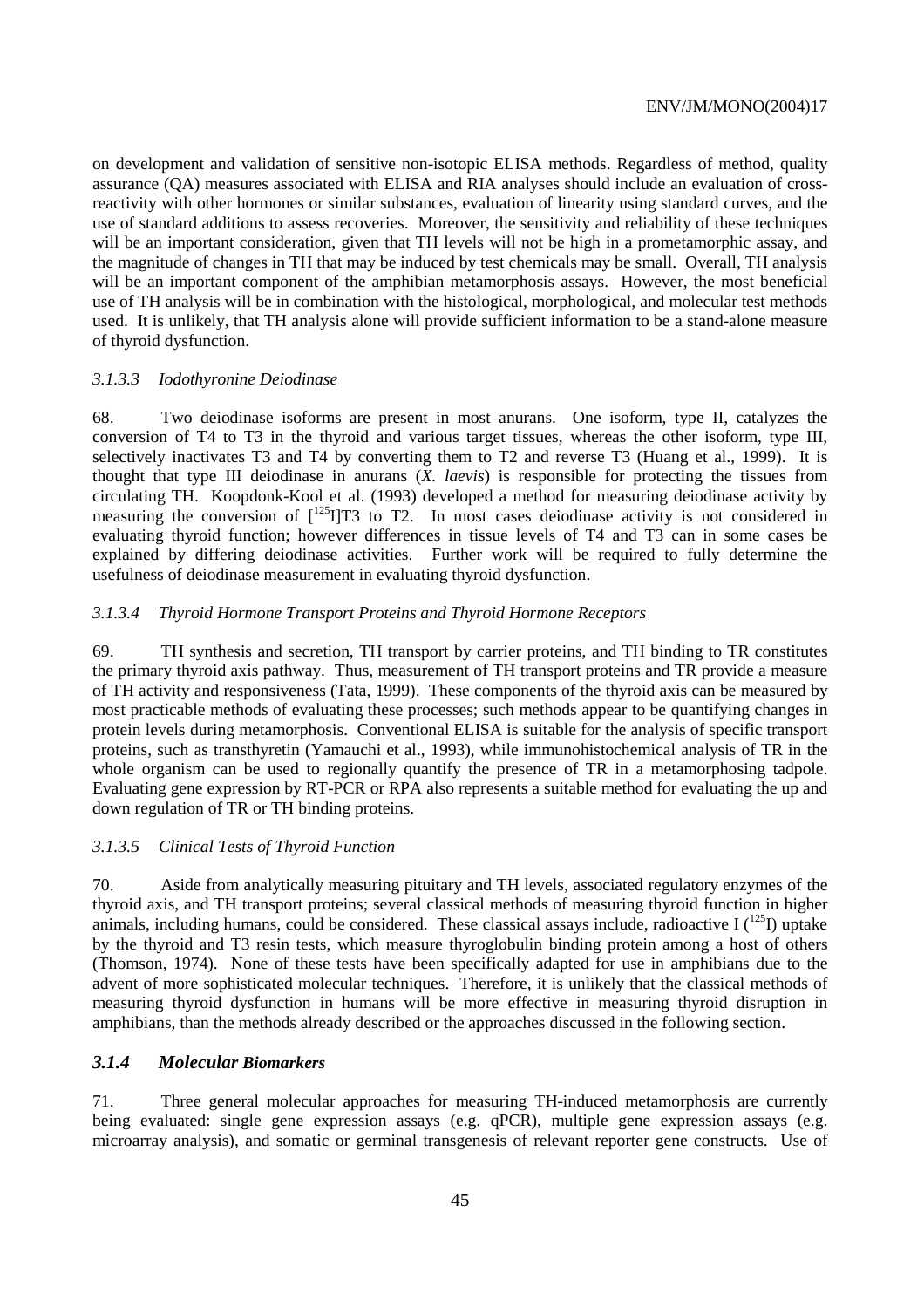on development and validation of sensitive non-isotopic ELISA methods. Regardless of method, quality assurance (QA) measures associated with ELISA and RIA analyses should include an evaluation of cross-reactivity with other hormones or similar substances, evaluation of linearity using standard curves, and the use of standard additions to assess recoveries. Moreover, the sensitivity and reliability of these techniques will be an important consideration, given that TH levels will not be high in a prometamorphic assay, and the magnitude of changes in TH that may be induced by test chemicals may be small. Overall, TH analysis will be an important component of the amphibian metamorphosis assays. However, the most beneficial use of TH analysis will be in combination with the histological, morphological, and molecular test methods used. It is unlikely, that TH analysis alone will provide sufficient information to be a stand-alone measure of thyroid dysfunction.

#### *3.1.3.3 Iodothyronine Deiodinase*

68. Two deiodinase isoforms are present in most anurans. One isoform, type II, catalyzes the conversion of T4 to T3 in the thyroid and various target tissues, whereas the other isoform, type III, selectively inactivates T3 and T4 by converting them to T2 and reverse T3 (Huang et al., 1999). It is thought that type III deiodinase in anurans (*X. laevis*) is responsible for protecting the tissues from circulating TH. Koopdonk-Kool et al. (1993) developed a method for measuring deiodinase activity by measuring the conversion of [$^{125}$I]T3 to T2. In most cases deiodinase activity is not considered in evaluating thyroid function; however differences in tissue levels of T4 and T3 can in some cases be explained by differing deiodinase activities. Further work will be required to fully determine the usefulness of deiodinase measurement in evaluating thyroid dysfunction.

#### *3.1.3.4 Thyroid Hormone Transport Proteins and Thyroid Hormone Receptors*

69. TH synthesis and secretion, TH transport by carrier proteins, and TH binding to TR constitutes the primary thyroid axis pathway. Thus, measurement of TH transport proteins and TR provide a measure of TH activity and responsiveness (Tata, 1999). These components of the thyroid axis can be measured by most practicable methods of evaluating these processes; such methods appear to be quantifying changes in protein levels during metamorphosis. Conventional ELISA is suitable for the analysis of specific transport proteins, such as transthyretin (Yamauchi et al., 1993), while immunohistochemical analysis of TR in the whole organism can be used to regionally quantify the presence of TR in a metamorphosing tadpole. Evaluating gene expression by RT-PCR or RPA also represents a suitable method for evaluating the up and down regulation of TR or TH binding proteins.

#### *3.1.3.5 Clinical Tests of Thyroid Function*

70. Aside from analytically measuring pituitary and TH levels, associated regulatory enzymes of the thyroid axis, and TH transport proteins; several classical methods of measuring thyroid function in higher animals, including humans, could be considered. These classical assays include, radioactive I ($^{125}$I) uptake by the thyroid and T3 resin tests, which measure thyroglobulin binding protein among a host of others (Thomson, 1974). None of these tests have been specifically adapted for use in amphibians due to the advent of more sophisticated molecular techniques. Therefore, it is unlikely that the classical methods of measuring thyroid dysfunction in humans will be more effective in measuring thyroid disruption in amphibians, than the methods already described or the approaches discussed in the following section.

### *3.1.4 Molecular Biomarkers*

71. Three general molecular approaches for measuring TH-induced metamorphosis are currently being evaluated: single gene expression assays (e.g. qPCR), multiple gene expression assays (e.g. microarray analysis), and somatic or germinal transgenesis of relevant reporter gene constructs. Use of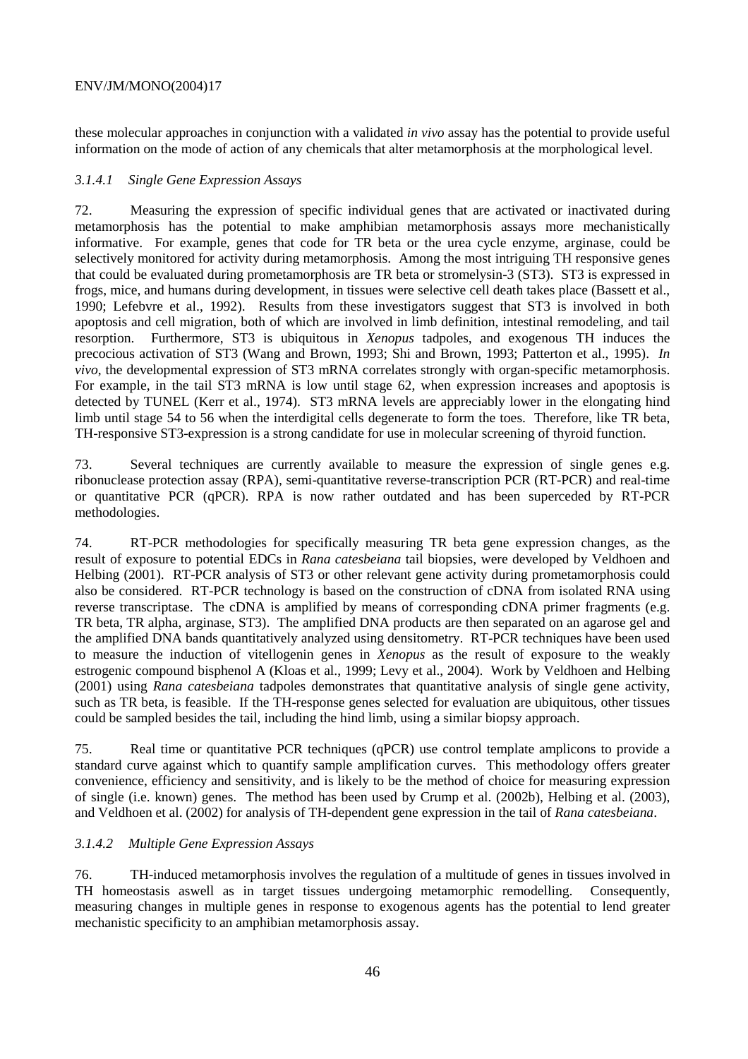these molecular approaches in conjunction with a validated *in vivo* assay has the potential to provide useful information on the mode of action of any chemicals that alter metamorphosis at the morphological level.

#### *3.1.4.1 Single Gene Expression Assays*

72. Measuring the expression of specific individual genes that are activated or inactivated during metamorphosis has the potential to make amphibian metamorphosis assays more mechanistically informative. For example, genes that code for TR beta or the urea cycle enzyme, arginase, could be selectively monitored for activity during metamorphosis. Among the most intriguing TH responsive genes that could be evaluated during prometamorphosis are TR beta or stromelysin-3 (ST3). ST3 is expressed in frogs, mice, and humans during development, in tissues were selective cell death takes place (Bassett et al., 1990; Lefebvre et al., 1992). Results from these investigators suggest that ST3 is involved in both apoptosis and cell migration, both of which are involved in limb definition, intestinal remodeling, and tail resorption. Furthermore, ST3 is ubiquitous in *Xenopus* tadpoles, and exogenous TH induces the precocious activation of ST3 (Wang and Brown, 1993; Shi and Brown, 1993; Patterton et al., 1995). *In vivo*, the developmental expression of ST3 mRNA correlates strongly with organ-specific metamorphosis. For example, in the tail ST3 mRNA is low until stage 62, when expression increases and apoptosis is detected by TUNEL (Kerr et al., 1974). ST3 mRNA levels are appreciably lower in the elongating hind limb until stage 54 to 56 when the interdigital cells degenerate to form the toes. Therefore, like TR beta, TH-responsive ST3-expression is a strong candidate for use in molecular screening of thyroid function.

73. Several techniques are currently available to measure the expression of single genes e.g. ribonuclease protection assay (RPA), semi-quantitative reverse-transcription PCR (RT-PCR) and real-time or quantitative PCR (qPCR). RPA is now rather outdated and has been superceded by RT-PCR methodologies.

74. RT-PCR methodologies for specifically measuring TR beta gene expression changes, as the result of exposure to potential EDCs in *Rana catesbeiana* tail biopsies, were developed by Veldhoen and Helbing (2001). RT-PCR analysis of ST3 or other relevant gene activity during prometamorphosis could also be considered. RT-PCR technology is based on the construction of cDNA from isolated RNA using reverse transcriptase. The cDNA is amplified by means of corresponding cDNA primer fragments (e.g. TR beta, TR alpha, arginase, ST3). The amplified DNA products are then separated on an agarose gel and the amplified DNA bands quantitatively analyzed using densitometry. RT-PCR techniques have been used to measure the induction of vitellogenin genes in *Xenopus* as the result of exposure to the weakly estrogenic compound bisphenol A (Kloas et al., 1999; Levy et al., 2004). Work by Veldhoen and Helbing (2001) using *Rana catesbeiana* tadpoles demonstrates that quantitative analysis of single gene activity, such as TR beta, is feasible. If the TH-response genes selected for evaluation are ubiquitous, other tissues could be sampled besides the tail, including the hind limb, using a similar biopsy approach.

75. Real time or quantitative PCR techniques (qPCR) use control template amplicons to provide a standard curve against which to quantify sample amplification curves. This methodology offers greater convenience, efficiency and sensitivity, and is likely to be the method of choice for measuring expression of single (i.e. known) genes. The method has been used by Crump et al. (2002b), Helbing et al. (2003), and Veldhoen et al. (2002) for analysis of TH-dependent gene expression in the tail of *Rana catesbeiana*.

#### *3.1.4.2 Multiple Gene Expression Assays*

76. TH-induced metamorphosis involves the regulation of a multitude of genes in tissues involved in TH homeostasis aswell as in target tissues undergoing metamorphic remodelling. Consequently, measuring changes in multiple genes in response to exogenous agents has the potential to lend greater mechanistic specificity to an amphibian metamorphosis assay.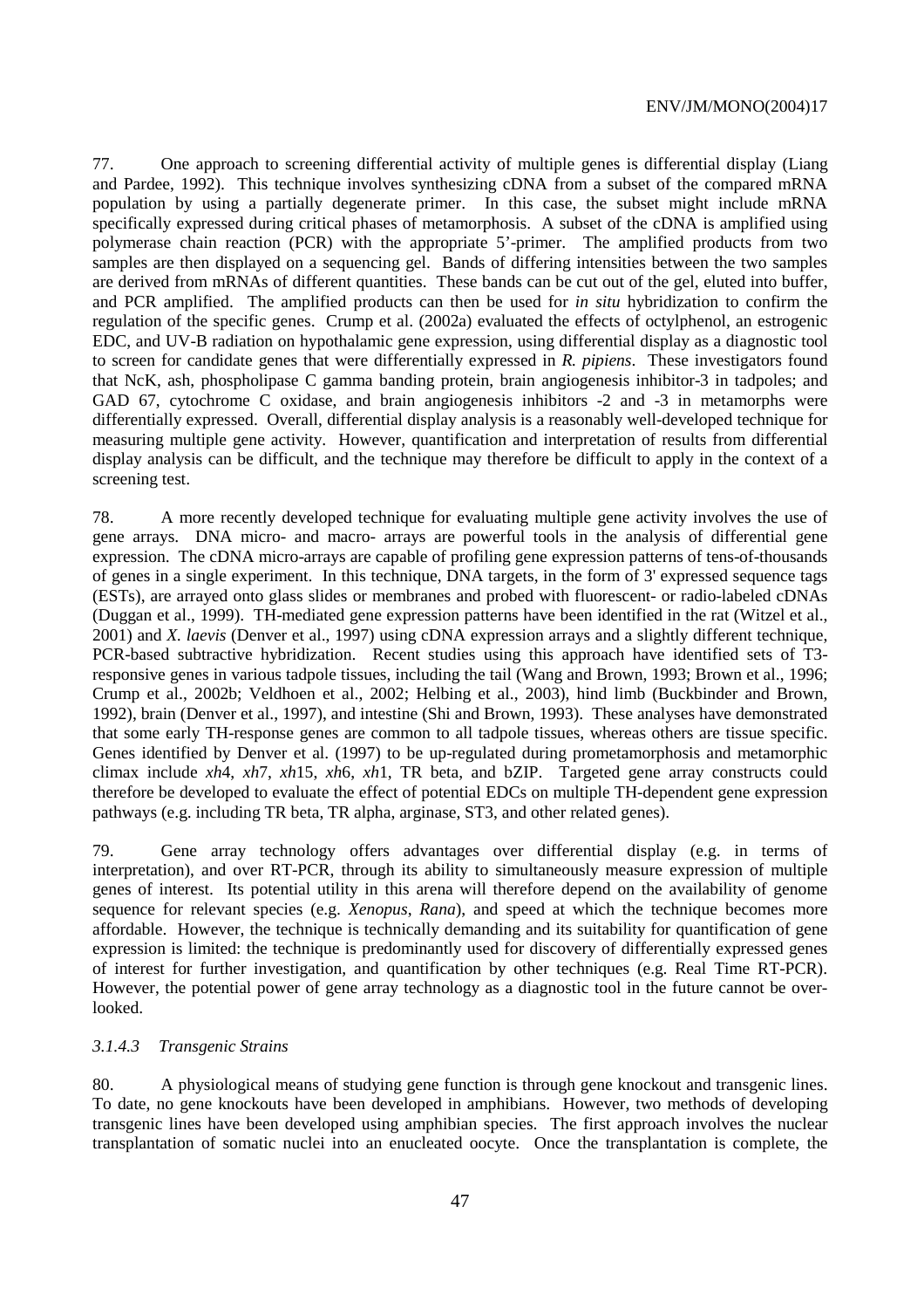77. One approach to screening differential activity of multiple genes is differential display (Liang and Pardee, 1992). This technique involves synthesizing cDNA from a subset of the compared mRNA population by using a partially degenerate primer. In this case, the subset might include mRNA specifically expressed during critical phases of metamorphosis. A subset of the cDNA is amplified using polymerase chain reaction (PCR) with the appropriate 5'-primer. The amplified products from two samples are then displayed on a sequencing gel. Bands of differing intensities between the two samples are derived from mRNAs of different quantities. These bands can be cut out of the gel, eluted into buffer, and PCR amplified. The amplified products can then be used for *in situ* hybridization to confirm the regulation of the specific genes. Crump et al. (2002a) evaluated the effects of octylphenol, an estrogenic EDC, and UV-B radiation on hypothalamic gene expression, using differential display as a diagnostic tool to screen for candidate genes that were differentially expressed in *R. pipiens*. These investigators found that NcK, ash, phospholipase C gamma banding protein, brain angiogenesis inhibitor-3 in tadpoles; and GAD 67, cytochrome C oxidase, and brain angiogenesis inhibitors -2 and -3 in metamorphs were differentially expressed. Overall, differential display analysis is a reasonably well-developed technique for measuring multiple gene activity. However, quantification and interpretation of results from differential display analysis can be difficult, and the technique may therefore be difficult to apply in the context of a screening test.

78. A more recently developed technique for evaluating multiple gene activity involves the use of gene arrays. DNA micro- and macro- arrays are powerful tools in the analysis of differential gene expression. The cDNA micro-arrays are capable of profiling gene expression patterns of tens-of-thousands of genes in a single experiment. In this technique, DNA targets, in the form of 3' expressed sequence tags (ESTs), are arrayed onto glass slides or membranes and probed with fluorescent- or radio-labeled cDNAs (Duggan et al., 1999). TH-mediated gene expression patterns have been identified in the rat (Witzel et al., 2001) and *X. laevis* (Denver et al., 1997) using cDNA expression arrays and a slightly different technique, PCR-based subtractive hybridization. Recent studies using this approach have identified sets of T3-responsive genes in various tadpole tissues, including the tail (Wang and Brown, 1993; Brown et al., 1996; Crump et al., 2002b; Veldhoen et al., 2002; Helbing et al., 2003), hind limb (Buckbinder and Brown, 1992), brain (Denver et al., 1997), and intestine (Shi and Brown, 1993). These analyses have demonstrated that some early TH-response genes are common to all tadpole tissues, whereas others are tissue specific. Genes identified by Denver et al. (1997) to be up-regulated during prometamorphosis and metamorphic climax include *xh*4, *xh*7, *xh*15, *xh*6, *xh*1, TR beta, and bZIP. Targeted gene array constructs could therefore be developed to evaluate the effect of potential EDCs on multiple TH-dependent gene expression pathways (e.g. including TR beta, TR alpha, arginase, ST3, and other related genes).

79. Gene array technology offers advantages over differential display (e.g. in terms of interpretation), and over RT-PCR, through its ability to simultaneously measure expression of multiple genes of interest. Its potential utility in this arena will therefore depend on the availability of genome sequence for relevant species (e.g. *Xenopus*, *Rana*), and speed at which the technique becomes more affordable. However, the technique is technically demanding and its suitability for quantification of gene expression is limited: the technique is predominantly used for discovery of differentially expressed genes of interest for further investigation, and quantification by other techniques (e.g. Real Time RT-PCR). However, the potential power of gene array technology as a diagnostic tool in the future cannot be overlooked.

#### *3.1.4.3 Transgenic Strains*

80. A physiological means of studying gene function is through gene knockout and transgenic lines. To date, no gene knockouts have been developed in amphibians. However, two methods of developing transgenic lines have been developed using amphibian species. The first approach involves the nuclear transplantation of somatic nuclei into an enucleated oocyte. Once the transplantation is complete, the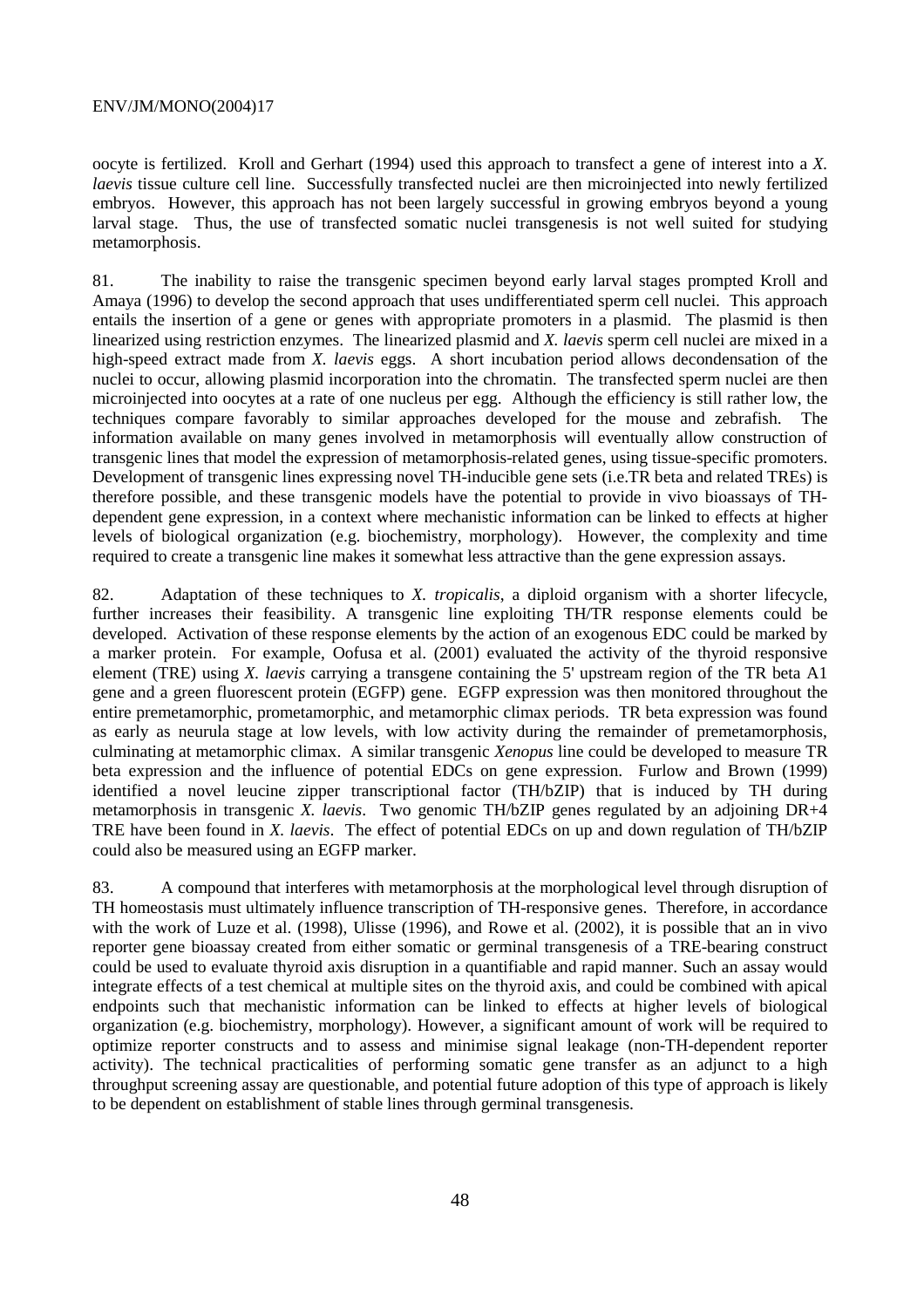oocyte is fertilized. Kroll and Gerhart (1994) used this approach to transfect a gene of interest into a *X. laevis* tissue culture cell line. Successfully transfected nuclei are then microinjected into newly fertilized embryos. However, this approach has not been largely successful in growing embryos beyond a young larval stage. Thus, the use of transfected somatic nuclei transgenesis is not well suited for studying metamorphosis.

81. The inability to raise the transgenic specimen beyond early larval stages prompted Kroll and Amaya (1996) to develop the second approach that uses undifferentiated sperm cell nuclei. This approach entails the insertion of a gene or genes with appropriate promoters in a plasmid. The plasmid is then linearized using restriction enzymes. The linearized plasmid and *X. laevis* sperm cell nuclei are mixed in a high-speed extract made from *X. laevis* eggs. A short incubation period allows decondensation of the nuclei to occur, allowing plasmid incorporation into the chromatin. The transfected sperm nuclei are then microinjected into oocytes at a rate of one nucleus per egg. Although the efficiency is still rather low, the techniques compare favorably to similar approaches developed for the mouse and zebrafish. The information available on many genes involved in metamorphosis will eventually allow construction of transgenic lines that model the expression of metamorphosis-related genes, using tissue-specific promoters. Development of transgenic lines expressing novel TH-inducible gene sets (i.e.TR beta and related TREs) is therefore possible, and these transgenic models have the potential to provide in vivo bioassays of TH-dependent gene expression, in a context where mechanistic information can be linked to effects at higher levels of biological organization (e.g. biochemistry, morphology). However, the complexity and time required to create a transgenic line makes it somewhat less attractive than the gene expression assays.

82. Adaptation of these techniques to *X. tropicalis*, a diploid organism with a shorter lifecycle, further increases their feasibility. A transgenic line exploiting TH/TR response elements could be developed. Activation of these response elements by the action of an exogenous EDC could be marked by a marker protein. For example, Oofusa et al. (2001) evaluated the activity of the thyroid responsive element (TRE) using *X. laevis* carrying a transgene containing the 5' upstream region of the TR beta A1 gene and a green fluorescent protein (EGFP) gene. EGFP expression was then monitored throughout the entire premetamorphic, prometamorphic, and metamorphic climax periods. TR beta expression was found as early as neurula stage at low levels, with low activity during the remainder of premetamorphosis, culminating at metamorphic climax. A similar transgenic *Xenopus* line could be developed to measure TR beta expression and the influence of potential EDCs on gene expression. Furlow and Brown (1999) identified a novel leucine zipper transcriptional factor (TH/bZIP) that is induced by TH during metamorphosis in transgenic *X. laevis*. Two genomic TH/bZIP genes regulated by an adjoining DR+4 TRE have been found in *X. laevis*. The effect of potential EDCs on up and down regulation of TH/bZIP could also be measured using an EGFP marker.

83. A compound that interferes with metamorphosis at the morphological level through disruption of TH homeostasis must ultimately influence transcription of TH-responsive genes. Therefore, in accordance with the work of Luze et al. (1998), Ulisse (1996), and Rowe et al. (2002), it is possible that an in vivo reporter gene bioassay created from either somatic or germinal transgenesis of a TRE-bearing construct could be used to evaluate thyroid axis disruption in a quantifiable and rapid manner. Such an assay would integrate effects of a test chemical at multiple sites on the thyroid axis, and could be combined with apical endpoints such that mechanistic information can be linked to effects at higher levels of biological organization (e.g. biochemistry, morphology). However, a significant amount of work will be required to optimize reporter constructs and to assess and minimise signal leakage (non-TH-dependent reporter activity). The technical practicalities of performing somatic gene transfer as an adjunct to a high throughput screening assay are questionable, and potential future adoption of this type of approach is likely to be dependent on establishment of stable lines through germinal transgenesis.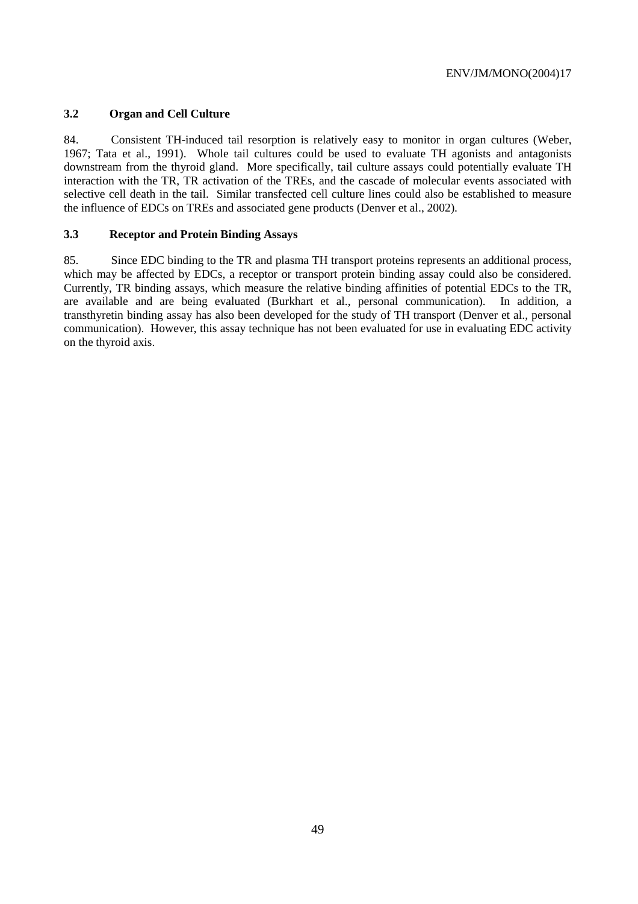### 3.2 Organ and Cell Culture

84. Consistent TH-induced tail resorption is relatively easy to monitor in organ cultures (Weber, 1967; Tata et al., 1991). Whole tail cultures could be used to evaluate TH agonists and antagonists downstream from the thyroid gland. More specifically, tail culture assays could potentially evaluate TH interaction with the TR, TR activation of the TREs, and the cascade of molecular events associated with selective cell death in the tail. Similar transfected cell culture lines could also be established to measure the influence of EDCs on TREs and associated gene products (Denver et al., 2002).

### 3.3 Receptor and Protein Binding Assays

85. Since EDC binding to the TR and plasma TH transport proteins represents an additional process, which may be affected by EDCs, a receptor or transport protein binding assay could also be considered. Currently, TR binding assays, which measure the relative binding affinities of potential EDCs to the TR, are available and are being evaluated (Burkhart et al., personal communication). In addition, a transthyretin binding assay has also been developed for the study of TH transport (Denver et al., personal communication). However, this assay technique has not been evaluated for use in evaluating EDC activity on the thyroid axis.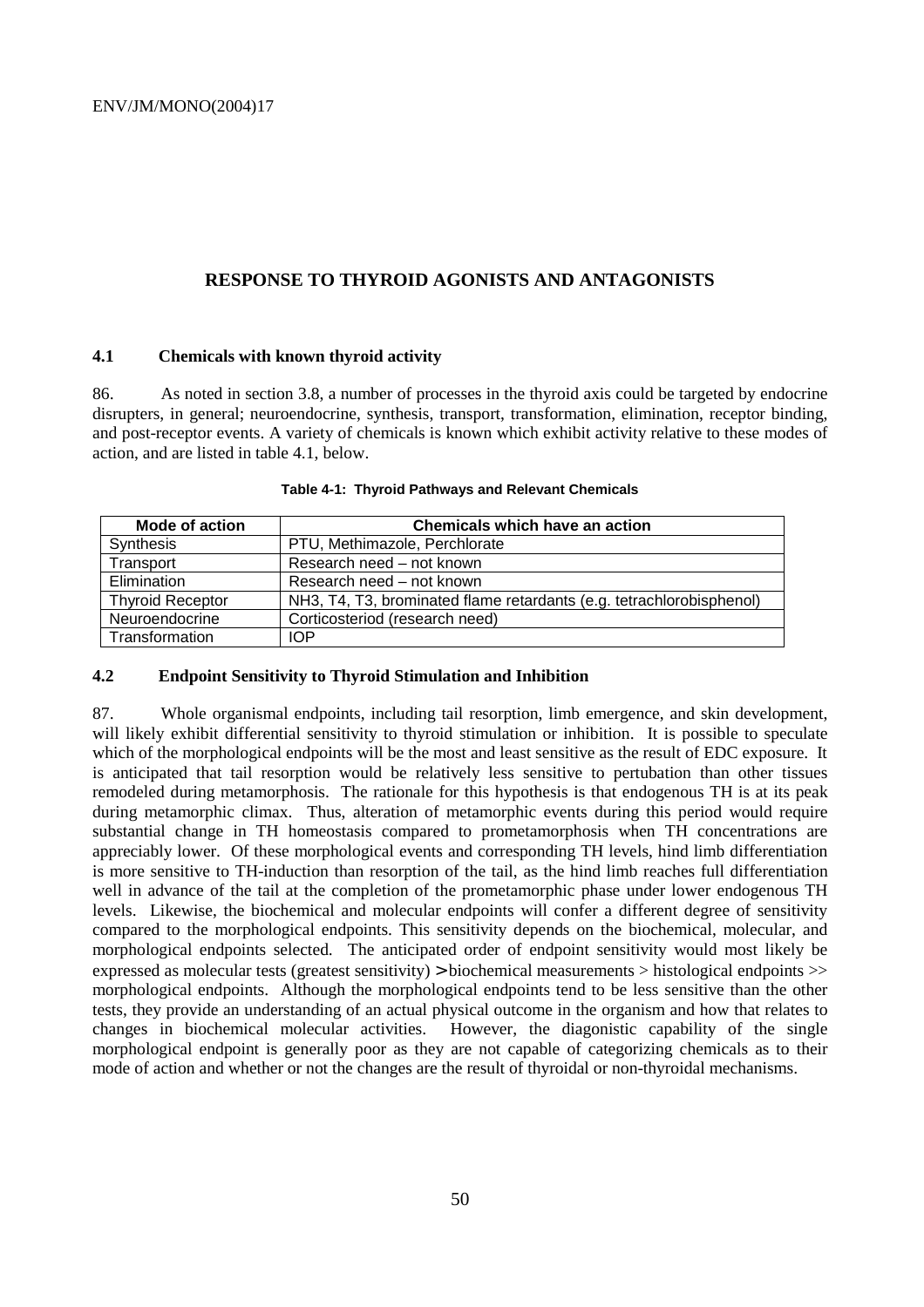# RESPONSE TO THYROID AGONISTS AND ANTAGONISTS

## 4.1 Chemicals with known thyroid activity

86. As noted in section 3.8, a number of processes in the thyroid axis could be targeted by endocrine disrupters, in general; neuroendocrine, synthesis, transport, transformation, elimination, receptor binding, and post-receptor events. A variety of chemicals is known which exhibit activity relative to these modes of action, and are listed in table 4.1, below.

**Table 4-1: Thyroid Pathways and Relevant Chemicals**

| Mode of action | Chemicals which have an action |
|---|---|
| Synthesis | PTU, Methimazole, Perchlorate |
| Transport | Research need – not known |
| Elimination | Research need – not known |
| Thyroid Receptor | NH3, T4, T3, brominated flame retardants (e.g. tetrachlorobisphenol) |
| Neuroendocrine | Corticosteriod (research need) |
| Transformation | IOP |

## 4.2 Endpoint Sensitivity to Thyroid Stimulation and Inhibition

87. Whole organismal endpoints, including tail resorption, limb emergence, and skin development, will likely exhibit differential sensitivity to thyroid stimulation or inhibition. It is possible to speculate which of the morphological endpoints will be the most and least sensitive as the result of EDC exposure. It is anticipated that tail resorption would be relatively less sensitive to pertubation than other tissues remodeled during metamorphosis. The rationale for this hypothesis is that endogenous TH is at its peak during metamorphic climax. Thus, alteration of metamorphic events during this period would require substantial change in TH homeostasis compared to prometamorphosis when TH concentrations are appreciably lower. Of these morphological events and corresponding TH levels, hind limb differentiation is more sensitive to TH-induction than resorption of the tail, as the hind limb reaches full differentiation well in advance of the tail at the completion of the prometamorphic phase under lower endogenous TH levels. Likewise, the biochemical and molecular endpoints will confer a different degree of sensitivity compared to the morphological endpoints. This sensitivity depends on the biochemical, molecular, and morphological endpoints selected. The anticipated order of endpoint sensitivity would most likely be expressed as molecular tests (greatest sensitivity) > biochemical measurements > histological endpoints >> morphological endpoints. Although the morphological endpoints tend to be less sensitive than the other tests, they provide an understanding of an actual physical outcome in the organism and how that relates to changes in biochemical molecular activities. However, the diagonistic capability of the single morphological endpoint is generally poor as they are not capable of categorizing chemicals as to their mode of action and whether or not the changes are the result of thyroidal or non-thyroidal mechanisms.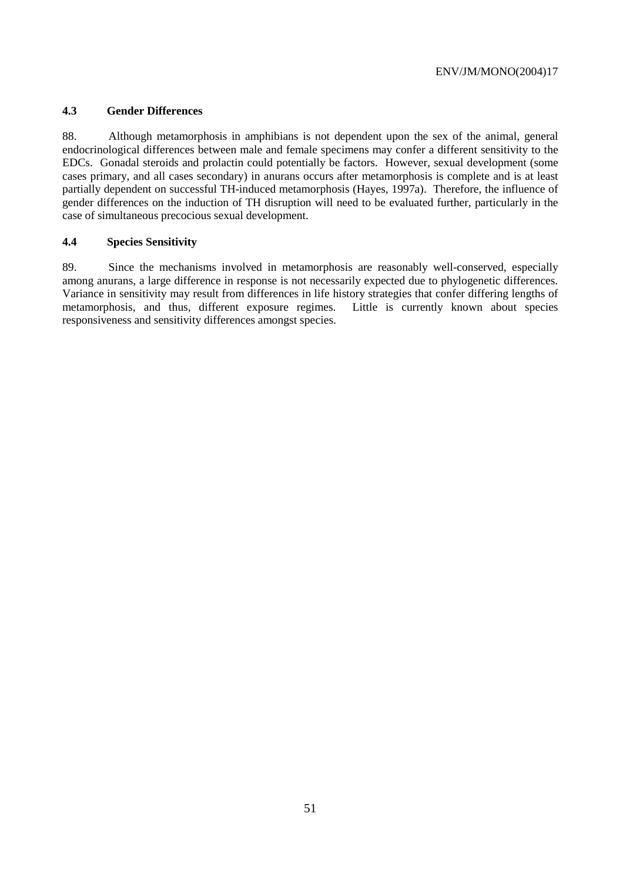### 4.3 Gender Differences

88. Although metamorphosis in amphibians is not dependent upon the sex of the animal, general endocrinological differences between male and female specimens may confer a different sensitivity to the EDCs. Gonadal steroids and prolactin could potentially be factors. However, sexual development (some cases primary, and all cases secondary) in anurans occurs after metamorphosis is complete and is at least partially dependent on successful TH-induced metamorphosis (Hayes, 1997a). Therefore, the influence of gender differences on the induction of TH disruption will need to be evaluated further, particularly in the case of simultaneous precocious sexual development.

### 4.4 Species Sensitivity

89. Since the mechanisms involved in metamorphosis are reasonably well-conserved, especially among anurans, a large difference in response is not necessarily expected due to phylogenetic differences. Variance in sensitivity may result from differences in life history strategies that confer differing lengths of metamorphosis, and thus, different exposure regimes. Little is currently known about species responsiveness and sensitivity differences amongst species.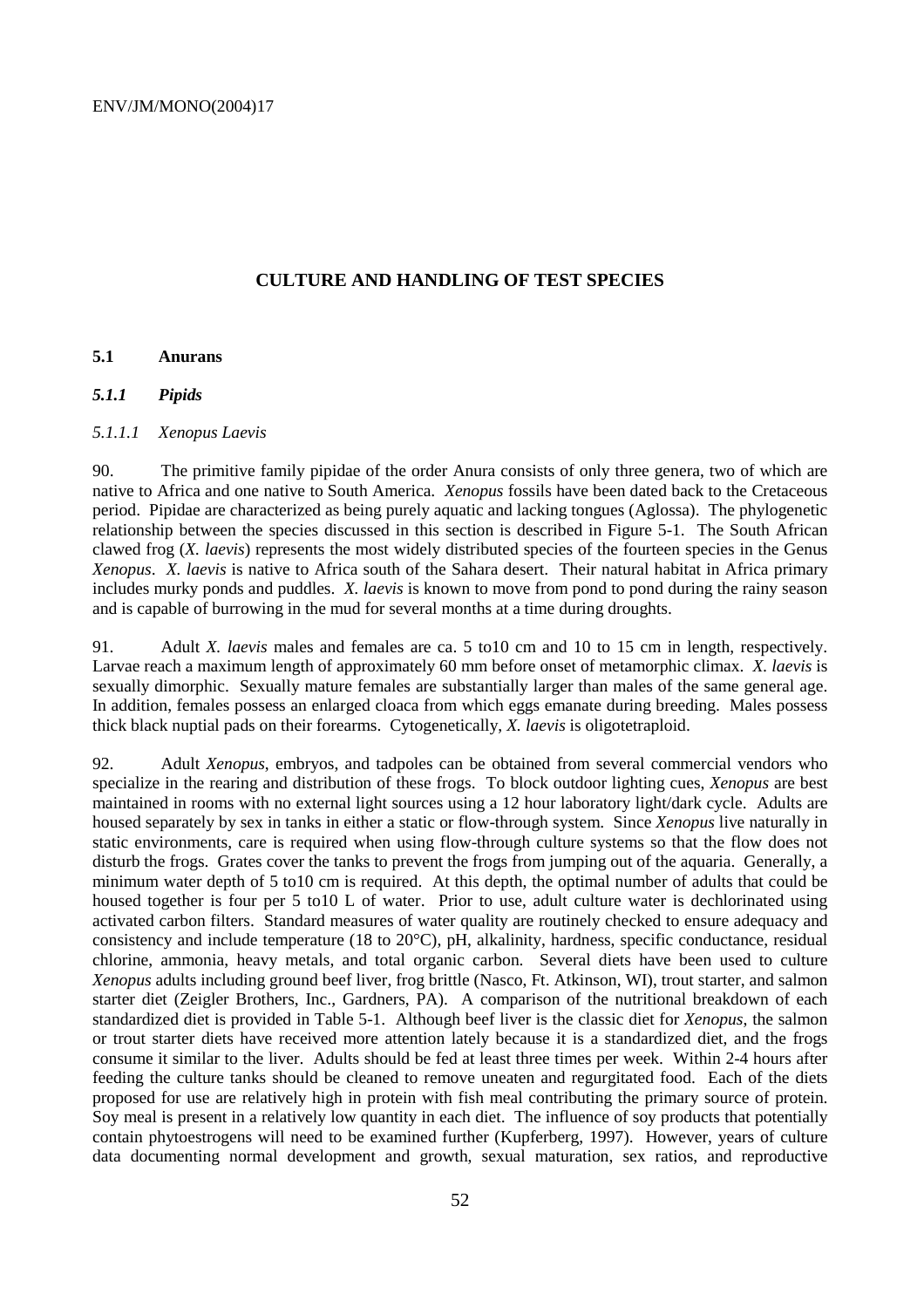## CULTURE AND HANDLING OF TEST SPECIES

### 5.1 Anurans

#### *5.1.1 Pipids*

##### *5.1.1.1 Xenopus Laevis*

90. The primitive family pipidae of the order Anura consists of only three genera, two of which are native to Africa and one native to South America. *Xenopus* fossils have been dated back to the Cretaceous period. Pipidae are characterized as being purely aquatic and lacking tongues (Aglossa). The phylogenetic relationship between the species discussed in this section is described in Figure 5-1. The South African clawed frog (*X. laevis*) represents the most widely distributed species of the fourteen species in the Genus *Xenopus*. *X. laevis* is native to Africa south of the Sahara desert. Their natural habitat in Africa primary includes murky ponds and puddles. *X. laevis* is known to move from pond to pond during the rainy season and is capable of burrowing in the mud for several months at a time during droughts.

91. Adult *X. laevis* males and females are ca. 5 to10 cm and 10 to 15 cm in length, respectively. Larvae reach a maximum length of approximately 60 mm before onset of metamorphic climax. *X. laevis* is sexually dimorphic. Sexually mature females are substantially larger than males of the same general age. In addition, females possess an enlarged cloaca from which eggs emanate during breeding. Males possess thick black nuptial pads on their forearms. Cytogenetically, *X. laevis* is oligotetraploid.

92. Adult *Xenopus*, embryos, and tadpoles can be obtained from several commercial vendors who specialize in the rearing and distribution of these frogs. To block outdoor lighting cues, *Xenopus* are best maintained in rooms with no external light sources using a 12 hour laboratory light/dark cycle. Adults are housed separately by sex in tanks in either a static or flow-through system. Since *Xenopus* live naturally in static environments, care is required when using flow-through culture systems so that the flow does not disturb the frogs. Grates cover the tanks to prevent the frogs from jumping out of the aquaria. Generally, a minimum water depth of 5 to10 cm is required. At this depth, the optimal number of adults that could be housed together is four per 5 to10 L of water. Prior to use, adult culture water is dechlorinated using activated carbon filters. Standard measures of water quality are routinely checked to ensure adequacy and consistency and include temperature (18 to 20°C), pH, alkalinity, hardness, specific conductance, residual chlorine, ammonia, heavy metals, and total organic carbon. Several diets have been used to culture *Xenopus* adults including ground beef liver, frog brittle (Nasco, Ft. Atkinson, WI), trout starter, and salmon starter diet (Zeigler Brothers, Inc., Gardners, PA). A comparison of the nutritional breakdown of each standardized diet is provided in Table 5-1. Although beef liver is the classic diet for *Xenopus*, the salmon or trout starter diets have received more attention lately because it is a standardized diet, and the frogs consume it similar to the liver. Adults should be fed at least three times per week. Within 2-4 hours after feeding the culture tanks should be cleaned to remove uneaten and regurgitated food. Each of the diets proposed for use are relatively high in protein with fish meal contributing the primary source of protein. Soy meal is present in a relatively low quantity in each diet. The influence of soy products that potentially contain phytoestrogens will need to be examined further (Kupferberg, 1997). However, years of culture data documenting normal development and growth, sexual maturation, sex ratios, and reproductive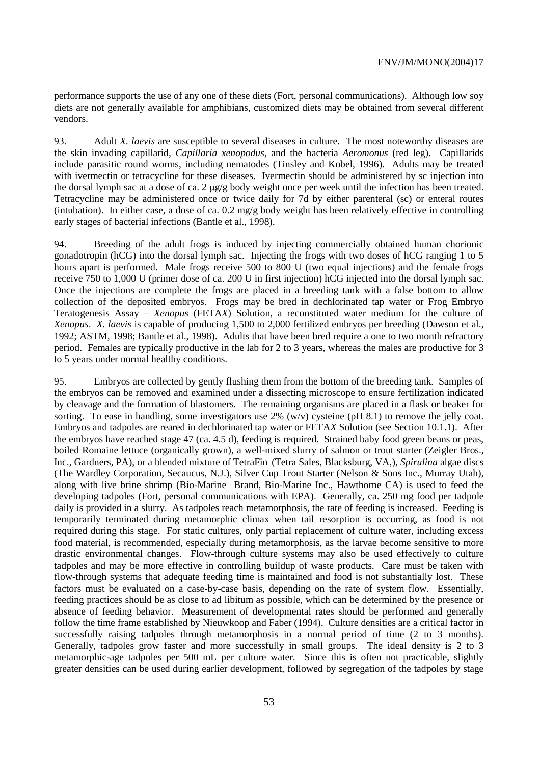performance supports the use of any one of these diets (Fort, personal communications). Although low soy diets are not generally available for amphibians, customized diets may be obtained from several different vendors.

93. Adult *X. laevis* are susceptible to several diseases in culture. The most noteworthy diseases are the skin invading capillarid, *Capillaria xenopodus*, and the bacteria *Aeromonus* (red leg). Capillarids include parasitic round worms, including nematodes (Tinsley and Kobel, 1996). Adults may be treated with ivermectin or tetracycline for these diseases. Ivermectin should be administered by sc injection into the dorsal lymph sac at a dose of ca. 2 µg/g body weight once per week until the infection has been treated. Tetracycline may be administered once or twice daily for 7d by either parenteral (sc) or enteral routes (intubation). In either case, a dose of ca. 0.2 mg/g body weight has been relatively effective in controlling early stages of bacterial infections (Bantle et al., 1998).

94. Breeding of the adult frogs is induced by injecting commercially obtained human chorionic gonadotropin (hCG) into the dorsal lymph sac. Injecting the frogs with two doses of hCG ranging 1 to 5 hours apart is performed. Male frogs receive 500 to 800 U (two equal injections) and the female frogs receive 750 to 1,000 U (primer dose of ca. 200 U in first injection) hCG injected into the dorsal lymph sac. Once the injections are complete the frogs are placed in a breeding tank with a false bottom to allow collection of the deposited embryos. Frogs may be bred in dechlorinated tap water or Frog Embryo Teratogenesis Assay – *Xenopus* (FETA*X*) Solution, a reconstituted water medium for the culture of *Xenopus*. *X. laevis* is capable of producing 1,500 to 2,000 fertilized embryos per breeding (Dawson et al., 1992; ASTM, 1998; Bantle et al., 1998). Adults that have been bred require a one to two month refractory period. Females are typically productive in the lab for 2 to 3 years, whereas the males are productive for 3 to 5 years under normal healthy conditions.

95. Embryos are collected by gently flushing them from the bottom of the breeding tank. Samples of the embryos can be removed and examined under a dissecting microscope to ensure fertilization indicated by cleavage and the formation of blastomers. The remaining organisms are placed in a flask or beaker for sorting. To ease in handling, some investigators use 2% (w/v) cysteine (pH 8.1) to remove the jelly coat. Embryos and tadpoles are reared in dechlorinated tap water or FETA*X* Solution (see Section 10.1.1). After the embryos have reached stage 47 (ca. 4.5 d), feeding is required. Strained baby food green beans or peas, boiled Romaine lettuce (organically grown), a well-mixed slurry of salmon or trout starter (Zeigler Bros., Inc., Gardners, PA), or a blended mixture of TetraFin (Tetra Sales, Blacksburg, VA,), *Spirulina* algae discs (The Wardley Corporation, Secaucus, N.J.), Silver Cup Trout Starter (Nelson & Sons Inc., Murray Utah), along with live brine shrimp (Bio-Marine Brand, Bio-Marine Inc., Hawthorne CA) is used to feed the developing tadpoles (Fort, personal communications with EPA). Generally, ca. 250 mg food per tadpole daily is provided in a slurry. As tadpoles reach metamorphosis, the rate of feeding is increased. Feeding is temporarily terminated during metamorphic climax when tail resorption is occurring, as food is not required during this stage. For static cultures, only partial replacement of culture water, including excess food material, is recommended, especially during metamorphosis, as the larvae become sensitive to more drastic environmental changes. Flow-through culture systems may also be used effectively to culture tadpoles and may be more effective in controlling buildup of waste products. Care must be taken with flow-through systems that adequate feeding time is maintained and food is not substantially lost. These factors must be evaluated on a case-by-case basis, depending on the rate of system flow. Essentially, feeding practices should be as close to ad libitum as possible, which can be determined by the presence or absence of feeding behavior. Measurement of developmental rates should be performed and generally follow the time frame established by Nieuwkoop and Faber (1994). Culture densities are a critical factor in successfully raising tadpoles through metamorphosis in a normal period of time (2 to 3 months). Generally, tadpoles grow faster and more successfully in small groups. The ideal density is 2 to 3 metamorphic-age tadpoles per 500 mL per culture water. Since this is often not practicable, slightly greater densities can be used during earlier development, followed by segregation of the tadpoles by stage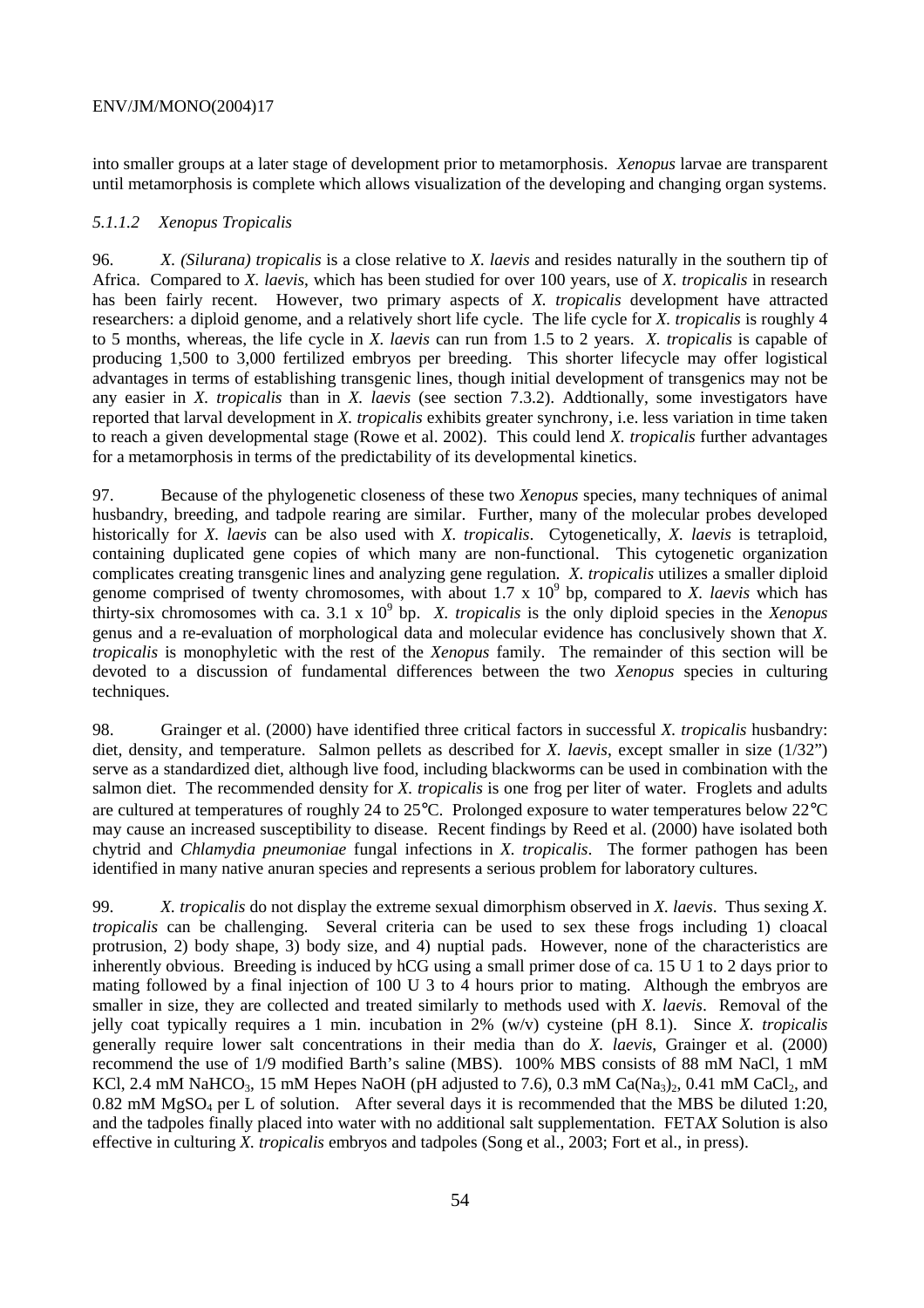into smaller groups at a later stage of development prior to metamorphosis. *Xenopus* larvae are transparent until metamorphosis is complete which allows visualization of the developing and changing organ systems.

#### *5.1.1.2 Xenopus Tropicalis*

96. *X. (Silurana) tropicalis* is a close relative to *X. laevis* and resides naturally in the southern tip of Africa. Compared to *X. laevis*, which has been studied for over 100 years, use of *X. tropicalis* in research has been fairly recent. However, two primary aspects of *X. tropicalis* development have attracted researchers: a diploid genome, and a relatively short life cycle. The life cycle for *X. tropicalis* is roughly 4 to 5 months, whereas, the life cycle in *X. laevis* can run from 1.5 to 2 years. *X. tropicalis* is capable of producing 1,500 to 3,000 fertilized embryos per breeding. This shorter lifecycle may offer logistical advantages in terms of establishing transgenic lines, though initial development of transgenics may not be any easier in *X. tropicalis* than in *X. laevis* (see section 7.3.2). Addtionally, some investigators have reported that larval development in *X. tropicalis* exhibits greater synchrony, i.e. less variation in time taken to reach a given developmental stage (Rowe et al. 2002). This could lend *X. tropicalis* further advantages for a metamorphosis in terms of the predictability of its developmental kinetics.

97. Because of the phylogenetic closeness of these two *Xenopus* species, many techniques of animal husbandry, breeding, and tadpole rearing are similar. Further, many of the molecular probes developed historically for *X. laevis* can be also used with *X. tropicalis*. Cytogenetically, *X. laevis* is tetraploid, containing duplicated gene copies of which many are non-functional. This cytogenetic organization complicates creating transgenic lines and analyzing gene regulation. *X. tropicalis* utilizes a smaller diploid genome comprised of twenty chromosomes, with about $1.7 \times 10^9$ bp, compared to *X. laevis* which has thirty-six chromosomes with ca. $3.1 \times 10^9$ bp. *X. tropicalis* is the only diploid species in the *Xenopus* genus and a re-evaluation of morphological data and molecular evidence has conclusively shown that *X. tropicalis* is monophyletic with the rest of the *Xenopus* family. The remainder of this section will be devoted to a discussion of fundamental differences between the two *Xenopus* species in culturing techniques.

98. Grainger et al. (2000) have identified three critical factors in successful *X. tropicalis* husbandry: diet, density, and temperature. Salmon pellets as described for *X. laevis*, except smaller in size (1/32") serve as a standardized diet, although live food, including blackworms can be used in combination with the salmon diet. The recommended density for *X. tropicalis* is one frog per liter of water. Froglets and adults are cultured at temperatures of roughly 24 to 25°C. Prolonged exposure to water temperatures below 22°C may cause an increased susceptibility to disease. Recent findings by Reed et al. (2000) have isolated both chytrid and *Chlamydia pneumoniae* fungal infections in *X. tropicalis*. The former pathogen has been identified in many native anuran species and represents a serious problem for laboratory cultures.

99. *X. tropicalis* do not display the extreme sexual dimorphism observed in *X. laevis*. Thus sexing *X. tropicalis* can be challenging. Several criteria can be used to sex these frogs including 1) cloacal protrusion, 2) body shape, 3) body size, and 4) nuptial pads. However, none of the characteristics are inherently obvious. Breeding is induced by hCG using a small primer dose of ca. 15 U 1 to 2 days prior to mating followed by a final injection of 100 U 3 to 4 hours prior to mating. Although the embryos are smaller in size, they are collected and treated similarly to methods used with *X. laevis*. Removal of the jelly coat typically requires a 1 min. incubation in 2% (w/v) cysteine (pH 8.1). Since *X. tropicalis* generally require lower salt concentrations in their media than do *X. laevis*, Grainger et al. (2000) recommend the use of 1/9 modified Barth's saline (MBS). 100% MBS consists of 88 mM NaCl, 1 mM KCl, 2.4 mM $NaHCO_3$, 15 mM Hepes NaOH (pH adjusted to 7.6), 0.3 mM $Ca(Na_3)_2$, 0.41 mM $CaCl_2$, and 0.82 mM $MgSO_4$ per L of solution. After several days it is recommended that the MBS be diluted 1:20, and the tadpoles finally placed into water with no additional salt supplementation. FETA*X* Solution is also effective in culturing *X. tropicalis* embryos and tadpoles (Song et al., 2003; Fort et al., in press).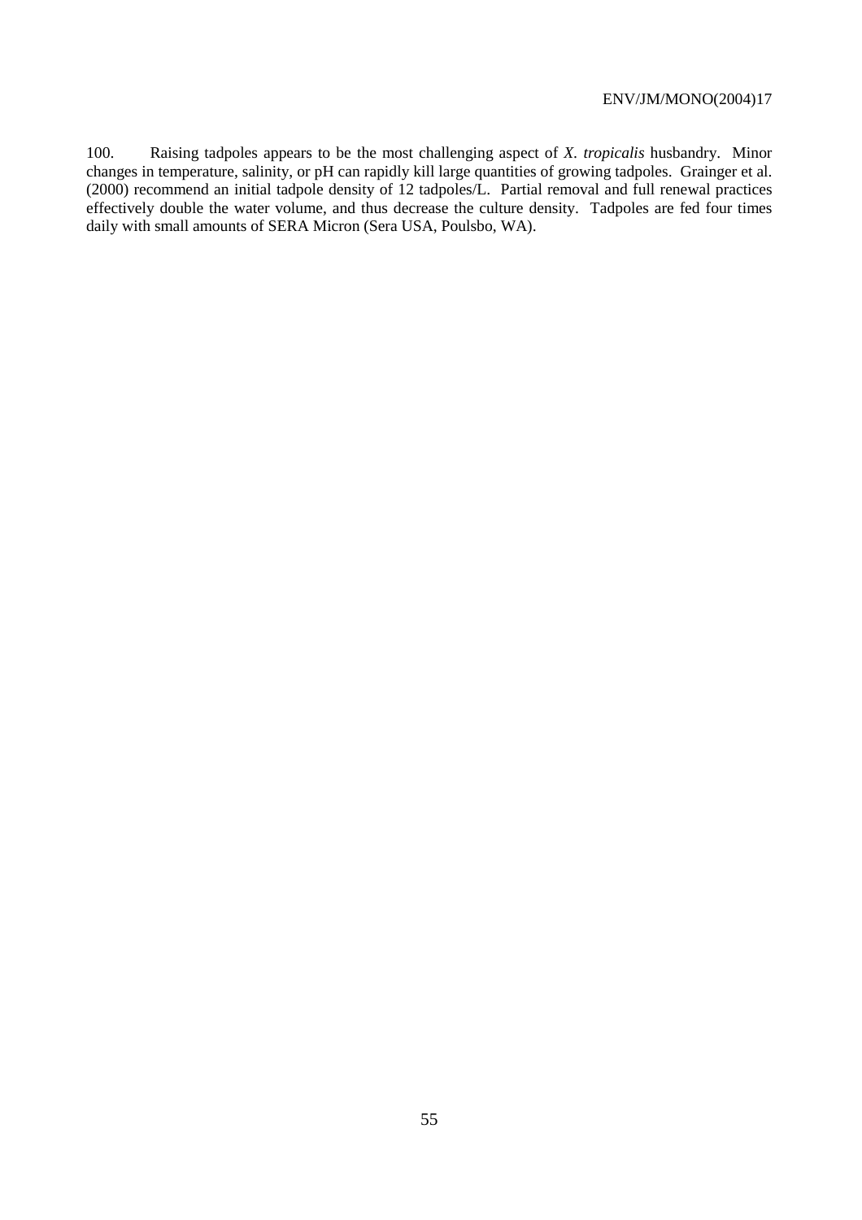100. Raising tadpoles appears to be the most challenging aspect of *X. tropicalis* husbandry. Minor changes in temperature, salinity, or pH can rapidly kill large quantities of growing tadpoles. Grainger et al. (2000) recommend an initial tadpole density of 12 tadpoles/L. Partial removal and full renewal practices effectively double the water volume, and thus decrease the culture density. Tadpoles are fed four times daily with small amounts of SERA Micron (Sera USA, Poulsbo, WA).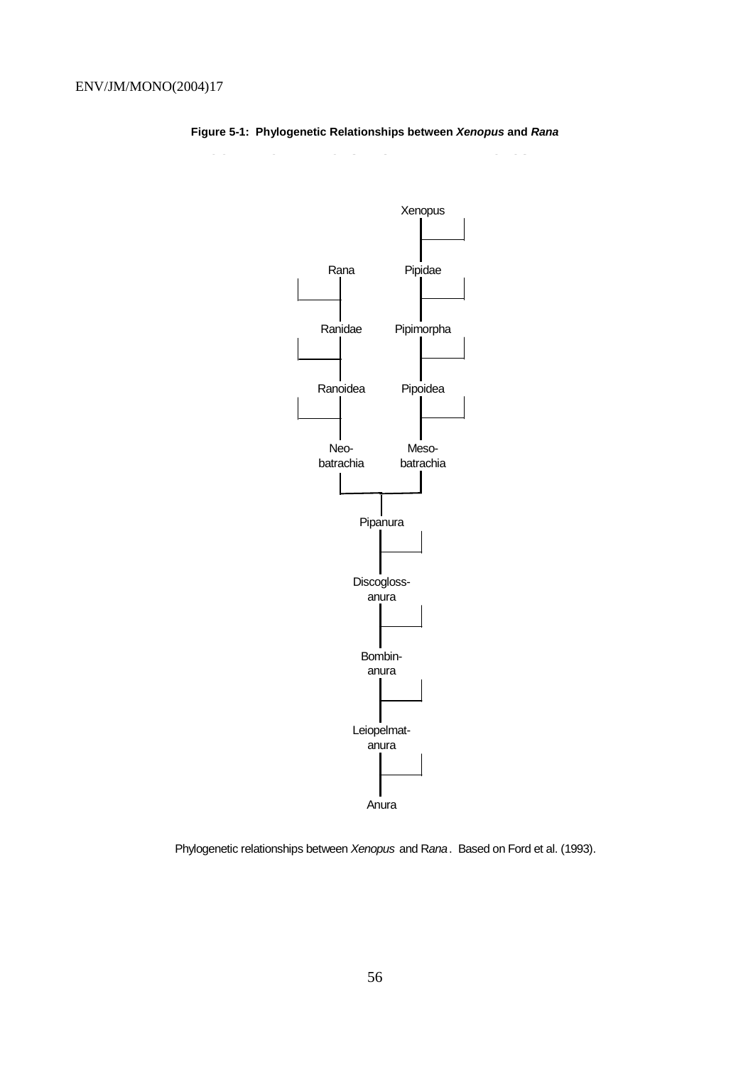**Figure 5-1: Phylogenetic Relationships between *Xenopus* and *Rana***

Xenopus

Rana

Pipidae

Ranidae

Pipimorpha

Ranoidea

Pipoidea

Neo-batrachia

Meso-batrachia

Pipanura

Discogloss-anura

Bombin-anura

Leiopelmat-anura

Anura

Phylogenetic relationships between *Xenopus* and R*ana*. Based on Ford et al. (1993).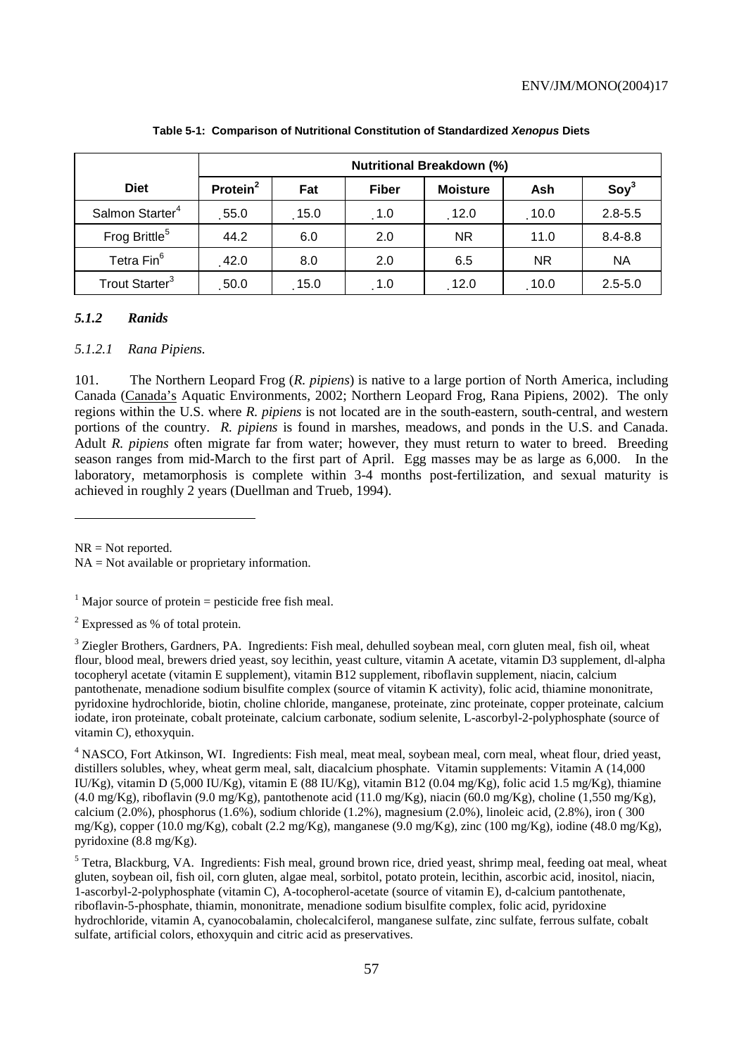**Table 5-1: Comparison of Nutritional Constitution of Standardized *Xenopus* Diets**

| Diet | Nutritional Breakdown (%) | | | | | |
|---|---|---|---|---|---|---|
| | Protein[2] | Fat | Fiber | Moisture | Ash | Soy[3] |
| Salmon Starter[4] | 55.0 | 15.0 | 1.0 | 12.0 | 10.0 | 2.8-5.5 |
| Frog Brittle[5] | 44.2 | 6.0 | 2.0 | NR | 11.0 | 8.4-8.8 |
| Tetra Fin[6] | 42.0 | 8.0 | 2.0 | 6.5 | NR | NA |
| Trout Starter[3] | 50.0 | 15.0 | 1.0 | 12.0 | 10.0 | 2.5-5.0 |

### *5.1.2 Ranids*

#### *5.1.2.1 Rana Pipiens.*

101. The Northern Leopard Frog (*R. pipiens*) is native to a large portion of North America, including Canada (Canada's Aquatic Environments, 2002; Northern Leopard Frog, Rana Pipiens, 2002). The only regions within the U.S. where *R. pipiens* is not located are in the south-eastern, south-central, and western portions of the country. *R. pipiens* is found in marshes, meadows, and ponds in the U.S. and Canada. Adult *R. pipiens* often migrate far from water; however, they must return to water to breed. Breeding season ranges from mid-March to the first part of April. Egg masses may be as large as 6,000. In the laboratory, metamorphosis is complete within 3-4 months post-fertilization, and sexual maturity is achieved in roughly 2 years (Duellman and Trueb, 1994).

---

NR = Not reported.

NA = Not available or proprietary information.

[1] Major source of protein = pesticide free fish meal.

[2] Expressed as % of total protein.

[3] Ziegler Brothers, Gardners, PA. Ingredients: Fish meal, dehulled soybean meal, corn gluten meal, fish oil, wheat flour, blood meal, brewers dried yeast, soy lecithin, yeast culture, vitamin A acetate, vitamin D3 supplement, dl-alpha tocopheryl acetate (vitamin E supplement), vitamin B12 supplement, riboflavin supplement, niacin, calcium pantothenate, menadione sodium bisulfite complex (source of vitamin K activity), folic acid, thiamine mononitrate, pyridoxine hydrochloride, biotin, choline chloride, manganese, proteinate, zinc proteinate, copper proteinate, calcium iodate, iron proteinate, cobalt proteinate, calcium carbonate, sodium selenite, L-ascorbyl-2-polyphosphate (source of vitamin C), ethoxyquin.

[4] NASCO, Fort Atkinson, WI. Ingredients: Fish meal, meat meal, soybean meal, corn meal, wheat flour, dried yeast, distillers solubles, whey, wheat germ meal, salt, diacalcium phosphate. Vitamin supplements: Vitamin A (14,000 IU/Kg), vitamin D (5,000 IU/Kg), vitamin E (88 IU/Kg), vitamin B12 (0.04 mg/Kg), folic acid 1.5 mg/Kg), thiamine (4.0 mg/Kg), riboflavin (9.0 mg/Kg), pantothenote acid (11.0 mg/Kg), niacin (60.0 mg/Kg), choline (1,550 mg/Kg), calcium (2.0%), phosphorus (1.6%), sodium chloride (1.2%), magnesium (2.0%), linoleic acid, (2.8%), iron ( 300 mg/Kg), copper (10.0 mg/Kg), cobalt (2.2 mg/Kg), manganese (9.0 mg/Kg), zinc (100 mg/Kg), iodine (48.0 mg/Kg), pyridoxine (8.8 mg/Kg).

[5] Tetra, Blackburg, VA. Ingredients: Fish meal, ground brown rice, dried yeast, shrimp meal, feeding oat meal, wheat gluten, soybean oil, fish oil, corn gluten, algae meal, sorbitol, potato protein, lecithin, ascorbic acid, inositol, niacin, 1-ascorbyl-2-polyphosphate (vitamin C), A-tocopherol-acetate (source of vitamin E), d-calcium pantothenate, riboflavin-5-phosphate, thiamin, mononitrate, menadione sodium bisulfite complex, folic acid, pyridoxine hydrochloride, vitamin A, cyanocobalamin, cholecalciferol, manganese sulfate, zinc sulfate, ferrous sulfate, cobalt sulfate, artificial colors, ethoxyquin and citric acid as preservatives.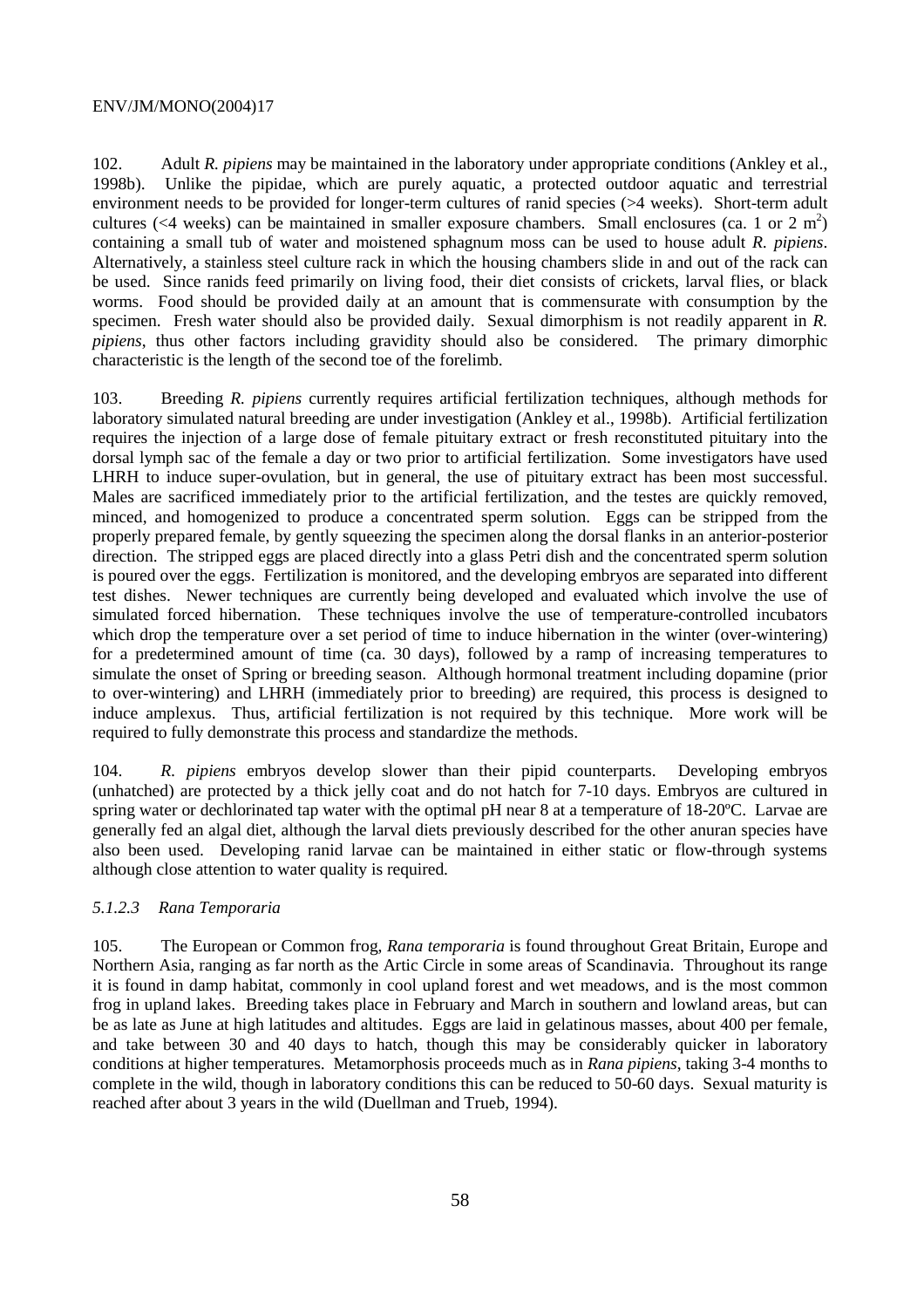102. Adult *R. pipiens* may be maintained in the laboratory under appropriate conditions (Ankley et al., 1998b). Unlike the pipidae, which are purely aquatic, a protected outdoor aquatic and terrestrial environment needs to be provided for longer-term cultures of ranid species (>4 weeks). Short-term adult cultures (<4 weeks) can be maintained in smaller exposure chambers. Small enclosures (ca. 1 or 2 $m^2$) containing a small tub of water and moistened sphagnum moss can be used to house adult *R. pipiens*. Alternatively, a stainless steel culture rack in which the housing chambers slide in and out of the rack can be used. Since ranids feed primarily on living food, their diet consists of crickets, larval flies, or black worms. Food should be provided daily at an amount that is commensurate with consumption by the specimen. Fresh water should also be provided daily. Sexual dimorphism is not readily apparent in *R. pipiens*, thus other factors including gravidity should also be considered. The primary dimorphic characteristic is the length of the second toe of the forelimb.

103. Breeding *R. pipiens* currently requires artificial fertilization techniques, although methods for laboratory simulated natural breeding are under investigation (Ankley et al., 1998b). Artificial fertilization requires the injection of a large dose of female pituitary extract or fresh reconstituted pituitary into the dorsal lymph sac of the female a day or two prior to artificial fertilization. Some investigators have used LHRH to induce super-ovulation, but in general, the use of pituitary extract has been most successful. Males are sacrificed immediately prior to the artificial fertilization, and the testes are quickly removed, minced, and homogenized to produce a concentrated sperm solution. Eggs can be stripped from the properly prepared female, by gently squeezing the specimen along the dorsal flanks in an anterior-posterior direction. The stripped eggs are placed directly into a glass Petri dish and the concentrated sperm solution is poured over the eggs. Fertilization is monitored, and the developing embryos are separated into different test dishes. Newer techniques are currently being developed and evaluated which involve the use of simulated forced hibernation. These techniques involve the use of temperature-controlled incubators which drop the temperature over a set period of time to induce hibernation in the winter (over-wintering) for a predetermined amount of time (ca. 30 days), followed by a ramp of increasing temperatures to simulate the onset of Spring or breeding season. Although hormonal treatment including dopamine (prior to over-wintering) and LHRH (immediately prior to breeding) are required, this process is designed to induce amplexus. Thus, artificial fertilization is not required by this technique. More work will be required to fully demonstrate this process and standardize the methods.

104. *R. pipiens* embryos develop slower than their pipid counterparts. Developing embryos (unhatched) are protected by a thick jelly coat and do not hatch for 7-10 days. Embryos are cultured in spring water or dechlorinated tap water with the optimal pH near 8 at a temperature of 18-20ºC. Larvae are generally fed an algal diet, although the larval diets previously described for the other anuran species have also been used. Developing ranid larvae can be maintained in either static or flow-through systems although close attention to water quality is required.

#### *5.1.2.3 Rana Temporaria*

105. The European or Common frog, *Rana temporaria* is found throughout Great Britain, Europe and Northern Asia, ranging as far north as the Artic Circle in some areas of Scandinavia. Throughout its range it is found in damp habitat, commonly in cool upland forest and wet meadows, and is the most common frog in upland lakes. Breeding takes place in February and March in southern and lowland areas, but can be as late as June at high latitudes and altitudes. Eggs are laid in gelatinous masses, about 400 per female, and take between 30 and 40 days to hatch, though this may be considerably quicker in laboratory conditions at higher temperatures. Metamorphosis proceeds much as in *Rana pipiens*, taking 3-4 months to complete in the wild, though in laboratory conditions this can be reduced to 50-60 days. Sexual maturity is reached after about 3 years in the wild (Duellman and Trueb, 1994).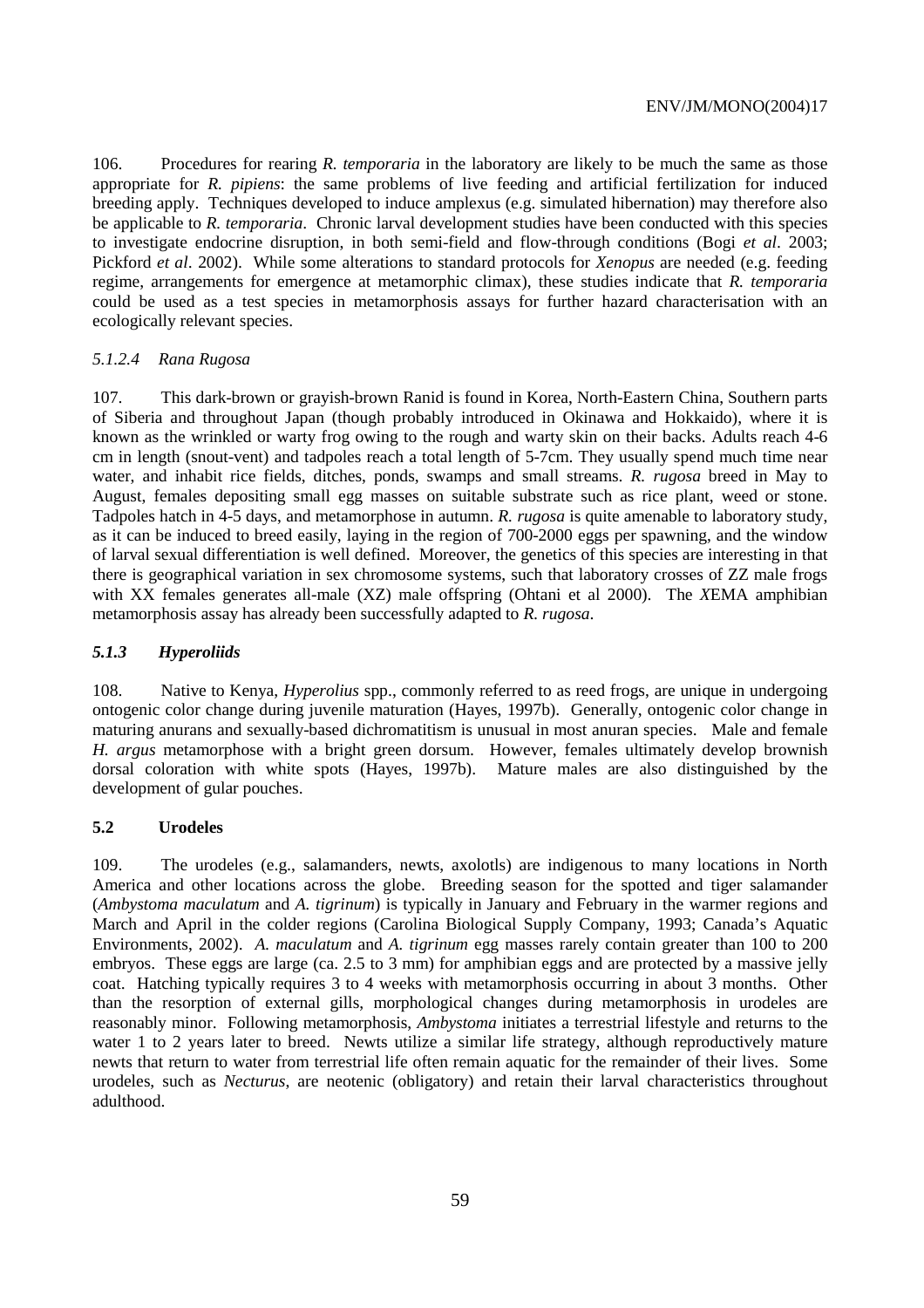106. Procedures for rearing *R. temporaria* in the laboratory are likely to be much the same as those appropriate for *R. pipiens*: the same problems of live feeding and artificial fertilization for induced breeding apply. Techniques developed to induce amplexus (e.g. simulated hibernation) may therefore also be applicable to *R. temporaria*. Chronic larval development studies have been conducted with this species to investigate endocrine disruption, in both semi-field and flow-through conditions (Bogi *et al*. 2003; Pickford *et al*. 2002). While some alterations to standard protocols for *Xenopus* are needed (e.g. feeding regime, arrangements for emergence at metamorphic climax), these studies indicate that *R. temporaria* could be used as a test species in metamorphosis assays for further hazard characterisation with an ecologically relevant species.

#### *5.1.2.4 Rana Rugosa*

107. This dark-brown or grayish-brown Ranid is found in Korea, North-Eastern China, Southern parts of Siberia and throughout Japan (though probably introduced in Okinawa and Hokkaido), where it is known as the wrinkled or warty frog owing to the rough and warty skin on their backs. Adults reach 4-6 cm in length (snout-vent) and tadpoles reach a total length of 5-7cm. They usually spend much time near water, and inhabit rice fields, ditches, ponds, swamps and small streams. *R. rugosa* breed in May to August, females depositing small egg masses on suitable substrate such as rice plant, weed or stone. Tadpoles hatch in 4-5 days, and metamorphose in autumn. *R. rugosa* is quite amenable to laboratory study, as it can be induced to breed easily, laying in the region of 700-2000 eggs per spawning, and the window of larval sexual differentiation is well defined. Moreover, the genetics of this species are interesting in that there is geographical variation in sex chromosome systems, such that laboratory crosses of ZZ male frogs with XX females generates all-male (XZ) male offspring (Ohtani et al 2000). The *X*EMA amphibian metamorphosis assay has already been successfully adapted to *R. rugosa*.

### *5.1.3 Hyperoliids*

108. Native to Kenya, *Hyperolius* spp., commonly referred to as reed frogs, are unique in undergoing ontogenic color change during juvenile maturation (Hayes, 1997b). Generally, ontogenic color change in maturing anurans and sexually-based dichromatitism is unusual in most anuran species. Male and female *H. argus* metamorphose with a bright green dorsum. However, females ultimately develop brownish dorsal coloration with white spots (Hayes, 1997b). Mature males are also distinguished by the development of gular pouches.

## 5.2 Urodeles

109. The urodeles (e.g., salamanders, newts, axolotls) are indigenous to many locations in North America and other locations across the globe. Breeding season for the spotted and tiger salamander (*Ambystoma maculatum* and *A. tigrinum*) is typically in January and February in the warmer regions and March and April in the colder regions (Carolina Biological Supply Company, 1993; Canada's Aquatic Environments, 2002). *A. maculatum* and *A. tigrinum* egg masses rarely contain greater than 100 to 200 embryos. These eggs are large (ca. 2.5 to 3 mm) for amphibian eggs and are protected by a massive jelly coat. Hatching typically requires 3 to 4 weeks with metamorphosis occurring in about 3 months. Other than the resorption of external gills, morphological changes during metamorphosis in urodeles are reasonably minor. Following metamorphosis, *Ambystoma* initiates a terrestrial lifestyle and returns to the water 1 to 2 years later to breed. Newts utilize a similar life strategy, although reproductively mature newts that return to water from terrestrial life often remain aquatic for the remainder of their lives. Some urodeles, such as *Necturus*, are neotenic (obligatory) and retain their larval characteristics throughout adulthood.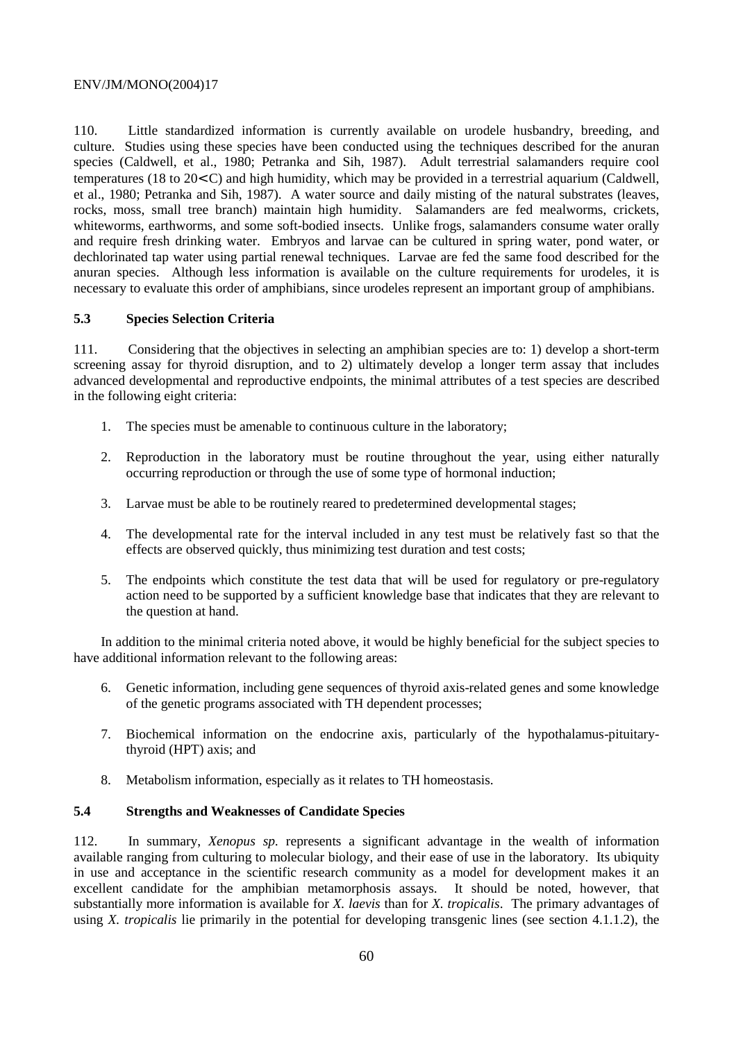110. Little standardized information is currently available on urodele husbandry, breeding, and culture. Studies using these species have been conducted using the techniques described for the anuran species (Caldwell, et al., 1980; Petranka and Sih, 1987). Adult terrestrial salamanders require cool temperatures (18 to 20<C) and high humidity, which may be provided in a terrestrial aquarium (Caldwell, et al., 1980; Petranka and Sih, 1987). A water source and daily misting of the natural substrates (leaves, rocks, moss, small tree branch) maintain high humidity. Salamanders are fed mealworms, crickets, whiteworms, earthworms, and some soft-bodied insects. Unlike frogs, salamanders consume water orally and require fresh drinking water. Embryos and larvae can be cultured in spring water, pond water, or dechlorinated tap water using partial renewal techniques. Larvae are fed the same food described for the anuran species. Although less information is available on the culture requirements for urodeles, it is necessary to evaluate this order of amphibians, since urodeles represent an important group of amphibians.

### 5.3 Species Selection Criteria

111. Considering that the objectives in selecting an amphibian species are to: 1) develop a short-term screening assay for thyroid disruption, and to 2) ultimately develop a longer term assay that includes advanced developmental and reproductive endpoints, the minimal attributes of a test species are described in the following eight criteria:

1. The species must be amenable to continuous culture in the laboratory;
2. Reproduction in the laboratory must be routine throughout the year, using either naturally occurring reproduction or through the use of some type of hormonal induction;
3. Larvae must be able to be routinely reared to predetermined developmental stages;
4. The developmental rate for the interval included in any test must be relatively fast so that the effects are observed quickly, thus minimizing test duration and test costs;
5. The endpoints which constitute the test data that will be used for regulatory or pre-regulatory action need to be supported by a sufficient knowledge base that indicates that they are relevant to the question at hand.

In addition to the minimal criteria noted above, it would be highly beneficial for the subject species to have additional information relevant to the following areas:

6. Genetic information, including gene sequences of thyroid axis-related genes and some knowledge of the genetic programs associated with TH dependent processes;
7. Biochemical information on the endocrine axis, particularly of the hypothalamus-pituitary-thyroid (HPT) axis; and
8. Metabolism information, especially as it relates to TH homeostasis.

### 5.4 Strengths and Weaknesses of Candidate Species

112. In summary, *Xenopus sp.* represents a significant advantage in the wealth of information available ranging from culturing to molecular biology, and their ease of use in the laboratory. Its ubiquity in use and acceptance in the scientific research community as a model for development makes it an excellent candidate for the amphibian metamorphosis assays. It should be noted, however, that substantially more information is available for *X. laevis* than for *X. tropicalis*. The primary advantages of using *X. tropicalis* lie primarily in the potential for developing transgenic lines (see section 4.1.1.2), the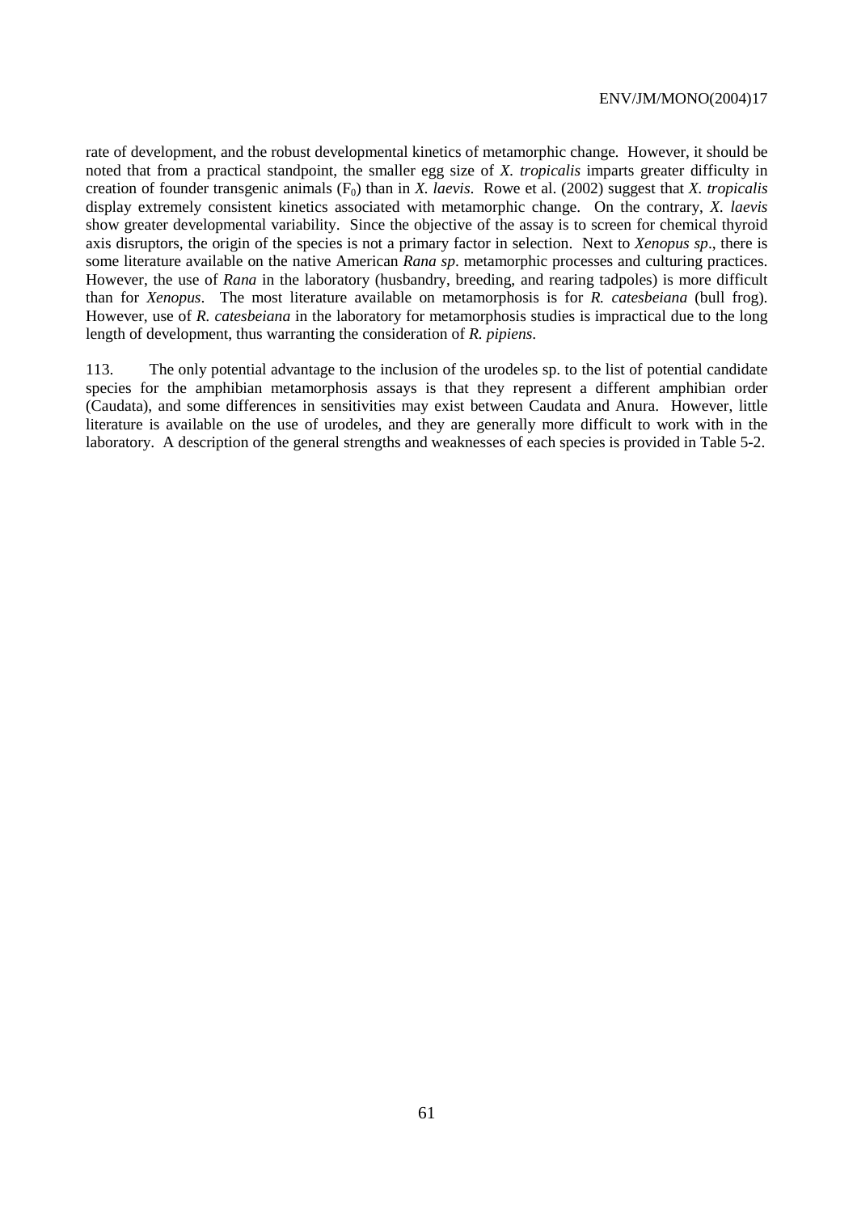rate of development, and the robust developmental kinetics of metamorphic change. However, it should be noted that from a practical standpoint, the smaller egg size of *X. tropicalis* imparts greater difficulty in creation of founder transgenic animals ($F_0$) than in *X. laevis*. Rowe et al. (2002) suggest that *X. tropicalis* display extremely consistent kinetics associated with metamorphic change. On the contrary, *X. laevis* show greater developmental variability. Since the objective of the assay is to screen for chemical thyroid axis disruptors, the origin of the species is not a primary factor in selection. Next to *Xenopus sp*., there is some literature available on the native American *Rana sp*. metamorphic processes and culturing practices. However, the use of *Rana* in the laboratory (husbandry, breeding, and rearing tadpoles) is more difficult than for *Xenopus*. The most literature available on metamorphosis is for *R. catesbeiana* (bull frog). However, use of *R. catesbeiana* in the laboratory for metamorphosis studies is impractical due to the long length of development, thus warranting the consideration of *R. pipiens*.

113. The only potential advantage to the inclusion of the urodeles sp. to the list of potential candidate species for the amphibian metamorphosis assays is that they represent a different amphibian order (Caudata), and some differences in sensitivities may exist between Caudata and Anura. However, little literature is available on the use of urodeles, and they are generally more difficult to work with in the laboratory. A description of the general strengths and weaknesses of each species is provided in Table 5-2.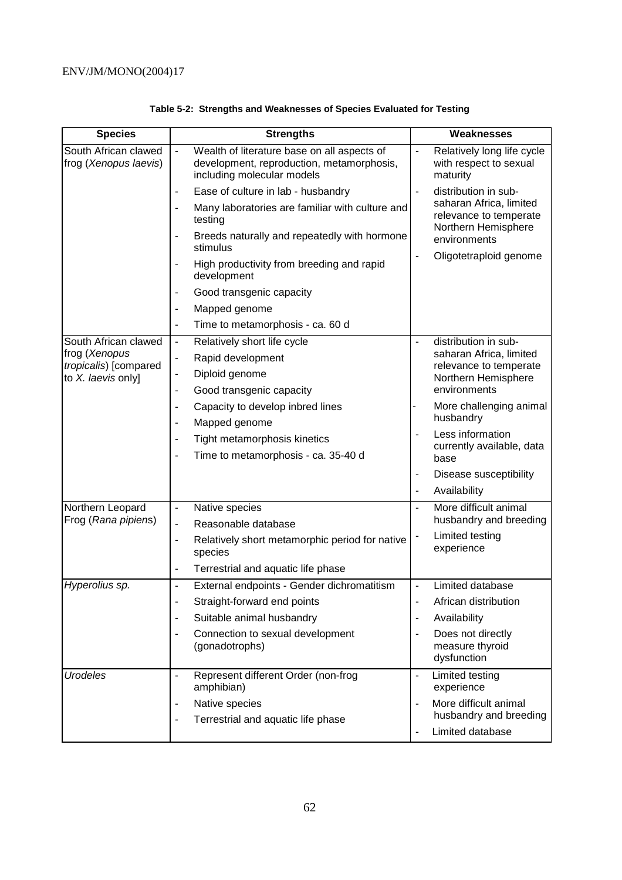**Table 5-2: Strengths and Weaknesses of Species Evaluated for Testing**

| Species | Strengths | Weaknesses |
|---|---|---|
| South African clawed frog (*Xenopus laevis*) | - Wealth of literature base on all aspects of development, reproduction, metamorphosis, including molecular models<br>- Ease of culture in lab - husbandry<br>- Many laboratories are familiar with culture and testing<br>- Breeds naturally and repeatedly with hormone stimulus<br>- High productivity from breeding and rapid development<br>- Good transgenic capacity<br>- Mapped genome<br>- Time to metamorphosis - ca. 60 d | - Relatively long life cycle with respect to sexual maturity<br>- distribution in sub-saharan Africa, limited relevance to temperate Northern Hemisphere environments<br>- Oligotetraploid genome |
| South African clawed frog (*Xenopus tropicalis*) [compared to *X. laevis* only] | - Relatively short life cycle<br>- Rapid development<br>- Diploid genome<br>- Good transgenic capacity<br>- Capacity to develop inbred lines<br>- Mapped genome<br>- Tight metamorphosis kinetics<br>- Time to metamorphosis - ca. 35-40 d | - distribution in sub-saharan Africa, limited relevance to temperate Northern Hemisphere environments<br>- More challenging animal husbandry<br>- Less information currently available, data base<br>- Disease susceptibility<br>- Availability |
| Northern Leopard Frog (*Rana pipiens*) | - Native species<br>- Reasonable database<br>- Relatively short metamorphic period for native species<br>- Terrestrial and aquatic life phase | - More difficult animal husbandry and breeding<br>- Limited testing experience |
| *Hyperolius sp.* | - External endpoints - Gender dichromatitism<br>- Straight-forward end points<br>- Suitable animal husbandry<br>- Connection to sexual development (gonadotrophs) | - Limited database<br>- African distribution<br>- Availability<br>- Does not directly measure thyroid dysfunction |
| *Urodeles* | - Represent different Order (non-frog amphibian)<br>- Native species<br>- Terrestrial and aquatic life phase | - Limited testing experience<br>- More difficult animal husbandry and breeding<br>- Limited database |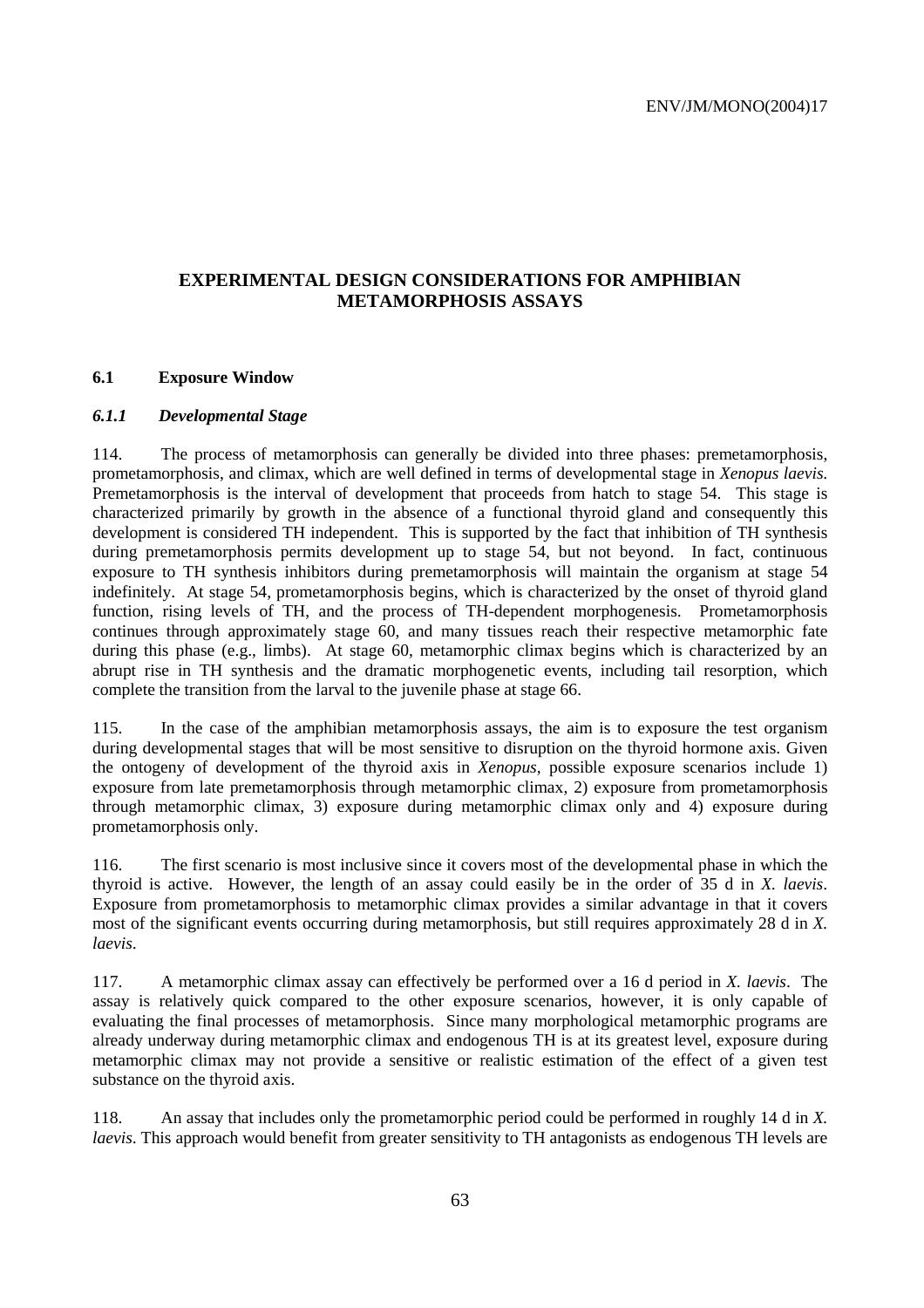## EXPERIMENTAL DESIGN CONSIDERATIONS FOR AMPHIBIAN METAMORPHOSIS ASSAYS

### 6.1 Exposure Window

#### *6.1.1 Developmental Stage*

114. The process of metamorphosis can generally be divided into three phases: premetamorphosis, prometamorphosis, and climax, which are well defined in terms of developmental stage in *Xenopus laevis.* Premetamorphosis is the interval of development that proceeds from hatch to stage 54. This stage is characterized primarily by growth in the absence of a functional thyroid gland and consequently this development is considered TH independent. This is supported by the fact that inhibition of TH synthesis during premetamorphosis permits development up to stage 54, but not beyond. In fact, continuous exposure to TH synthesis inhibitors during premetamorphosis will maintain the organism at stage 54 indefinitely. At stage 54, prometamorphosis begins, which is characterized by the onset of thyroid gland function, rising levels of TH, and the process of TH-dependent morphogenesis. Prometamorphosis continues through approximately stage 60, and many tissues reach their respective metamorphic fate during this phase (e.g., limbs). At stage 60, metamorphic climax begins which is characterized by an abrupt rise in TH synthesis and the dramatic morphogenetic events, including tail resorption, which complete the transition from the larval to the juvenile phase at stage 66.

115. In the case of the amphibian metamorphosis assays, the aim is to exposure the test organism during developmental stages that will be most sensitive to disruption on the thyroid hormone axis. Given the ontogeny of development of the thyroid axis in *Xenopus*, possible exposure scenarios include 1) exposure from late premetamorphosis through metamorphic climax, 2) exposure from prometamorphosis through metamorphic climax, 3) exposure during metamorphic climax only and 4) exposure during prometamorphosis only.

116. The first scenario is most inclusive since it covers most of the developmental phase in which the thyroid is active. However, the length of an assay could easily be in the order of 35 d in *X. laevis*. Exposure from prometamorphosis to metamorphic climax provides a similar advantage in that it covers most of the significant events occurring during metamorphosis, but still requires approximately 28 d in *X. laevis*.

117. A metamorphic climax assay can effectively be performed over a 16 d period in *X. laevis*. The assay is relatively quick compared to the other exposure scenarios, however, it is only capable of evaluating the final processes of metamorphosis. Since many morphological metamorphic programs are already underway during metamorphic climax and endogenous TH is at its greatest level, exposure during metamorphic climax may not provide a sensitive or realistic estimation of the effect of a given test substance on the thyroid axis.

118. An assay that includes only the prometamorphic period could be performed in roughly 14 d in *X. laevis*. This approach would benefit from greater sensitivity to TH antagonists as endogenous TH levels are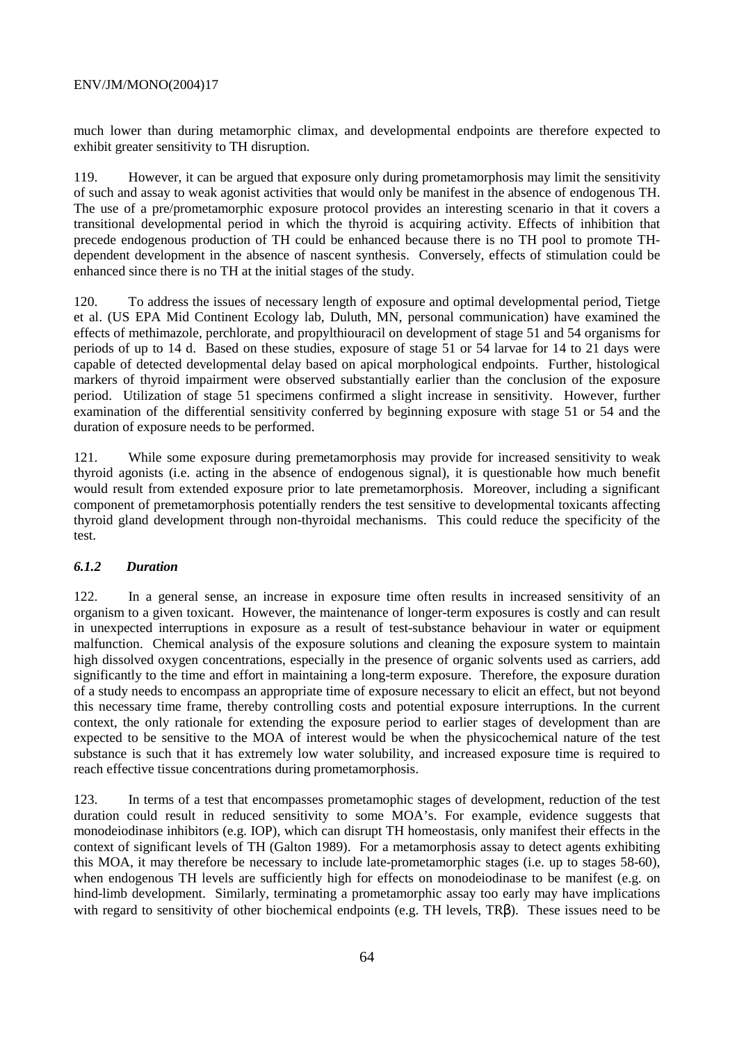much lower than during metamorphic climax, and developmental endpoints are therefore expected to exhibit greater sensitivity to TH disruption.

119. However, it can be argued that exposure only during prometamorphosis may limit the sensitivity of such and assay to weak agonist activities that would only be manifest in the absence of endogenous TH. The use of a pre/prometamorphic exposure protocol provides an interesting scenario in that it covers a transitional developmental period in which the thyroid is acquiring activity. Effects of inhibition that precede endogenous production of TH could be enhanced because there is no TH pool to promote TH-dependent development in the absence of nascent synthesis. Conversely, effects of stimulation could be enhanced since there is no TH at the initial stages of the study.

120. To address the issues of necessary length of exposure and optimal developmental period, Tietge et al. (US EPA Mid Continent Ecology lab, Duluth, MN, personal communication) have examined the effects of methimazole, perchlorate, and propylthiouracil on development of stage 51 and 54 organisms for periods of up to 14 d. Based on these studies, exposure of stage 51 or 54 larvae for 14 to 21 days were capable of detected developmental delay based on apical morphological endpoints. Further, histological markers of thyroid impairment were observed substantially earlier than the conclusion of the exposure period. Utilization of stage 51 specimens confirmed a slight increase in sensitivity. However, further examination of the differential sensitivity conferred by beginning exposure with stage 51 or 54 and the duration of exposure needs to be performed.

121. While some exposure during premetamorphosis may provide for increased sensitivity to weak thyroid agonists (i.e. acting in the absence of endogenous signal), it is questionable how much benefit would result from extended exposure prior to late premetamorphosis. Moreover, including a significant component of premetamorphosis potentially renders the test sensitive to developmental toxicants affecting thyroid gland development through non-thyroidal mechanisms. This could reduce the specificity of the test.

### *6.1.2 Duration*

122. In a general sense, an increase in exposure time often results in increased sensitivity of an organism to a given toxicant. However, the maintenance of longer-term exposures is costly and can result in unexpected interruptions in exposure as a result of test-substance behaviour in water or equipment malfunction. Chemical analysis of the exposure solutions and cleaning the exposure system to maintain high dissolved oxygen concentrations, especially in the presence of organic solvents used as carriers, add significantly to the time and effort in maintaining a long-term exposure. Therefore, the exposure duration of a study needs to encompass an appropriate time of exposure necessary to elicit an effect, but not beyond this necessary time frame, thereby controlling costs and potential exposure interruptions. In the current context, the only rationale for extending the exposure period to earlier stages of development than are expected to be sensitive to the MOA of interest would be when the physicochemical nature of the test substance is such that it has extremely low water solubility, and increased exposure time is required to reach effective tissue concentrations during prometamorphosis.

123. In terms of a test that encompasses prometamophic stages of development, reduction of the test duration could result in reduced sensitivity to some MOA's. For example, evidence suggests that monodeiodinase inhibitors (e.g. IOP), which can disrupt TH homeostasis, only manifest their effects in the context of significant levels of TH (Galton 1989). For a metamorphosis assay to detect agents exhibiting this MOA, it may therefore be necessary to include late-prometamorphic stages (i.e. up to stages 58-60), when endogenous TH levels are sufficiently high for effects on monodeiodinase to be manifest (e.g. on hind-limb development. Similarly, terminating a prometamorphic assay too early may have implications with regard to sensitivity of other biochemical endpoints (e.g. TH levels, TRβ). These issues need to be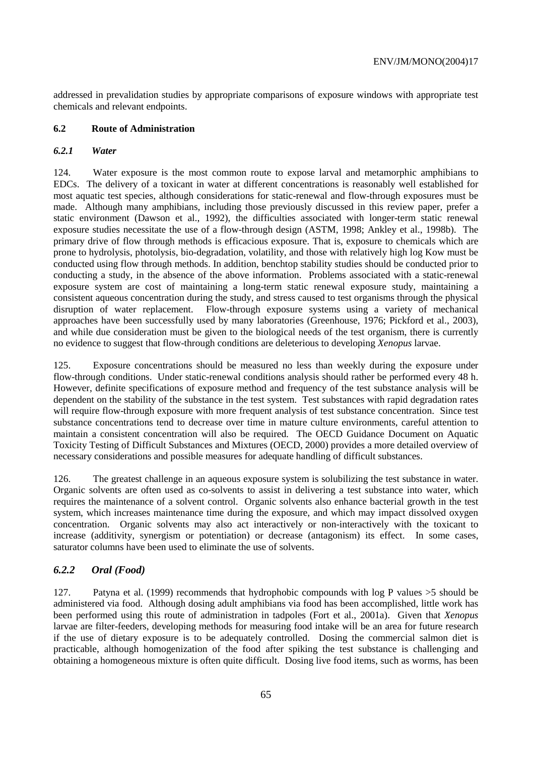addressed in prevalidation studies by appropriate comparisons of exposure windows with appropriate test chemicals and relevant endpoints.

## 6.2 Route of Administration

### *6.2.1 Water*

124. Water exposure is the most common route to expose larval and metamorphic amphibians to EDCs. The delivery of a toxicant in water at different concentrations is reasonably well established for most aquatic test species, although considerations for static-renewal and flow-through exposures must be made. Although many amphibians, including those previously discussed in this review paper, prefer a static environment (Dawson et al., 1992), the difficulties associated with longer-term static renewal exposure studies necessitate the use of a flow-through design (ASTM, 1998; Ankley et al., 1998b). The primary drive of flow through methods is efficacious exposure. That is, exposure to chemicals which are prone to hydrolysis, photolysis, bio-degradation, volatility, and those with relatively high log Kow must be conducted using flow through methods. In addition, benchtop stability studies should be conducted prior to conducting a study, in the absence of the above information. Problems associated with a static-renewal exposure system are cost of maintaining a long-term static renewal exposure study, maintaining a consistent aqueous concentration during the study, and stress caused to test organisms through the physical disruption of water replacement. Flow-through exposure systems using a variety of mechanical approaches have been successfully used by many laboratories (Greenhouse, 1976; Pickford et al., 2003), and while due consideration must be given to the biological needs of the test organism, there is currently no evidence to suggest that flow-through conditions are deleterious to developing *Xenopus* larvae.

125. Exposure concentrations should be measured no less than weekly during the exposure under flow-through conditions. Under static-renewal conditions analysis should rather be performed every 48 h. However, definite specifications of exposure method and frequency of the test substance analysis will be dependent on the stability of the substance in the test system. Test substances with rapid degradation rates will require flow-through exposure with more frequent analysis of test substance concentration. Since test substance concentrations tend to decrease over time in mature culture environments, careful attention to maintain a consistent concentration will also be required. The OECD Guidance Document on Aquatic Toxicity Testing of Difficult Substances and Mixtures (OECD, 2000) provides a more detailed overview of necessary considerations and possible measures for adequate handling of difficult substances.

126. The greatest challenge in an aqueous exposure system is solubilizing the test substance in water. Organic solvents are often used as co-solvents to assist in delivering a test substance into water, which requires the maintenance of a solvent control. Organic solvents also enhance bacterial growth in the test system, which increases maintenance time during the exposure, and which may impact dissolved oxygen concentration. Organic solvents may also act interactively or non-interactively with the toxicant to increase (additivity, synergism or potentiation) or decrease (antagonism) its effect. In some cases, saturator columns have been used to eliminate the use of solvents.

### *6.2.2 Oral (Food)*

127. Patyna et al. (1999) recommends that hydrophobic compounds with log P values >5 should be administered via food. Although dosing adult amphibians via food has been accomplished, little work has been performed using this route of administration in tadpoles (Fort et al., 2001a). Given that *Xenopus* larvae are filter-feeders, developing methods for measuring food intake will be an area for future research if the use of dietary exposure is to be adequately controlled. Dosing the commercial salmon diet is practicable, although homogenization of the food after spiking the test substance is challenging and obtaining a homogeneous mixture is often quite difficult. Dosing live food items, such as worms, has been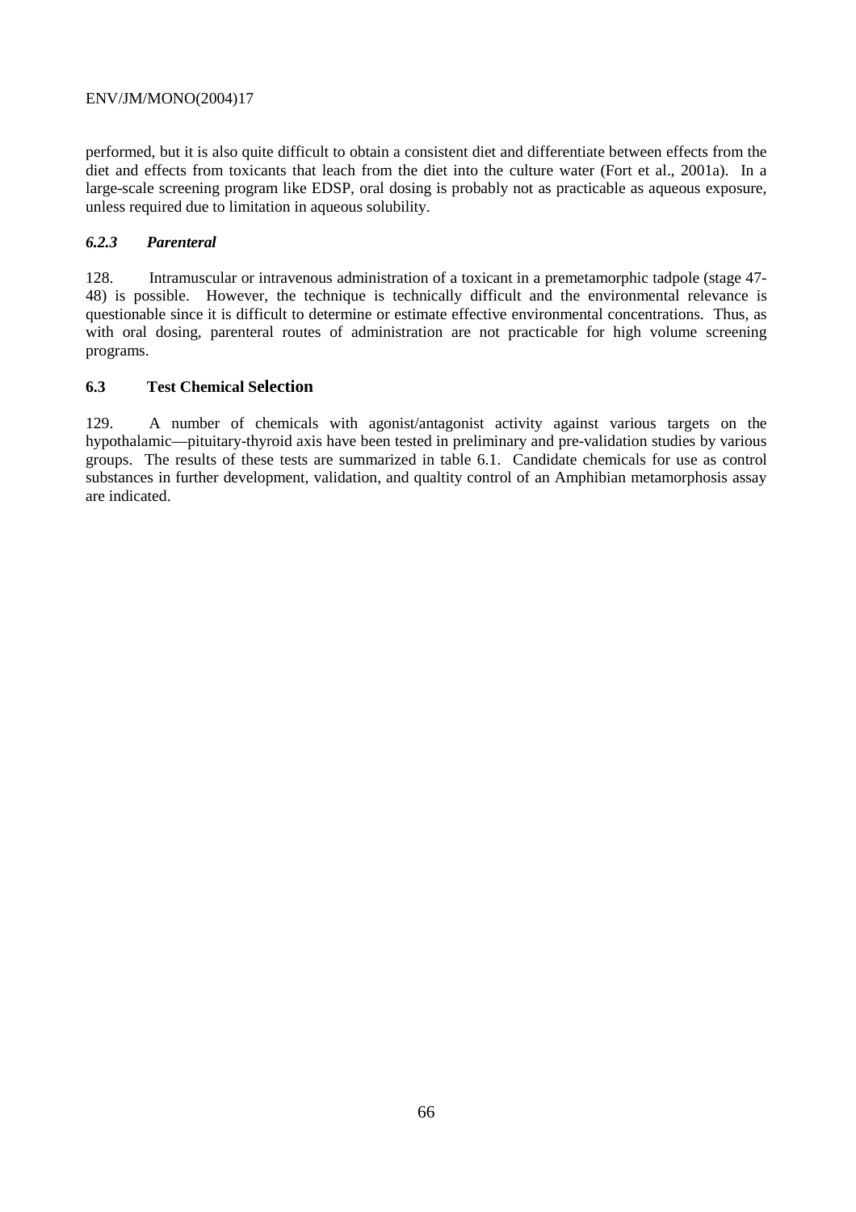performed, but it is also quite difficult to obtain a consistent diet and differentiate between effects from the diet and effects from toxicants that leach from the diet into the culture water (Fort et al., 2001a). In a large-scale screening program like EDSP, oral dosing is probably not as practicable as aqueous exposure, unless required due to limitation in aqueous solubility.

### *6.2.3 Parenteral*

128. Intramuscular or intravenous administration of a toxicant in a premetamorphic tadpole (stage 47-48) is possible. However, the technique is technically difficult and the environmental relevance is questionable since it is difficult to determine or estimate effective environmental concentrations. Thus, as with oral dosing, parenteral routes of administration are not practicable for high volume screening programs.

## 6.3 Test Chemical Selection

129. A number of chemicals with agonist/antagonist activity against various targets on the hypothalamic—pituitary-thyroid axis have been tested in preliminary and pre-validation studies by various groups. The results of these tests are summarized in table 6.1. Candidate chemicals for use as control substances in further development, validation, and qualtity control of an Amphibian metamorphosis assay are indicated.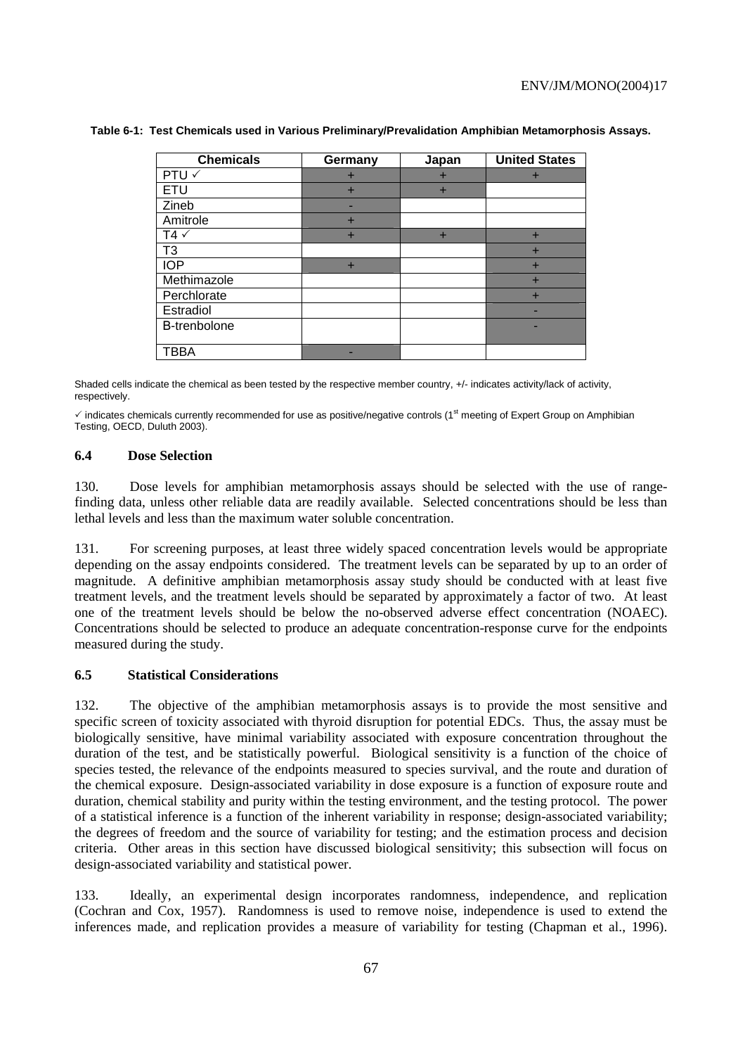**Table 6-1: Test Chemicals used in Various Preliminary/Prevalidation Amphibian Metamorphosis Assays.**

| Chemicals | Germany | Japan | United States |
|---|---|---|---|
| PTU ✓ | + | + | + |
| ETU | + | + | |
| Zineb | - | | |
| Amitrole | + | | |
| T4 ✓ | + | + | + |
| T3 | | | + |
| IOP | + | | + |
| Methimazole | | | + |
| Perchlorate | | | + |
| Estradiol | | | - |
| B-trenbolone | | | - |
| TBBA | - | | |

Shaded cells indicate the chemical as been tested by the respective member country, +/- indicates activity/lack of activity, respectively.

✓ indicates chemicals currently recommended for use as positive/negative controls (1st meeting of Expert Group on Amphibian Testing, OECD, Duluth 2003).

### 6.4 Dose Selection

130. Dose levels for amphibian metamorphosis assays should be selected with the use of range-finding data, unless other reliable data are readily available. Selected concentrations should be less than lethal levels and less than the maximum water soluble concentration.

131. For screening purposes, at least three widely spaced concentration levels would be appropriate depending on the assay endpoints considered. The treatment levels can be separated by up to an order of magnitude. A definitive amphibian metamorphosis assay study should be conducted with at least five treatment levels, and the treatment levels should be separated by approximately a factor of two. At least one of the treatment levels should be below the no-observed adverse effect concentration (NOAEC). Concentrations should be selected to produce an adequate concentration-response curve for the endpoints measured during the study.

### 6.5 Statistical Considerations

132. The objective of the amphibian metamorphosis assays is to provide the most sensitive and specific screen of toxicity associated with thyroid disruption for potential EDCs. Thus, the assay must be biologically sensitive, have minimal variability associated with exposure concentration throughout the duration of the test, and be statistically powerful. Biological sensitivity is a function of the choice of species tested, the relevance of the endpoints measured to species survival, and the route and duration of the chemical exposure. Design-associated variability in dose exposure is a function of exposure route and duration, chemical stability and purity within the testing environment, and the testing protocol. The power of a statistical inference is a function of the inherent variability in response; design-associated variability; the degrees of freedom and the source of variability for testing; and the estimation process and decision criteria. Other areas in this section have discussed biological sensitivity; this subsection will focus on design-associated variability and statistical power.

133. Ideally, an experimental design incorporates randomness, independence, and replication (Cochran and Cox, 1957). Randomness is used to remove noise, independence is used to extend the inferences made, and replication provides a measure of variability for testing (Chapman et al., 1996).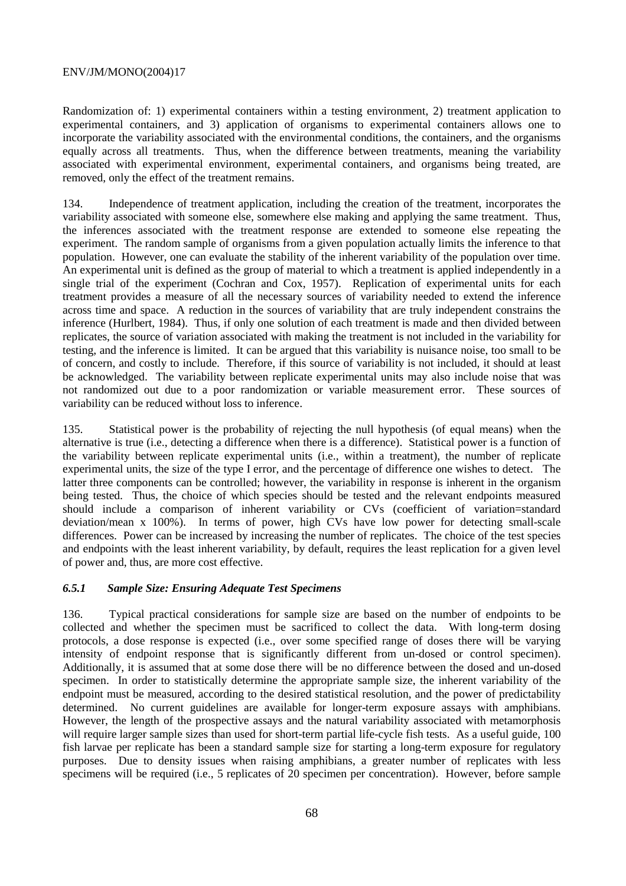Randomization of: 1) experimental containers within a testing environment, 2) treatment application to experimental containers, and 3) application of organisms to experimental containers allows one to incorporate the variability associated with the environmental conditions, the containers, and the organisms equally across all treatments. Thus, when the difference between treatments, meaning the variability associated with experimental environment, experimental containers, and organisms being treated, are removed, only the effect of the treatment remains.

134. Independence of treatment application, including the creation of the treatment, incorporates the variability associated with someone else, somewhere else making and applying the same treatment. Thus, the inferences associated with the treatment response are extended to someone else repeating the experiment. The random sample of organisms from a given population actually limits the inference to that population. However, one can evaluate the stability of the inherent variability of the population over time. An experimental unit is defined as the group of material to which a treatment is applied independently in a single trial of the experiment (Cochran and Cox, 1957). Replication of experimental units for each treatment provides a measure of all the necessary sources of variability needed to extend the inference across time and space. A reduction in the sources of variability that are truly independent constrains the inference (Hurlbert, 1984). Thus, if only one solution of each treatment is made and then divided between replicates, the source of variation associated with making the treatment is not included in the variability for testing, and the inference is limited. It can be argued that this variability is nuisance noise, too small to be of concern, and costly to include. Therefore, if this source of variability is not included, it should at least be acknowledged. The variability between replicate experimental units may also include noise that was not randomized out due to a poor randomization or variable measurement error. These sources of variability can be reduced without loss to inference.

135. Statistical power is the probability of rejecting the null hypothesis (of equal means) when the alternative is true (i.e., detecting a difference when there is a difference). Statistical power is a function of the variability between replicate experimental units (i.e., within a treatment), the number of replicate experimental units, the size of the type I error, and the percentage of difference one wishes to detect. The latter three components can be controlled; however, the variability in response is inherent in the organism being tested. Thus, the choice of which species should be tested and the relevant endpoints measured should include a comparison of inherent variability or CVs (coefficient of variation=standard deviation/mean x 100%). In terms of power, high CVs have low power for detecting small-scale differences. Power can be increased by increasing the number of replicates. The choice of the test species and endpoints with the least inherent variability, by default, requires the least replication for a given level of power and, thus, are more cost effective.

### *6.5.1 Sample Size: Ensuring Adequate Test Specimens*

136. Typical practical considerations for sample size are based on the number of endpoints to be collected and whether the specimen must be sacrificed to collect the data. With long-term dosing protocols, a dose response is expected (i.e., over some specified range of doses there will be varying intensity of endpoint response that is significantly different from un-dosed or control specimen). Additionally, it is assumed that at some dose there will be no difference between the dosed and un-dosed specimen. In order to statistically determine the appropriate sample size, the inherent variability of the endpoint must be measured, according to the desired statistical resolution, and the power of predictability determined. No current guidelines are available for longer-term exposure assays with amphibians. However, the length of the prospective assays and the natural variability associated with metamorphosis will require larger sample sizes than used for short-term partial life-cycle fish tests. As a useful guide, 100 fish larvae per replicate has been a standard sample size for starting a long-term exposure for regulatory purposes. Due to density issues when raising amphibians, a greater number of replicates with less specimens will be required (i.e., 5 replicates of 20 specimen per concentration). However, before sample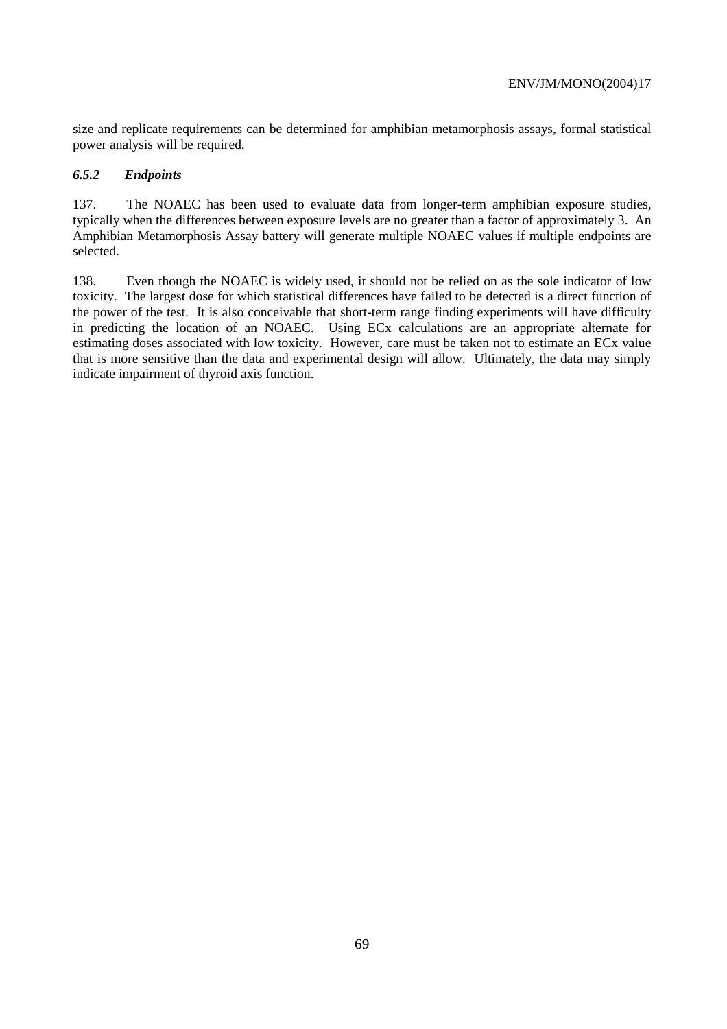size and replicate requirements can be determined for amphibian metamorphosis assays, formal statistical power analysis will be required.

### *6.5.2 Endpoints*

137. The NOAEC has been used to evaluate data from longer-term amphibian exposure studies, typically when the differences between exposure levels are no greater than a factor of approximately 3. An Amphibian Metamorphosis Assay battery will generate multiple NOAEC values if multiple endpoints are selected.

138. Even though the NOAEC is widely used, it should not be relied on as the sole indicator of low toxicity. The largest dose for which statistical differences have failed to be detected is a direct function of the power of the test. It is also conceivable that short-term range finding experiments will have difficulty in predicting the location of an NOAEC. Using ECx calculations are an appropriate alternate for estimating doses associated with low toxicity. However, care must be taken not to estimate an ECx value that is more sensitive than the data and experimental design will allow. Ultimately, the data may simply indicate impairment of thyroid axis function.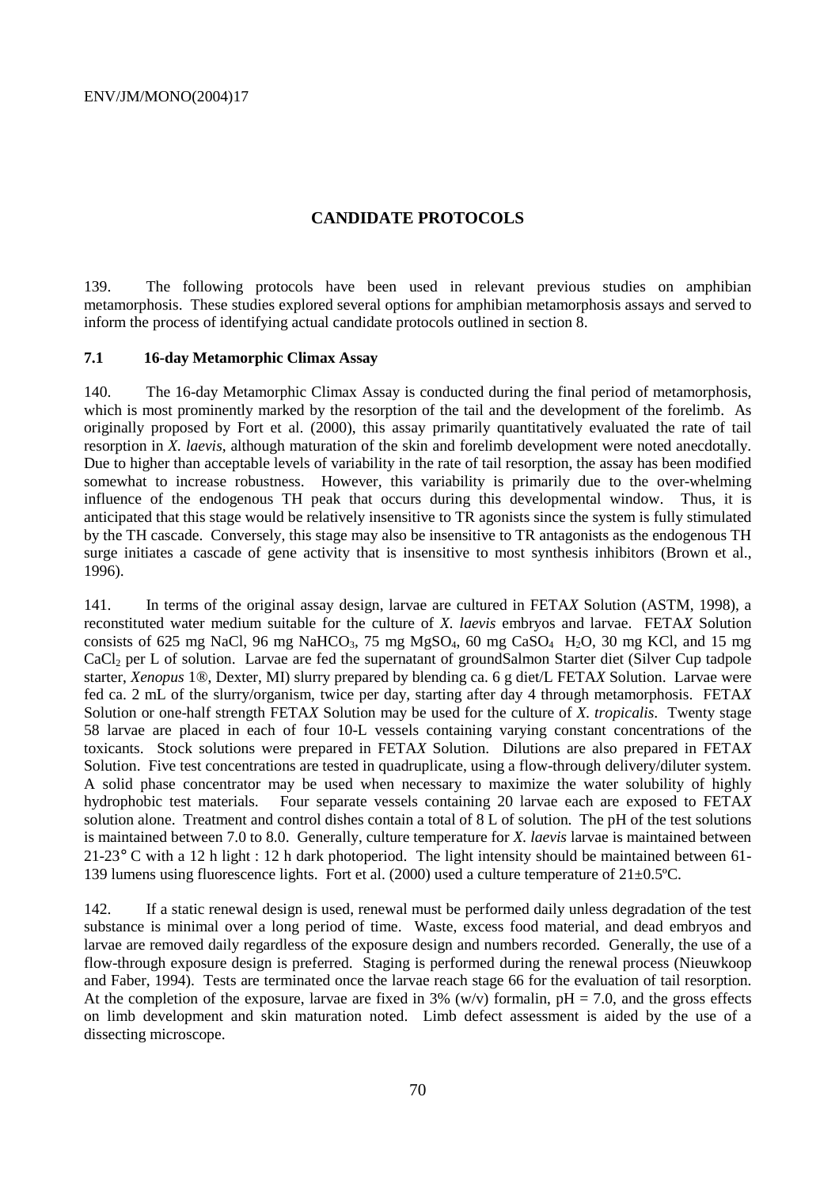# CANDIDATE PROTOCOLS

139. The following protocols have been used in relevant previous studies on amphibian metamorphosis. These studies explored several options for amphibian metamorphosis assays and served to inform the process of identifying actual candidate protocols outlined in section 8.

## 7.1 16-day Metamorphic Climax Assay

140. The 16-day Metamorphic Climax Assay is conducted during the final period of metamorphosis, which is most prominently marked by the resorption of the tail and the development of the forelimb. As originally proposed by Fort et al. (2000), this assay primarily quantitatively evaluated the rate of tail resorption in *X. laevis*, although maturation of the skin and forelimb development were noted anecdotally. Due to higher than acceptable levels of variability in the rate of tail resorption, the assay has been modified somewhat to increase robustness. However, this variability is primarily due to the over-whelming influence of the endogenous TH peak that occurs during this developmental window. Thus, it is anticipated that this stage would be relatively insensitive to TR agonists since the system is fully stimulated by the TH cascade. Conversely, this stage may also be insensitive to TR antagonists as the endogenous TH surge initiates a cascade of gene activity that is insensitive to most synthesis inhibitors (Brown et al., 1996).

141. In terms of the original assay design, larvae are cultured in FETA*X* Solution (ASTM, 1998), a reconstituted water medium suitable for the culture of *X. laevis* embryos and larvae. FETA*X* Solution consists of 625 mg NaCl, 96 mg $NaHCO_3$, 75 mg $MgSO_4$, 60 mg $CaSO_4$ $H_2O$, 30 mg KCl, and 15 mg $CaCl_2$ per L of solution. Larvae are fed the supernatant of groundSalmon Starter diet (Silver Cup tadpole starter, *Xenopus* 1®, Dexter, MI) slurry prepared by blending ca. 6 g diet/L FETA*X* Solution. Larvae were fed ca. 2 mL of the slurry/organism, twice per day, starting after day 4 through metamorphosis. FETA*X* Solution or one-half strength FETA*X* Solution may be used for the culture of *X. tropicalis*. Twenty stage 58 larvae are placed in each of four 10-L vessels containing varying constant concentrations of the toxicants. Stock solutions were prepared in FETA*X* Solution. Dilutions are also prepared in FETA*X* Solution. Five test concentrations are tested in quadruplicate, using a flow-through delivery/diluter system. A solid phase concentrator may be used when necessary to maximize the water solubility of highly hydrophobic test materials. Four separate vessels containing 20 larvae each are exposed to FETA*X* solution alone. Treatment and control dishes contain a total of 8 L of solution. The pH of the test solutions is maintained between 7.0 to 8.0. Generally, culture temperature for *X. laevis* larvae is maintained between 21-23° C with a 12 h light : 12 h dark photoperiod. The light intensity should be maintained between 61-139 lumens using fluorescence lights. Fort et al. (2000) used a culture temperature of 21±0.5ºC.

142. If a static renewal design is used, renewal must be performed daily unless degradation of the test substance is minimal over a long period of time. Waste, excess food material, and dead embryos and larvae are removed daily regardless of the exposure design and numbers recorded. Generally, the use of a flow-through exposure design is preferred. Staging is performed during the renewal process (Nieuwkoop and Faber, 1994). Tests are terminated once the larvae reach stage 66 for the evaluation of tail resorption. At the completion of the exposure, larvae are fixed in 3% (w/v) formalin, pH = 7.0, and the gross effects on limb development and skin maturation noted. Limb defect assessment is aided by the use of a dissecting microscope.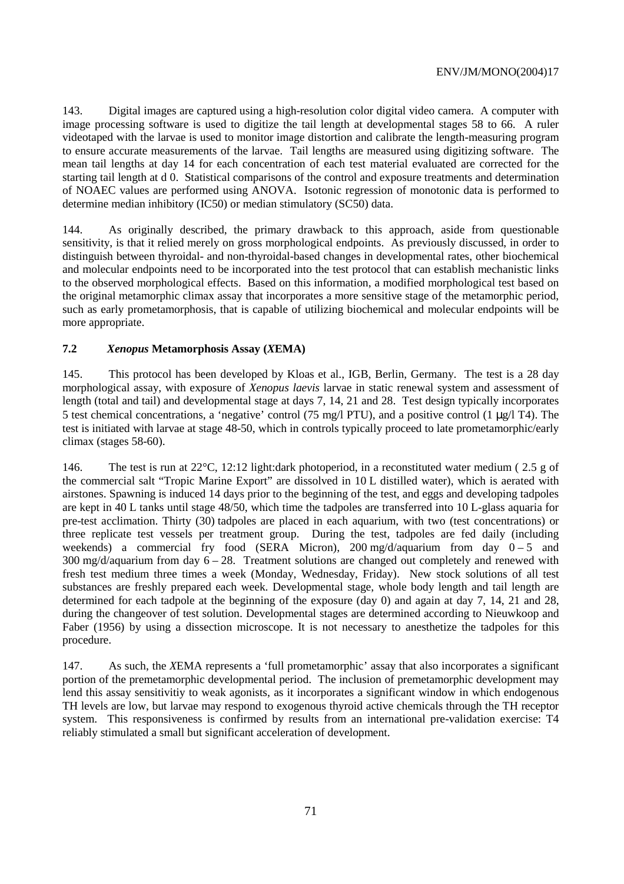143. Digital images are captured using a high-resolution color digital video camera. A computer with image processing software is used to digitize the tail length at developmental stages 58 to 66. A ruler videotaped with the larvae is used to monitor image distortion and calibrate the length-measuring program to ensure accurate measurements of the larvae. Tail lengths are measured using digitizing software. The mean tail lengths at day 14 for each concentration of each test material evaluated are corrected for the starting tail length at d 0. Statistical comparisons of the control and exposure treatments and determination of NOAEC values are performed using ANOVA. Isotonic regression of monotonic data is performed to determine median inhibitory (IC50) or median stimulatory (SC50) data.

144. As originally described, the primary drawback to this approach, aside from questionable sensitivity, is that it relied merely on gross morphological endpoints. As previously discussed, in order to distinguish between thyroidal- and non-thyroidal-based changes in developmental rates, other biochemical and molecular endpoints need to be incorporated into the test protocol that can establish mechanistic links to the observed morphological effects. Based on this information, a modified morphological test based on the original metamorphic climax assay that incorporates a more sensitive stage of the metamorphic period, such as early prometamorphosis, that is capable of utilizing biochemical and molecular endpoints will be more appropriate.

### 7.2 *Xenopus* Metamorphosis Assay (*X*EMA)

145. This protocol has been developed by Kloas et al., IGB, Berlin, Germany. The test is a 28 day morphological assay, with exposure of *Xenopus laevis* larvae in static renewal system and assessment of length (total and tail) and developmental stage at days 7, 14, 21 and 28. Test design typically incorporates 5 test chemical concentrations, a 'negative' control (75 mg/l PTU), and a positive control (1 µg/l T4). The test is initiated with larvae at stage 48-50, which in controls typically proceed to late prometamorphic/early climax (stages 58-60).

146. The test is run at 22°C, 12:12 light:dark photoperiod, in a reconstituted water medium ( 2.5 g of the commercial salt "Tropic Marine Export" are dissolved in 10 L distilled water), which is aerated with airstones. Spawning is induced 14 days prior to the beginning of the test, and eggs and developing tadpoles are kept in 40 L tanks until stage 48/50, which time the tadpoles are transferred into 10 L-glass aquaria for pre-test acclimation. Thirty (30) tadpoles are placed in each aquarium, with two (test concentrations) or three replicate test vessels per treatment group. During the test, tadpoles are fed daily (including weekends) a commercial fry food (SERA Micron), 200 mg/d/aquarium from day 0 – 5 and 300 mg/d/aquarium from day 6 – 28. Treatment solutions are changed out completely and renewed with fresh test medium three times a week (Monday, Wednesday, Friday). New stock solutions of all test substances are freshly prepared each week. Developmental stage, whole body length and tail length are determined for each tadpole at the beginning of the exposure (day 0) and again at day 7, 14, 21 and 28, during the changeover of test solution. Developmental stages are determined according to Nieuwkoop and Faber (1956) by using a dissection microscope. It is not necessary to anesthetize the tadpoles for this procedure.

147. As such, the *X*EMA represents a 'full prometamorphic' assay that also incorporates a significant portion of the premetamorphic developmental period. The inclusion of premetamorphic development may lend this assay sensitivitiy to weak agonists, as it incorporates a significant window in which endogenous TH levels are low, but larvae may respond to exogenous thyroid active chemicals through the TH receptor system. This responsiveness is confirmed by results from an international pre-validation exercise: T4 reliably stimulated a small but significant acceleration of development.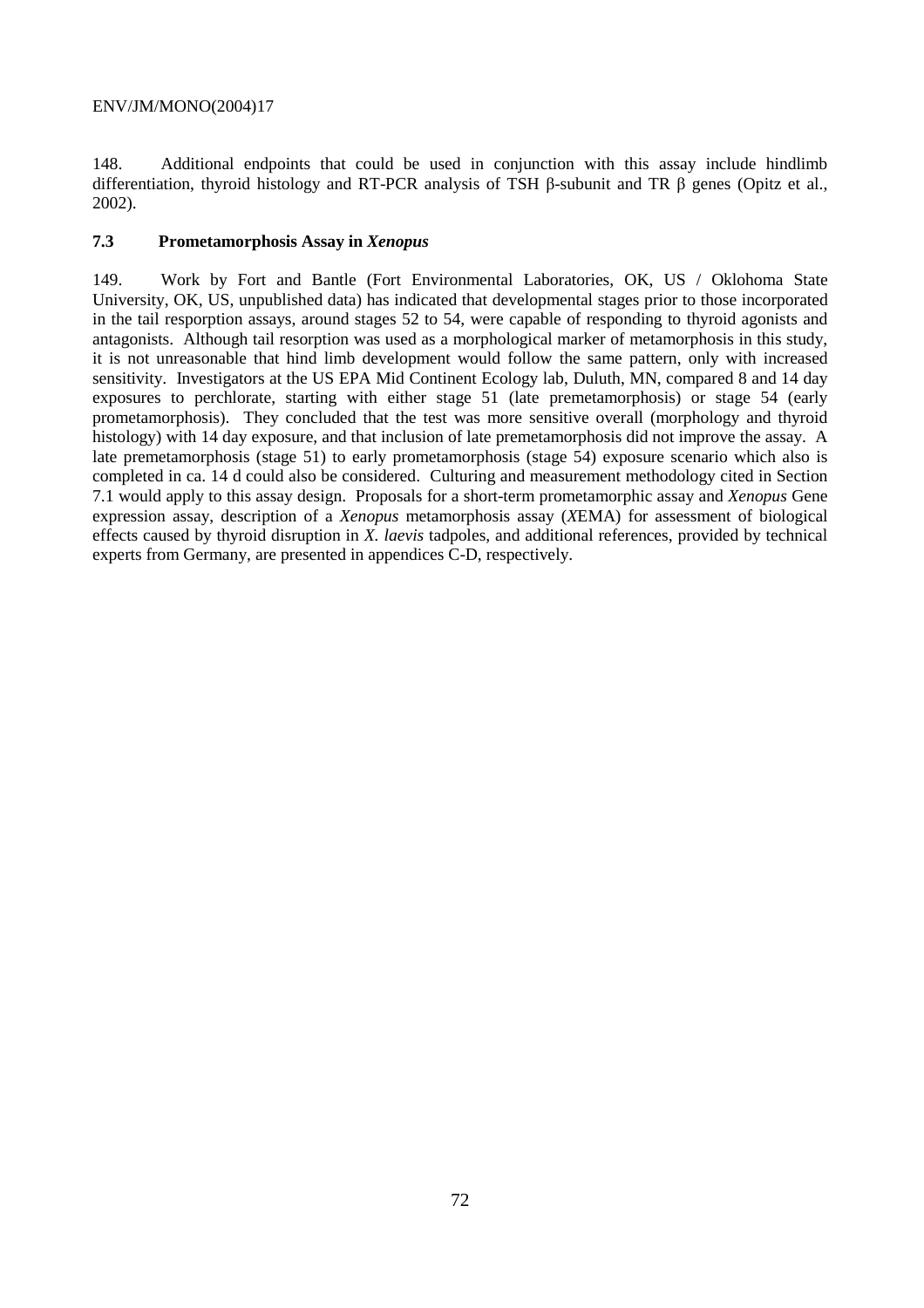148. Additional endpoints that could be used in conjunction with this assay include hindlimb differentiation, thyroid histology and RT-PCR analysis of TSH β-subunit and TR β genes (Opitz et al., 2002).

### 7.3 Prometamorphosis Assay in *Xenopus*

149. Work by Fort and Bantle (Fort Environmental Laboratories, OK, US / Oklohoma State University, OK, US, unpublished data) has indicated that developmental stages prior to those incorporated in the tail resporption assays, around stages 52 to 54, were capable of responding to thyroid agonists and antagonists. Although tail resorption was used as a morphological marker of metamorphosis in this study, it is not unreasonable that hind limb development would follow the same pattern, only with increased sensitivity. Investigators at the US EPA Mid Continent Ecology lab, Duluth, MN, compared 8 and 14 day exposures to perchlorate, starting with either stage 51 (late premetamorphosis) or stage 54 (early prometamorphosis). They concluded that the test was more sensitive overall (morphology and thyroid histology) with 14 day exposure, and that inclusion of late premetamorphosis did not improve the assay. A late premetamorphosis (stage 51) to early prometamorphosis (stage 54) exposure scenario which also is completed in ca. 14 d could also be considered. Culturing and measurement methodology cited in Section 7.1 would apply to this assay design. Proposals for a short-term prometamorphic assay and *Xenopus* Gene expression assay, description of a *Xenopus* metamorphosis assay (*X*EMA) for assessment of biological effects caused by thyroid disruption in *X. laevis* tadpoles, and additional references, provided by technical experts from Germany, are presented in appendices C-D, respectively.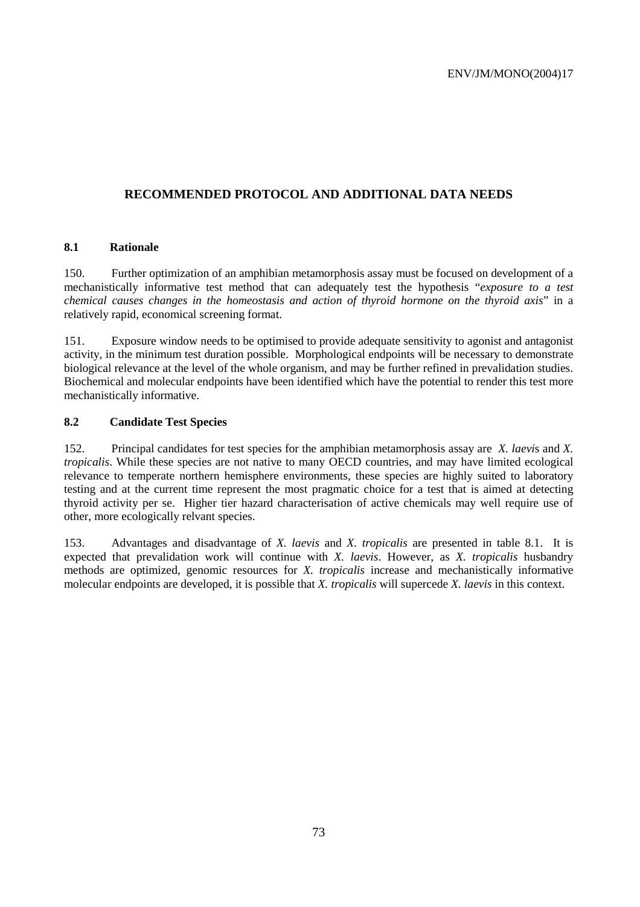## RECOMMENDED PROTOCOL AND ADDITIONAL DATA NEEDS

### 8.1 Rationale

150. Further optimization of an amphibian metamorphosis assay must be focused on development of a mechanistically informative test method that can adequately test the hypothesis "*exposure to a test chemical causes changes in the homeostasis and action of thyroid hormone on the thyroid axis*" in a relatively rapid, economical screening format.

151. Exposure window needs to be optimised to provide adequate sensitivity to agonist and antagonist activity, in the minimum test duration possible. Morphological endpoints will be necessary to demonstrate biological relevance at the level of the whole organism, and may be further refined in prevalidation studies. Biochemical and molecular endpoints have been identified which have the potential to render this test more mechanistically informative.

### 8.2 Candidate Test Species

152. Principal candidates for test species for the amphibian metamorphosis assay are *X. laevis* and *X. tropicalis*. While these species are not native to many OECD countries, and may have limited ecological relevance to temperate northern hemisphere environments, these species are highly suited to laboratory testing and at the current time represent the most pragmatic choice for a test that is aimed at detecting thyroid activity per se. Higher tier hazard characterisation of active chemicals may well require use of other, more ecologically relvant species.

153. Advantages and disadvantage of *X. laevis* and *X. tropicalis* are presented in table 8.1. It is expected that prevalidation work will continue with *X. laevis*. However, as *X. tropicalis* husbandry methods are optimized, genomic resources for *X. tropicalis* increase and mechanistically informative molecular endpoints are developed, it is possible that *X. tropicalis* will supercede *X. laevis* in this context.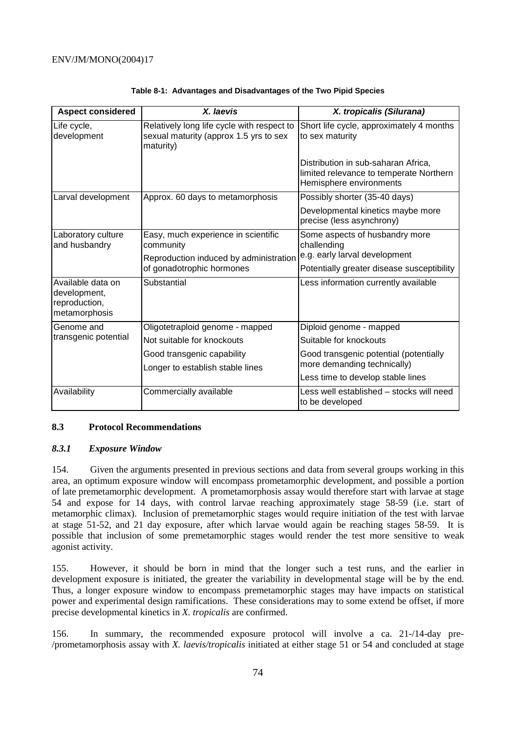**Table 8-1: Advantages and Disadvantages of the Two Pipid Species**

| Aspect considered | *X. laevis* | *X. tropicalis (Silurana)* |
|---|---|---|
| Life cycle, development | Relatively long life cycle with respect to sexual maturity (approx 1.5 yrs to sex maturity) | Short life cycle, approximately 4 months to sex maturity<br><br>Distribution in sub-saharan Africa, limited relevance to temperate Northern Hemisphere environments |
| Larval development | Approx. 60 days to metamorphosis | Possibly shorter (35-40 days)<br><br>Developmental kinetics maybe more precise (less asynchrony) |
| Laboratory culture and husbandry | Easy, much experience in scientific community<br><br>Reproduction induced by administration of gonadotrophic hormones | Some aspects of husbandry more challenging e.g. early larval development<br><br>Potentially greater disease susceptibility |
| Available data on development, reproduction, metamorphosis | Substantial | Less information currently available |
| Genome and transgenic potential | Oligotetraploid genome - mapped<br><br>Not suitable for knockouts<br><br>Good transgenic capability<br><br>Longer to establish stable lines | Diploid genome - mapped<br><br>Suitable for knockouts<br><br>Good transgenic potential (potentially more demanding technically)<br><br>Less time to develop stable lines |
| Availability | Commercially available | Less well established – stocks will need to be developed |

### 8.3 Protocol Recommendations

#### *8.3.1 Exposure Window*

154. Given the arguments presented in previous sections and data from several groups working in this area, an optimum exposure window will encompass prometamorphic development, and possible a portion of late premetamorphic development. A prometamorphosis assay would therefore start with larvae at stage 54 and expose for 14 days, with control larvae reaching approximately stage 58-59 (i.e. start of metamorphic climax). Inclusion of premetamorphic stages would require initiation of the test with larvae at stage 51-52, and 21 day exposure, after which larvae would again be reaching stages 58-59. It is possible that inclusion of some premetamorphic stages would render the test more sensitive to weak agonist activity.

155. However, it should be born in mind that the longer such a test runs, and the earlier in development exposure is initiated, the greater the variability in developmental stage will be by the end. Thus, a longer exposure window to encompass premetamorphic stages may have impacts on statistical power and experimental design ramifications. These considerations may to some extend be offset, if more precise developmental kinetics in *X. tropicalis* are confirmed.

156. In summary, the recommended exposure protocol will involve a ca. 21-/14-day pre-/prometamorphosis assay with *X. laevis/tropicalis* initiated at either stage 51 or 54 and concluded at stage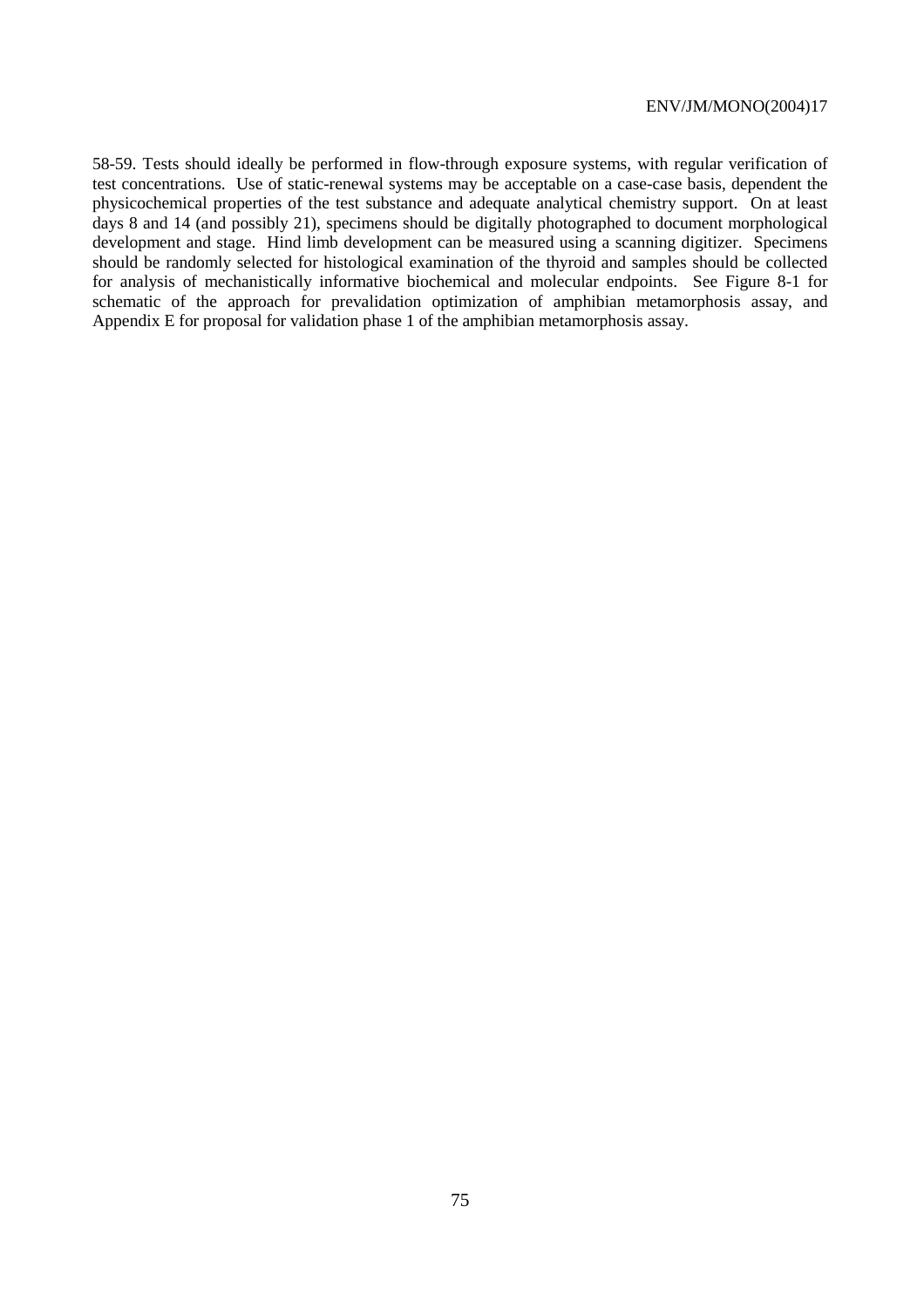58-59. Tests should ideally be performed in flow-through exposure systems, with regular verification of test concentrations. Use of static-renewal systems may be acceptable on a case-case basis, dependent the physicochemical properties of the test substance and adequate analytical chemistry support. On at least days 8 and 14 (and possibly 21), specimens should be digitally photographed to document morphological development and stage. Hind limb development can be measured using a scanning digitizer. Specimens should be randomly selected for histological examination of the thyroid and samples should be collected for analysis of mechanistically informative biochemical and molecular endpoints. See Figure 8-1 for schematic of the approach for prevalidation optimization of amphibian metamorphosis assay, and Appendix E for proposal for validation phase 1 of the amphibian metamorphosis assay.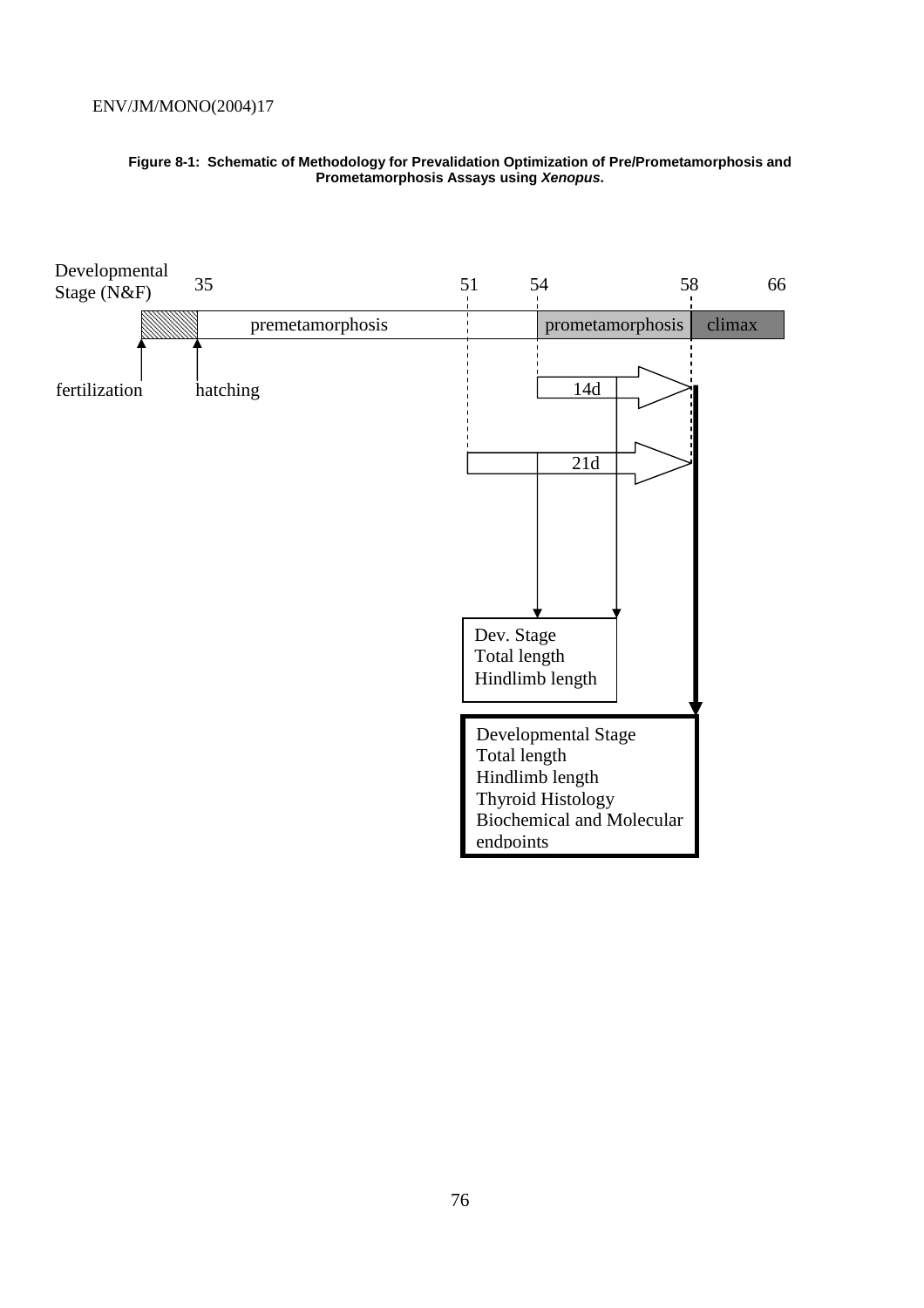**Figure 8-1: Schematic of Methodology for Prevalidation Optimization of Pre/Prometamorphosis and Prometamorphosis Assays using *Xenopus*.**

Developmental Stage (N&F) 35 51 54 58 66

premetamorphosis | prometamorphosis | climax

fertilization hatching

14d

21d

Dev. Stage
Total length
Hindlimb length

Developmental Stage
Total length
Hindlimb length
Thyroid Histology
Biochemical and Molecular endpoints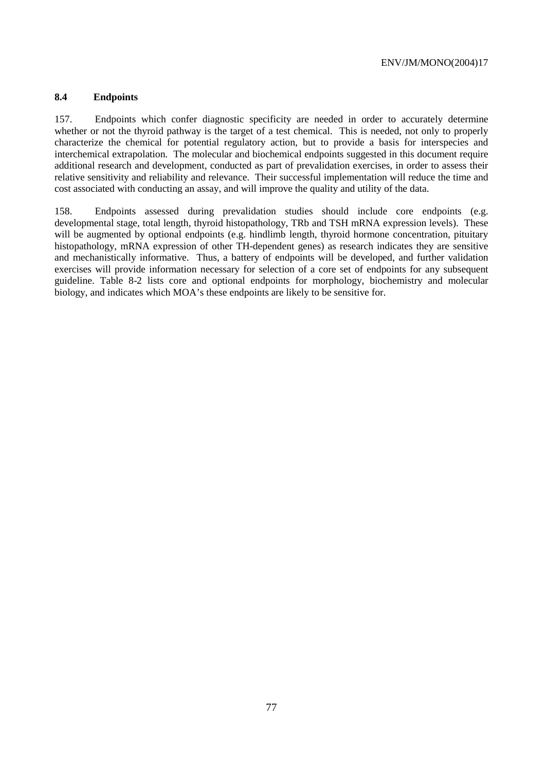### 8.4 Endpoints

157. Endpoints which confer diagnostic specificity are needed in order to accurately determine whether or not the thyroid pathway is the target of a test chemical. This is needed, not only to properly characterize the chemical for potential regulatory action, but to provide a basis for interspecies and interchemical extrapolation. The molecular and biochemical endpoints suggested in this document require additional research and development, conducted as part of prevalidation exercises, in order to assess their relative sensitivity and reliability and relevance. Their successful implementation will reduce the time and cost associated with conducting an assay, and will improve the quality and utility of the data.

158. Endpoints assessed during prevalidation studies should include core endpoints (e.g. developmental stage, total length, thyroid histopathology, TRb and TSH mRNA expression levels). These will be augmented by optional endpoints (e.g. hindlimb length, thyroid hormone concentration, pituitary histopathology, mRNA expression of other TH-dependent genes) as research indicates they are sensitive and mechanistically informative. Thus, a battery of endpoints will be developed, and further validation exercises will provide information necessary for selection of a core set of endpoints for any subsequent guideline. Table 8-2 lists core and optional endpoints for morphology, biochemistry and molecular biology, and indicates which MOA's these endpoints are likely to be sensitive for.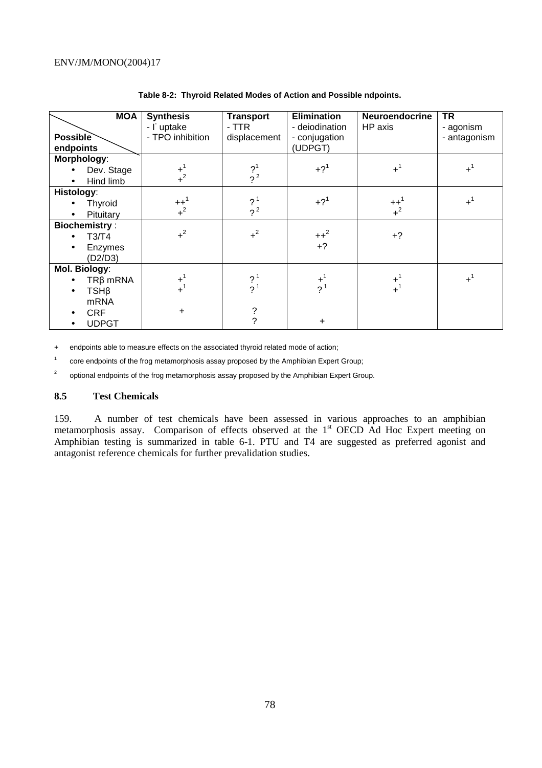**Table 8-2: Thyroid Related Modes of Action and Possible ndpoints.**

| MOA / Possible endpoints | Synthesis - I⁻ uptake - TPO inhibition | Transport - TTR displacement | Elimination - deiodination - conjugation (UDPGT) | Neuroendocrine HP axis | TR - agonism - antagonism |
|---|---|---|---|---|---|
| **Morphology**: | | | | | |
| • Dev. Stage | +[1] | ?[1] | +?[1] | +[1] | +[1] |
| • Hind limb | +[2] | ?[2] | | | |
| **Histology**: | | | | | |
| • Thyroid | ++[1] | ?[1] | +?[1] | ++[1] | +[1] |
| • Pituitary | +[2] | ?[2] | | +[2] | |
| **Biochemistry** : | | | | | |
| • T3/T4 | +[2] | +[2] | ++[2] | +? | |
| • Enzymes (D2/D3) | | | +? | | |
| **Mol. Biology**: | | | | | |
| • TRβ mRNA | +[1] | ?[1] | +[1] | +[1] | +[1] |
| • TSHβ mRNA | +[1] | ?[1] | ?[1] | +[1] | |
| • CRF | + | ? | | | |
| • UDPGT | | ? | + | | |

\+ endpoints able to measure effects on the associated thyroid related mode of action;

[1] core endpoints of the frog metamorphosis assay proposed by the Amphibian Expert Group;

[2] optional endpoints of the frog metamorphosis assay proposed by the Amphibian Expert Group.

### 8.5 Test Chemicals

159. A number of test chemicals have been assessed in various approaches to an amphibian metamorphosis assay. Comparison of effects observed at the 1st OECD Ad Hoc Expert meeting on Amphibian testing is summarized in table 6-1. PTU and T4 are suggested as preferred agonist and antagonist reference chemicals for further prevalidation studies.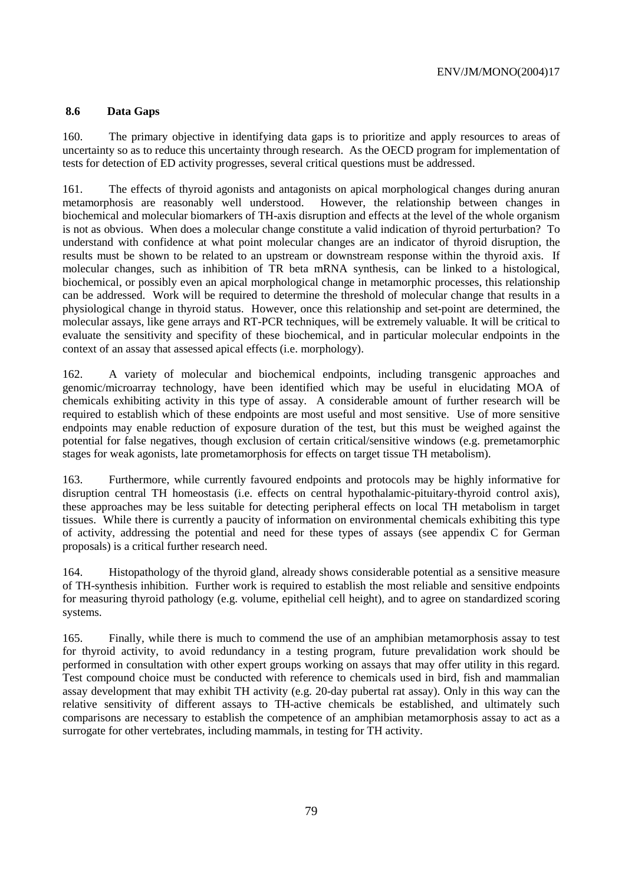### 8.6 Data Gaps

160. The primary objective in identifying data gaps is to prioritize and apply resources to areas of uncertainty so as to reduce this uncertainty through research. As the OECD program for implementation of tests for detection of ED activity progresses, several critical questions must be addressed.

161. The effects of thyroid agonists and antagonists on apical morphological changes during anuran metamorphosis are reasonably well understood. However, the relationship between changes in biochemical and molecular biomarkers of TH-axis disruption and effects at the level of the whole organism is not as obvious. When does a molecular change constitute a valid indication of thyroid perturbation? To understand with confidence at what point molecular changes are an indicator of thyroid disruption, the results must be shown to be related to an upstream or downstream response within the thyroid axis. If molecular changes, such as inhibition of TR beta mRNA synthesis, can be linked to a histological, biochemical, or possibly even an apical morphological change in metamorphic processes, this relationship can be addressed. Work will be required to determine the threshold of molecular change that results in a physiological change in thyroid status. However, once this relationship and set-point are determined, the molecular assays, like gene arrays and RT-PCR techniques, will be extremely valuable. It will be critical to evaluate the sensitivity and specifity of these biochemical, and in particular molecular endpoints in the context of an assay that assessed apical effects (i.e. morphology).

162. A variety of molecular and biochemical endpoints, including transgenic approaches and genomic/microarray technology, have been identified which may be useful in elucidating MOA of chemicals exhibiting activity in this type of assay. A considerable amount of further research will be required to establish which of these endpoints are most useful and most sensitive. Use of more sensitive endpoints may enable reduction of exposure duration of the test, but this must be weighed against the potential for false negatives, though exclusion of certain critical/sensitive windows (e.g. premetamorphic stages for weak agonists, late prometamorphosis for effects on target tissue TH metabolism).

163. Furthermore, while currently favoured endpoints and protocols may be highly informative for disruption central TH homeostasis (i.e. effects on central hypothalamic-pituitary-thyroid control axis), these approaches may be less suitable for detecting peripheral effects on local TH metabolism in target tissues. While there is currently a paucity of information on environmental chemicals exhibiting this type of activity, addressing the potential and need for these types of assays (see appendix C for German proposals) is a critical further research need.

164. Histopathology of the thyroid gland, already shows considerable potential as a sensitive measure of TH-synthesis inhibition. Further work is required to establish the most reliable and sensitive endpoints for measuring thyroid pathology (e.g. volume, epithelial cell height), and to agree on standardized scoring systems.

165. Finally, while there is much to commend the use of an amphibian metamorphosis assay to test for thyroid activity, to avoid redundancy in a testing program, future prevalidation work should be performed in consultation with other expert groups working on assays that may offer utility in this regard. Test compound choice must be conducted with reference to chemicals used in bird, fish and mammalian assay development that may exhibit TH activity (e.g. 20-day pubertal rat assay). Only in this way can the relative sensitivity of different assays to TH-active chemicals be established, and ultimately such comparisons are necessary to establish the competence of an amphibian metamorphosis assay to act as a surrogate for other vertebrates, including mammals, in testing for TH activity.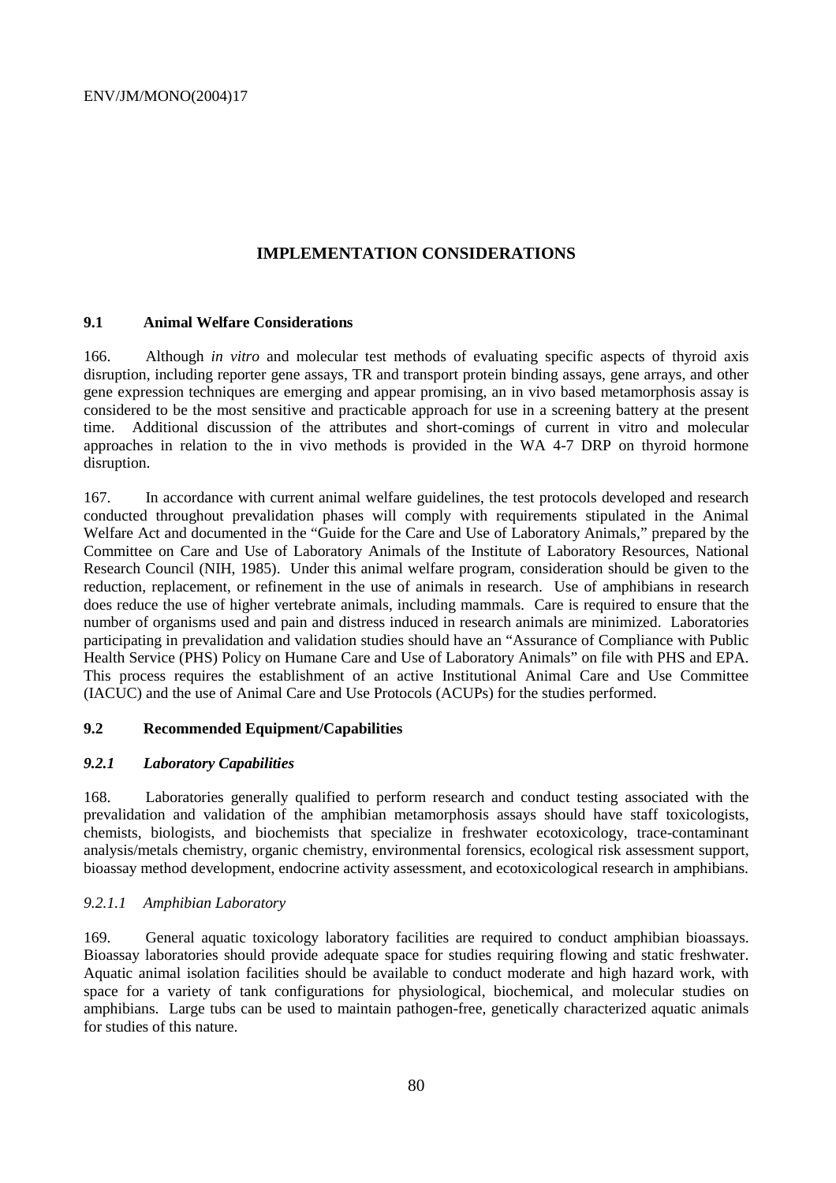# IMPLEMENTATION CONSIDERATIONS

## 9.1 Animal Welfare Considerations

166. Although *in vitro* and molecular test methods of evaluating specific aspects of thyroid axis disruption, including reporter gene assays, TR and transport protein binding assays, gene arrays, and other gene expression techniques are emerging and appear promising, an in vivo based metamorphosis assay is considered to be the most sensitive and practicable approach for use in a screening battery at the present time. Additional discussion of the attributes and short-comings of current in vitro and molecular approaches in relation to the in vivo methods is provided in the WA 4-7 DRP on thyroid hormone disruption.

167. In accordance with current animal welfare guidelines, the test protocols developed and research conducted throughout prevalidation phases will comply with requirements stipulated in the Animal Welfare Act and documented in the "Guide for the Care and Use of Laboratory Animals," prepared by the Committee on Care and Use of Laboratory Animals of the Institute of Laboratory Resources, National Research Council (NIH, 1985). Under this animal welfare program, consideration should be given to the reduction, replacement, or refinement in the use of animals in research. Use of amphibians in research does reduce the use of higher vertebrate animals, including mammals. Care is required to ensure that the number of organisms used and pain and distress induced in research animals are minimized. Laboratories participating in prevalidation and validation studies should have an "Assurance of Compliance with Public Health Service (PHS) Policy on Humane Care and Use of Laboratory Animals" on file with PHS and EPA. This process requires the establishment of an active Institutional Animal Care and Use Committee (IACUC) and the use of Animal Care and Use Protocols (ACUPs) for the studies performed.

## 9.2 Recommended Equipment/Capabilities

### *9.2.1 Laboratory Capabilities*

168. Laboratories generally qualified to perform research and conduct testing associated with the prevalidation and validation of the amphibian metamorphosis assays should have staff toxicologists, chemists, biologists, and biochemists that specialize in freshwater ecotoxicology, trace-contaminant analysis/metals chemistry, organic chemistry, environmental forensics, ecological risk assessment support, bioassay method development, endocrine activity assessment, and ecotoxicological research in amphibians.

#### *9.2.1.1 Amphibian Laboratory*

169. General aquatic toxicology laboratory facilities are required to conduct amphibian bioassays. Bioassay laboratories should provide adequate space for studies requiring flowing and static freshwater. Aquatic animal isolation facilities should be available to conduct moderate and high hazard work, with space for a variety of tank configurations for physiological, biochemical, and molecular studies on amphibians. Large tubs can be used to maintain pathogen-free, genetically characterized aquatic animals for studies of this nature.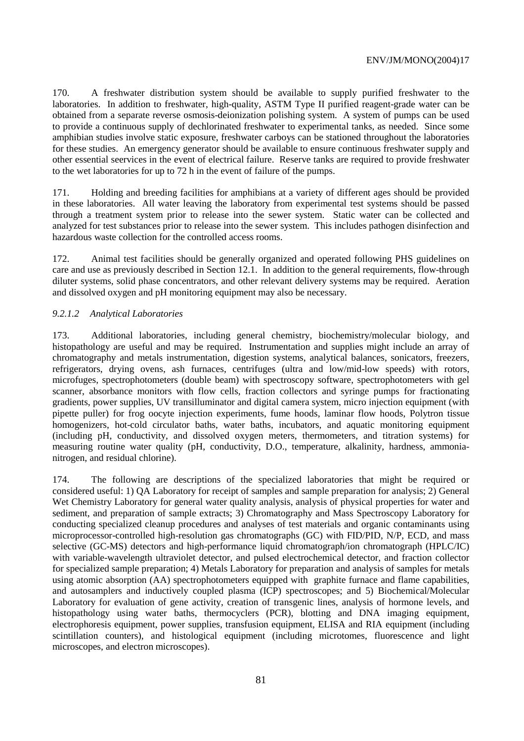170. A freshwater distribution system should be available to supply purified freshwater to the laboratories. In addition to freshwater, high-quality, ASTM Type II purified reagent-grade water can be obtained from a separate reverse osmosis-deionization polishing system. A system of pumps can be used to provide a continuous supply of dechlorinated freshwater to experimental tanks, as needed. Since some amphibian studies involve static exposure, freshwater carboys can be stationed throughout the laboratories for these studies. An emergency generator should be available to ensure continuous freshwater supply and other essential seervices in the event of electrical failure. Reserve tanks are required to provide freshwater to the wet laboratories for up to 72 h in the event of failure of the pumps.

171. Holding and breeding facilities for amphibians at a variety of different ages should be provided in these laboratories. All water leaving the laboratory from experimental test systems should be passed through a treatment system prior to release into the sewer system. Static water can be collected and analyzed for test substances prior to release into the sewer system. This includes pathogen disinfection and hazardous waste collection for the controlled access rooms.

172. Animal test facilities should be generally organized and operated following PHS guidelines on care and use as previously described in Section 12.1. In addition to the general requirements, flow-through diluter systems, solid phase concentrators, and other relevant delivery systems may be required. Aeration and dissolved oxygen and pH monitoring equipment may also be necessary.

#### *9.2.1.2 Analytical Laboratories*

173. Additional laboratories, including general chemistry, biochemistry/molecular biology, and histopathology are useful and may be required. Instrumentation and supplies might include an array of chromatography and metals instrumentation, digestion systems, analytical balances, sonicators, freezers, refrigerators, drying ovens, ash furnaces, centrifuges (ultra and low/mid-low speeds) with rotors, microfuges, spectrophotometers (double beam) with spectroscopy software, spectrophotometers with gel scanner, absorbance monitors with flow cells, fraction collectors and syringe pumps for fractionating gradients, power supplies, UV transilluminator and digital camera system, micro injection equipment (with pipette puller) for frog oocyte injection experiments, fume hoods, laminar flow hoods, Polytron tissue homogenizers, hot-cold circulator baths, water baths, incubators, and aquatic monitoring equipment (including pH, conductivity, and dissolved oxygen meters, thermometers, and titration systems) for measuring routine water quality (pH, conductivity, D.O., temperature, alkalinity, hardness, ammonia-nitrogen, and residual chlorine).

174. The following are descriptions of the specialized laboratories that might be required or considered useful: 1) QA Laboratory for receipt of samples and sample preparation for analysis; 2) General Wet Chemistry Laboratory for general water quality analysis, analysis of physical properties for water and sediment, and preparation of sample extracts; 3) Chromatography and Mass Spectroscopy Laboratory for conducting specialized cleanup procedures and analyses of test materials and organic contaminants using microprocessor-controlled high-resolution gas chromatographs (GC) with FID/PID, N/P, ECD, and mass selective (GC-MS) detectors and high-performance liquid chromatograph/ion chromatograph (HPLC/IC) with variable-wavelength ultraviolet detector, and pulsed electrochemical detector, and fraction collector for specialized sample preparation; 4) Metals Laboratory for preparation and analysis of samples for metals using atomic absorption (AA) spectrophotometers equipped with graphite furnace and flame capabilities, and autosamplers and inductively coupled plasma (ICP) spectroscopes; and 5) Biochemical/Molecular Laboratory for evaluation of gene activity, creation of transgenic lines, analysis of hormone levels, and histopathology using water baths, thermocyclers (PCR), blotting and DNA imaging equipment, electrophoresis equipment, power supplies, transfusion equipment, ELISA and RIA equipment (including scintillation counters), and histological equipment (including microtomes, fluorescence and light microscopes, and electron microscopes).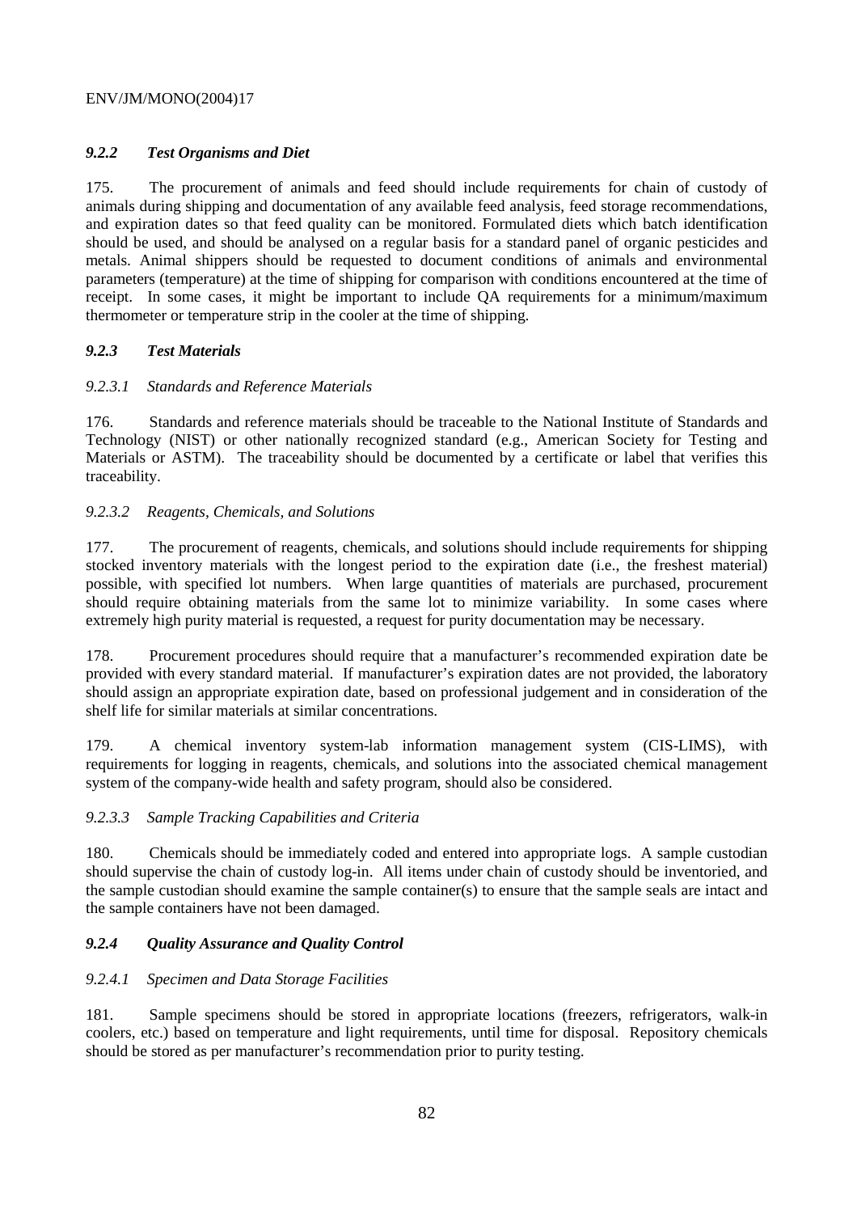### *9.2.2 Test Organisms and Diet*

175. The procurement of animals and feed should include requirements for chain of custody of animals during shipping and documentation of any available feed analysis, feed storage recommendations, and expiration dates so that feed quality can be monitored. Formulated diets which batch identification should be used, and should be analysed on a regular basis for a standard panel of organic pesticides and metals. Animal shippers should be requested to document conditions of animals and environmental parameters (temperature) at the time of shipping for comparison with conditions encountered at the time of receipt. In some cases, it might be important to include QA requirements for a minimum/maximum thermometer or temperature strip in the cooler at the time of shipping.

### *9.2.3 Test Materials*

#### *9.2.3.1 Standards and Reference Materials*

176. Standards and reference materials should be traceable to the National Institute of Standards and Technology (NIST) or other nationally recognized standard (e.g., American Society for Testing and Materials or ASTM). The traceability should be documented by a certificate or label that verifies this traceability.

#### *9.2.3.2 Reagents, Chemicals, and Solutions*

177. The procurement of reagents, chemicals, and solutions should include requirements for shipping stocked inventory materials with the longest period to the expiration date (i.e., the freshest material) possible, with specified lot numbers. When large quantities of materials are purchased, procurement should require obtaining materials from the same lot to minimize variability. In some cases where extremely high purity material is requested, a request for purity documentation may be necessary.

178. Procurement procedures should require that a manufacturer's recommended expiration date be provided with every standard material. If manufacturer's expiration dates are not provided, the laboratory should assign an appropriate expiration date, based on professional judgement and in consideration of the shelf life for similar materials at similar concentrations.

179. A chemical inventory system-lab information management system (CIS-LIMS), with requirements for logging in reagents, chemicals, and solutions into the associated chemical management system of the company-wide health and safety program, should also be considered.

#### *9.2.3.3 Sample Tracking Capabilities and Criteria*

180. Chemicals should be immediately coded and entered into appropriate logs. A sample custodian should supervise the chain of custody log-in. All items under chain of custody should be inventoried, and the sample custodian should examine the sample container(s) to ensure that the sample seals are intact and the sample containers have not been damaged.

### *9.2.4 Quality Assurance and Quality Control*

#### *9.2.4.1 Specimen and Data Storage Facilities*

181. Sample specimens should be stored in appropriate locations (freezers, refrigerators, walk-in coolers, etc.) based on temperature and light requirements, until time for disposal. Repository chemicals should be stored as per manufacturer's recommendation prior to purity testing.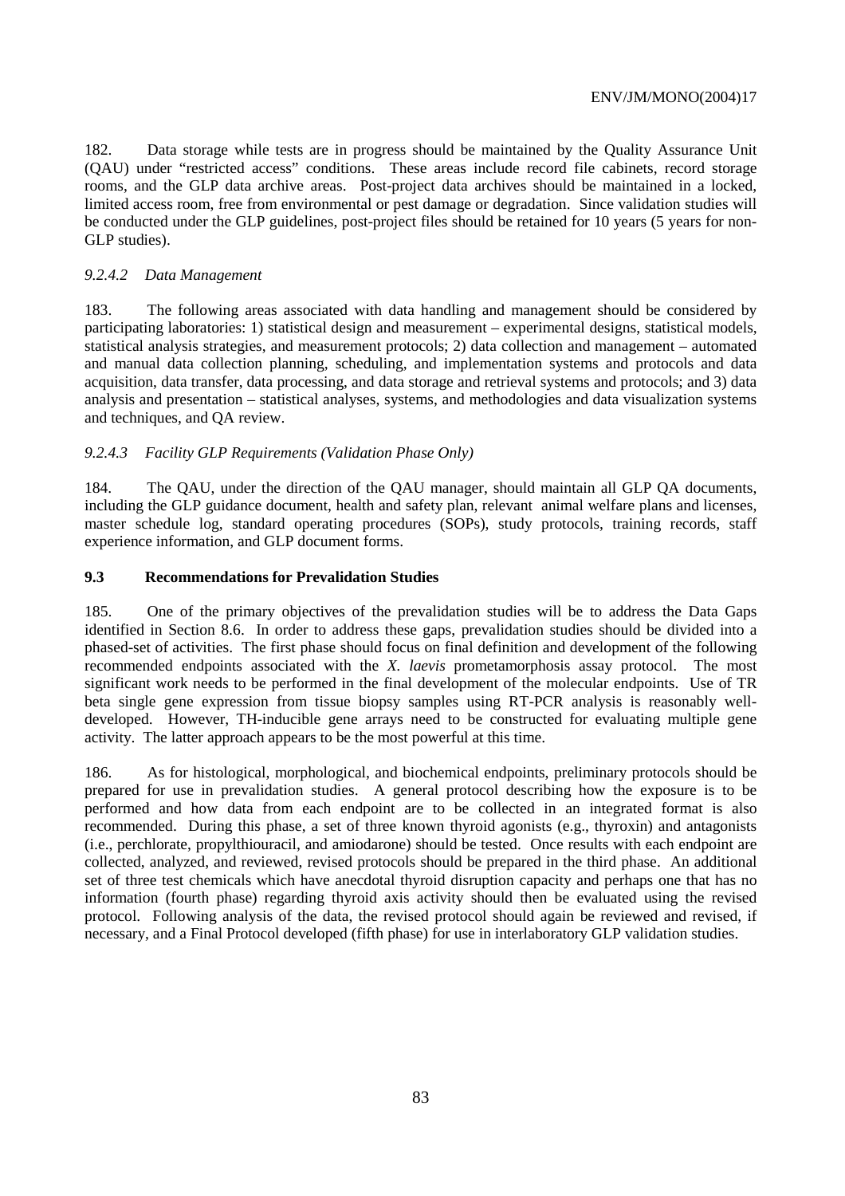182. Data storage while tests are in progress should be maintained by the Quality Assurance Unit (QAU) under "restricted access" conditions. These areas include record file cabinets, record storage rooms, and the GLP data archive areas. Post-project data archives should be maintained in a locked, limited access room, free from environmental or pest damage or degradation. Since validation studies will be conducted under the GLP guidelines, post-project files should be retained for 10 years (5 years for non-GLP studies).

#### *9.2.4.2 Data Management*

183. The following areas associated with data handling and management should be considered by participating laboratories: 1) statistical design and measurement – experimental designs, statistical models, statistical analysis strategies, and measurement protocols; 2) data collection and management – automated and manual data collection planning, scheduling, and implementation systems and protocols and data acquisition, data transfer, data processing, and data storage and retrieval systems and protocols; and 3) data analysis and presentation – statistical analyses, systems, and methodologies and data visualization systems and techniques, and QA review.

#### *9.2.4.3 Facility GLP Requirements (Validation Phase Only)*

184. The QAU, under the direction of the QAU manager, should maintain all GLP QA documents, including the GLP guidance document, health and safety plan, relevant animal welfare plans and licenses, master schedule log, standard operating procedures (SOPs), study protocols, training records, staff experience information, and GLP document forms.

### 9.3 Recommendations for Prevalidation Studies

185. One of the primary objectives of the prevalidation studies will be to address the Data Gaps identified in Section 8.6. In order to address these gaps, prevalidation studies should be divided into a phased-set of activities. The first phase should focus on final definition and development of the following recommended endpoints associated with the *X. laevis* prometamorphosis assay protocol. The most significant work needs to be performed in the final development of the molecular endpoints. Use of TR beta single gene expression from tissue biopsy samples using RT-PCR analysis is reasonably well-developed. However, TH-inducible gene arrays need to be constructed for evaluating multiple gene activity. The latter approach appears to be the most powerful at this time.

186. As for histological, morphological, and biochemical endpoints, preliminary protocols should be prepared for use in prevalidation studies. A general protocol describing how the exposure is to be performed and how data from each endpoint are to be collected in an integrated format is also recommended. During this phase, a set of three known thyroid agonists (e.g., thyroxin) and antagonists (i.e., perchlorate, propylthiouracil, and amiodarone) should be tested. Once results with each endpoint are collected, analyzed, and reviewed, revised protocols should be prepared in the third phase. An additional set of three test chemicals which have anecdotal thyroid disruption capacity and perhaps one that has no information (fourth phase) regarding thyroid axis activity should then be evaluated using the revised protocol. Following analysis of the data, the revised protocol should again be reviewed and revised, if necessary, and a Final Protocol developed (fifth phase) for use in interlaboratory GLP validation studies.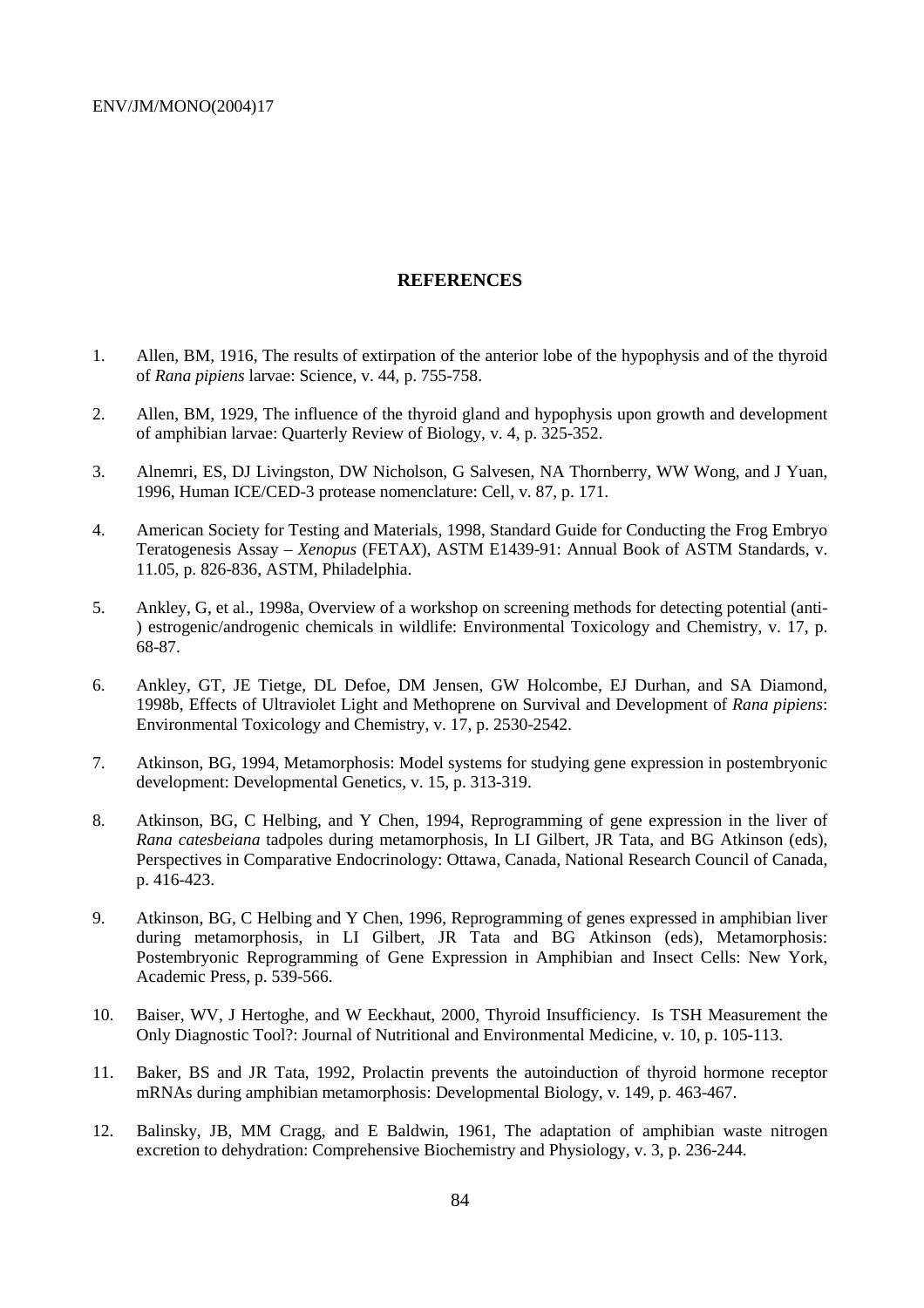## REFERENCES

1. Allen, BM, 1916, The results of extirpation of the anterior lobe of the hypophysis and of the thyroid of *Rana pipiens* larvae: Science, v. 44, p. 755-758.

2. Allen, BM, 1929, The influence of the thyroid gland and hypophysis upon growth and development of amphibian larvae: Quarterly Review of Biology, v. 4, p. 325-352.

3. Alnemri, ES, DJ Livingston, DW Nicholson, G Salvesen, NA Thornberry, WW Wong, and J Yuan, 1996, Human ICE/CED-3 protease nomenclature: Cell, v. 87, p. 171.

4. American Society for Testing and Materials, 1998, Standard Guide for Conducting the Frog Embryo Teratogenesis Assay – *Xenopus* (FETA*X*), ASTM E1439-91: Annual Book of ASTM Standards, v. 11.05, p. 826-836, ASTM, Philadelphia.

5. Ankley, G, et al., 1998a, Overview of a workshop on screening methods for detecting potential (anti-) estrogenic/androgenic chemicals in wildlife: Environmental Toxicology and Chemistry, v. 17, p. 68-87.

6. Ankley, GT, JE Tietge, DL Defoe, DM Jensen, GW Holcombe, EJ Durhan, and SA Diamond, 1998b, Effects of Ultraviolet Light and Methoprene on Survival and Development of *Rana pipiens*: Environmental Toxicology and Chemistry, v. 17, p. 2530-2542.

7. Atkinson, BG, 1994, Metamorphosis: Model systems for studying gene expression in postembryonic development: Developmental Genetics, v. 15, p. 313-319.

8. Atkinson, BG, C Helbing, and Y Chen, 1994, Reprogramming of gene expression in the liver of *Rana catesbeiana* tadpoles during metamorphosis, In LI Gilbert, JR Tata, and BG Atkinson (eds), Perspectives in Comparative Endocrinology: Ottawa, Canada, National Research Council of Canada, p. 416-423.

9. Atkinson, BG, C Helbing and Y Chen, 1996, Reprogramming of genes expressed in amphibian liver during metamorphosis, in LI Gilbert, JR Tata and BG Atkinson (eds), Metamorphosis: Postembryonic Reprogramming of Gene Expression in Amphibian and Insect Cells: New York, Academic Press, p. 539-566.

10. Baiser, WV, J Hertoghe, and W Eeckhaut, 2000, Thyroid Insufficiency. Is TSH Measurement the Only Diagnostic Tool?: Journal of Nutritional and Environmental Medicine, v. 10, p. 105-113.

11. Baker, BS and JR Tata, 1992, Prolactin prevents the autoinduction of thyroid hormone receptor mRNAs during amphibian metamorphosis: Developmental Biology, v. 149, p. 463-467.

12. Balinsky, JB, MM Cragg, and E Baldwin, 1961, The adaptation of amphibian waste nitrogen excretion to dehydration: Comprehensive Biochemistry and Physiology, v. 3, p. 236-244.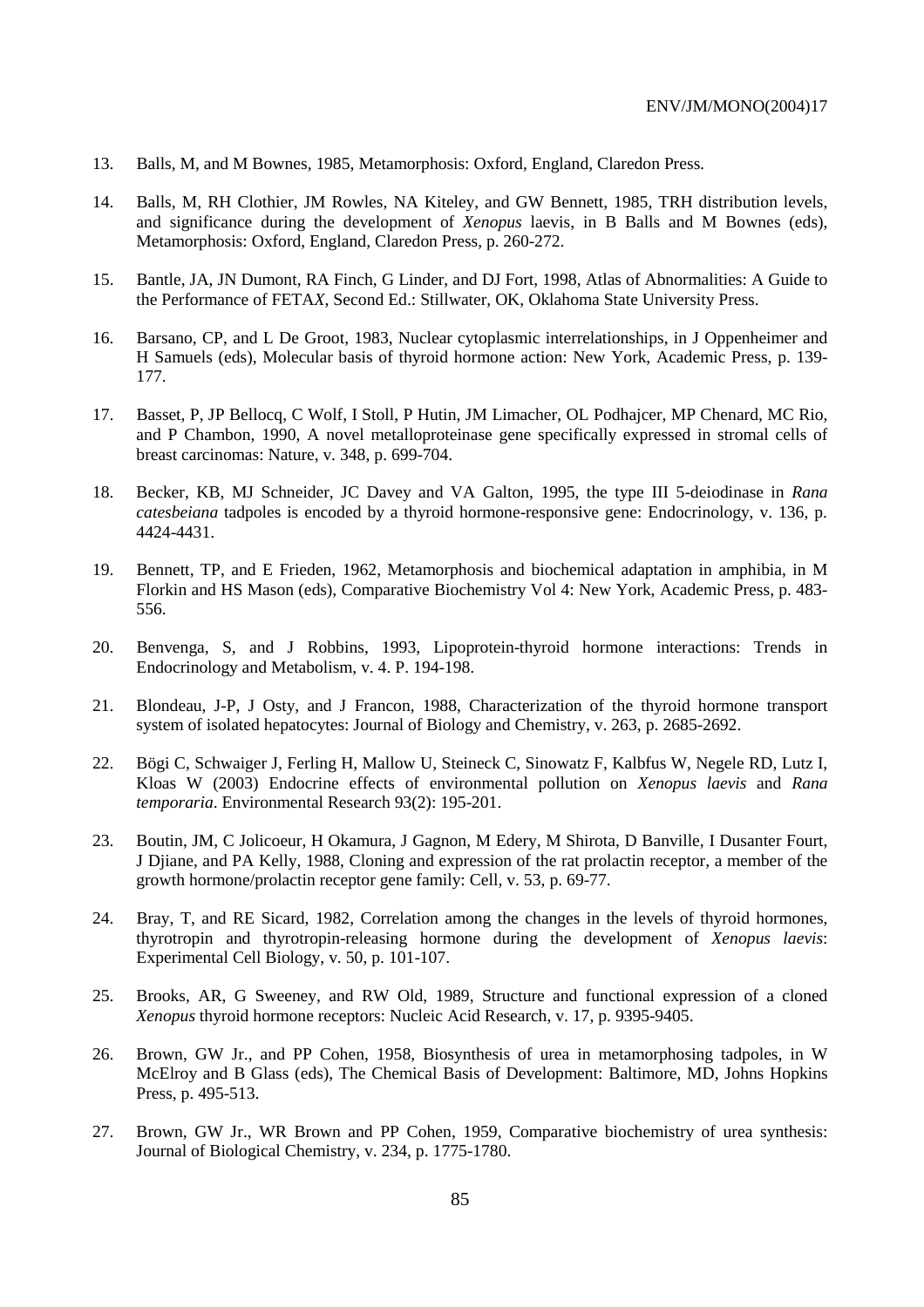13. Balls, M, and M Bownes, 1985, Metamorphosis: Oxford, England, Claredon Press.

14. Balls, M, RH Clothier, JM Rowles, NA Kiteley, and GW Bennett, 1985, TRH distribution levels, and significance during the development of *Xenopus* laevis, in B Balls and M Bownes (eds), Metamorphosis: Oxford, England, Claredon Press, p. 260-272.

15. Bantle, JA, JN Dumont, RA Finch, G Linder, and DJ Fort, 1998, Atlas of Abnormalities: A Guide to the Performance of FETA*X*, Second Ed.: Stillwater, OK, Oklahoma State University Press.

16. Barsano, CP, and L De Groot, 1983, Nuclear cytoplasmic interrelationships, in J Oppenheimer and H Samuels (eds), Molecular basis of thyroid hormone action: New York, Academic Press, p. 139-177.

17. Basset, P, JP Bellocq, C Wolf, I Stoll, P Hutin, JM Limacher, OL Podhajcer, MP Chenard, MC Rio, and P Chambon, 1990, A novel metalloproteinase gene specifically expressed in stromal cells of breast carcinomas: Nature, v. 348, p. 699-704.

18. Becker, KB, MJ Schneider, JC Davey and VA Galton, 1995, the type III 5-deiodinase in *Rana catesbeiana* tadpoles is encoded by a thyroid hormone-responsive gene: Endocrinology, v. 136, p. 4424-4431.

19. Bennett, TP, and E Frieden, 1962, Metamorphosis and biochemical adaptation in amphibia, in M Florkin and HS Mason (eds), Comparative Biochemistry Vol 4: New York, Academic Press, p. 483-556.

20. Benvenga, S, and J Robbins, 1993, Lipoprotein-thyroid hormone interactions: Trends in Endocrinology and Metabolism, v. 4. P. 194-198.

21. Blondeau, J-P, J Osty, and J Francon, 1988, Characterization of the thyroid hormone transport system of isolated hepatocytes: Journal of Biology and Chemistry, v. 263, p. 2685-2692.

22. Bögi C, Schwaiger J, Ferling H, Mallow U, Steineck C, Sinowatz F, Kalbfus W, Negele RD, Lutz I, Kloas W (2003) Endocrine effects of environmental pollution on *Xenopus laevis* and *Rana temporaria*. Environmental Research 93(2): 195-201.

23. Boutin, JM, C Jolicoeur, H Okamura, J Gagnon, M Edery, M Shirota, D Banville, I Dusanter Fourt, J Djiane, and PA Kelly, 1988, Cloning and expression of the rat prolactin receptor, a member of the growth hormone/prolactin receptor gene family: Cell, v. 53, p. 69-77.

24. Bray, T, and RE Sicard, 1982, Correlation among the changes in the levels of thyroid hormones, thyrotropin and thyrotropin-releasing hormone during the development of *Xenopus laevis*: Experimental Cell Biology, v. 50, p. 101-107.

25. Brooks, AR, G Sweeney, and RW Old, 1989, Structure and functional expression of a cloned *Xenopus* thyroid hormone receptors: Nucleic Acid Research, v. 17, p. 9395-9405.

26. Brown, GW Jr., and PP Cohen, 1958, Biosynthesis of urea in metamorphosing tadpoles, in W McElroy and B Glass (eds), The Chemical Basis of Development: Baltimore, MD, Johns Hopkins Press, p. 495-513.

27. Brown, GW Jr., WR Brown and PP Cohen, 1959, Comparative biochemistry of urea synthesis: Journal of Biological Chemistry, v. 234, p. 1775-1780.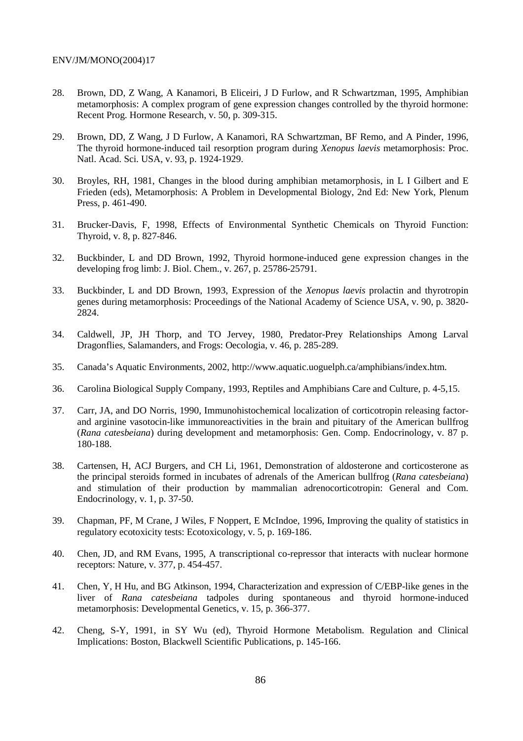28. Brown, DD, Z Wang, A Kanamori, B Eliceiri, J D Furlow, and R Schwartzman, 1995, Amphibian metamorphosis: A complex program of gene expression changes controlled by the thyroid hormone: Recent Prog. Hormone Research, v. 50, p. 309-315.

29. Brown, DD, Z Wang, J D Furlow, A Kanamori, RA Schwartzman, BF Remo, and A Pinder, 1996, The thyroid hormone-induced tail resorption program during *Xenopus laevis* metamorphosis: Proc. Natl. Acad. Sci. USA, v. 93, p. 1924-1929.

30. Broyles, RH, 1981, Changes in the blood during amphibian metamorphosis, in L I Gilbert and E Frieden (eds), Metamorphosis: A Problem in Developmental Biology, 2nd Ed: New York, Plenum Press, p. 461-490.

31. Brucker-Davis, F, 1998, Effects of Environmental Synthetic Chemicals on Thyroid Function: Thyroid, v. 8, p. 827-846.

32. Buckbinder, L and DD Brown, 1992, Thyroid hormone-induced gene expression changes in the developing frog limb: J. Biol. Chem., v. 267, p. 25786-25791.

33. Buckbinder, L and DD Brown, 1993, Expression of the *Xenopus laevis* prolactin and thyrotropin genes during metamorphosis: Proceedings of the National Academy of Science USA, v. 90, p. 3820-2824.

34. Caldwell, JP, JH Thorp, and TO Jervey, 1980, Predator-Prey Relationships Among Larval Dragonflies, Salamanders, and Frogs: Oecologia, v. 46, p. 285-289.

35. Canada's Aquatic Environments, 2002, http://www.aquatic.uoguelph.ca/amphibians/index.htm.

36. Carolina Biological Supply Company, 1993, Reptiles and Amphibians Care and Culture, p. 4-5,15.

37. Carr, JA, and DO Norris, 1990, Immunohistochemical localization of corticotropin releasing factor-and arginine vasotocin-like immunoreactivities in the brain and pituitary of the American bullfrog (*Rana catesbeiana*) during development and metamorphosis: Gen. Comp. Endocrinology, v. 87 p. 180-188.

38. Cartensen, H, ACJ Burgers, and CH Li, 1961, Demonstration of aldosterone and corticosterone as the principal steroids formed in incubates of adrenals of the American bullfrog (*Rana catesbeiana*) and stimulation of their production by mammalian adrenocorticotropin: General and Com. Endocrinology, v. 1, p. 37-50.

39. Chapman, PF, M Crane, J Wiles, F Noppert, E McIndoe, 1996, Improving the quality of statistics in regulatory ecotoxicity tests: Ecotoxicology, v. 5, p. 169-186.

40. Chen, JD, and RM Evans, 1995, A transcriptional co-repressor that interacts with nuclear hormone receptors: Nature, v. 377, p. 454-457.

41. Chen, Y, H Hu, and BG Atkinson, 1994, Characterization and expression of C/EBP-like genes in the liver of *Rana catesbeiana* tadpoles during spontaneous and thyroid hormone-induced metamorphosis: Developmental Genetics, v. 15, p. 366-377.

42. Cheng, S-Y, 1991, in SY Wu (ed), Thyroid Hormone Metabolism. Regulation and Clinical Implications: Boston, Blackwell Scientific Publications, p. 145-166.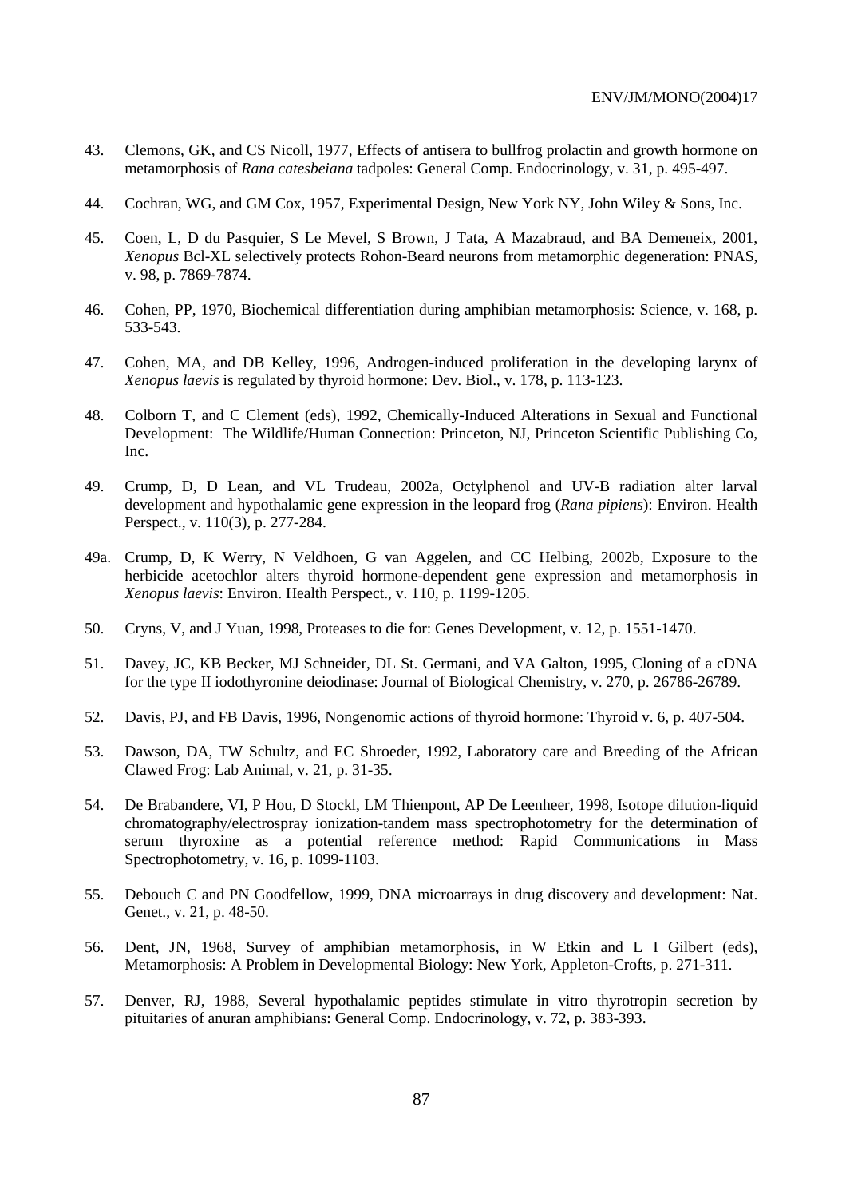43. Clemons, GK, and CS Nicoll, 1977, Effects of antisera to bullfrog prolactin and growth hormone on metamorphosis of *Rana catesbeiana* tadpoles: General Comp. Endocrinology, v. 31, p. 495-497.

44. Cochran, WG, and GM Cox, 1957, Experimental Design, New York NY, John Wiley & Sons, Inc.

45. Coen, L, D du Pasquier, S Le Mevel, S Brown, J Tata, A Mazabraud, and BA Demeneix, 2001, *Xenopus* Bcl-XL selectively protects Rohon-Beard neurons from metamorphic degeneration: PNAS, v. 98, p. 7869-7874.

46. Cohen, PP, 1970, Biochemical differentiation during amphibian metamorphosis: Science, v. 168, p. 533-543.

47. Cohen, MA, and DB Kelley, 1996, Androgen-induced proliferation in the developing larynx of *Xenopus laevis* is regulated by thyroid hormone: Dev. Biol., v. 178, p. 113-123.

48. Colborn T, and C Clement (eds), 1992, Chemically-Induced Alterations in Sexual and Functional Development: The Wildlife/Human Connection: Princeton, NJ, Princeton Scientific Publishing Co, Inc.

49. Crump, D, D Lean, and VL Trudeau, 2002a, Octylphenol and UV-B radiation alter larval development and hypothalamic gene expression in the leopard frog (*Rana pipiens*): Environ. Health Perspect., v. 110(3), p. 277-284.

49a. Crump, D, K Werry, N Veldhoen, G van Aggelen, and CC Helbing, 2002b, Exposure to the herbicide acetochlor alters thyroid hormone-dependent gene expression and metamorphosis in *Xenopus laevis*: Environ. Health Perspect., v. 110, p. 1199-1205.

50. Cryns, V, and J Yuan, 1998, Proteases to die for: Genes Development, v. 12, p. 1551-1470.

51. Davey, JC, KB Becker, MJ Schneider, DL St. Germani, and VA Galton, 1995, Cloning of a cDNA for the type II iodothyronine deiodinase: Journal of Biological Chemistry, v. 270, p. 26786-26789.

52. Davis, PJ, and FB Davis, 1996, Nongenomic actions of thyroid hormone: Thyroid v. 6, p. 407-504.

53. Dawson, DA, TW Schultz, and EC Shroeder, 1992, Laboratory care and Breeding of the African Clawed Frog: Lab Animal, v. 21, p. 31-35.

54. De Brabandere, VI, P Hou, D Stockl, LM Thienpont, AP De Leenheer, 1998, Isotope dilution-liquid chromatography/electrospray ionization-tandem mass spectrophotometry for the determination of serum thyroxine as a potential reference method: Rapid Communications in Mass Spectrophotometry, v. 16, p. 1099-1103.

55. Debouch C and PN Goodfellow, 1999, DNA microarrays in drug discovery and development: Nat. Genet., v. 21, p. 48-50.

56. Dent, JN, 1968, Survey of amphibian metamorphosis, in W Etkin and L I Gilbert (eds), Metamorphosis: A Problem in Developmental Biology: New York, Appleton-Crofts, p. 271-311.

57. Denver, RJ, 1988, Several hypothalamic peptides stimulate in vitro thyrotropin secretion by pituitaries of anuran amphibians: General Comp. Endocrinology, v. 72, p. 383-393.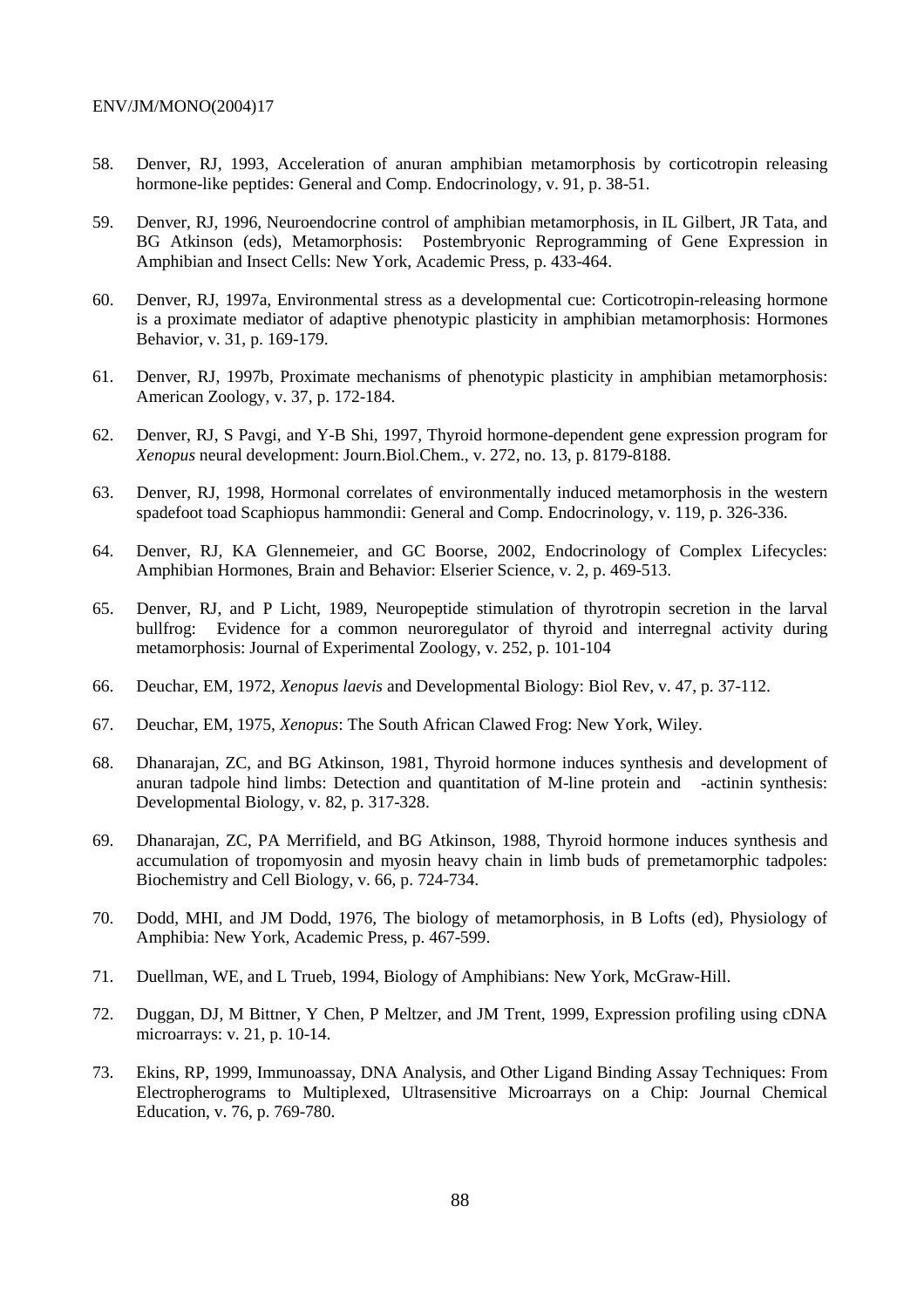58. Denver, RJ, 1993, Acceleration of anuran amphibian metamorphosis by corticotropin releasing hormone-like peptides: General and Comp. Endocrinology, v. 91, p. 38-51.

59. Denver, RJ, 1996, Neuroendocrine control of amphibian metamorphosis, in IL Gilbert, JR Tata, and BG Atkinson (eds), Metamorphosis: Postembryonic Reprogramming of Gene Expression in Amphibian and Insect Cells: New York, Academic Press, p. 433-464.

60. Denver, RJ, 1997a, Environmental stress as a developmental cue: Corticotropin-releasing hormone is a proximate mediator of adaptive phenotypic plasticity in amphibian metamorphosis: Hormones Behavior, v. 31, p. 169-179.

61. Denver, RJ, 1997b, Proximate mechanisms of phenotypic plasticity in amphibian metamorphosis: American Zoology, v. 37, p. 172-184.

62. Denver, RJ, S Pavgi, and Y-B Shi, 1997, Thyroid hormone-dependent gene expression program for *Xenopus* neural development: Journ.Biol.Chem., v. 272, no. 13, p. 8179-8188.

63. Denver, RJ, 1998, Hormonal correlates of environmentally induced metamorphosis in the western spadefoot toad Scaphiopus hammondii: General and Comp. Endocrinology, v. 119, p. 326-336.

64. Denver, RJ, KA Glennemeier, and GC Boorse, 2002, Endocrinology of Complex Lifecycles: Amphibian Hormones, Brain and Behavior: Elserier Science, v. 2, p. 469-513.

65. Denver, RJ, and P Licht, 1989, Neuropeptide stimulation of thyrotropin secretion in the larval bullfrog: Evidence for a common neuroregulator of thyroid and interregnal activity during metamorphosis: Journal of Experimental Zoology, v. 252, p. 101-104

66. Deuchar, EM, 1972, *Xenopus laevis* and Developmental Biology: Biol Rev, v. 47, p. 37-112.

67. Deuchar, EM, 1975, *Xenopus*: The South African Clawed Frog: New York, Wiley.

68. Dhanarajan, ZC, and BG Atkinson, 1981, Thyroid hormone induces synthesis and development of anuran tadpole hind limbs: Detection and quantitation of M-line protein and -actinin synthesis: Developmental Biology, v. 82, p. 317-328.

69. Dhanarajan, ZC, PA Merrifield, and BG Atkinson, 1988, Thyroid hormone induces synthesis and accumulation of tropomyosin and myosin heavy chain in limb buds of premetamorphic tadpoles: Biochemistry and Cell Biology, v. 66, p. 724-734.

70. Dodd, MHI, and JM Dodd, 1976, The biology of metamorphosis, in B Lofts (ed), Physiology of Amphibia: New York, Academic Press, p. 467-599.

71. Duellman, WE, and L Trueb, 1994, Biology of Amphibians: New York, McGraw-Hill.

72. Duggan, DJ, M Bittner, Y Chen, P Meltzer, and JM Trent, 1999, Expression profiling using cDNA microarrays: v. 21, p. 10-14.

73. Ekins, RP, 1999, Immunoassay, DNA Analysis, and Other Ligand Binding Assay Techniques: From Electropherograms to Multiplexed, Ultrasensitive Microarrays on a Chip: Journal Chemical Education, v. 76, p. 769-780.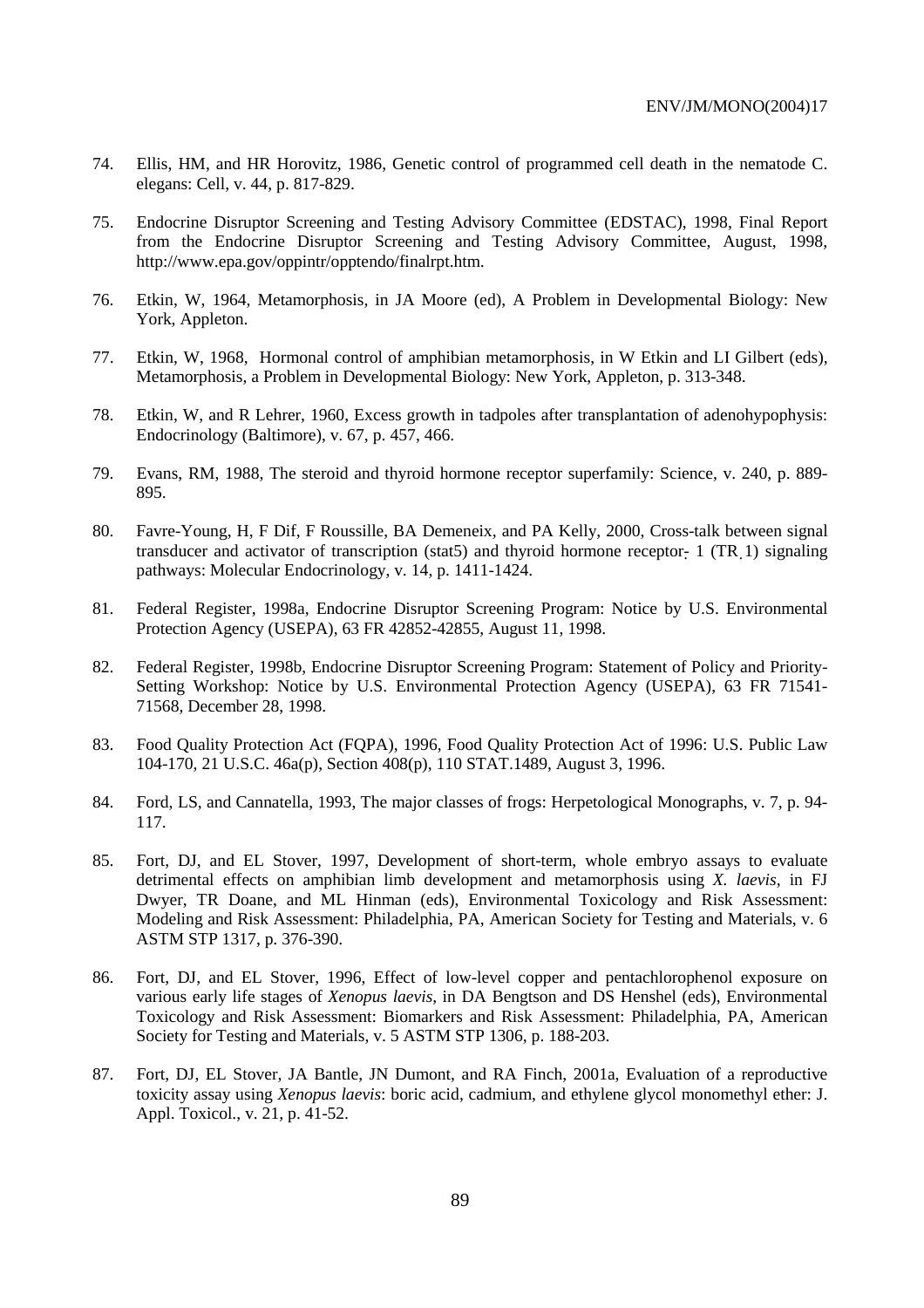74. Ellis, HM, and HR Horovitz, 1986, Genetic control of programmed cell death in the nematode C. elegans: Cell, v. 44, p. 817-829.

75. Endocrine Disruptor Screening and Testing Advisory Committee (EDSTAC), 1998, Final Report from the Endocrine Disruptor Screening and Testing Advisory Committee, August, 1998, http://www.epa.gov/oppintr/opptendo/finalrpt.htm.

76. Etkin, W, 1964, Metamorphosis, in JA Moore (ed), A Problem in Developmental Biology: New York, Appleton.

77. Etkin, W, 1968, Hormonal control of amphibian metamorphosis, in W Etkin and LI Gilbert (eds), Metamorphosis, a Problem in Developmental Biology: New York, Appleton, p. 313-348.

78. Etkin, W, and R Lehrer, 1960, Excess growth in tadpoles after transplantation of adenohypophysis: Endocrinology (Baltimore), v. 67, p. 457, 466.

79. Evans, RM, 1988, The steroid and thyroid hormone receptor superfamily: Science, v. 240, p. 889-895.

80. Favre-Young, H, F Dif, F Roussille, BA Demeneix, and PA Kelly, 2000, Cross-talk between signal transducer and activator of transcription (stat5) and thyroid hormone receptor- 1 (TR 1) signaling pathways: Molecular Endocrinology, v. 14, p. 1411-1424.

81. Federal Register, 1998a, Endocrine Disruptor Screening Program: Notice by U.S. Environmental Protection Agency (USEPA), 63 FR 42852-42855, August 11, 1998.

82. Federal Register, 1998b, Endocrine Disruptor Screening Program: Statement of Policy and Priority-Setting Workshop: Notice by U.S. Environmental Protection Agency (USEPA), 63 FR 71541-71568, December 28, 1998.

83. Food Quality Protection Act (FQPA), 1996, Food Quality Protection Act of 1996: U.S. Public Law 104-170, 21 U.S.C. 46a(p), Section 408(p), 110 STAT.1489, August 3, 1996.

84. Ford, LS, and Cannatella, 1993, The major classes of frogs: Herpetological Monographs, v. 7, p. 94-117.

85. Fort, DJ, and EL Stover, 1997, Development of short-term, whole embryo assays to evaluate detrimental effects on amphibian limb development and metamorphosis using *X. laevis*, in FJ Dwyer, TR Doane, and ML Hinman (eds), Environmental Toxicology and Risk Assessment: Modeling and Risk Assessment: Philadelphia, PA, American Society for Testing and Materials, v. 6 ASTM STP 1317, p. 376-390.

86. Fort, DJ, and EL Stover, 1996, Effect of low-level copper and pentachlorophenol exposure on various early life stages of *Xenopus laevis*, in DA Bengtson and DS Henshel (eds), Environmental Toxicology and Risk Assessment: Biomarkers and Risk Assessment: Philadelphia, PA, American Society for Testing and Materials, v. 5 ASTM STP 1306, p. 188-203.

87. Fort, DJ, EL Stover, JA Bantle, JN Dumont, and RA Finch, 2001a, Evaluation of a reproductive toxicity assay using *Xenopus laevis*: boric acid, cadmium, and ethylene glycol monomethyl ether: J. Appl. Toxicol., v. 21, p. 41-52.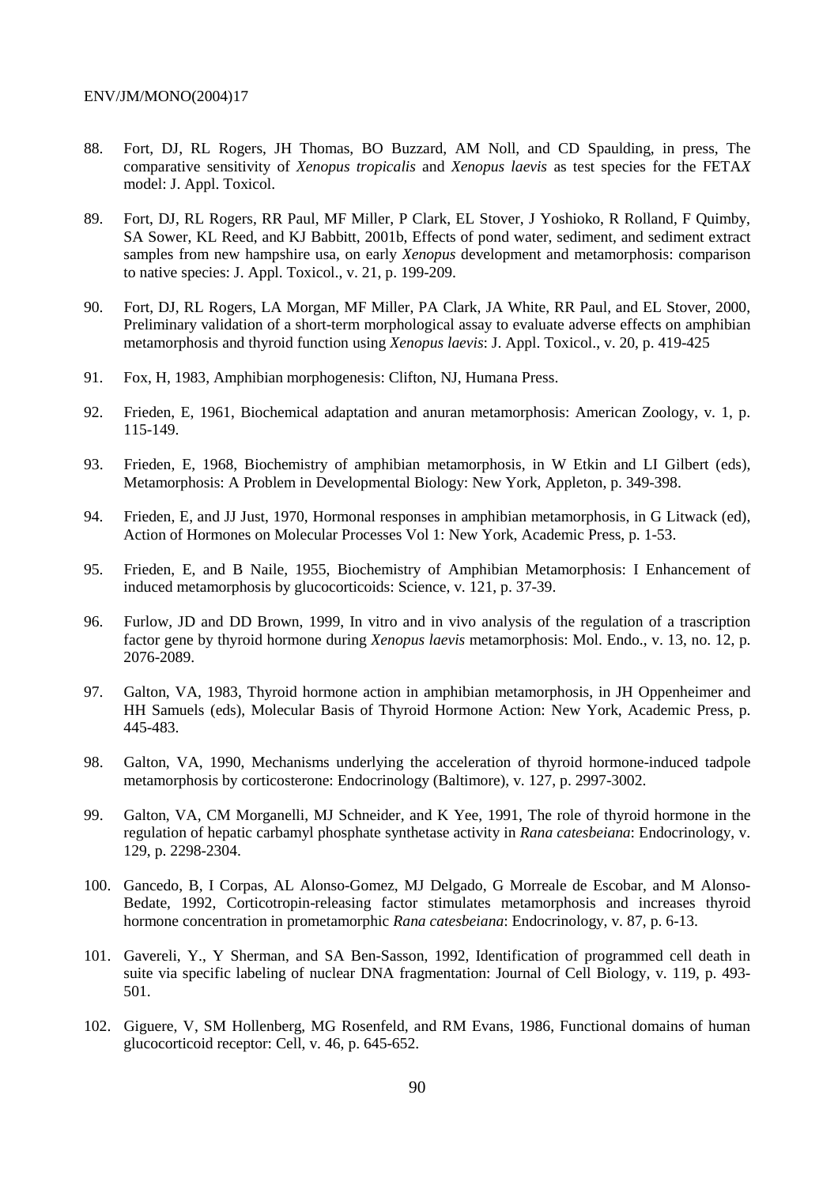88. Fort, DJ, RL Rogers, JH Thomas, BO Buzzard, AM Noll, and CD Spaulding, in press, The comparative sensitivity of *Xenopus tropicalis* and *Xenopus laevis* as test species for the FETA*X* model: J. Appl. Toxicol.

89. Fort, DJ, RL Rogers, RR Paul, MF Miller, P Clark, EL Stover, J Yoshioko, R Rolland, F Quimby, SA Sower, KL Reed, and KJ Babbitt, 2001b, Effects of pond water, sediment, and sediment extract samples from new hampshire usa, on early *Xenopus* development and metamorphosis: comparison to native species: J. Appl. Toxicol., v. 21, p. 199-209.

90. Fort, DJ, RL Rogers, LA Morgan, MF Miller, PA Clark, JA White, RR Paul, and EL Stover, 2000, Preliminary validation of a short-term morphological assay to evaluate adverse effects on amphibian metamorphosis and thyroid function using *Xenopus laevis*: J. Appl. Toxicol., v. 20, p. 419-425

91. Fox, H, 1983, Amphibian morphogenesis: Clifton, NJ, Humana Press.

92. Frieden, E, 1961, Biochemical adaptation and anuran metamorphosis: American Zoology, v. 1, p. 115-149.

93. Frieden, E, 1968, Biochemistry of amphibian metamorphosis, in W Etkin and LI Gilbert (eds), Metamorphosis: A Problem in Developmental Biology: New York, Appleton, p. 349-398.

94. Frieden, E, and JJ Just, 1970, Hormonal responses in amphibian metamorphosis, in G Litwack (ed), Action of Hormones on Molecular Processes Vol 1: New York, Academic Press, p. 1-53.

95. Frieden, E, and B Naile, 1955, Biochemistry of Amphibian Metamorphosis: I Enhancement of induced metamorphosis by glucocorticoids: Science, v. 121, p. 37-39.

96. Furlow, JD and DD Brown, 1999, In vitro and in vivo analysis of the regulation of a trascription factor gene by thyroid hormone during *Xenopus laevis* metamorphosis: Mol. Endo., v. 13, no. 12, p. 2076-2089.

97. Galton, VA, 1983, Thyroid hormone action in amphibian metamorphosis, in JH Oppenheimer and HH Samuels (eds), Molecular Basis of Thyroid Hormone Action: New York, Academic Press, p. 445-483.

98. Galton, VA, 1990, Mechanisms underlying the acceleration of thyroid hormone-induced tadpole metamorphosis by corticosterone: Endocrinology (Baltimore), v. 127, p. 2997-3002.

99. Galton, VA, CM Morganelli, MJ Schneider, and K Yee, 1991, The role of thyroid hormone in the regulation of hepatic carbamyl phosphate synthetase activity in *Rana catesbeiana*: Endocrinology, v. 129, p. 2298-2304.

100. Gancedo, B, I Corpas, AL Alonso-Gomez, MJ Delgado, G Morreale de Escobar, and M Alonso-Bedate, 1992, Corticotropin-releasing factor stimulates metamorphosis and increases thyroid hormone concentration in prometamorphic *Rana catesbeiana*: Endocrinology, v. 87, p. 6-13.

101. Gavereli, Y., Y Sherman, and SA Ben-Sasson, 1992, Identification of programmed cell death in suite via specific labeling of nuclear DNA fragmentation: Journal of Cell Biology, v. 119, p. 493-501.

102. Giguere, V, SM Hollenberg, MG Rosenfeld, and RM Evans, 1986, Functional domains of human glucocorticoid receptor: Cell, v. 46, p. 645-652.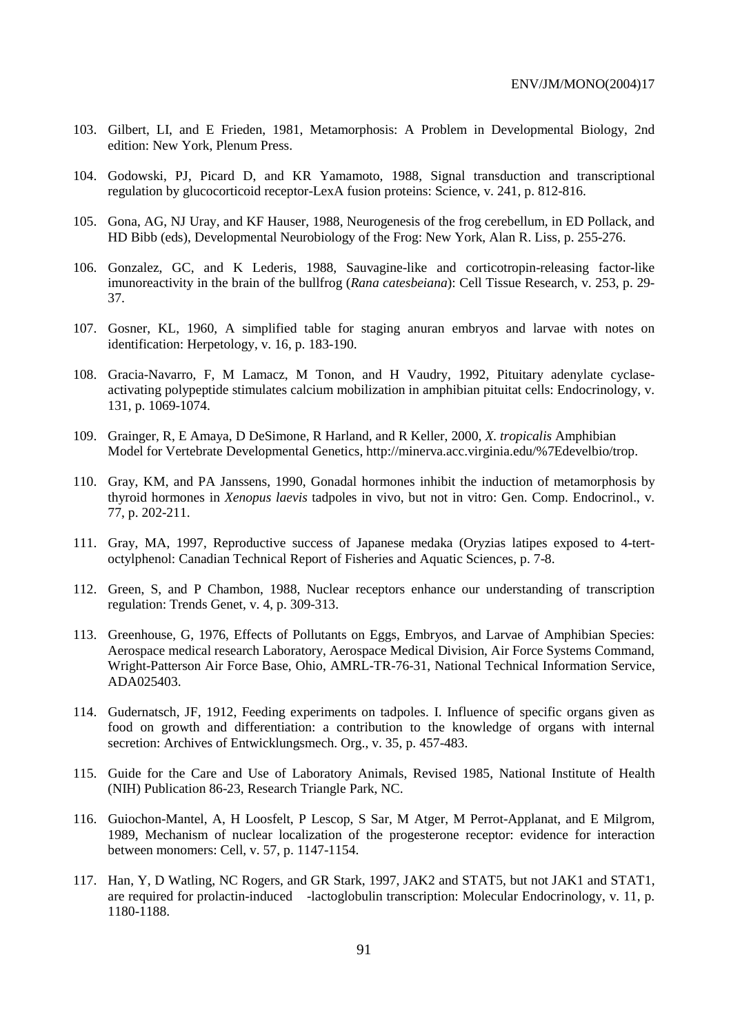103. Gilbert, LI, and E Frieden, 1981, Metamorphosis: A Problem in Developmental Biology, 2nd edition: New York, Plenum Press.

104. Godowski, PJ, Picard D, and KR Yamamoto, 1988, Signal transduction and transcriptional regulation by glucocorticoid receptor-LexA fusion proteins: Science, v. 241, p. 812-816.

105. Gona, AG, NJ Uray, and KF Hauser, 1988, Neurogenesis of the frog cerebellum, in ED Pollack, and HD Bibb (eds), Developmental Neurobiology of the Frog: New York, Alan R. Liss, p. 255-276.

106. Gonzalez, GC, and K Lederis, 1988, Sauvagine-like and corticotropin-releasing factor-like imunoreactivity in the brain of the bullfrog (*Rana catesbeiana*): Cell Tissue Research, v. 253, p. 29-37.

107. Gosner, KL, 1960, A simplified table for staging anuran embryos and larvae with notes on identification: Herpetology, v. 16, p. 183-190.

108. Gracia-Navarro, F, M Lamacz, M Tonon, and H Vaudry, 1992, Pituitary adenylate cyclase-activating polypeptide stimulates calcium mobilization in amphibian pituitat cells: Endocrinology, v. 131, p. 1069-1074.

109. Grainger, R, E Amaya, D DeSimone, R Harland, and R Keller, 2000, *X. tropicalis* Amphibian Model for Vertebrate Developmental Genetics, http://minerva.acc.virginia.edu/%7Edevelbio/trop.

110. Gray, KM, and PA Janssens, 1990, Gonadal hormones inhibit the induction of metamorphosis by thyroid hormones in *Xenopus laevis* tadpoles in vivo, but not in vitro: Gen. Comp. Endocrinol., v. 77, p. 202-211.

111. Gray, MA, 1997, Reproductive success of Japanese medaka (Oryzias latipes exposed to 4-tert-octylphenol: Canadian Technical Report of Fisheries and Aquatic Sciences, p. 7-8.

112. Green, S, and P Chambon, 1988, Nuclear receptors enhance our understanding of transcription regulation: Trends Genet, v. 4, p. 309-313.

113. Greenhouse, G, 1976, Effects of Pollutants on Eggs, Embryos, and Larvae of Amphibian Species: Aerospace medical research Laboratory, Aerospace Medical Division, Air Force Systems Command, Wright-Patterson Air Force Base, Ohio, AMRL-TR-76-31, National Technical Information Service, ADA025403.

114. Gudernatsch, JF, 1912, Feeding experiments on tadpoles. I. Influence of specific organs given as food on growth and differentiation: a contribution to the knowledge of organs with internal secretion: Archives of Entwicklungsmech. Org., v. 35, p. 457-483.

115. Guide for the Care and Use of Laboratory Animals, Revised 1985, National Institute of Health (NIH) Publication 86-23, Research Triangle Park, NC.

116. Guiochon-Mantel, A, H Loosfelt, P Lescop, S Sar, M Atger, M Perrot-Applanat, and E Milgrom, 1989, Mechanism of nuclear localization of the progesterone receptor: evidence for interaction between monomers: Cell, v. 57, p. 1147-1154.

117. Han, Y, D Watling, NC Rogers, and GR Stark, 1997, JAK2 and STAT5, but not JAK1 and STAT1, are required for prolactin-induced -lactoglobulin transcription: Molecular Endocrinology, v. 11, p. 1180-1188.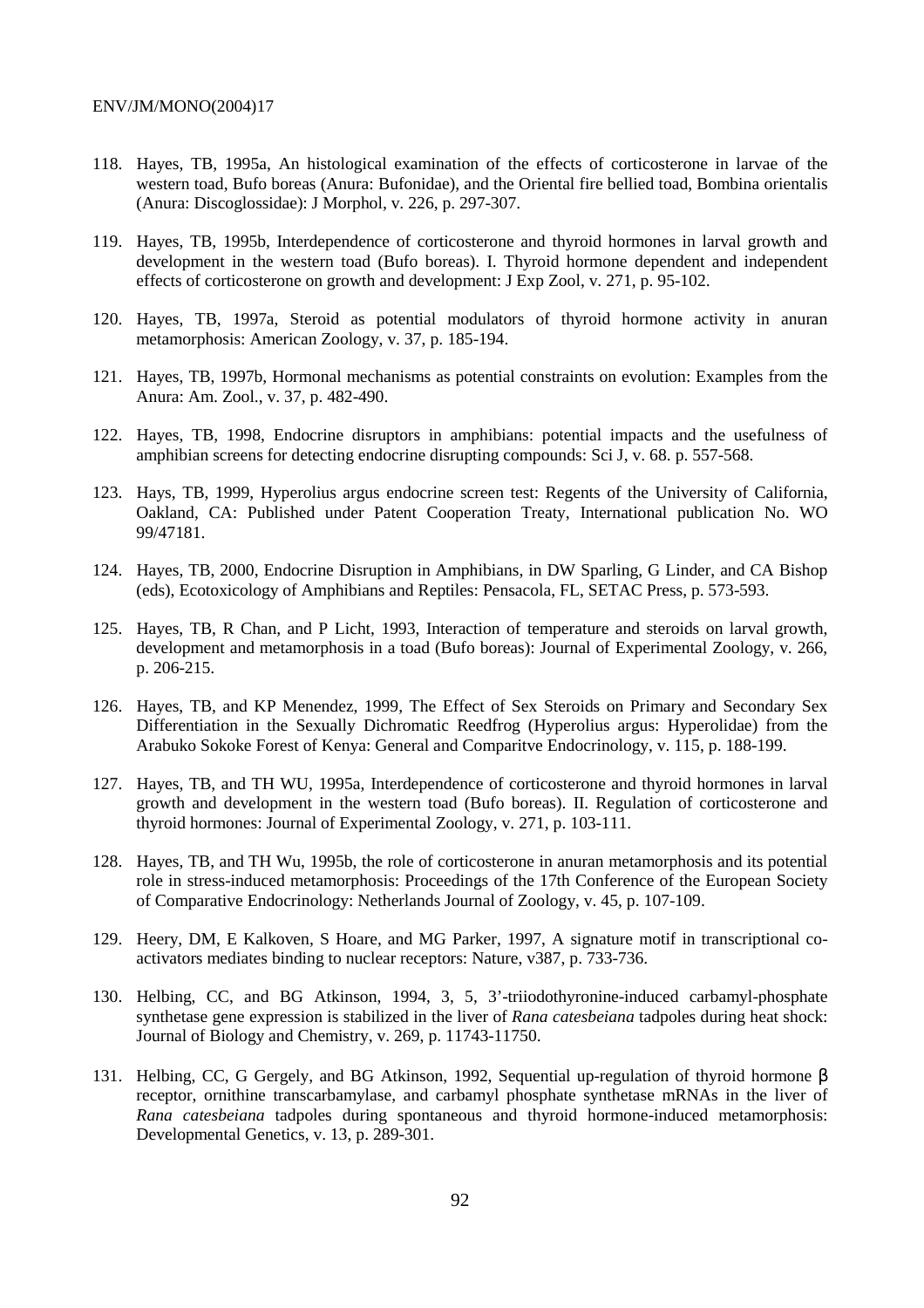118. Hayes, TB, 1995a, An histological examination of the effects of corticosterone in larvae of the western toad, Bufo boreas (Anura: Bufonidae), and the Oriental fire bellied toad, Bombina orientalis (Anura: Discoglossidae): J Morphol, v. 226, p. 297-307.

119. Hayes, TB, 1995b, Interdependence of corticosterone and thyroid hormones in larval growth and development in the western toad (Bufo boreas). I. Thyroid hormone dependent and independent effects of corticosterone on growth and development: J Exp Zool, v. 271, p. 95-102.

120. Hayes, TB, 1997a, Steroid as potential modulators of thyroid hormone activity in anuran metamorphosis: American Zoology, v. 37, p. 185-194.

121. Hayes, TB, 1997b, Hormonal mechanisms as potential constraints on evolution: Examples from the Anura: Am. Zool., v. 37, p. 482-490.

122. Hayes, TB, 1998, Endocrine disruptors in amphibians: potential impacts and the usefulness of amphibian screens for detecting endocrine disrupting compounds: Sci J, v. 68. p. 557-568.

123. Hays, TB, 1999, Hyperolius argus endocrine screen test: Regents of the University of California, Oakland, CA: Published under Patent Cooperation Treaty, International publication No. WO 99/47181.

124. Hayes, TB, 2000, Endocrine Disruption in Amphibians, in DW Sparling, G Linder, and CA Bishop (eds), Ecotoxicology of Amphibians and Reptiles: Pensacola, FL, SETAC Press, p. 573-593.

125. Hayes, TB, R Chan, and P Licht, 1993, Interaction of temperature and steroids on larval growth, development and metamorphosis in a toad (Bufo boreas): Journal of Experimental Zoology, v. 266, p. 206-215.

126. Hayes, TB, and KP Menendez, 1999, The Effect of Sex Steroids on Primary and Secondary Sex Differentiation in the Sexually Dichromatic Reedfrog (Hyperolius argus: Hyperolidae) from the Arabuko Sokoke Forest of Kenya: General and Comparitve Endocrinology, v. 115, p. 188-199.

127. Hayes, TB, and TH WU, 1995a, Interdependence of corticosterone and thyroid hormones in larval growth and development in the western toad (Bufo boreas). II. Regulation of corticosterone and thyroid hormones: Journal of Experimental Zoology, v. 271, p. 103-111.

128. Hayes, TB, and TH Wu, 1995b, the role of corticosterone in anuran metamorphosis and its potential role in stress-induced metamorphosis: Proceedings of the 17th Conference of the European Society of Comparative Endocrinology: Netherlands Journal of Zoology, v. 45, p. 107-109.

129. Heery, DM, E Kalkoven, S Hoare, and MG Parker, 1997, A signature motif in transcriptional co-activators mediates binding to nuclear receptors: Nature, v387, p. 733-736.

130. Helbing, CC, and BG Atkinson, 1994, 3, 5, 3'-triiodothyronine-induced carbamyl-phosphate synthetase gene expression is stabilized in the liver of *Rana catesbeiana* tadpoles during heat shock: Journal of Biology and Chemistry, v. 269, p. 11743-11750.

131. Helbing, CC, G Gergely, and BG Atkinson, 1992, Sequential up-regulation of thyroid hormone β receptor, ornithine transcarbamylase, and carbamyl phosphate synthetase mRNAs in the liver of *Rana catesbeiana* tadpoles during spontaneous and thyroid hormone-induced metamorphosis: Developmental Genetics, v. 13, p. 289-301.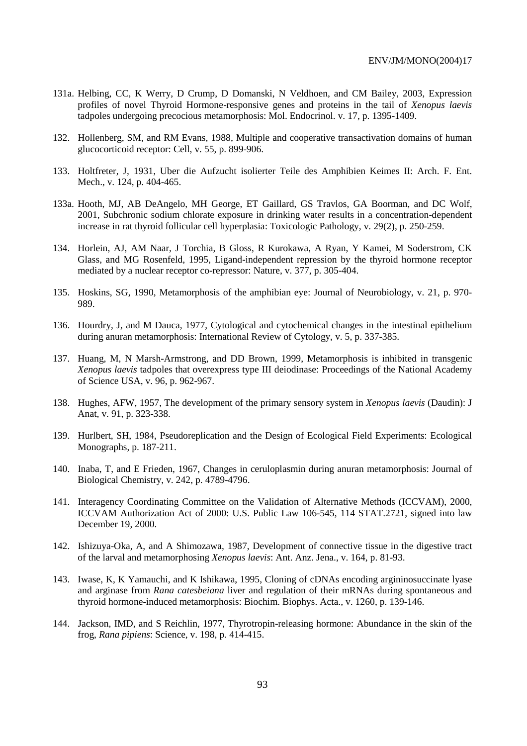131a. Helbing, CC, K Werry, D Crump, D Domanski, N Veldhoen, and CM Bailey, 2003, Expression profiles of novel Thyroid Hormone-responsive genes and proteins in the tail of *Xenopus laevis* tadpoles undergoing precocious metamorphosis: Mol. Endocrinol. v. 17, p. 1395-1409.

132. Hollenberg, SM, and RM Evans, 1988, Multiple and cooperative transactivation domains of human glucocorticoid receptor: Cell, v. 55, p. 899-906.

133. Holtfreter, J, 1931, Uber die Aufzucht isolierter Teile des Amphibien Keimes II: Arch. F. Ent. Mech., v. 124, p. 404-465.

133a. Hooth, MJ, AB DeAngelo, MH George, ET Gaillard, GS Travlos, GA Boorman, and DC Wolf, 2001, Subchronic sodium chlorate exposure in drinking water results in a concentration-dependent increase in rat thyroid follicular cell hyperplasia: Toxicologic Pathology, v. 29(2), p. 250-259.

134. Horlein, AJ, AM Naar, J Torchia, B Gloss, R Kurokawa, A Ryan, Y Kamei, M Soderstrom, CK Glass, and MG Rosenfeld, 1995, Ligand-independent repression by the thyroid hormone receptor mediated by a nuclear receptor co-repressor: Nature, v. 377, p. 305-404.

135. Hoskins, SG, 1990, Metamorphosis of the amphibian eye: Journal of Neurobiology, v. 21, p. 970-989.

136. Hourdry, J, and M Dauca, 1977, Cytological and cytochemical changes in the intestinal epithelium during anuran metamorphosis: International Review of Cytology, v. 5, p. 337-385.

137. Huang, M, N Marsh-Armstrong, and DD Brown, 1999, Metamorphosis is inhibited in transgenic *Xenopus laevis* tadpoles that overexpress type III deiodinase: Proceedings of the National Academy of Science USA, v. 96, p. 962-967.

138. Hughes, AFW, 1957, The development of the primary sensory system in *Xenopus laevis* (Daudin): J Anat, v. 91, p. 323-338.

139. Hurlbert, SH, 1984, Pseudoreplication and the Design of Ecological Field Experiments: Ecological Monographs, p. 187-211.

140. Inaba, T, and E Frieden, 1967, Changes in ceruloplasmin during anuran metamorphosis: Journal of Biological Chemistry, v. 242, p. 4789-4796.

141. Interagency Coordinating Committee on the Validation of Alternative Methods (ICCVAM), 2000, ICCVAM Authorization Act of 2000: U.S. Public Law 106-545, 114 STAT.2721, signed into law December 19, 2000.

142. Ishizuya-Oka, A, and A Shimozawa, 1987, Development of connective tissue in the digestive tract of the larval and metamorphosing *Xenopus laevis*: Ant. Anz. Jena., v. 164, p. 81-93.

143. Iwase, K, K Yamauchi, and K Ishikawa, 1995, Cloning of cDNAs encoding argininosuccinate lyase and arginase from *Rana catesbeiana* liver and regulation of their mRNAs during spontaneous and thyroid hormone-induced metamorphosis: Biochim. Biophys. Acta., v. 1260, p. 139-146.

144. Jackson, IMD, and S Reichlin, 1977, Thyrotropin-releasing hormone: Abundance in the skin of the frog, *Rana pipiens*: Science, v. 198, p. 414-415.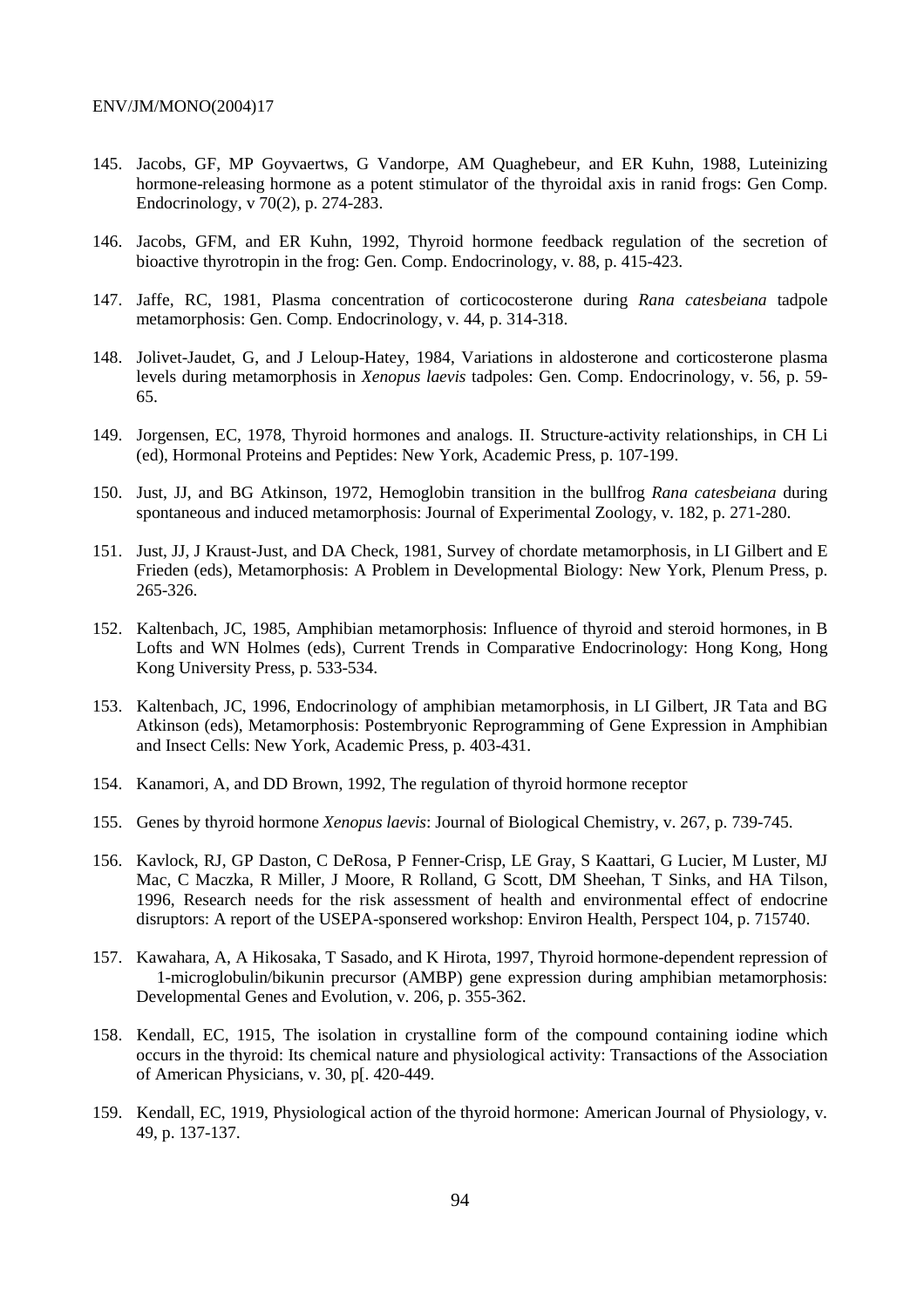145. Jacobs, GF, MP Goyvaertws, G Vandorpe, AM Quaghebeur, and ER Kuhn, 1988, Luteinizing hormone-releasing hormone as a potent stimulator of the thyroidal axis in ranid frogs: Gen Comp. Endocrinology, v 70(2), p. 274-283.

146. Jacobs, GFM, and ER Kuhn, 1992, Thyroid hormone feedback regulation of the secretion of bioactive thyrotropin in the frog: Gen. Comp. Endocrinology, v. 88, p. 415-423.

147. Jaffe, RC, 1981, Plasma concentration of corticocosterone during *Rana catesbeiana* tadpole metamorphosis: Gen. Comp. Endocrinology, v. 44, p. 314-318.

148. Jolivet-Jaudet, G, and J Leloup-Hatey, 1984, Variations in aldosterone and corticosterone plasma levels during metamorphosis in *Xenopus laevis* tadpoles: Gen. Comp. Endocrinology, v. 56, p. 59-65.

149. Jorgensen, EC, 1978, Thyroid hormones and analogs. II. Structure-activity relationships, in CH Li (ed), Hormonal Proteins and Peptides: New York, Academic Press, p. 107-199.

150. Just, JJ, and BG Atkinson, 1972, Hemoglobin transition in the bullfrog *Rana catesbeiana* during spontaneous and induced metamorphosis: Journal of Experimental Zoology, v. 182, p. 271-280.

151. Just, JJ, J Kraust-Just, and DA Check, 1981, Survey of chordate metamorphosis, in LI Gilbert and E Frieden (eds), Metamorphosis: A Problem in Developmental Biology: New York, Plenum Press, p. 265-326.

152. Kaltenbach, JC, 1985, Amphibian metamorphosis: Influence of thyroid and steroid hormones, in B Lofts and WN Holmes (eds), Current Trends in Comparative Endocrinology: Hong Kong, Hong Kong University Press, p. 533-534.

153. Kaltenbach, JC, 1996, Endocrinology of amphibian metamorphosis, in LI Gilbert, JR Tata and BG Atkinson (eds), Metamorphosis: Postembryonic Reprogramming of Gene Expression in Amphibian and Insect Cells: New York, Academic Press, p. 403-431.

154. Kanamori, A, and DD Brown, 1992, The regulation of thyroid hormone receptor

155. Genes by thyroid hormone *Xenopus laevis*: Journal of Biological Chemistry, v. 267, p. 739-745.

156. Kavlock, RJ, GP Daston, C DeRosa, P Fenner-Crisp, LE Gray, S Kaattari, G Lucier, M Luster, MJ Mac, C Maczka, R Miller, J Moore, R Rolland, G Scott, DM Sheehan, T Sinks, and HA Tilson, 1996, Research needs for the risk assessment of health and environmental effect of endocrine disruptors: A report of the USEPA-sponsered workshop: Environ Health, Perspect 104, p. 715740.

157. Kawahara, A, A Hikosaka, T Sasado, and K Hirota, 1997, Thyroid hormone-dependent repression of 1-microglobulin/bikunin precursor (AMBP) gene expression during amphibian metamorphosis: Developmental Genes and Evolution, v. 206, p. 355-362.

158. Kendall, EC, 1915, The isolation in crystalline form of the compound containing iodine which occurs in the thyroid: Its chemical nature and physiological activity: Transactions of the Association of American Physicians, v. 30, p[. 420-449.

159. Kendall, EC, 1919, Physiological action of the thyroid hormone: American Journal of Physiology, v. 49, p. 137-137.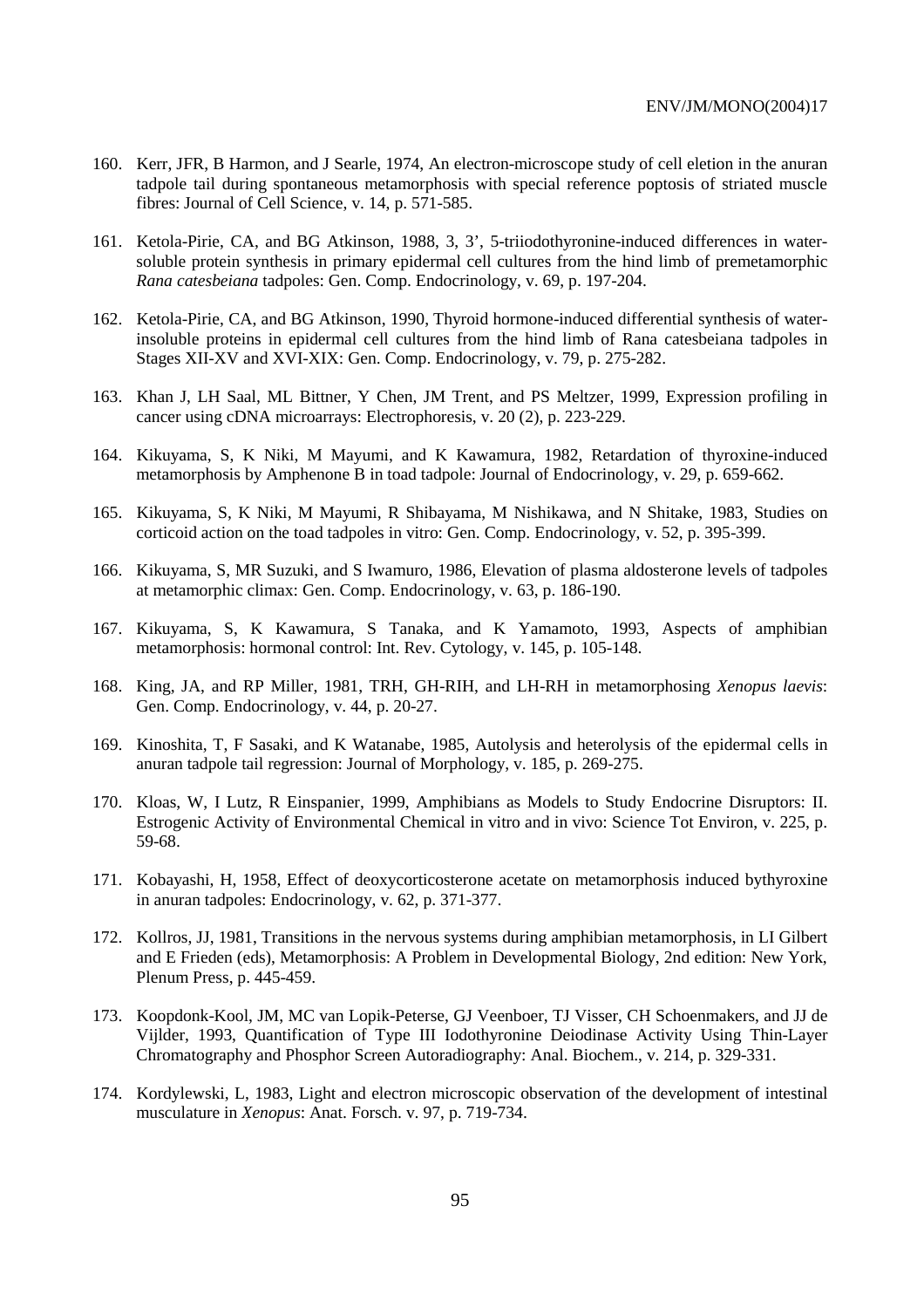160. Kerr, JFR, B Harmon, and J Searle, 1974, An electron-microscope study of cell eletion in the anuran tadpole tail during spontaneous metamorphosis with special reference poptosis of striated muscle fibres: Journal of Cell Science, v. 14, p. 571-585.

161. Ketola-Pirie, CA, and BG Atkinson, 1988, 3, 3', 5-triiodothyronine-induced differences in water-soluble protein synthesis in primary epidermal cell cultures from the hind limb of premetamorphic *Rana catesbeiana* tadpoles: Gen. Comp. Endocrinology, v. 69, p. 197-204.

162. Ketola-Pirie, CA, and BG Atkinson, 1990, Thyroid hormone-induced differential synthesis of water-insoluble proteins in epidermal cell cultures from the hind limb of Rana catesbeiana tadpoles in Stages XII-XV and XVI-XIX: Gen. Comp. Endocrinology, v. 79, p. 275-282.

163. Khan J, LH Saal, ML Bittner, Y Chen, JM Trent, and PS Meltzer, 1999, Expression profiling in cancer using cDNA microarrays: Electrophoresis, v. 20 (2), p. 223-229.

164. Kikuyama, S, K Niki, M Mayumi, and K Kawamura, 1982, Retardation of thyroxine-induced metamorphosis by Amphenone B in toad tadpole: Journal of Endocrinology, v. 29, p. 659-662.

165. Kikuyama, S, K Niki, M Mayumi, R Shibayama, M Nishikawa, and N Shitake, 1983, Studies on corticoid action on the toad tadpoles in vitro: Gen. Comp. Endocrinology, v. 52, p. 395-399.

166. Kikuyama, S, MR Suzuki, and S Iwamuro, 1986, Elevation of plasma aldosterone levels of tadpoles at metamorphic climax: Gen. Comp. Endocrinology, v. 63, p. 186-190.

167. Kikuyama, S, K Kawamura, S Tanaka, and K Yamamoto, 1993, Aspects of amphibian metamorphosis: hormonal control: Int. Rev. Cytology, v. 145, p. 105-148.

168. King, JA, and RP Miller, 1981, TRH, GH-RIH, and LH-RH in metamorphosing *Xenopus laevis*: Gen. Comp. Endocrinology, v. 44, p. 20-27.

169. Kinoshita, T, F Sasaki, and K Watanabe, 1985, Autolysis and heterolysis of the epidermal cells in anuran tadpole tail regression: Journal of Morphology, v. 185, p. 269-275.

170. Kloas, W, I Lutz, R Einspanier, 1999, Amphibians as Models to Study Endocrine Disruptors: II. Estrogenic Activity of Environmental Chemical in vitro and in vivo: Science Tot Environ, v. 225, p. 59-68.

171. Kobayashi, H, 1958, Effect of deoxycorticosterone acetate on metamorphosis induced bythyroxine in anuran tadpoles: Endocrinology, v. 62, p. 371-377.

172. Kollros, JJ, 1981, Transitions in the nervous systems during amphibian metamorphosis, in LI Gilbert and E Frieden (eds), Metamorphosis: A Problem in Developmental Biology, 2nd edition: New York, Plenum Press, p. 445-459.

173. Koopdonk-Kool, JM, MC van Lopik-Peterse, GJ Veenboer, TJ Visser, CH Schoenmakers, and JJ de Vijlder, 1993, Quantification of Type III Iodothyronine Deiodinase Activity Using Thin-Layer Chromatography and Phosphor Screen Autoradiography: Anal. Biochem., v. 214, p. 329-331.

174. Kordylewski, L, 1983, Light and electron microscopic observation of the development of intestinal musculature in *Xenopus*: Anat. Forsch. v. 97, p. 719-734.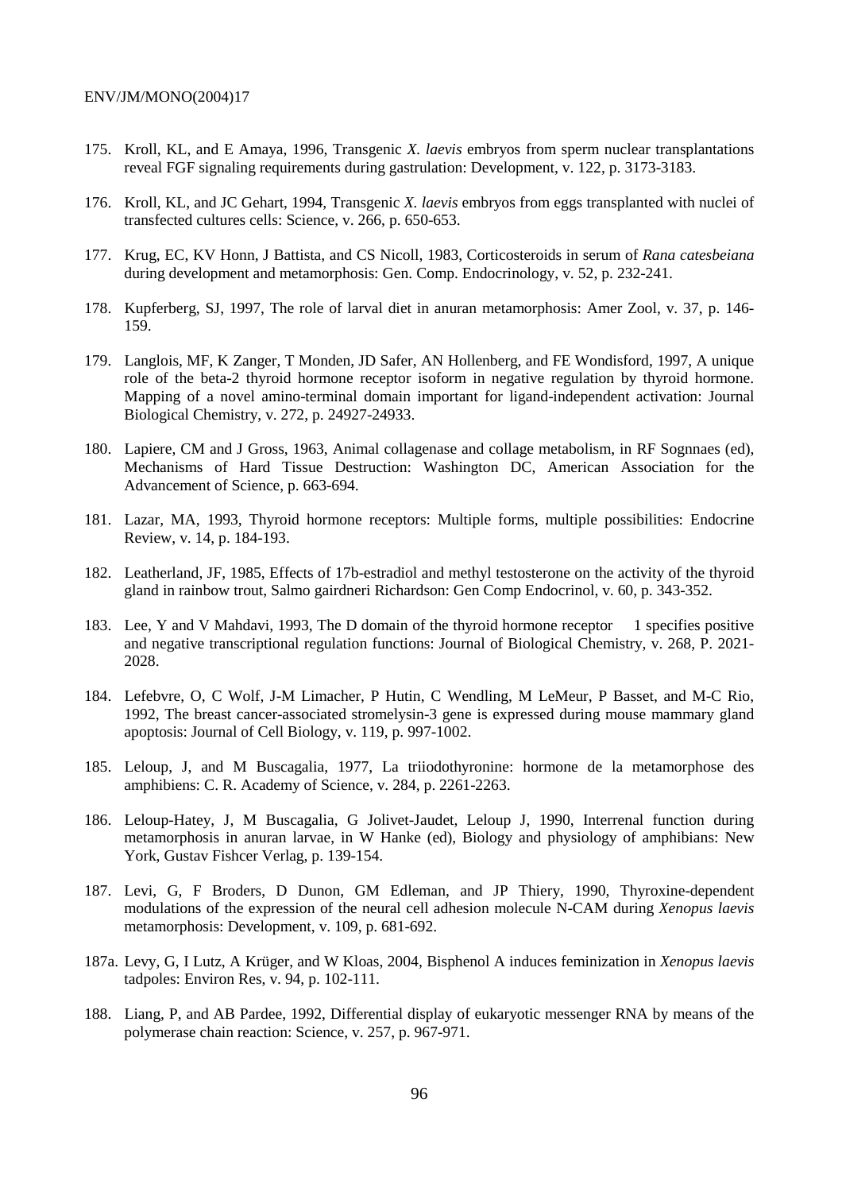175. Kroll, KL, and E Amaya, 1996, Transgenic *X. laevis* embryos from sperm nuclear transplantations reveal FGF signaling requirements during gastrulation: Development, v. 122, p. 3173-3183.

176. Kroll, KL, and JC Gehart, 1994, Transgenic *X. laevis* embryos from eggs transplanted with nuclei of transfected cultures cells: Science, v. 266, p. 650-653.

177. Krug, EC, KV Honn, J Battista, and CS Nicoll, 1983, Corticosteroids in serum of *Rana catesbeiana* during development and metamorphosis: Gen. Comp. Endocrinology, v. 52, p. 232-241.

178. Kupferberg, SJ, 1997, The role of larval diet in anuran metamorphosis: Amer Zool, v. 37, p. 146-159.

179. Langlois, MF, K Zanger, T Monden, JD Safer, AN Hollenberg, and FE Wondisford, 1997, A unique role of the beta-2 thyroid hormone receptor isoform in negative regulation by thyroid hormone. Mapping of a novel amino-terminal domain important for ligand-independent activation: Journal Biological Chemistry, v. 272, p. 24927-24933.

180. Lapiere, CM and J Gross, 1963, Animal collagenase and collage metabolism, in RF Sognnaes (ed), Mechanisms of Hard Tissue Destruction: Washington DC, American Association for the Advancement of Science, p. 663-694.

181. Lazar, MA, 1993, Thyroid hormone receptors: Multiple forms, multiple possibilities: Endocrine Review, v. 14, p. 184-193.

182. Leatherland, JF, 1985, Effects of 17b-estradiol and methyl testosterone on the activity of the thyroid gland in rainbow trout, Salmo gairdneri Richardson: Gen Comp Endocrinol, v. 60, p. 343-352.

183. Lee, Y and V Mahdavi, 1993, The D domain of the thyroid hormone receptor  1 specifies positive and negative transcriptional regulation functions: Journal of Biological Chemistry, v. 268, P. 2021-2028.

184. Lefebvre, O, C Wolf, J-M Limacher, P Hutin, C Wendling, M LeMeur, P Basset, and M-C Rio, 1992, The breast cancer-associated stromelysin-3 gene is expressed during mouse mammary gland apoptosis: Journal of Cell Biology, v. 119, p. 997-1002.

185. Leloup, J, and M Buscagalia, 1977, La triiodothyronine: hormone de la metamorphose des amphibiens: C. R. Academy of Science, v. 284, p. 2261-2263.

186. Leloup-Hatey, J, M Buscagalia, G Jolivet-Jaudet, Leloup J, 1990, Interrenal function during metamorphosis in anuran larvae, in W Hanke (ed), Biology and physiology of amphibians: New York, Gustav Fishcer Verlag, p. 139-154.

187. Levi, G, F Broders, D Dunon, GM Edleman, and JP Thiery, 1990, Thyroxine-dependent modulations of the expression of the neural cell adhesion molecule N-CAM during *Xenopus laevis* metamorphosis: Development, v. 109, p. 681-692.

187a. Levy, G, I Lutz, A Krüger, and W Kloas, 2004, Bisphenol A induces feminization in *Xenopus laevis* tadpoles: Environ Res, v. 94, p. 102-111.

188. Liang, P, and AB Pardee, 1992, Differential display of eukaryotic messenger RNA by means of the polymerase chain reaction: Science, v. 257, p. 967-971.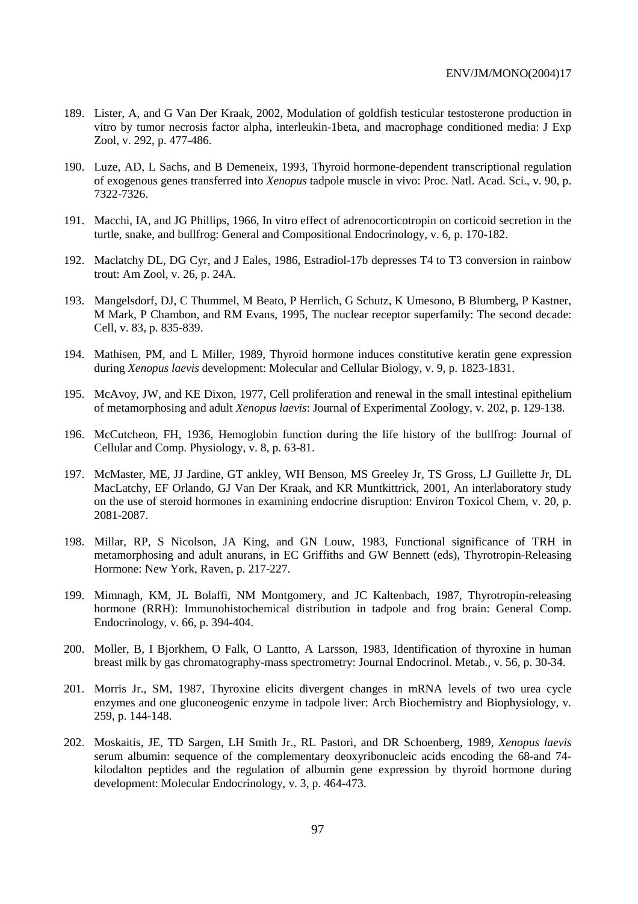189. Lister, A, and G Van Der Kraak, 2002, Modulation of goldfish testicular testosterone production in vitro by tumor necrosis factor alpha, interleukin-1beta, and macrophage conditioned media: J Exp Zool, v. 292, p. 477-486.

190. Luze, AD, L Sachs, and B Demeneix, 1993, Thyroid hormone-dependent transcriptional regulation of exogenous genes transferred into *Xenopus* tadpole muscle in vivo: Proc. Natl. Acad. Sci., v. 90, p. 7322-7326.

191. Macchi, IA, and JG Phillips, 1966, In vitro effect of adrenocorticotropin on corticoid secretion in the turtle, snake, and bullfrog: General and Compositional Endocrinology, v. 6, p. 170-182.

192. Maclatchy DL, DG Cyr, and J Eales, 1986, Estradiol-17b depresses T4 to T3 conversion in rainbow trout: Am Zool, v. 26, p. 24A.

193. Mangelsdorf, DJ, C Thummel, M Beato, P Herrlich, G Schutz, K Umesono, B Blumberg, P Kastner, M Mark, P Chambon, and RM Evans, 1995, The nuclear receptor superfamily: The second decade: Cell, v. 83, p. 835-839.

194. Mathisen, PM, and L Miller, 1989, Thyroid hormone induces constitutive keratin gene expression during *Xenopus laevis* development: Molecular and Cellular Biology, v. 9, p. 1823-1831.

195. McAvoy, JW, and KE Dixon, 1977, Cell proliferation and renewal in the small intestinal epithelium of metamorphosing and adult *Xenopus laevis*: Journal of Experimental Zoology, v. 202, p. 129-138.

196. McCutcheon, FH, 1936, Hemoglobin function during the life history of the bullfrog: Journal of Cellular and Comp. Physiology, v. 8, p. 63-81.

197. McMaster, ME, JJ Jardine, GT ankley, WH Benson, MS Greeley Jr, TS Gross, LJ Guillette Jr, DL MacLatchy, EF Orlando, GJ Van Der Kraak, and KR Muntkittrick, 2001, An interlaboratory study on the use of steroid hormones in examining endocrine disruption: Environ Toxicol Chem, v. 20, p. 2081-2087.

198. Millar, RP, S Nicolson, JA King, and GN Louw, 1983, Functional significance of TRH in metamorphosing and adult anurans, in EC Griffiths and GW Bennett (eds), Thyrotropin-Releasing Hormone: New York, Raven, p. 217-227.

199. Mimnagh, KM, JL Bolaffi, NM Montgomery, and JC Kaltenbach, 1987, Thyrotropin-releasing hormone (RRH): Immunohistochemical distribution in tadpole and frog brain: General Comp. Endocrinology, v. 66, p. 394-404.

200. Moller, B, I Bjorkhem, O Falk, O Lantto, A Larsson, 1983, Identification of thyroxine in human breast milk by gas chromatography-mass spectrometry: Journal Endocrinol. Metab., v. 56, p. 30-34.

201. Morris Jr., SM, 1987, Thyroxine elicits divergent changes in mRNA levels of two urea cycle enzymes and one gluconeogenic enzyme in tadpole liver: Arch Biochemistry and Biophysiology, v. 259, p. 144-148.

202. Moskaitis, JE, TD Sargen, LH Smith Jr., RL Pastori, and DR Schoenberg, 1989, *Xenopus laevis* serum albumin: sequence of the complementary deoxyribonucleic acids encoding the 68-and 74-kilodalton peptides and the regulation of albumin gene expression by thyroid hormone during development: Molecular Endocrinology, v. 3, p. 464-473.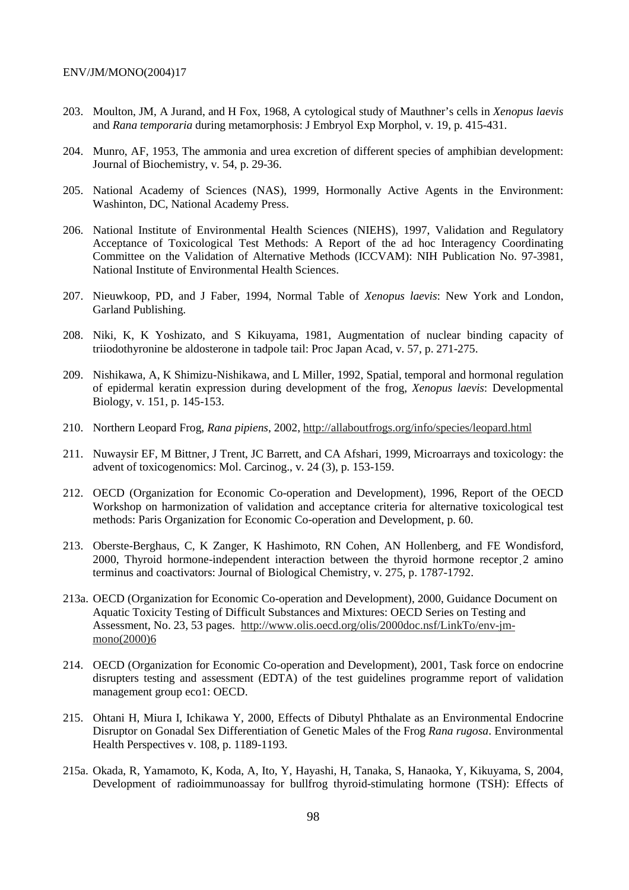203. Moulton, JM, A Jurand, and H Fox, 1968, A cytological study of Mauthner's cells in *Xenopus laevis* and *Rana temporaria* during metamorphosis: J Embryol Exp Morphol, v. 19, p. 415-431.

204. Munro, AF, 1953, The ammonia and urea excretion of different species of amphibian development: Journal of Biochemistry, v. 54, p. 29-36.

205. National Academy of Sciences (NAS), 1999, Hormonally Active Agents in the Environment: Washinton, DC, National Academy Press.

206. National Institute of Environmental Health Sciences (NIEHS), 1997, Validation and Regulatory Acceptance of Toxicological Test Methods: A Report of the ad hoc Interagency Coordinating Committee on the Validation of Alternative Methods (ICCVAM): NIH Publication No. 97-3981, National Institute of Environmental Health Sciences.

207. Nieuwkoop, PD, and J Faber, 1994, Normal Table of *Xenopus laevis*: New York and London, Garland Publishing.

208. Niki, K, K Yoshizato, and S Kikuyama, 1981, Augmentation of nuclear binding capacity of triiodothyronine be aldosterone in tadpole tail: Proc Japan Acad, v. 57, p. 271-275.

209. Nishikawa, A, K Shimizu-Nishikawa, and L Miller, 1992, Spatial, temporal and hormonal regulation of epidermal keratin expression during development of the frog, *Xenopus laevis*: Developmental Biology, v. 151, p. 145-153.

210. Northern Leopard Frog, *Rana pipiens*, 2002, http://allaboutfrogs.org/info/species/leopard.html

211. Nuwaysir EF, M Bittner, J Trent, JC Barrett, and CA Afshari, 1999, Microarrays and toxicology: the advent of toxicogenomics: Mol. Carcinog., v. 24 (3), p. 153-159.

212. OECD (Organization for Economic Co-operation and Development), 1996, Report of the OECD Workshop on harmonization of validation and acceptance criteria for alternative toxicological test methods: Paris Organization for Economic Co-operation and Development, p. 60.

213. Oberste-Berghaus, C, K Zanger, K Hashimoto, RN Cohen, AN Hollenberg, and FE Wondisford, 2000, Thyroid hormone-independent interaction between the thyroid hormone receptor ̧2 amino terminus and coactivators: Journal of Biological Chemistry, v. 275, p. 1787-1792.

213a. OECD (Organization for Economic Co-operation and Development), 2000, Guidance Document on Aquatic Toxicity Testing of Difficult Substances and Mixtures: OECD Series on Testing and Assessment, No. 23, 53 pages. http://www.olis.oecd.org/olis/2000doc.nsf/LinkTo/env-jm-mono(2000)6

214. OECD (Organization for Economic Co-operation and Development), 2001, Task force on endocrine disrupters testing and assessment (EDTA) of the test guidelines programme report of validation management group eco1: OECD.

215. Ohtani H, Miura I, Ichikawa Y, 2000, Effects of Dibutyl Phthalate as an Environmental Endocrine Disruptor on Gonadal Sex Differentiation of Genetic Males of the Frog *Rana rugosa*. Environmental Health Perspectives v. 108, p. 1189-1193.

215a. Okada, R, Yamamoto, K, Koda, A, Ito, Y, Hayashi, H, Tanaka, S, Hanaoka, Y, Kikuyama, S, 2004, Development of radioimmunoassay for bullfrog thyroid-stimulating hormone (TSH): Effects of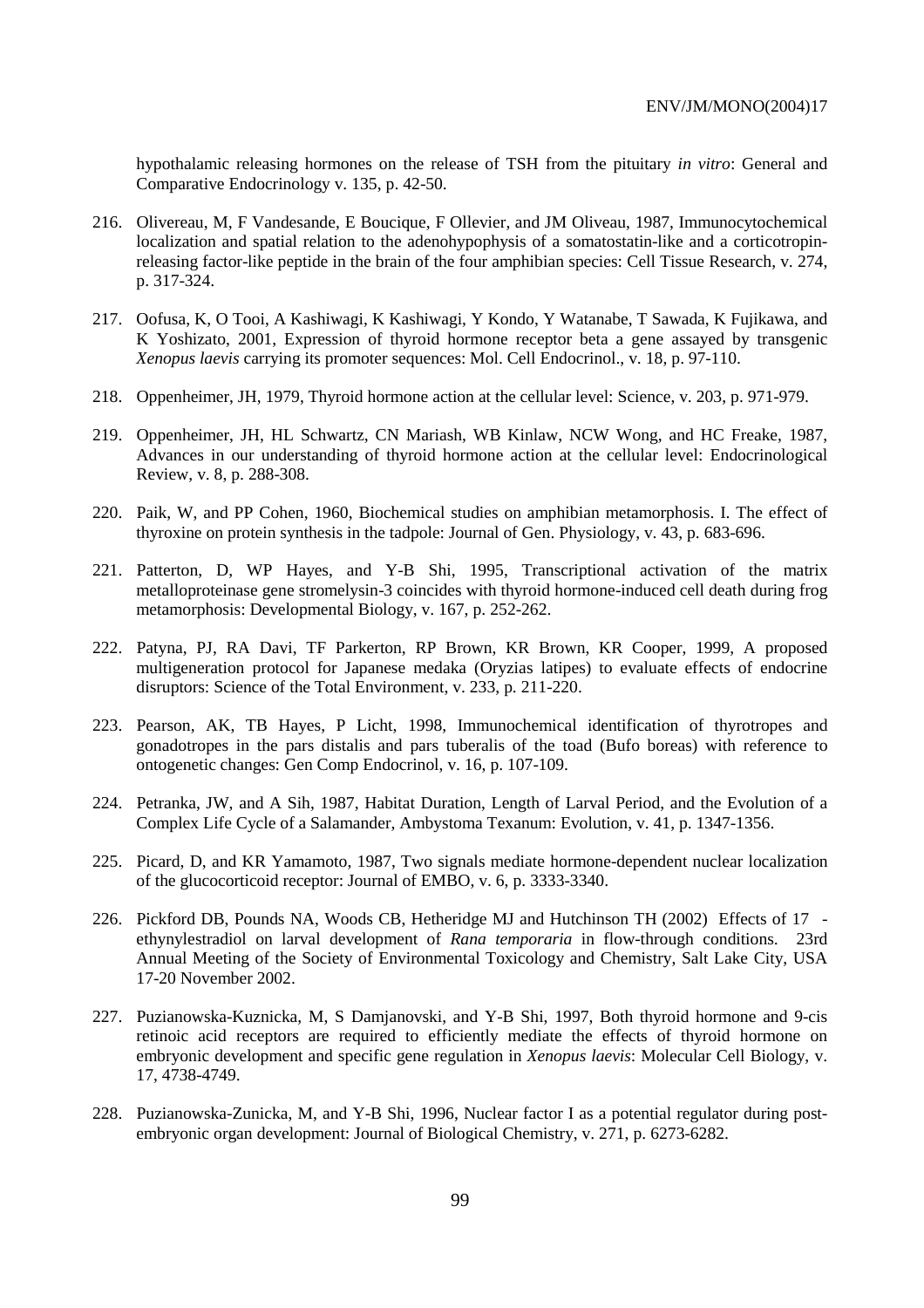hypothalamic releasing hormones on the release of TSH from the pituitary *in vitro*: General and Comparative Endocrinology v. 135, p. 42-50.

216. Olivereau, M, F Vandesande, E Boucique, F Ollevier, and JM Oliveau, 1987, Immunocytochemical localization and spatial relation to the adenohypophysis of a somatostatin-like and a corticotropin-releasing factor-like peptide in the brain of the four amphibian species: Cell Tissue Research, v. 274, p. 317-324.

217. Oofusa, K, O Tooi, A Kashiwagi, K Kashiwagi, Y Kondo, Y Watanabe, T Sawada, K Fujikawa, and K Yoshizato, 2001, Expression of thyroid hormone receptor beta a gene assayed by transgenic *Xenopus laevis* carrying its promoter sequences: Mol. Cell Endocrinol., v. 18, p. 97-110.

218. Oppenheimer, JH, 1979, Thyroid hormone action at the cellular level: Science, v. 203, p. 971-979.

219. Oppenheimer, JH, HL Schwartz, CN Mariash, WB Kinlaw, NCW Wong, and HC Freake, 1987, Advances in our understanding of thyroid hormone action at the cellular level: Endocrinological Review, v. 8, p. 288-308.

220. Paik, W, and PP Cohen, 1960, Biochemical studies on amphibian metamorphosis. I. The effect of thyroxine on protein synthesis in the tadpole: Journal of Gen. Physiology, v. 43, p. 683-696.

221. Patterton, D, WP Hayes, and Y-B Shi, 1995, Transcriptional activation of the matrix metalloproteinase gene stromelysin-3 coincides with thyroid hormone-induced cell death during frog metamorphosis: Developmental Biology, v. 167, p. 252-262.

222. Patyna, PJ, RA Davi, TF Parkerton, RP Brown, KR Brown, KR Cooper, 1999, A proposed multigeneration protocol for Japanese medaka (Oryzias latipes) to evaluate effects of endocrine disruptors: Science of the Total Environment, v. 233, p. 211-220.

223. Pearson, AK, TB Hayes, P Licht, 1998, Immunochemical identification of thyrotropes and gonadotropes in the pars distalis and pars tuberalis of the toad (Bufo boreas) with reference to ontogenetic changes: Gen Comp Endocrinol, v. 16, p. 107-109.

224. Petranka, JW, and A Sih, 1987, Habitat Duration, Length of Larval Period, and the Evolution of a Complex Life Cycle of a Salamander, Ambystoma Texanum: Evolution, v. 41, p. 1347-1356.

225. Picard, D, and KR Yamamoto, 1987, Two signals mediate hormone-dependent nuclear localization of the glucocorticoid receptor: Journal of EMBO, v. 6, p. 3333-3340.

226. Pickford DB, Pounds NA, Woods CB, Hetheridge MJ and Hutchinson TH (2002) Effects of 17 - ethynylestradiol on larval development of *Rana temporaria* in flow-through conditions. 23rd Annual Meeting of the Society of Environmental Toxicology and Chemistry, Salt Lake City, USA 17-20 November 2002.

227. Puzianowska-Kuznicka, M, S Damjanovski, and Y-B Shi, 1997, Both thyroid hormone and 9-cis retinoic acid receptors are required to efficiently mediate the effects of thyroid hormone on embryonic development and specific gene regulation in *Xenopus laevis*: Molecular Cell Biology, v. 17, 4738-4749.

228. Puzianowska-Zunicka, M, and Y-B Shi, 1996, Nuclear factor I as a potential regulator during post-embryonic organ development: Journal of Biological Chemistry, v. 271, p. 6273-6282.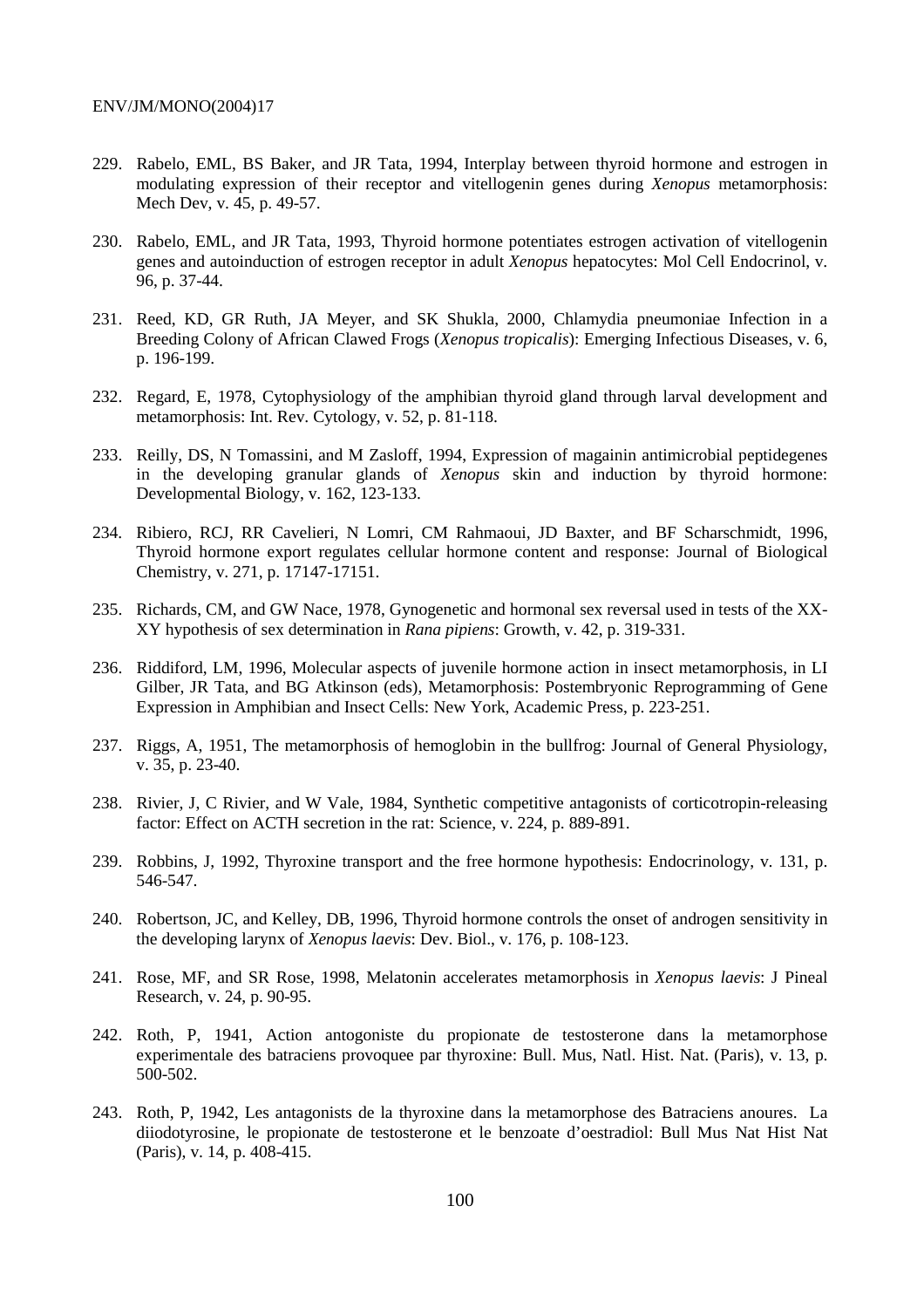229. Rabelo, EML, BS Baker, and JR Tata, 1994, Interplay between thyroid hormone and estrogen in modulating expression of their receptor and vitellogenin genes during *Xenopus* metamorphosis: Mech Dev, v. 45, p. 49-57.

230. Rabelo, EML, and JR Tata, 1993, Thyroid hormone potentiates estrogen activation of vitellogenin genes and autoinduction of estrogen receptor in adult *Xenopus* hepatocytes: Mol Cell Endocrinol, v. 96, p. 37-44.

231. Reed, KD, GR Ruth, JA Meyer, and SK Shukla, 2000, Chlamydia pneumoniae Infection in a Breeding Colony of African Clawed Frogs (*Xenopus tropicalis*): Emerging Infectious Diseases, v. 6, p. 196-199.

232. Regard, E, 1978, Cytophysiology of the amphibian thyroid gland through larval development and metamorphosis: Int. Rev. Cytology, v. 52, p. 81-118.

233. Reilly, DS, N Tomassini, and M Zasloff, 1994, Expression of magainin antimicrobial peptidegenes in the developing granular glands of *Xenopus* skin and induction by thyroid hormone: Developmental Biology, v. 162, 123-133.

234. Ribiero, RCJ, RR Cavelieri, N Lomri, CM Rahmaoui, JD Baxter, and BF Scharschmidt, 1996, Thyroid hormone export regulates cellular hormone content and response: Journal of Biological Chemistry, v. 271, p. 17147-17151.

235. Richards, CM, and GW Nace, 1978, Gynogenetic and hormonal sex reversal used in tests of the XX-XY hypothesis of sex determination in *Rana pipiens*: Growth, v. 42, p. 319-331.

236. Riddiford, LM, 1996, Molecular aspects of juvenile hormone action in insect metamorphosis, in LI Gilber, JR Tata, and BG Atkinson (eds), Metamorphosis: Postembryonic Reprogramming of Gene Expression in Amphibian and Insect Cells: New York, Academic Press, p. 223-251.

237. Riggs, A, 1951, The metamorphosis of hemoglobin in the bullfrog: Journal of General Physiology, v. 35, p. 23-40.

238. Rivier, J, C Rivier, and W Vale, 1984, Synthetic competitive antagonists of corticotropin-releasing factor: Effect on ACTH secretion in the rat: Science, v. 224, p. 889-891.

239. Robbins, J, 1992, Thyroxine transport and the free hormone hypothesis: Endocrinology, v. 131, p. 546-547.

240. Robertson, JC, and Kelley, DB, 1996, Thyroid hormone controls the onset of androgen sensitivity in the developing larynx of *Xenopus laevis*: Dev. Biol., v. 176, p. 108-123.

241. Rose, MF, and SR Rose, 1998, Melatonin accelerates metamorphosis in *Xenopus laevis*: J Pineal Research, v. 24, p. 90-95.

242. Roth, P, 1941, Action antogoniste du propionate de testosterone dans la metamorphose experimentale des batraciens provoquee par thyroxine: Bull. Mus, Natl. Hist. Nat. (Paris), v. 13, p. 500-502.

243. Roth, P, 1942, Les antagonists de la thyroxine dans la metamorphose des Batraciens anoures. La diiodotyrosine, le propionate de testosterone et le benzoate d'oestradiol: Bull Mus Nat Hist Nat (Paris), v. 14, p. 408-415.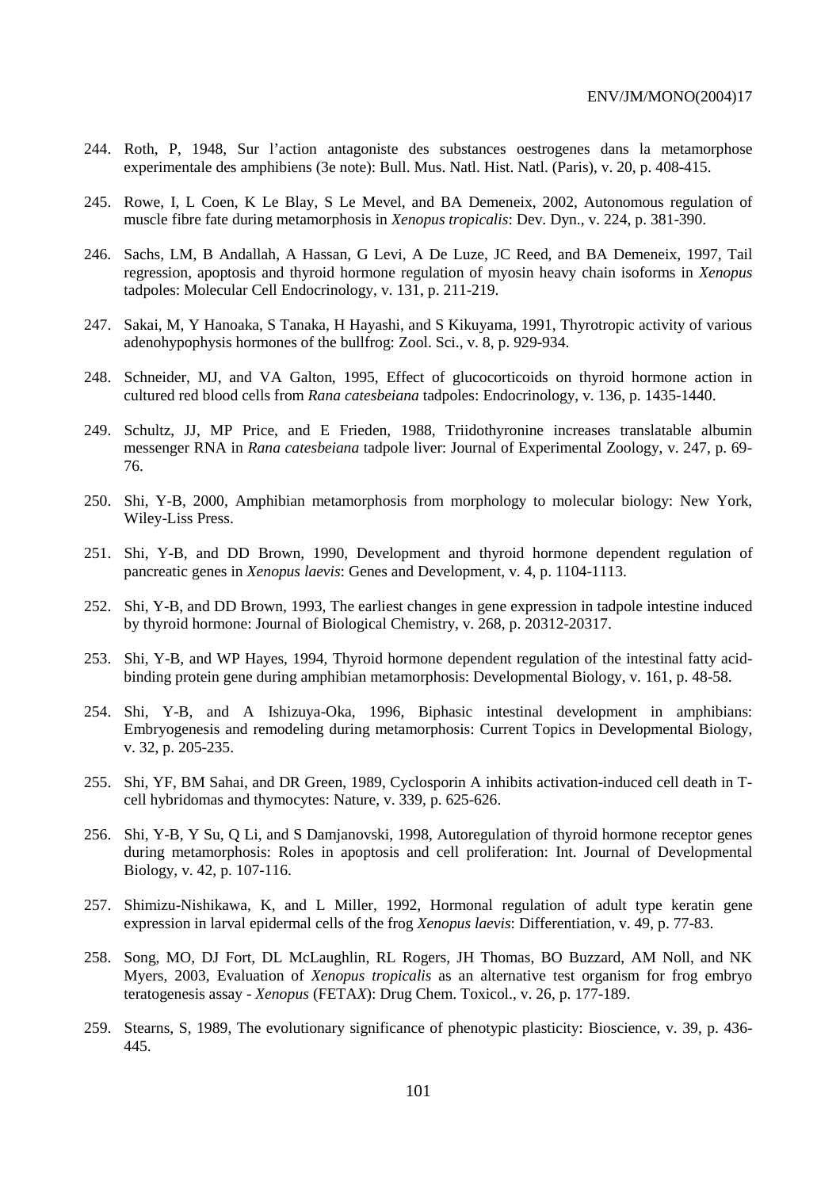244. Roth, P, 1948, Sur l'action antagoniste des substances oestrogenes dans la metamorphose experimentale des amphibiens (3e note): Bull. Mus. Natl. Hist. Natl. (Paris), v. 20, p. 408-415.

245. Rowe, I, L Coen, K Le Blay, S Le Mevel, and BA Demeneix, 2002, Autonomous regulation of muscle fibre fate during metamorphosis in *Xenopus tropicalis*: Dev. Dyn., v. 224, p. 381-390.

246. Sachs, LM, B Andallah, A Hassan, G Levi, A De Luze, JC Reed, and BA Demeneix, 1997, Tail regression, apoptosis and thyroid hormone regulation of myosin heavy chain isoforms in *Xenopus* tadpoles: Molecular Cell Endocrinology, v. 131, p. 211-219.

247. Sakai, M, Y Hanoaka, S Tanaka, H Hayashi, and S Kikuyama, 1991, Thyrotropic activity of various adenohypophysis hormones of the bullfrog: Zool. Sci., v. 8, p. 929-934.

248. Schneider, MJ, and VA Galton, 1995, Effect of glucocorticoids on thyroid hormone action in cultured red blood cells from *Rana catesbeiana* tadpoles: Endocrinology, v. 136, p. 1435-1440.

249. Schultz, JJ, MP Price, and E Frieden, 1988, Triidothyronine increases translatable albumin messenger RNA in *Rana catesbeiana* tadpole liver: Journal of Experimental Zoology, v. 247, p. 69-76.

250. Shi, Y-B, 2000, Amphibian metamorphosis from morphology to molecular biology: New York, Wiley-Liss Press.

251. Shi, Y-B, and DD Brown, 1990, Development and thyroid hormone dependent regulation of pancreatic genes in *Xenopus laevis*: Genes and Development, v. 4, p. 1104-1113.

252. Shi, Y-B, and DD Brown, 1993, The earliest changes in gene expression in tadpole intestine induced by thyroid hormone: Journal of Biological Chemistry, v. 268, p. 20312-20317.

253. Shi, Y-B, and WP Hayes, 1994, Thyroid hormone dependent regulation of the intestinal fatty acid-binding protein gene during amphibian metamorphosis: Developmental Biology, v. 161, p. 48-58.

254. Shi, Y-B, and A Ishizuya-Oka, 1996, Biphasic intestinal development in amphibians: Embryogenesis and remodeling during metamorphosis: Current Topics in Developmental Biology, v. 32, p. 205-235.

255. Shi, YF, BM Sahai, and DR Green, 1989, Cyclosporin A inhibits activation-induced cell death in T-cell hybridomas and thymocytes: Nature, v. 339, p. 625-626.

256. Shi, Y-B, Y Su, Q Li, and S Damjanovski, 1998, Autoregulation of thyroid hormone receptor genes during metamorphosis: Roles in apoptosis and cell proliferation: Int. Journal of Developmental Biology, v. 42, p. 107-116.

257. Shimizu-Nishikawa, K, and L Miller, 1992, Hormonal regulation of adult type keratin gene expression in larval epidermal cells of the frog *Xenopus laevis*: Differentiation, v. 49, p. 77-83.

258. Song, MO, DJ Fort, DL McLaughlin, RL Rogers, JH Thomas, BO Buzzard, AM Noll, and NK Myers, 2003, Evaluation of *Xenopus tropicalis* as an alternative test organism for frog embryo teratogenesis assay - *Xenopus* (FETA*X*): Drug Chem. Toxicol., v. 26, p. 177-189.

259. Stearns, S, 1989, The evolutionary significance of phenotypic plasticity: Bioscience, v. 39, p. 436-445.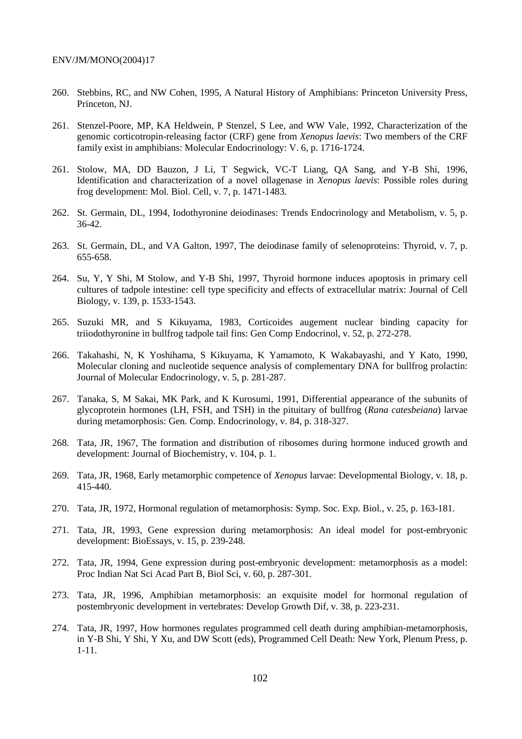260. Stebbins, RC, and NW Cohen, 1995, A Natural History of Amphibians: Princeton University Press, Princeton, NJ.

261. Stenzel-Poore, MP, KA Heldwein, P Stenzel, S Lee, and WW Vale, 1992, Characterization of the genomic corticotropin-releasing factor (CRF) gene from *Xenopus laevis*: Two members of the CRF family exist in amphibians: Molecular Endocrinology: V. 6, p. 1716-1724.

261. Stolow, MA, DD Bauzon, J Li, T Segwick, VC-T Liang, QA Sang, and Y-B Shi, 1996, Identification and characterization of a novel ollagenase in *Xenopus laevis*: Possible roles during frog development: Mol. Biol. Cell, v. 7, p. 1471-1483.

262. St. Germain, DL, 1994, Iodothyronine deiodinases: Trends Endocrinology and Metabolism, v. 5, p. 36-42.

263. St. Germain, DL, and VA Galton, 1997, The deiodinase family of selenoproteins: Thyroid, v. 7, p. 655-658.

264. Su, Y, Y Shi, M Stolow, and Y-B Shi, 1997, Thyroid hormone induces apoptosis in primary cell cultures of tadpole intestine: cell type specificity and effects of extracellular matrix: Journal of Cell Biology, v. 139, p. 1533-1543.

265. Suzuki MR, and S Kikuyama, 1983, Corticoides augement nuclear binding capacity for triiodothyronine in bullfrog tadpole tail fins: Gen Comp Endocrinol, v. 52, p. 272-278.

266. Takahashi, N, K Yoshihama, S Kikuyama, K Yamamoto, K Wakabayashi, and Y Kato, 1990, Molecular cloning and nucleotide sequence analysis of complementary DNA for bullfrog prolactin: Journal of Molecular Endocrinology, v. 5, p. 281-287.

267. Tanaka, S, M Sakai, MK Park, and K Kurosumi, 1991, Differential appearance of the subunits of glycoprotein hormones (LH, FSH, and TSH) in the pituitary of bullfrog (*Rana catesbeiana*) larvae during metamorphosis: Gen. Comp. Endocrinology, v. 84, p. 318-327.

268. Tata, JR, 1967, The formation and distribution of ribosomes during hormone induced growth and development: Journal of Biochemistry, v. 104, p. 1.

269. Tata, JR, 1968, Early metamorphic competence of *Xenopus* larvae: Developmental Biology, v. 18, p. 415-440.

270. Tata, JR, 1972, Hormonal regulation of metamorphosis: Symp. Soc. Exp. Biol., v. 25, p. 163-181.

271. Tata, JR, 1993, Gene expression during metamorphosis: An ideal model for post-embryonic development: BioEssays, v. 15, p. 239-248.

272. Tata, JR, 1994, Gene expression during post-embryonic development: metamorphosis as a model: Proc Indian Nat Sci Acad Part B, Biol Sci, v. 60, p. 287-301.

273. Tata, JR, 1996, Amphibian metamorphosis: an exquisite model for hormonal regulation of postembryonic development in vertebrates: Develop Growth Dif, v. 38, p. 223-231.

274. Tata, JR, 1997, How hormones regulates programmed cell death during amphibian-metamorphosis, in Y-B Shi, Y Shi, Y Xu, and DW Scott (eds), Programmed Cell Death: New York, Plenum Press, p. 1-11.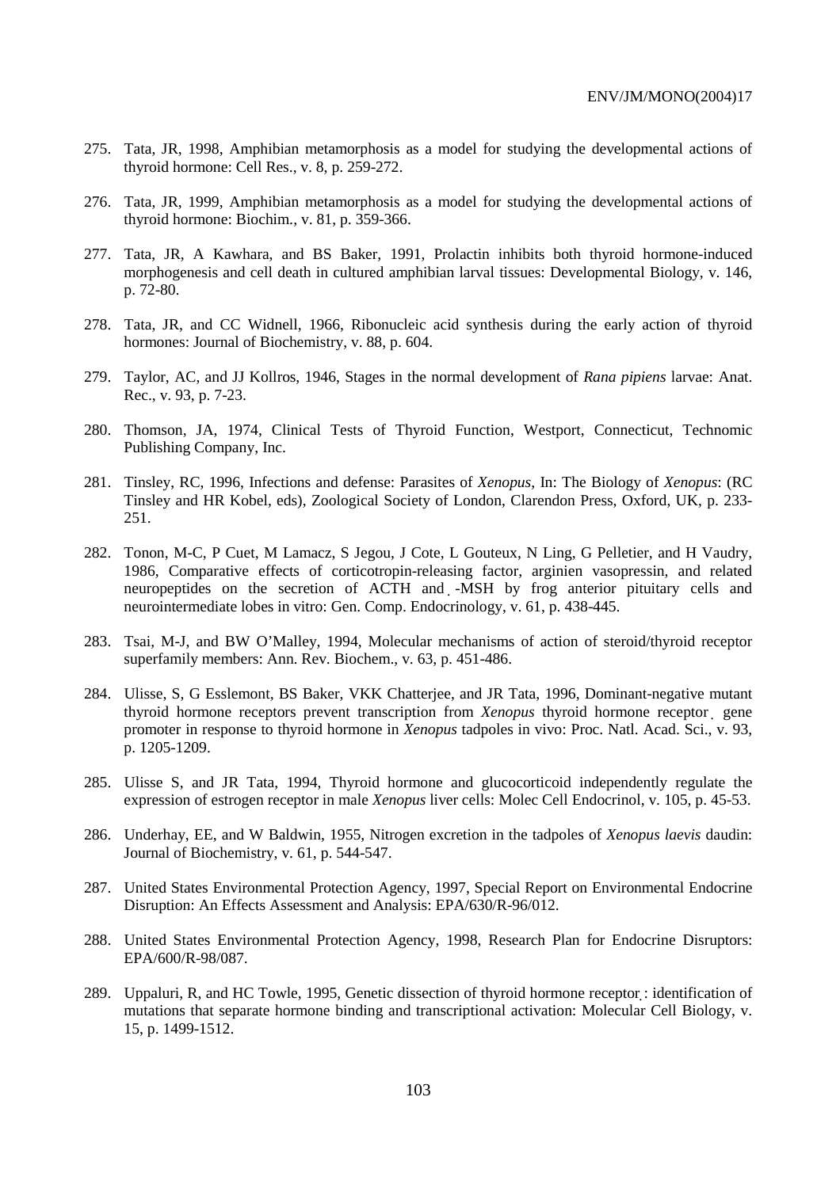275. Tata, JR, 1998, Amphibian metamorphosis as a model for studying the developmental actions of thyroid hormone: Cell Res., v. 8, p. 259-272.

276. Tata, JR, 1999, Amphibian metamorphosis as a model for studying the developmental actions of thyroid hormone: Biochim., v. 81, p. 359-366.

277. Tata, JR, A Kawhara, and BS Baker, 1991, Prolactin inhibits both thyroid hormone-induced morphogenesis and cell death in cultured amphibian larval tissues: Developmental Biology, v. 146, p. 72-80.

278. Tata, JR, and CC Widnell, 1966, Ribonucleic acid synthesis during the early action of thyroid hormones: Journal of Biochemistry, v. 88, p. 604.

279. Taylor, AC, and JJ Kollros, 1946, Stages in the normal development of *Rana pipiens* larvae: Anat. Rec., v. 93, p. 7-23.

280. Thomson, JA, 1974, Clinical Tests of Thyroid Function, Westport, Connecticut, Technomic Publishing Company, Inc.

281. Tinsley, RC, 1996, Infections and defense: Parasites of *Xenopus*, In: The Biology of *Xenopus*: (RC Tinsley and HR Kobel, eds), Zoological Society of London, Clarendon Press, Oxford, UK, p. 233-251.

282. Tonon, M-C, P Cuet, M Lamacz, S Jegou, J Cote, L Gouteux, N Ling, G Pelletier, and H Vaudry, 1986, Comparative effects of corticotropin-releasing factor, arginien vasopressin, and related neuropeptides on the secretion of ACTH and -MSH by frog anterior pituitary cells and neurointermediate lobes in vitro: Gen. Comp. Endocrinology, v. 61, p. 438-445.

283. Tsai, M-J, and BW O'Malley, 1994, Molecular mechanisms of action of steroid/thyroid receptor superfamily members: Ann. Rev. Biochem., v. 63, p. 451-486.

284. Ulisse, S, G Esslemont, BS Baker, VKK Chatterjee, and JR Tata, 1996, Dominant-negative mutant thyroid hormone receptors prevent transcription from *Xenopus* thyroid hormone receptor gene promoter in response to thyroid hormone in *Xenopus* tadpoles in vivo: Proc. Natl. Acad. Sci., v. 93, p. 1205-1209.

285. Ulisse S, and JR Tata, 1994, Thyroid hormone and glucocorticoid independently regulate the expression of estrogen receptor in male *Xenopus* liver cells: Molec Cell Endocrinol, v. 105, p. 45-53.

286. Underhay, EE, and W Baldwin, 1955, Nitrogen excretion in the tadpoles of *Xenopus laevis* daudin: Journal of Biochemistry, v. 61, p. 544-547.

287. United States Environmental Protection Agency, 1997, Special Report on Environmental Endocrine Disruption: An Effects Assessment and Analysis: EPA/630/R-96/012.

288. United States Environmental Protection Agency, 1998, Research Plan for Endocrine Disruptors: EPA/600/R-98/087.

289. Uppaluri, R, and HC Towle, 1995, Genetic dissection of thyroid hormone receptor : identification of mutations that separate hormone binding and transcriptional activation: Molecular Cell Biology, v. 15, p. 1499-1512.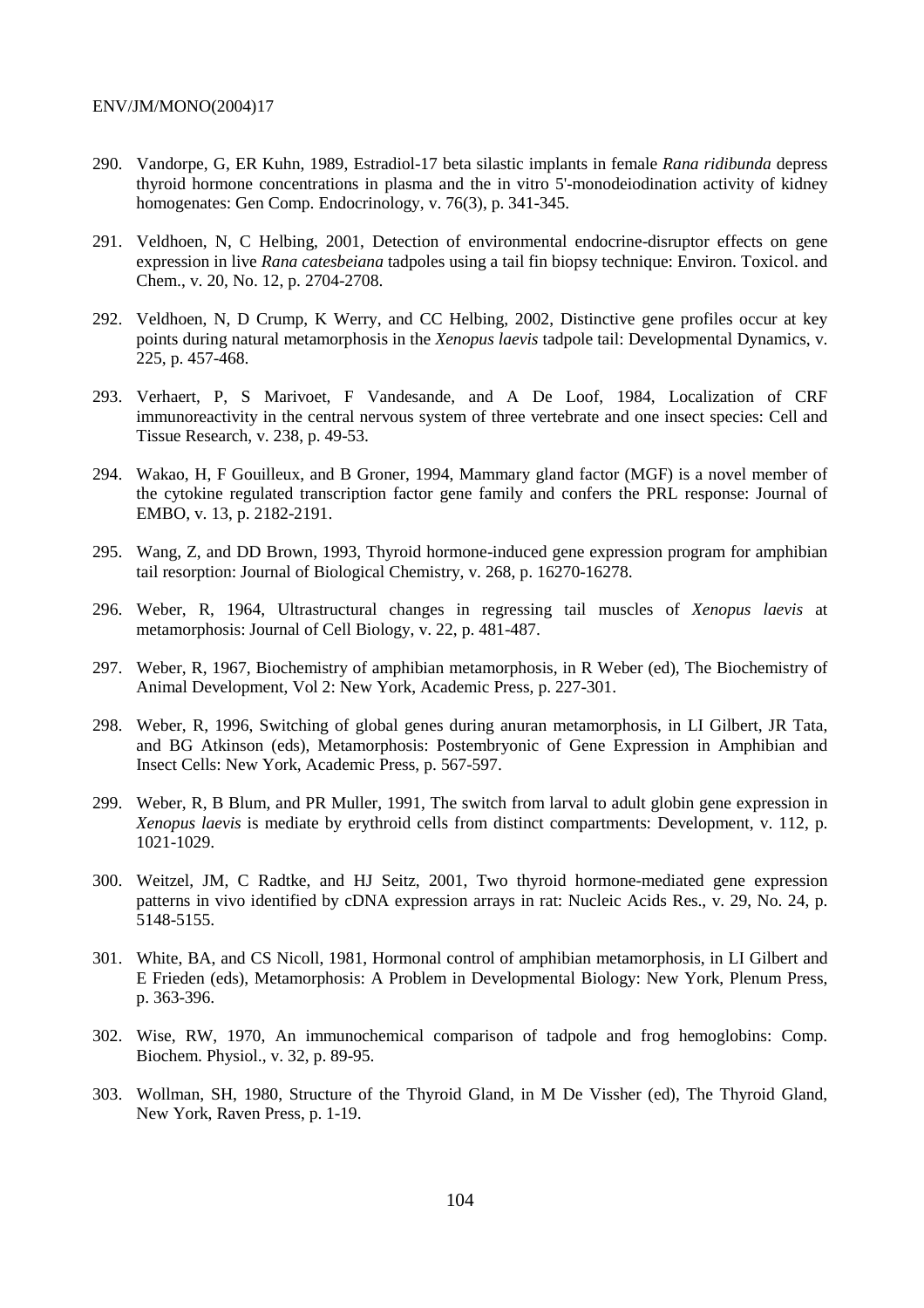290. Vandorpe, G, ER Kuhn, 1989, Estradiol-17 beta silastic implants in female *Rana ridibunda* depress thyroid hormone concentrations in plasma and the in vitro 5'-monodeiodination activity of kidney homogenates: Gen Comp. Endocrinology, v. 76(3), p. 341-345.

291. Veldhoen, N, C Helbing, 2001, Detection of environmental endocrine-disruptor effects on gene expression in live *Rana catesbeiana* tadpoles using a tail fin biopsy technique: Environ. Toxicol. and Chem., v. 20, No. 12, p. 2704-2708.

292. Veldhoen, N, D Crump, K Werry, and CC Helbing, 2002, Distinctive gene profiles occur at key points during natural metamorphosis in the *Xenopus laevis* tadpole tail: Developmental Dynamics, v. 225, p. 457-468.

293. Verhaert, P, S Marivoet, F Vandesande, and A De Loof, 1984, Localization of CRF immunoreactivity in the central nervous system of three vertebrate and one insect species: Cell and Tissue Research, v. 238, p. 49-53.

294. Wakao, H, F Gouilleux, and B Groner, 1994, Mammary gland factor (MGF) is a novel member of the cytokine regulated transcription factor gene family and confers the PRL response: Journal of EMBO, v. 13, p. 2182-2191.

295. Wang, Z, and DD Brown, 1993, Thyroid hormone-induced gene expression program for amphibian tail resorption: Journal of Biological Chemistry, v. 268, p. 16270-16278.

296. Weber, R, 1964, Ultrastructural changes in regressing tail muscles of *Xenopus laevis* at metamorphosis: Journal of Cell Biology, v. 22, p. 481-487.

297. Weber, R, 1967, Biochemistry of amphibian metamorphosis, in R Weber (ed), The Biochemistry of Animal Development, Vol 2: New York, Academic Press, p. 227-301.

298. Weber, R, 1996, Switching of global genes during anuran metamorphosis, in LI Gilbert, JR Tata, and BG Atkinson (eds), Metamorphosis: Postembryonic of Gene Expression in Amphibian and Insect Cells: New York, Academic Press, p. 567-597.

299. Weber, R, B Blum, and PR Muller, 1991, The switch from larval to adult globin gene expression in *Xenopus laevis* is mediate by erythroid cells from distinct compartments: Development, v. 112, p. 1021-1029.

300. Weitzel, JM, C Radtke, and HJ Seitz, 2001, Two thyroid hormone-mediated gene expression patterns in vivo identified by cDNA expression arrays in rat: Nucleic Acids Res., v. 29, No. 24, p. 5148-5155.

301. White, BA, and CS Nicoll, 1981, Hormonal control of amphibian metamorphosis, in LI Gilbert and E Frieden (eds), Metamorphosis: A Problem in Developmental Biology: New York, Plenum Press, p. 363-396.

302. Wise, RW, 1970, An immunochemical comparison of tadpole and frog hemoglobins: Comp. Biochem. Physiol., v. 32, p. 89-95.

303. Wollman, SH, 1980, Structure of the Thyroid Gland, in M De Vissher (ed), The Thyroid Gland, New York, Raven Press, p. 1-19.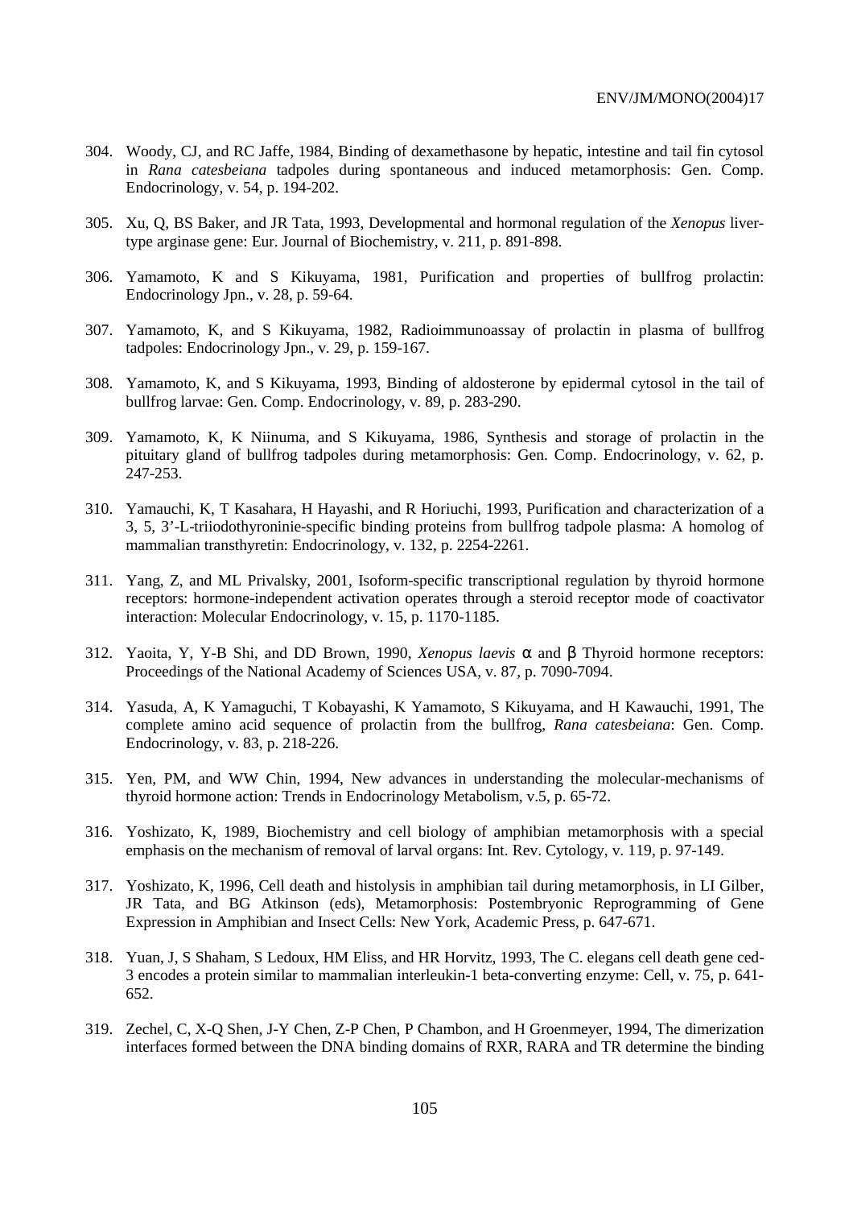304. Woody, CJ, and RC Jaffe, 1984, Binding of dexamethasone by hepatic, intestine and tail fin cytosol in *Rana catesbeiana* tadpoles during spontaneous and induced metamorphosis: Gen. Comp. Endocrinology, v. 54, p. 194-202.

305. Xu, Q, BS Baker, and JR Tata, 1993, Developmental and hormonal regulation of the *Xenopus* liver-type arginase gene: Eur. Journal of Biochemistry, v. 211, p. 891-898.

306. Yamamoto, K and S Kikuyama, 1981, Purification and properties of bullfrog prolactin: Endocrinology Jpn., v. 28, p. 59-64.

307. Yamamoto, K, and S Kikuyama, 1982, Radioimmunoassay of prolactin in plasma of bullfrog tadpoles: Endocrinology Jpn., v. 29, p. 159-167.

308. Yamamoto, K, and S Kikuyama, 1993, Binding of aldosterone by epidermal cytosol in the tail of bullfrog larvae: Gen. Comp. Endocrinology, v. 89, p. 283-290.

309. Yamamoto, K, K Niinuma, and S Kikuyama, 1986, Synthesis and storage of prolactin in the pituitary gland of bullfrog tadpoles during metamorphosis: Gen. Comp. Endocrinology, v. 62, p. 247-253.

310. Yamauchi, K, T Kasahara, H Hayashi, and R Horiuchi, 1993, Purification and characterization of a 3, 5, 3'-L-triiodothyroninie-specific binding proteins from bullfrog tadpole plasma: A homolog of mammalian transthyretin: Endocrinology, v. 132, p. 2254-2261.

311. Yang, Z, and ML Privalsky, 2001, Isoform-specific transcriptional regulation by thyroid hormone receptors: hormone-independent activation operates through a steroid receptor mode of coactivator interaction: Molecular Endocrinology, v. 15, p. 1170-1185.

312. Yaoita, Y, Y-B Shi, and DD Brown, 1990, *Xenopus laevis* α and β Thyroid hormone receptors: Proceedings of the National Academy of Sciences USA, v. 87, p. 7090-7094.

314. Yasuda, A, K Yamaguchi, T Kobayashi, K Yamamoto, S Kikuyama, and H Kawauchi, 1991, The complete amino acid sequence of prolactin from the bullfrog, *Rana catesbeiana*: Gen. Comp. Endocrinology, v. 83, p. 218-226.

315. Yen, PM, and WW Chin, 1994, New advances in understanding the molecular-mechanisms of thyroid hormone action: Trends in Endocrinology Metabolism, v.5, p. 65-72.

316. Yoshizato, K, 1989, Biochemistry and cell biology of amphibian metamorphosis with a special emphasis on the mechanism of removal of larval organs: Int. Rev. Cytology, v. 119, p. 97-149.

317. Yoshizato, K, 1996, Cell death and histolysis in amphibian tail during metamorphosis, in LI Gilber, JR Tata, and BG Atkinson (eds), Metamorphosis: Postembryonic Reprogramming of Gene Expression in Amphibian and Insect Cells: New York, Academic Press, p. 647-671.

318. Yuan, J, S Shaham, S Ledoux, HM Eliss, and HR Horvitz, 1993, The C. elegans cell death gene ced-3 encodes a protein similar to mammalian interleukin-1 beta-converting enzyme: Cell, v. 75, p. 641-652.

319. Zechel, C, X-Q Shen, J-Y Chen, Z-P Chen, P Chambon, and H Groenmeyer, 1994, The dimerization interfaces formed between the DNA binding domains of RXR, RARA and TR determine the binding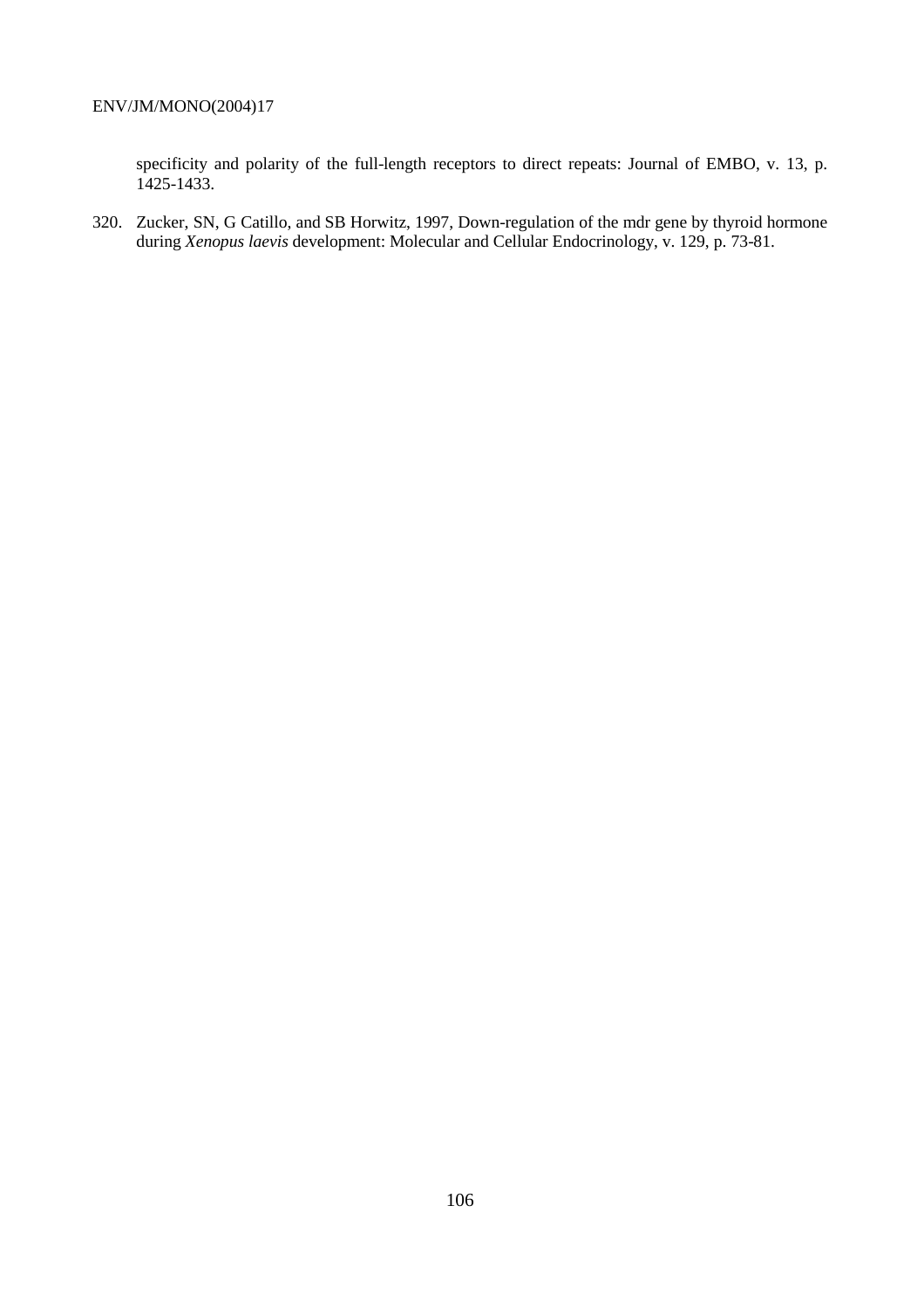specificity and polarity of the full-length receptors to direct repeats: Journal of EMBO, v. 13, p. 1425-1433.

320. Zucker, SN, G Catillo, and SB Horwitz, 1997, Down-regulation of the mdr gene by thyroid hormone during *Xenopus laevis* development: Molecular and Cellular Endocrinology, v. 129, p. 73-81.